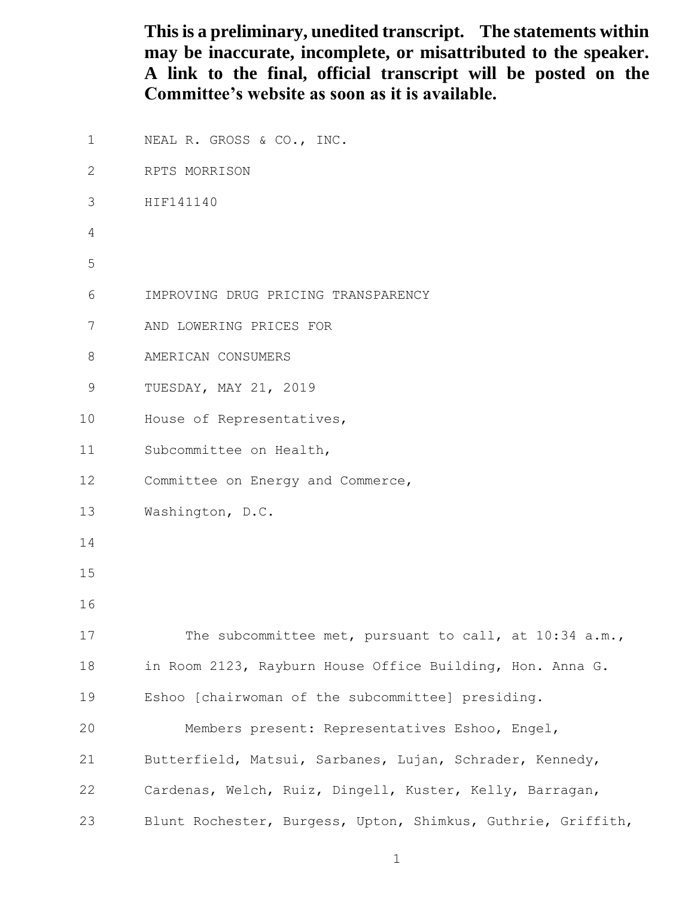**This is a preliminary, unedited transcript. The statements within may be inaccurate, incomplete, or misattributed to the speaker. A link to the final, official transcript will be posted on the Committee's website as soon as it is available.**

NEAL R. GROSS & CO., INC.

RPTS MORRISON

HIF141140

IMPROVING DRUG PRICING TRANSPARENCY

AND LOWERING PRICES FOR

AMERICAN CONSUMERS

TUESDAY, MAY 21, 2019

House of Representatives,

Subcommittee on Health,

Committee on Energy and Commerce,

Washington, D.C.

The subcommittee met, pursuant to call, at 10:34 a.m., in Room 2123, Rayburn House Office Building, Hon. Anna G. Eshoo [chairwoman of the subcommittee] presiding.

Members present: Representatives Eshoo, Engel, Butterfield, Matsui, Sarbanes, Lujan, Schrader, Kennedy, Cardenas, Welch, Ruiz, Dingell, Kuster, Kelly, Barragan, Blunt Rochester, Burgess, Upton, Shimkus, Guthrie, Griffith,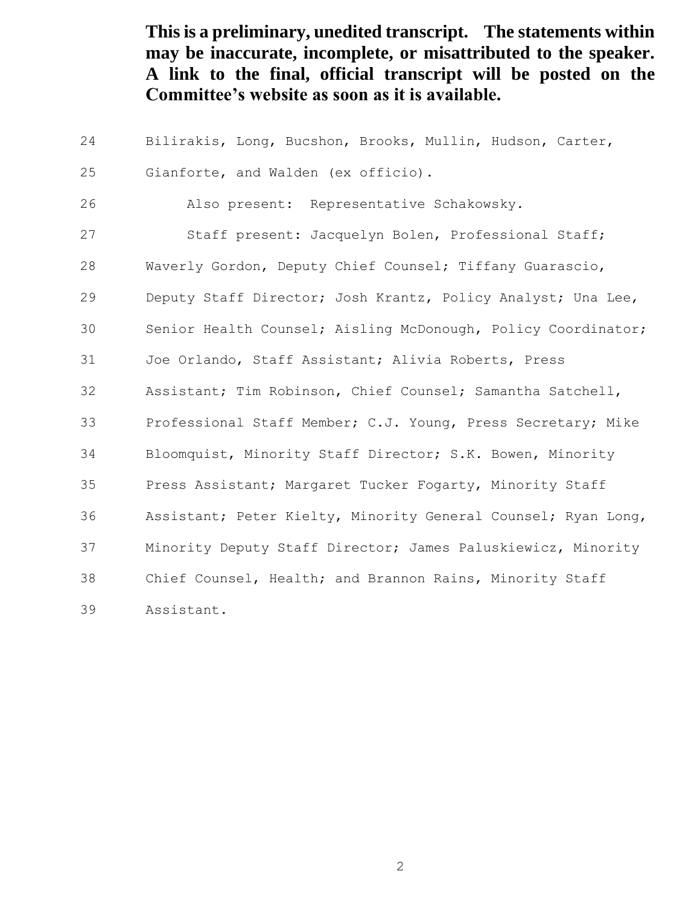**This is a preliminary, unedited transcript. The statements within may be inaccurate, incomplete, or misattributed to the speaker. A link to the final, official transcript will be posted on the Committee's website as soon as it is available.**

Bilirakis, Long, Bucshon, Brooks, Mullin, Hudson, Carter, Gianforte, and Walden (ex officio).

Also present: Representative Schakowsky.

Staff present: Jacquelyn Bolen, Professional Staff; Waverly Gordon, Deputy Chief Counsel; Tiffany Guarascio, Deputy Staff Director; Josh Krantz, Policy Analyst; Una Lee, Senior Health Counsel; Aisling McDonough, Policy Coordinator; Joe Orlando, Staff Assistant; Alivia Roberts, Press Assistant; Tim Robinson, Chief Counsel; Samantha Satchell, Professional Staff Member; C.J. Young, Press Secretary; Mike Bloomquist, Minority Staff Director; S.K. Bowen, Minority Press Assistant; Margaret Tucker Fogarty, Minority Staff Assistant; Peter Kielty, Minority General Counsel; Ryan Long, Minority Deputy Staff Director; James Paluskiewicz, Minority Chief Counsel, Health; and Brannon Rains, Minority Staff Assistant.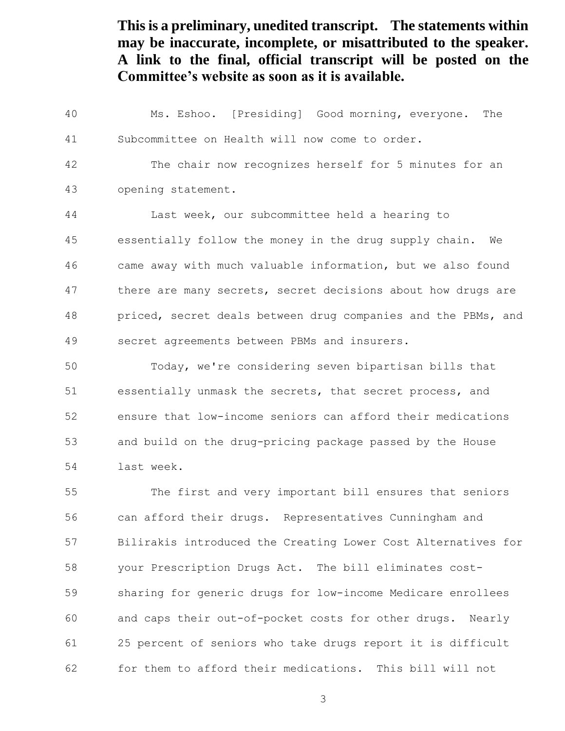**This is a preliminary, unedited transcript. The statements within may be inaccurate, incomplete, or misattributed to the speaker. A link to the final, official transcript will be posted on the Committee's website as soon as it is available.**

Ms. Eshoo. [Presiding] Good morning, everyone. The Subcommittee on Health will now come to order.

The chair now recognizes herself for 5 minutes for an opening statement.

Last week, our subcommittee held a hearing to essentially follow the money in the drug supply chain. We came away with much valuable information, but we also found there are many secrets, secret decisions about how drugs are priced, secret deals between drug companies and the PBMs, and secret agreements between PBMs and insurers.

Today, we're considering seven bipartisan bills that essentially unmask the secrets, that secret process, and ensure that low-income seniors can afford their medications and build on the drug-pricing package passed by the House last week.

The first and very important bill ensures that seniors can afford their drugs. Representatives Cunningham and Bilirakis introduced the Creating Lower Cost Alternatives for your Prescription Drugs Act. The bill eliminates cost-sharing for generic drugs for low-income Medicare enrollees and caps their out-of-pocket costs for other drugs. Nearly 25 percent of seniors who take drugs report it is difficult for them to afford their medications. This bill will not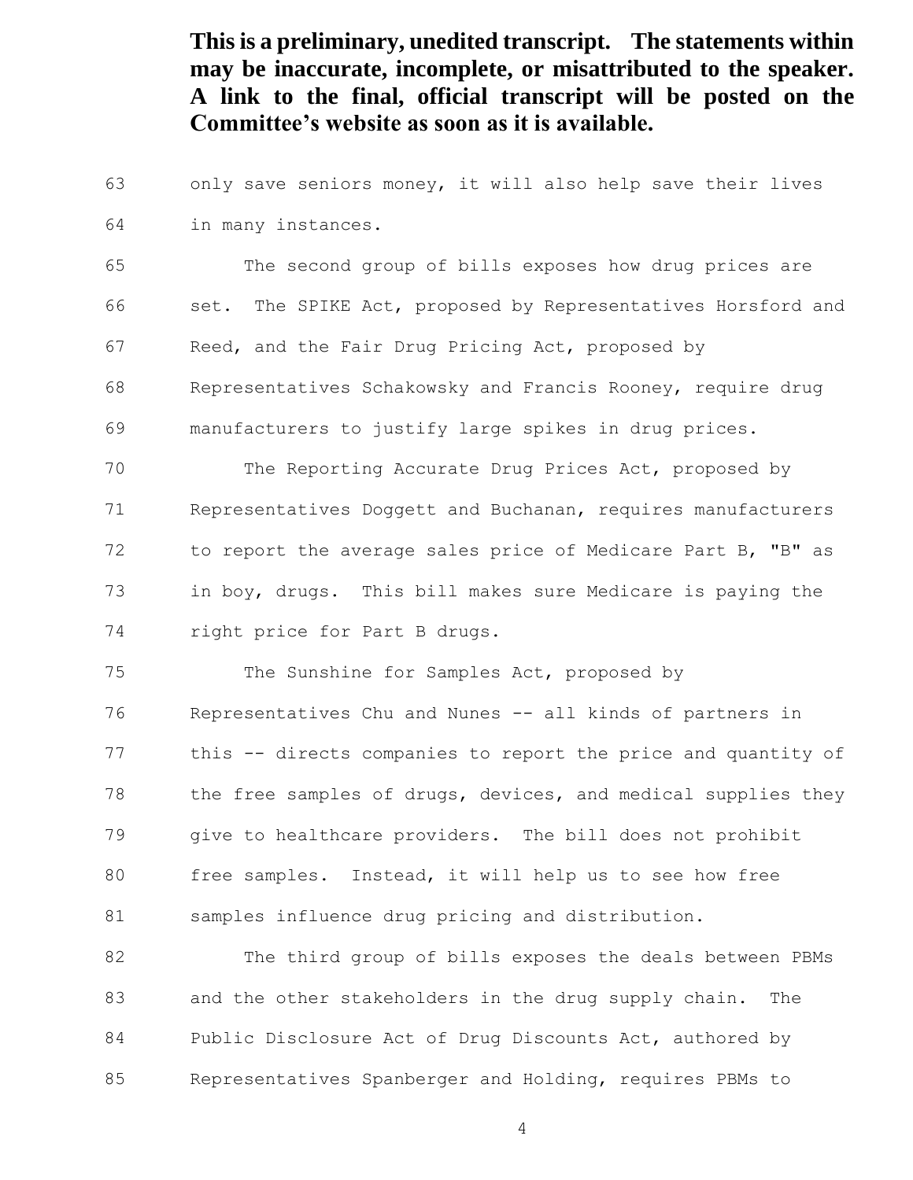**This is a preliminary, unedited transcript. The statements within may be inaccurate, incomplete, or misattributed to the speaker. A link to the final, official transcript will be posted on the Committee's website as soon as it is available.**

only save seniors money, it will also help save their lives in many instances.

The second group of bills exposes how drug prices are set. The SPIKE Act, proposed by Representatives Horsford and Reed, and the Fair Drug Pricing Act, proposed by Representatives Schakowsky and Francis Rooney, require drug manufacturers to justify large spikes in drug prices.

The Reporting Accurate Drug Prices Act, proposed by Representatives Doggett and Buchanan, requires manufacturers to report the average sales price of Medicare Part B, "B" as in boy, drugs. This bill makes sure Medicare is paying the right price for Part B drugs.

The Sunshine for Samples Act, proposed by Representatives Chu and Nunes -- all kinds of partners in this -- directs companies to report the price and quantity of the free samples of drugs, devices, and medical supplies they give to healthcare providers. The bill does not prohibit free samples. Instead, it will help us to see how free samples influence drug pricing and distribution.

The third group of bills exposes the deals between PBMs and the other stakeholders in the drug supply chain. The Public Disclosure Act of Drug Discounts Act, authored by Representatives Spanberger and Holding, requires PBMs to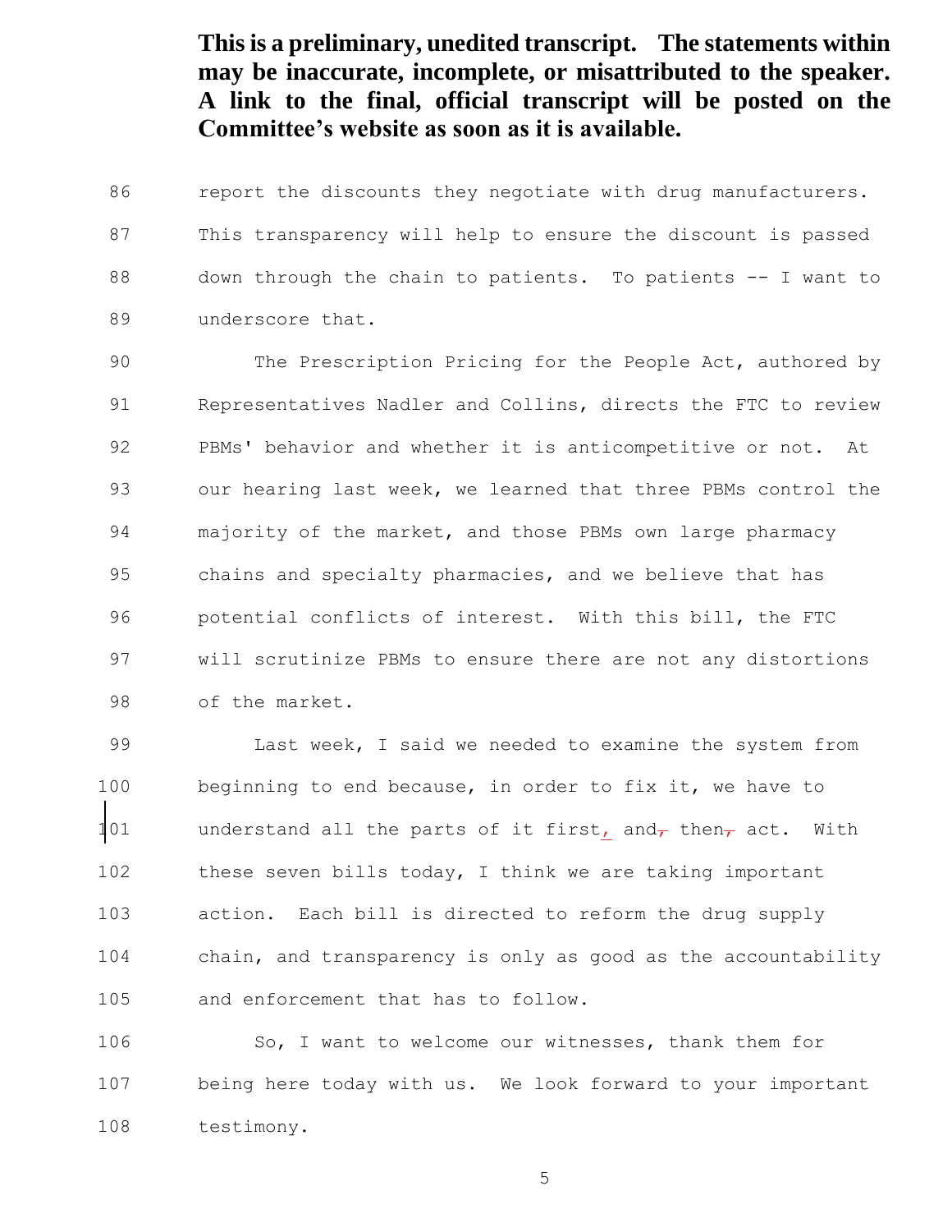**This is a preliminary, unedited transcript. The statements within may be inaccurate, incomplete, or misattributed to the speaker. A link to the final, official transcript will be posted on the Committee's website as soon as it is available.**

86 report the discounts they negotiate with drug manufacturers.
87 This transparency will help to ensure the discount is passed
88 down through the chain to patients. To patients -- I want to
89 underscore that.

90 The Prescription Pricing for the People Act, authored by
91 Representatives Nadler and Collins, directs the FTC to review
92 PBMs' behavior and whether it is anticompetitive or not. At
93 our hearing last week, we learned that three PBMs control the
94 majority of the market, and those PBMs own large pharmacy
95 chains and specialty pharmacies, and we believe that has
96 potential conflicts of interest. With this bill, the FTC
97 will scrutinize PBMs to ensure there are not any distortions
98 of the market.

99 Last week, I said we needed to examine the system from
100 beginning to end because, in order to fix it, we have to
101 understand all the parts of it first, and, then, act. With
102 these seven bills today, I think we are taking important
103 action. Each bill is directed to reform the drug supply
104 chain, and transparency is only as good as the accountability
105 and enforcement that has to follow.

106 So, I want to welcome our witnesses, thank them for
107 being here today with us. We look forward to your important
108 testimony.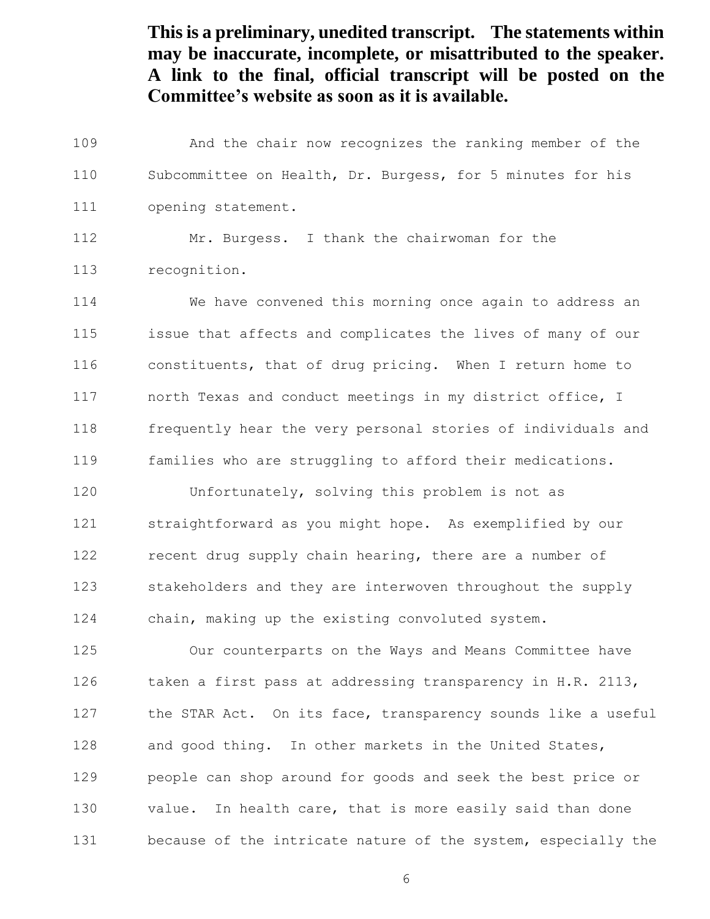**This is a preliminary, unedited transcript. The statements within may be inaccurate, incomplete, or misattributed to the speaker. A link to the final, official transcript will be posted on the Committee's website as soon as it is available.**

109 And the chair now recognizes the ranking member of the
110 Subcommittee on Health, Dr. Burgess, for 5 minutes for his
111 opening statement.

112 Mr. Burgess. I thank the chairwoman for the
113 recognition.

114 We have convened this morning once again to address an
115 issue that affects and complicates the lives of many of our
116 constituents, that of drug pricing. When I return home to
117 north Texas and conduct meetings in my district office, I
118 frequently hear the very personal stories of individuals and
119 families who are struggling to afford their medications.

120 Unfortunately, solving this problem is not as
121 straightforward as you might hope. As exemplified by our
122 recent drug supply chain hearing, there are a number of
123 stakeholders and they are interwoven throughout the supply
124 chain, making up the existing convoluted system.

125 Our counterparts on the Ways and Means Committee have
126 taken a first pass at addressing transparency in H.R. 2113,
127 the STAR Act. On its face, transparency sounds like a useful
128 and good thing. In other markets in the United States,
129 people can shop around for goods and seek the best price or
130 value. In health care, that is more easily said than done
131 because of the intricate nature of the system, especially the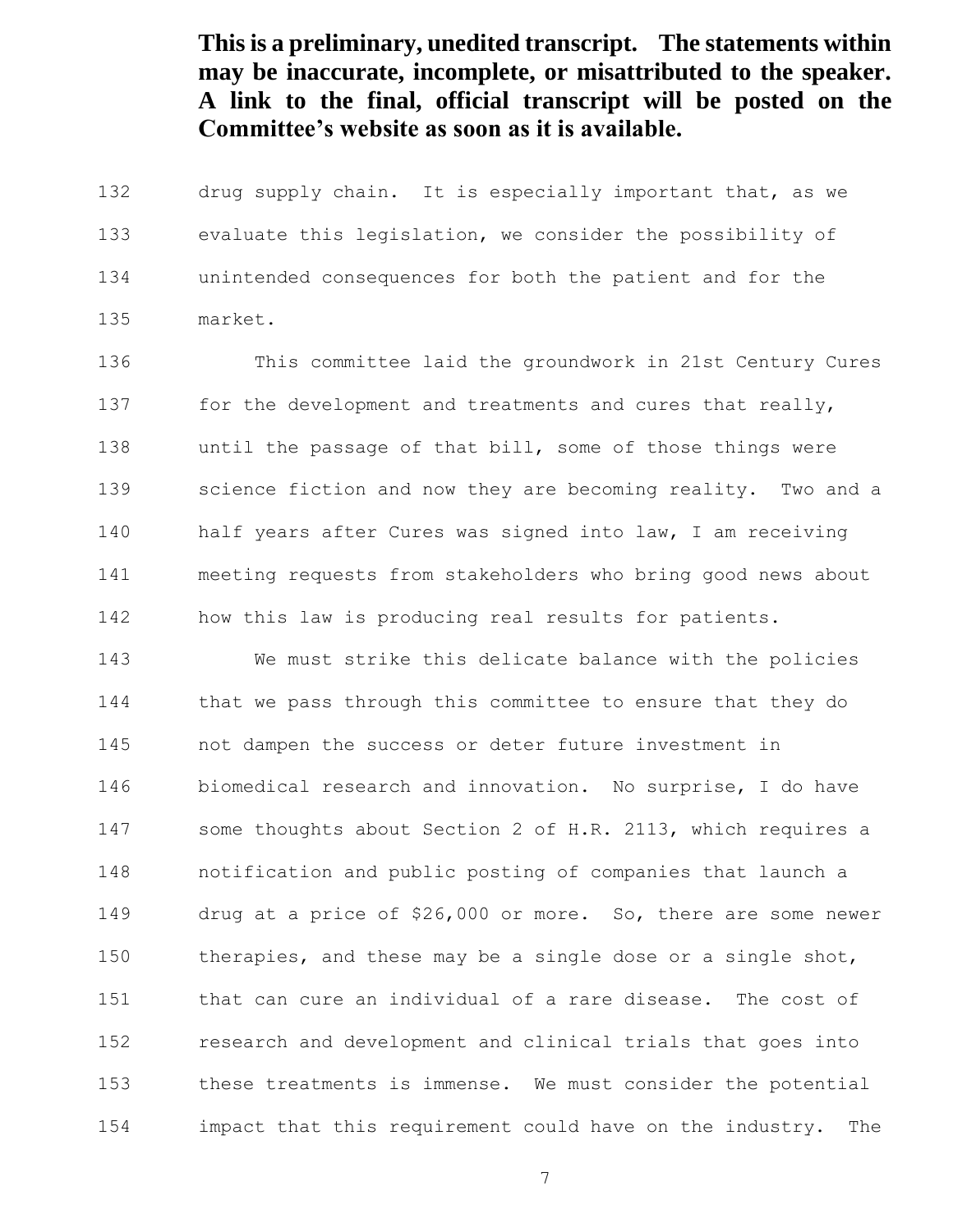**This is a preliminary, unedited transcript. The statements within may be inaccurate, incomplete, or misattributed to the speaker. A link to the final, official transcript will be posted on the Committee's website as soon as it is available.**

drug supply chain. It is especially important that, as we evaluate this legislation, we consider the possibility of unintended consequences for both the patient and for the market.

This committee laid the groundwork in 21st Century Cures for the development and treatments and cures that really, until the passage of that bill, some of those things were science fiction and now they are becoming reality. Two and a half years after Cures was signed into law, I am receiving meeting requests from stakeholders who bring good news about how this law is producing real results for patients.

We must strike this delicate balance with the policies that we pass through this committee to ensure that they do not dampen the success or deter future investment in biomedical research and innovation. No surprise, I do have some thoughts about Section 2 of H.R. 2113, which requires a notification and public posting of companies that launch a drug at a price of $26,000 or more. So, there are some newer therapies, and these may be a single dose or a single shot, that can cure an individual of a rare disease. The cost of research and development and clinical trials that goes into these treatments is immense. We must consider the potential impact that this requirement could have on the industry. The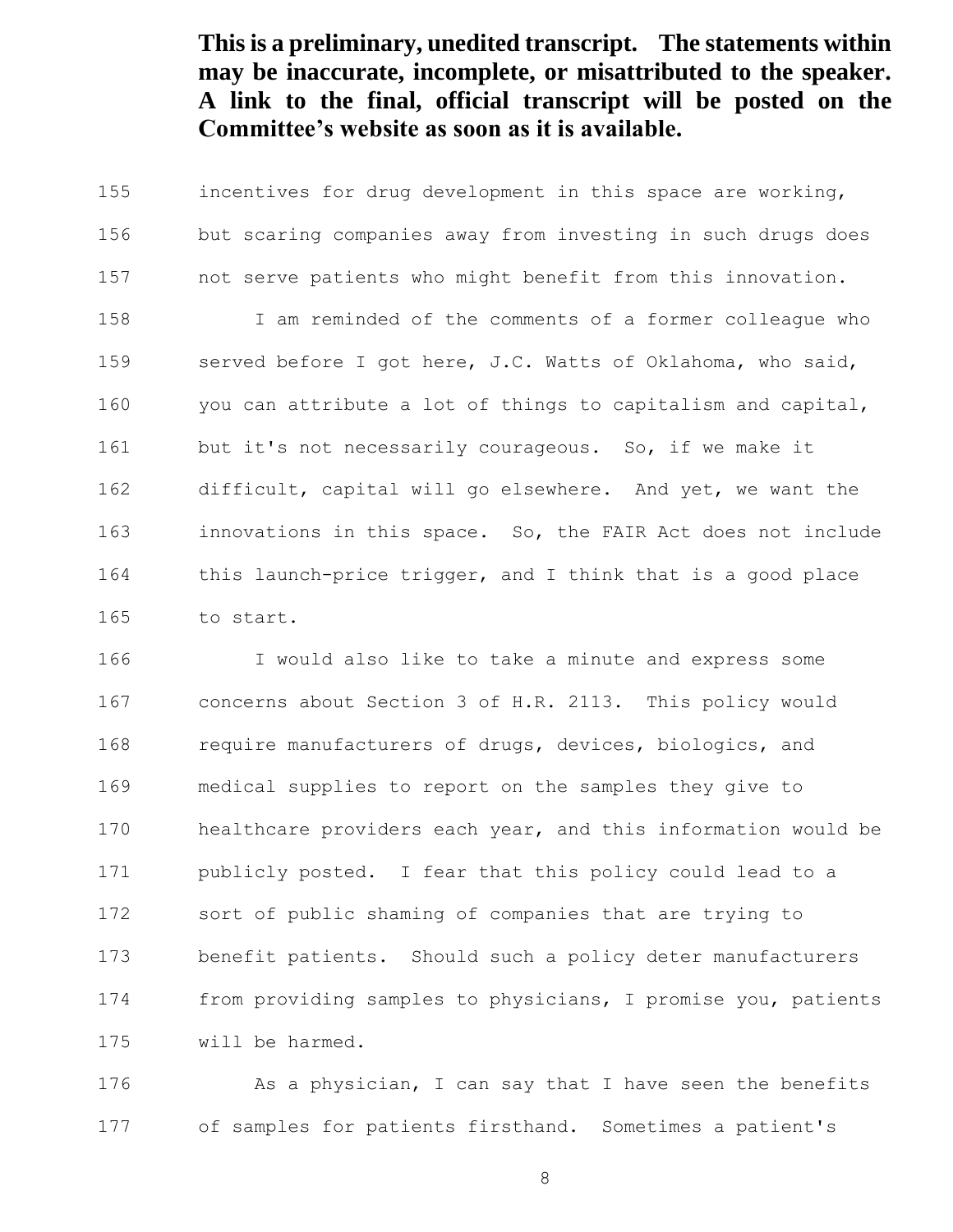**This is a preliminary, unedited transcript. The statements within may be inaccurate, incomplete, or misattributed to the speaker. A link to the final, official transcript will be posted on the Committee's website as soon as it is available.**

incentives for drug development in this space are working, but scaring companies away from investing in such drugs does not serve patients who might benefit from this innovation.

I am reminded of the comments of a former colleague who served before I got here, J.C. Watts of Oklahoma, who said, you can attribute a lot of things to capitalism and capital, but it's not necessarily courageous. So, if we make it difficult, capital will go elsewhere. And yet, we want the innovations in this space. So, the FAIR Act does not include this launch-price trigger, and I think that is a good place to start.

I would also like to take a minute and express some concerns about Section 3 of H.R. 2113. This policy would require manufacturers of drugs, devices, biologics, and medical supplies to report on the samples they give to healthcare providers each year, and this information would be publicly posted. I fear that this policy could lead to a sort of public shaming of companies that are trying to benefit patients. Should such a policy deter manufacturers from providing samples to physicians, I promise you, patients will be harmed.

As a physician, I can say that I have seen the benefits of samples for patients firsthand. Sometimes a patient's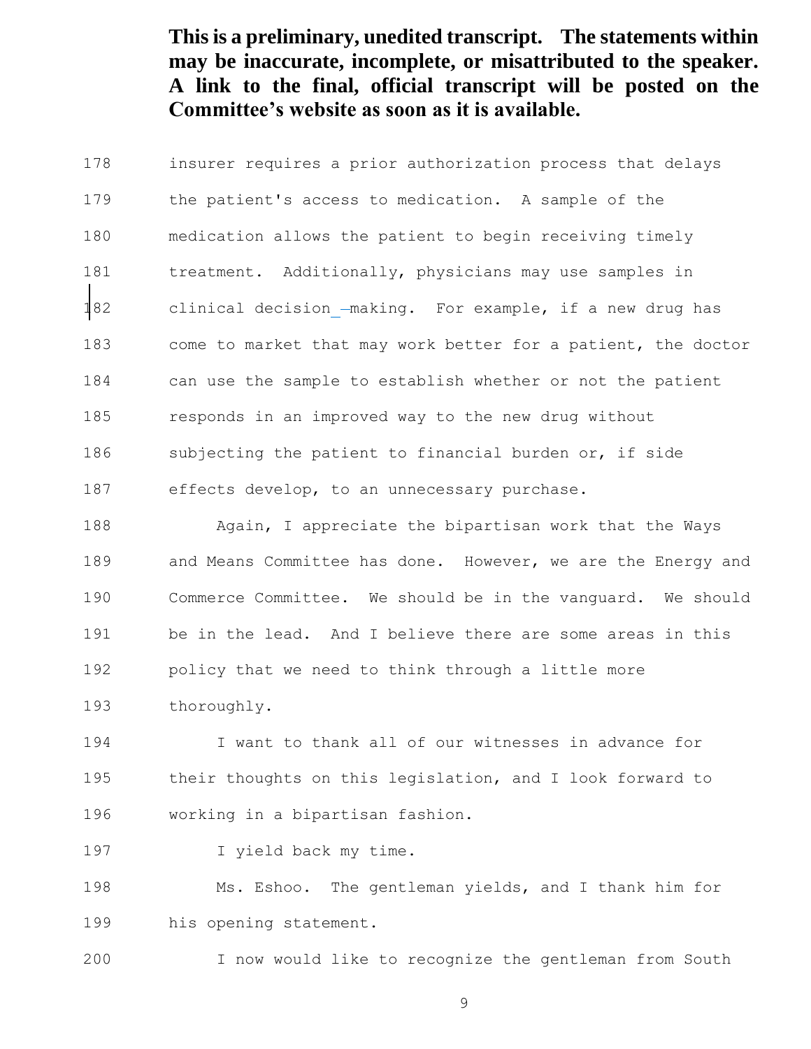**This is a preliminary, unedited transcript. The statements within may be inaccurate, incomplete, or misattributed to the speaker. A link to the final, official transcript will be posted on the Committee's website as soon as it is available.**

178 insurer requires a prior authorization process that delays
179 the patient's access to medication. A sample of the
180 medication allows the patient to begin receiving timely
181 treatment. Additionally, physicians may use samples in
182 clinical decision-making. For example, if a new drug has
183 come to market that may work better for a patient, the doctor
184 can use the sample to establish whether or not the patient
185 responds in an improved way to the new drug without
186 subjecting the patient to financial burden or, if side
187 effects develop, to an unnecessary purchase.
188 Again, I appreciate the bipartisan work that the Ways
189 and Means Committee has done. However, we are the Energy and
190 Commerce Committee. We should be in the vanguard. We should
191 be in the lead. And I believe there are some areas in this
192 policy that we need to think through a little more
193 thoroughly.
194 I want to thank all of our witnesses in advance for
195 their thoughts on this legislation, and I look forward to
196 working in a bipartisan fashion.
197 I yield back my time.
198 Ms. Eshoo. The gentleman yields, and I thank him for
199 his opening statement.
200 I now would like to recognize the gentleman from South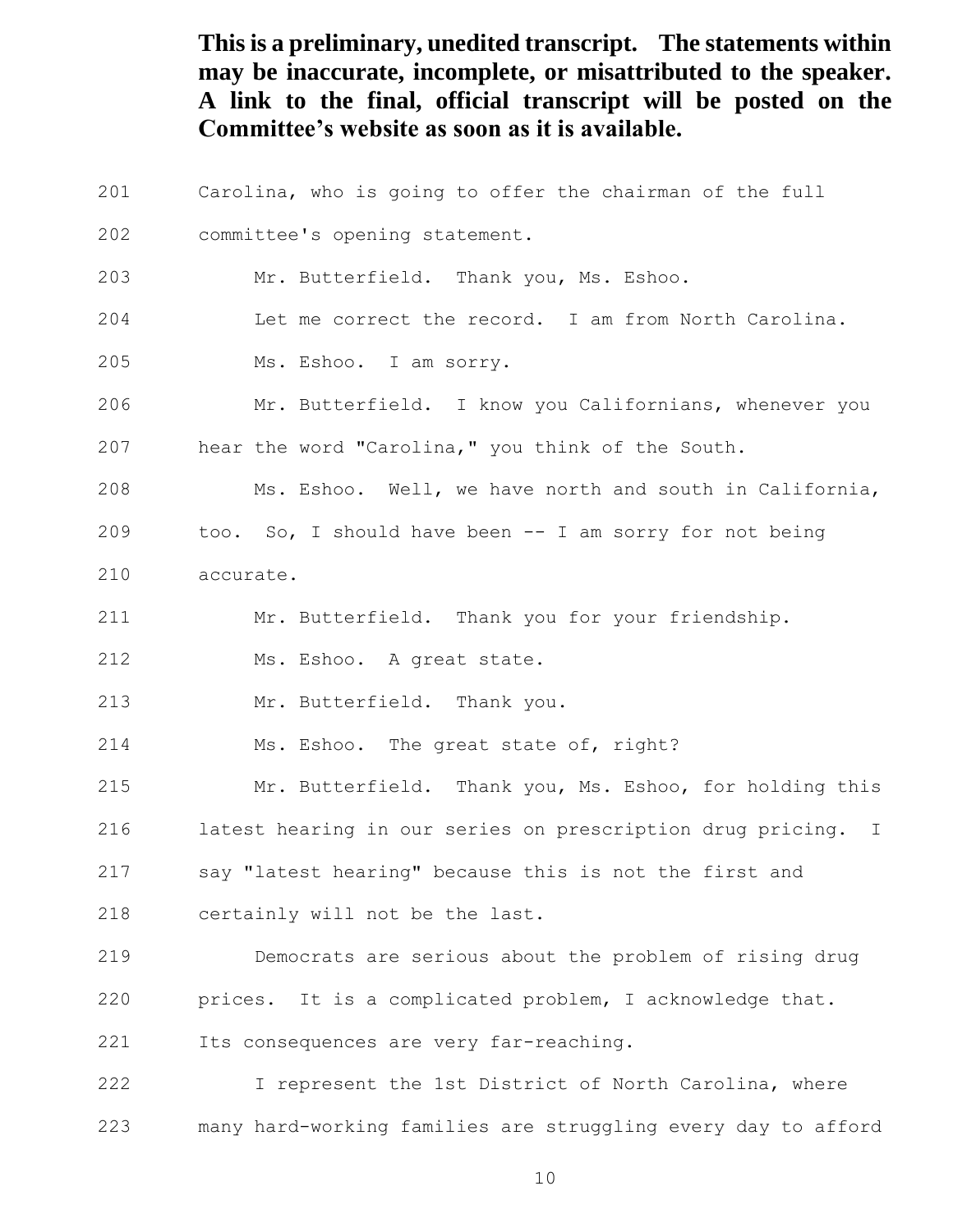**This is a preliminary, unedited transcript. The statements within may be inaccurate, incomplete, or misattributed to the speaker. A link to the final, official transcript will be posted on the Committee's website as soon as it is available.**

201 Carolina, who is going to offer the chairman of the full
202 committee's opening statement.
203 Mr. Butterfield. Thank you, Ms. Eshoo.
204 Let me correct the record. I am from North Carolina.
205 Ms. Eshoo. I am sorry.
206 Mr. Butterfield. I know you Californians, whenever you
207 hear the word "Carolina," you think of the South.
208 Ms. Eshoo. Well, we have north and south in California,
209 too. So, I should have been -- I am sorry for not being
210 accurate.
211 Mr. Butterfield. Thank you for your friendship.
212 Ms. Eshoo. A great state.
213 Mr. Butterfield. Thank you.
214 Ms. Eshoo. The great state of, right?
215 Mr. Butterfield. Thank you, Ms. Eshoo, for holding this
216 latest hearing in our series on prescription drug pricing. I
217 say "latest hearing" because this is not the first and
218 certainly will not be the last.
219 Democrats are serious about the problem of rising drug
220 prices. It is a complicated problem, I acknowledge that.
221 Its consequences are very far-reaching.
222 I represent the 1st District of North Carolina, where
223 many hard-working families are struggling every day to afford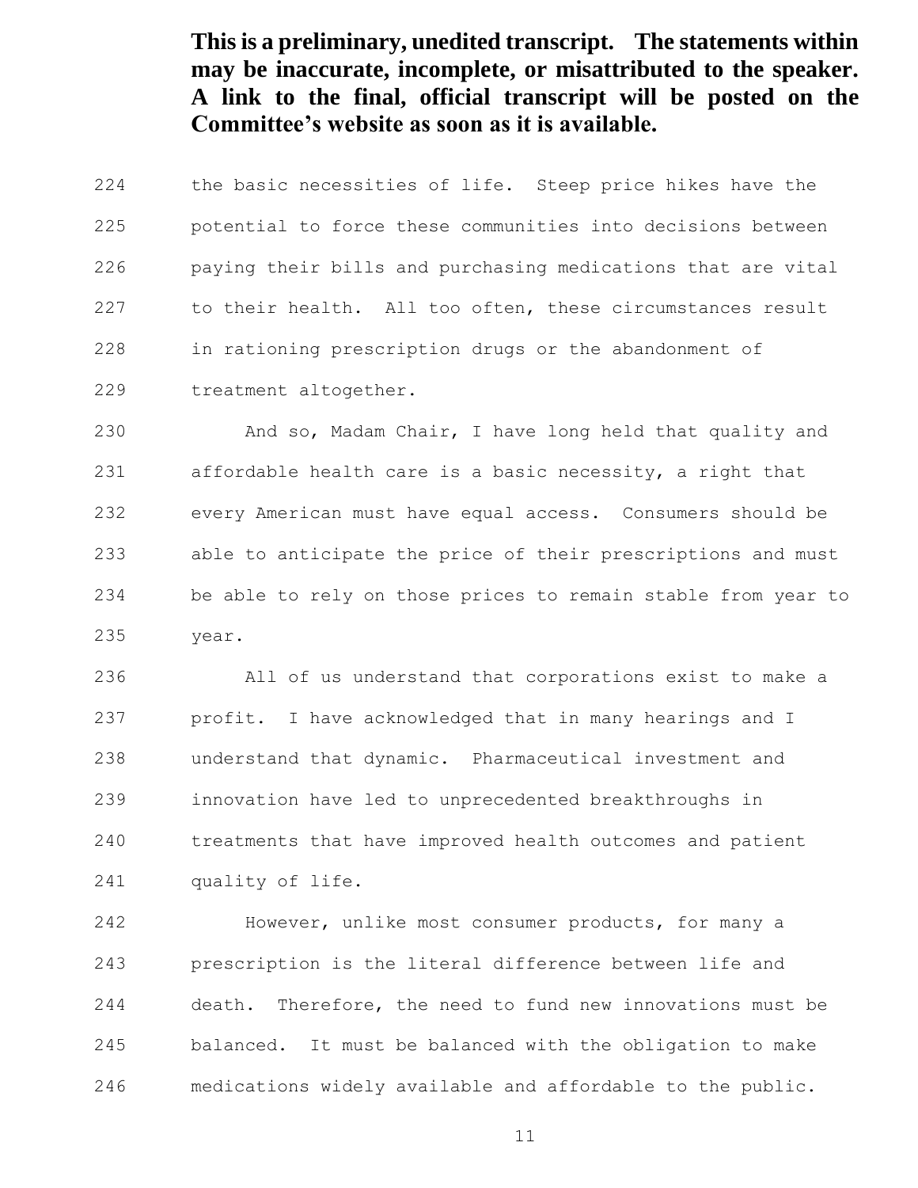**This is a preliminary, unedited transcript. The statements within may be inaccurate, incomplete, or misattributed to the speaker. A link to the final, official transcript will be posted on the Committee's website as soon as it is available.**

224 the basic necessities of life. Steep price hikes have the
225 potential to force these communities into decisions between
226 paying their bills and purchasing medications that are vital
227 to their health. All too often, these circumstances result
228 in rationing prescription drugs or the abandonment of
229 treatment altogether.

230 And so, Madam Chair, I have long held that quality and
231 affordable health care is a basic necessity, a right that
232 every American must have equal access. Consumers should be
233 able to anticipate the price of their prescriptions and must
234 be able to rely on those prices to remain stable from year to
235 year.

236 All of us understand that corporations exist to make a
237 profit. I have acknowledged that in many hearings and I
238 understand that dynamic. Pharmaceutical investment and
239 innovation have led to unprecedented breakthroughs in
240 treatments that have improved health outcomes and patient
241 quality of life.

242 However, unlike most consumer products, for many a
243 prescription is the literal difference between life and
244 death. Therefore, the need to fund new innovations must be
245 balanced. It must be balanced with the obligation to make
246 medications widely available and affordable to the public.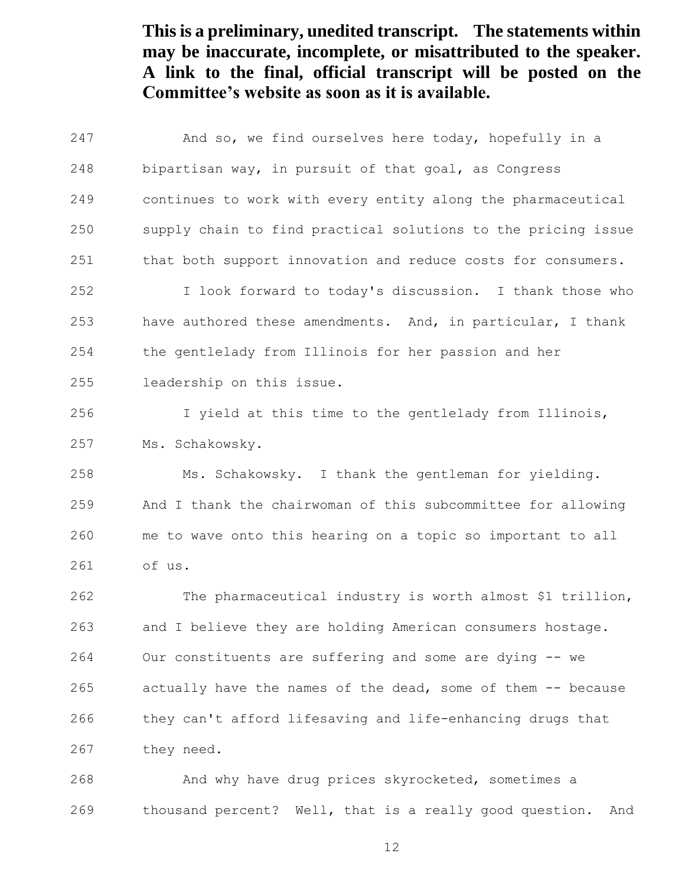**This is a preliminary, unedited transcript. The statements within may be inaccurate, incomplete, or misattributed to the speaker. A link to the final, official transcript will be posted on the Committee's website as soon as it is available.**

247 And so, we find ourselves here today, hopefully in a
248 bipartisan way, in pursuit of that goal, as Congress
249 continues to work with every entity along the pharmaceutical
250 supply chain to find practical solutions to the pricing issue
251 that both support innovation and reduce costs for consumers.
252 I look forward to today's discussion. I thank those who
253 have authored these amendments. And, in particular, I thank
254 the gentlelady from Illinois for her passion and her
255 leadership on this issue.
256 I yield at this time to the gentlelady from Illinois,
257 Ms. Schakowsky.
258 Ms. Schakowsky. I thank the gentleman for yielding.
259 And I thank the chairwoman of this subcommittee for allowing
260 me to wave onto this hearing on a topic so important to all
261 of us.
262 The pharmaceutical industry is worth almost $1 trillion,
263 and I believe they are holding American consumers hostage.
264 Our constituents are suffering and some are dying -- we
265 actually have the names of the dead, some of them -- because
266 they can't afford lifesaving and life-enhancing drugs that
267 they need.
268 And why have drug prices skyrocketed, sometimes a
269 thousand percent? Well, that is a really good question. And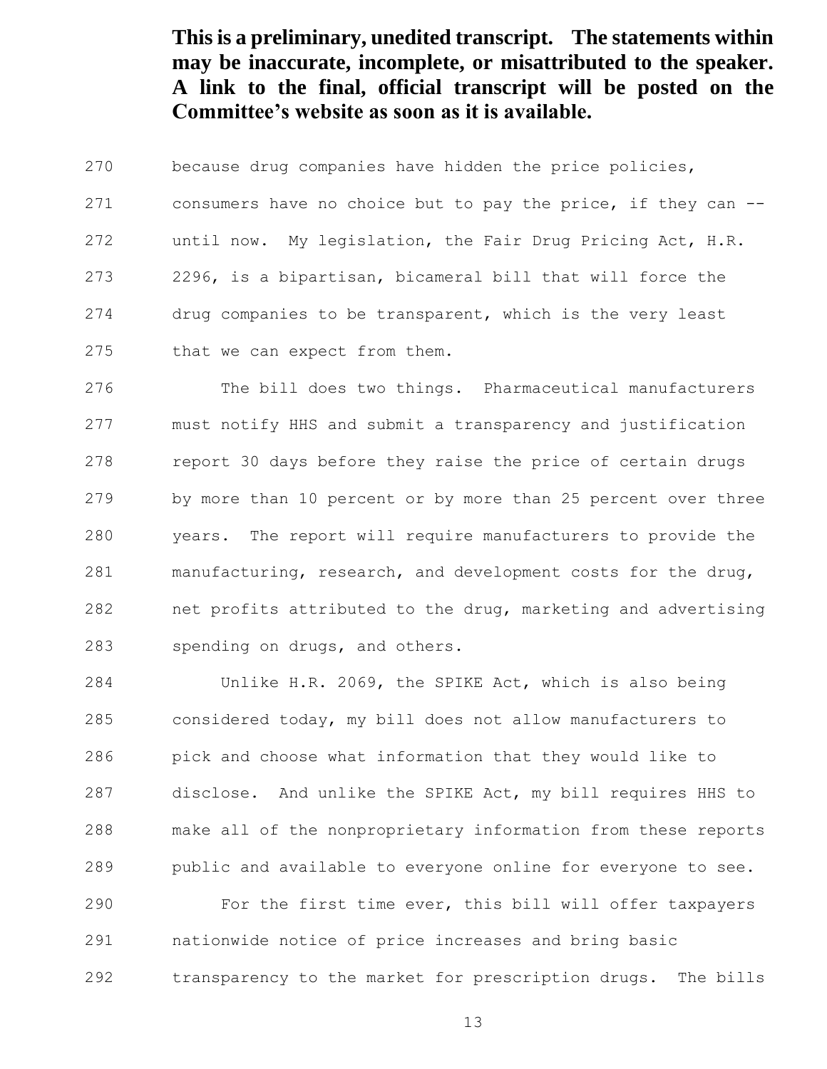**This is a preliminary, unedited transcript. The statements within may be inaccurate, incomplete, or misattributed to the speaker. A link to the final, official transcript will be posted on the Committee's website as soon as it is available.**

because drug companies have hidden the price policies, consumers have no choice but to pay the price, if they can -- until now. My legislation, the Fair Drug Pricing Act, H.R. 2296, is a bipartisan, bicameral bill that will force the drug companies to be transparent, which is the very least that we can expect from them.

The bill does two things. Pharmaceutical manufacturers must notify HHS and submit a transparency and justification report 30 days before they raise the price of certain drugs by more than 10 percent or by more than 25 percent over three years. The report will require manufacturers to provide the manufacturing, research, and development costs for the drug, net profits attributed to the drug, marketing and advertising spending on drugs, and others.

Unlike H.R. 2069, the SPIKE Act, which is also being considered today, my bill does not allow manufacturers to pick and choose what information that they would like to disclose. And unlike the SPIKE Act, my bill requires HHS to make all of the nonproprietary information from these reports public and available to everyone online for everyone to see.

For the first time ever, this bill will offer taxpayers nationwide notice of price increases and bring basic transparency to the market for prescription drugs. The bills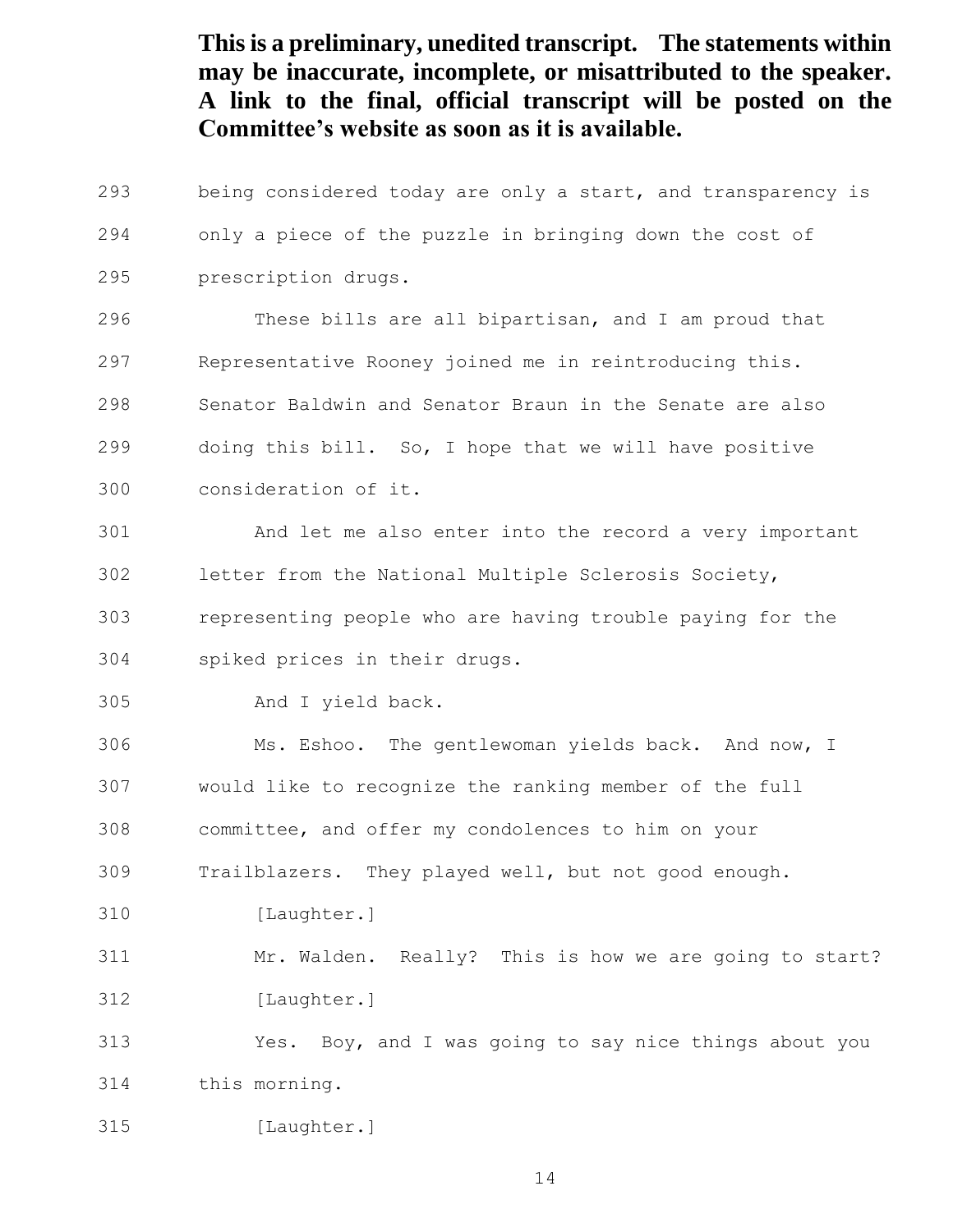**This is a preliminary, unedited transcript. The statements within may be inaccurate, incomplete, or misattributed to the speaker. A link to the final, official transcript will be posted on the Committee's website as soon as it is available.**

293 being considered today are only a start, and transparency is
294 only a piece of the puzzle in bringing down the cost of
295 prescription drugs.

296 These bills are all bipartisan, and I am proud that
297 Representative Rooney joined me in reintroducing this.
298 Senator Baldwin and Senator Braun in the Senate are also
299 doing this bill. So, I hope that we will have positive
300 consideration of it.

301 And let me also enter into the record a very important
302 letter from the National Multiple Sclerosis Society,
303 representing people who are having trouble paying for the
304 spiked prices in their drugs.

305 And I yield back.

306 Ms. Eshoo. The gentlewoman yields back. And now, I
307 would like to recognize the ranking member of the full
308 committee, and offer my condolences to him on your
309 Trailblazers. They played well, but not good enough.

310 [Laughter.]

311 Mr. Walden. Really? This is how we are going to start?

312 [Laughter.]

313 Yes. Boy, and I was going to say nice things about you
314 this morning.

315 [Laughter.]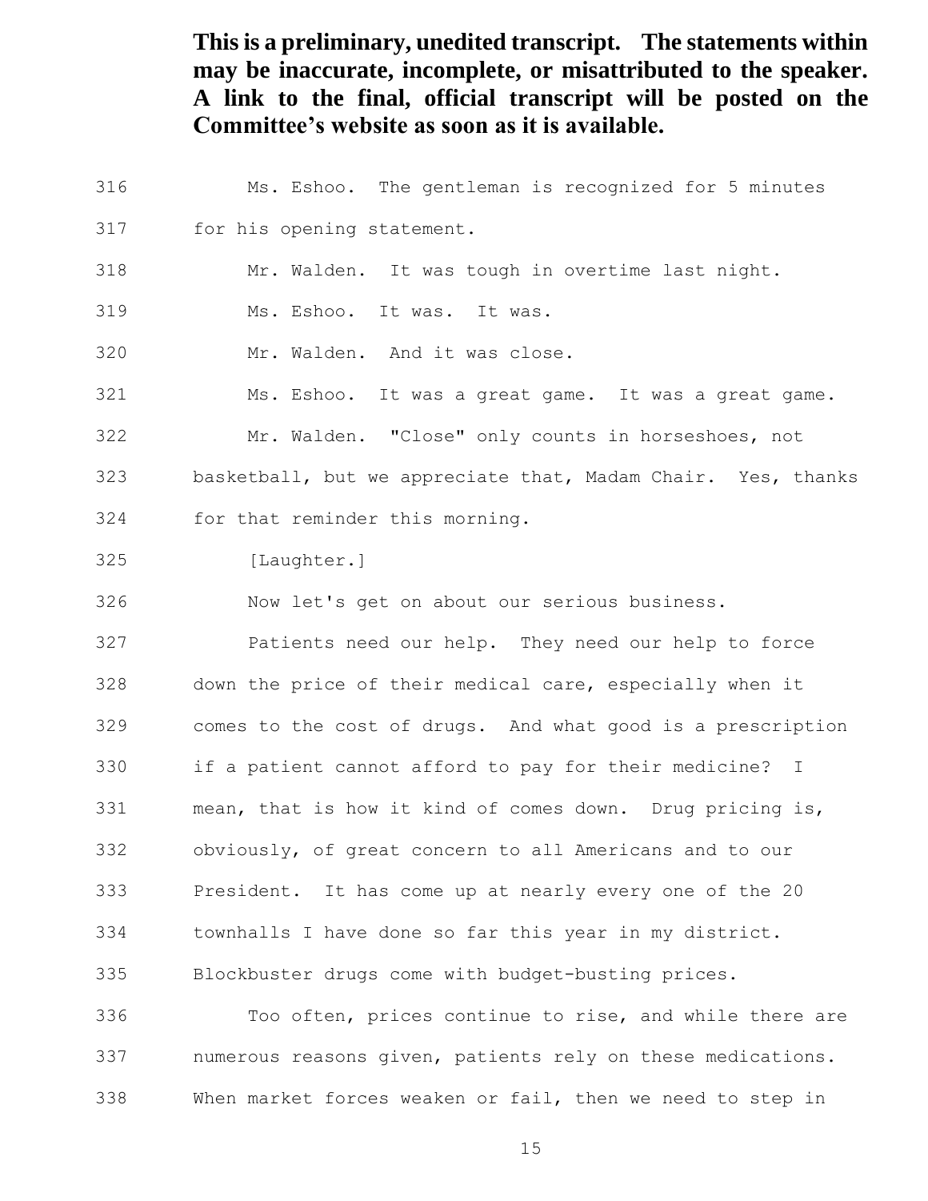**This is a preliminary, unedited transcript. The statements within may be inaccurate, incomplete, or misattributed to the speaker. A link to the final, official transcript will be posted on the Committee's website as soon as it is available.**

316 Ms. Eshoo. The gentleman is recognized for 5 minutes

317 for his opening statement.

318 Mr. Walden. It was tough in overtime last night.

319 Ms. Eshoo. It was. It was.

320 Mr. Walden. And it was close.

321 Ms. Eshoo. It was a great game. It was a great game.

322 Mr. Walden. "Close" only counts in horseshoes, not

323 basketball, but we appreciate that, Madam Chair. Yes, thanks

324 for that reminder this morning.

325 [Laughter.]

326 Now let's get on about our serious business.

327 Patients need our help. They need our help to force

328 down the price of their medical care, especially when it

329 comes to the cost of drugs. And what good is a prescription

330 if a patient cannot afford to pay for their medicine? I

331 mean, that is how it kind of comes down. Drug pricing is,

332 obviously, of great concern to all Americans and to our

333 President. It has come up at nearly every one of the 20

334 townhalls I have done so far this year in my district.

335 Blockbuster drugs come with budget-busting prices.

336 Too often, prices continue to rise, and while there are

337 numerous reasons given, patients rely on these medications.

338 When market forces weaken or fail, then we need to step in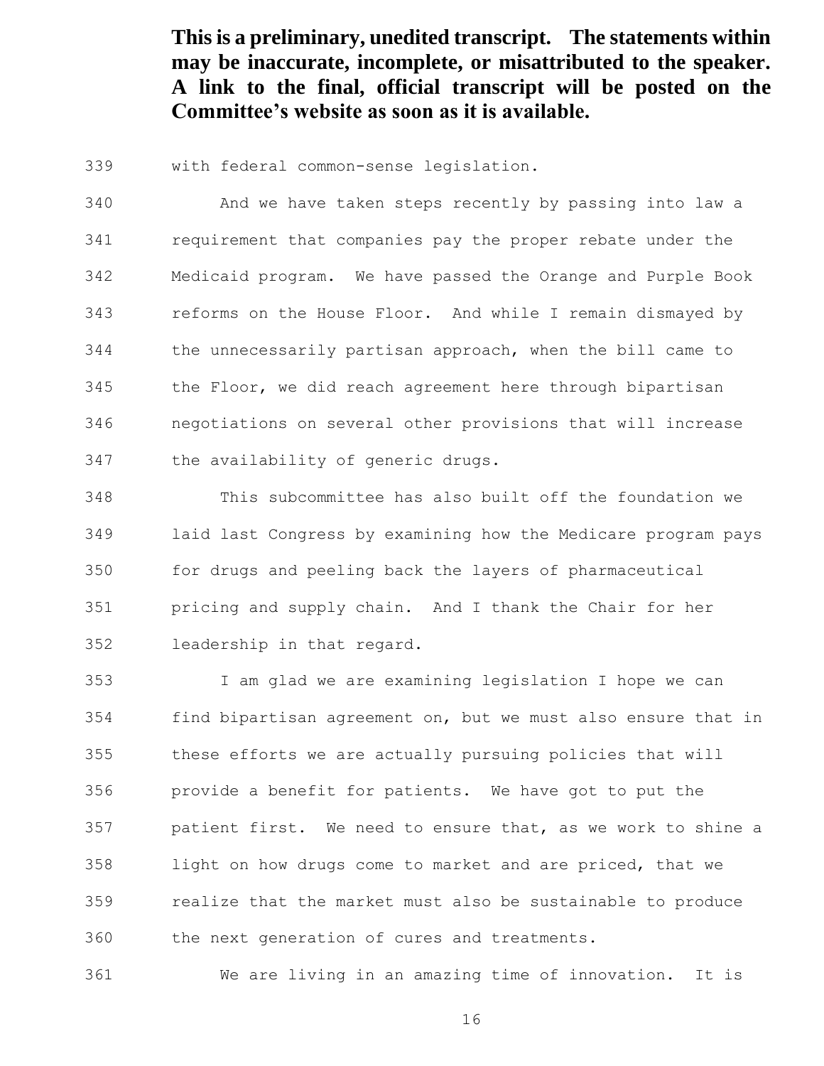**This is a preliminary, unedited transcript. The statements within may be inaccurate, incomplete, or misattributed to the speaker. A link to the final, official transcript will be posted on the Committee's website as soon as it is available.**

339 with federal common-sense legislation.

340 And we have taken steps recently by passing into law a
341 requirement that companies pay the proper rebate under the
342 Medicaid program. We have passed the Orange and Purple Book
343 reforms on the House Floor. And while I remain dismayed by
344 the unnecessarily partisan approach, when the bill came to
345 the Floor, we did reach agreement here through bipartisan
346 negotiations on several other provisions that will increase
347 the availability of generic drugs.

348 This subcommittee has also built off the foundation we
349 laid last Congress by examining how the Medicare program pays
350 for drugs and peeling back the layers of pharmaceutical
351 pricing and supply chain. And I thank the Chair for her
352 leadership in that regard.

353 I am glad we are examining legislation I hope we can
354 find bipartisan agreement on, but we must also ensure that in
355 these efforts we are actually pursuing policies that will
356 provide a benefit for patients. We have got to put the
357 patient first. We need to ensure that, as we work to shine a
358 light on how drugs come to market and are priced, that we
359 realize that the market must also be sustainable to produce
360 the next generation of cures and treatments.

361 We are living in an amazing time of innovation. It is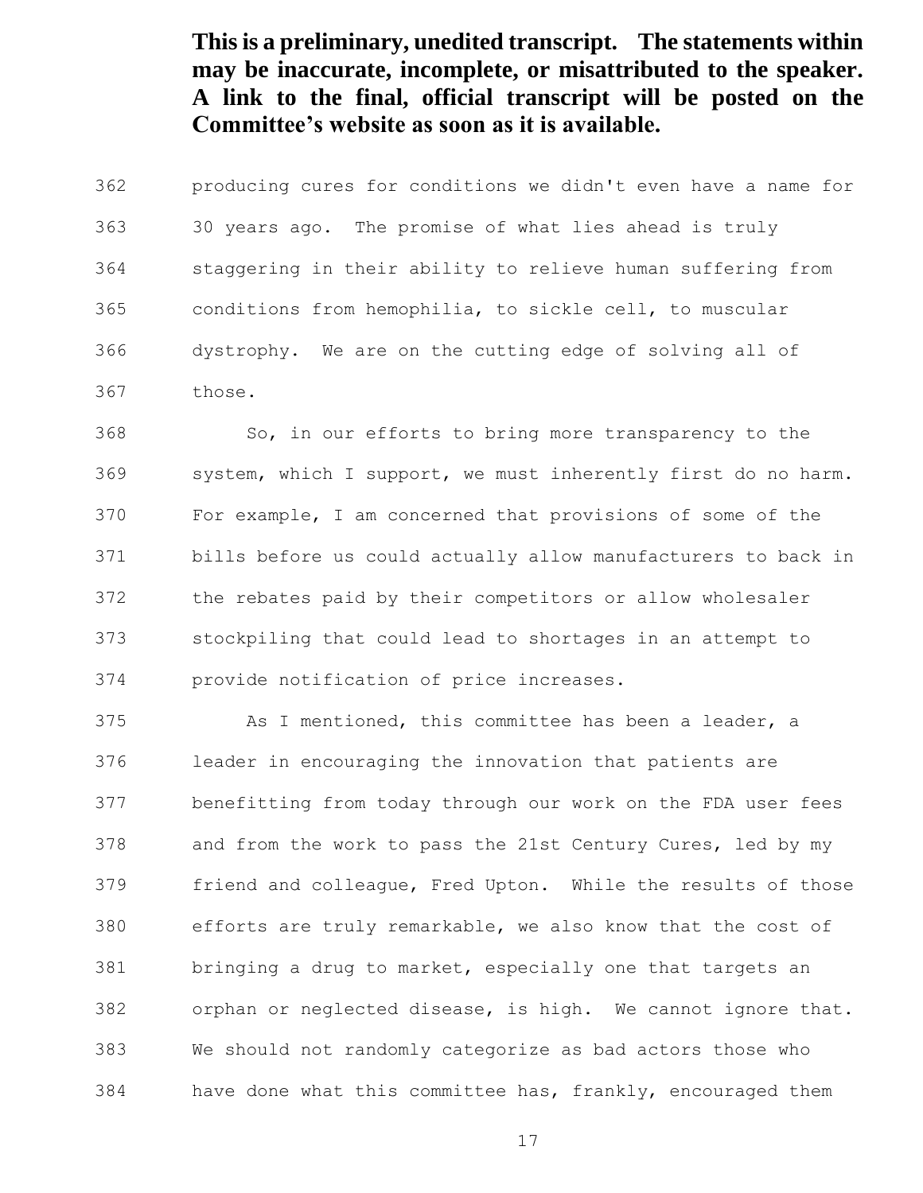**This is a preliminary, unedited transcript. The statements within may be inaccurate, incomplete, or misattributed to the speaker. A link to the final, official transcript will be posted on the Committee's website as soon as it is available.**

producing cures for conditions we didn't even have a name for 30 years ago. The promise of what lies ahead is truly staggering in their ability to relieve human suffering from conditions from hemophilia, to sickle cell, to muscular dystrophy. We are on the cutting edge of solving all of those.

So, in our efforts to bring more transparency to the system, which I support, we must inherently first do no harm. For example, I am concerned that provisions of some of the bills before us could actually allow manufacturers to back in the rebates paid by their competitors or allow wholesaler stockpiling that could lead to shortages in an attempt to provide notification of price increases.

As I mentioned, this committee has been a leader, a leader in encouraging the innovation that patients are benefitting from today through our work on the FDA user fees and from the work to pass the 21st Century Cures, led by my friend and colleague, Fred Upton. While the results of those efforts are truly remarkable, we also know that the cost of bringing a drug to market, especially one that targets an orphan or neglected disease, is high. We cannot ignore that. We should not randomly categorize as bad actors those who have done what this committee has, frankly, encouraged them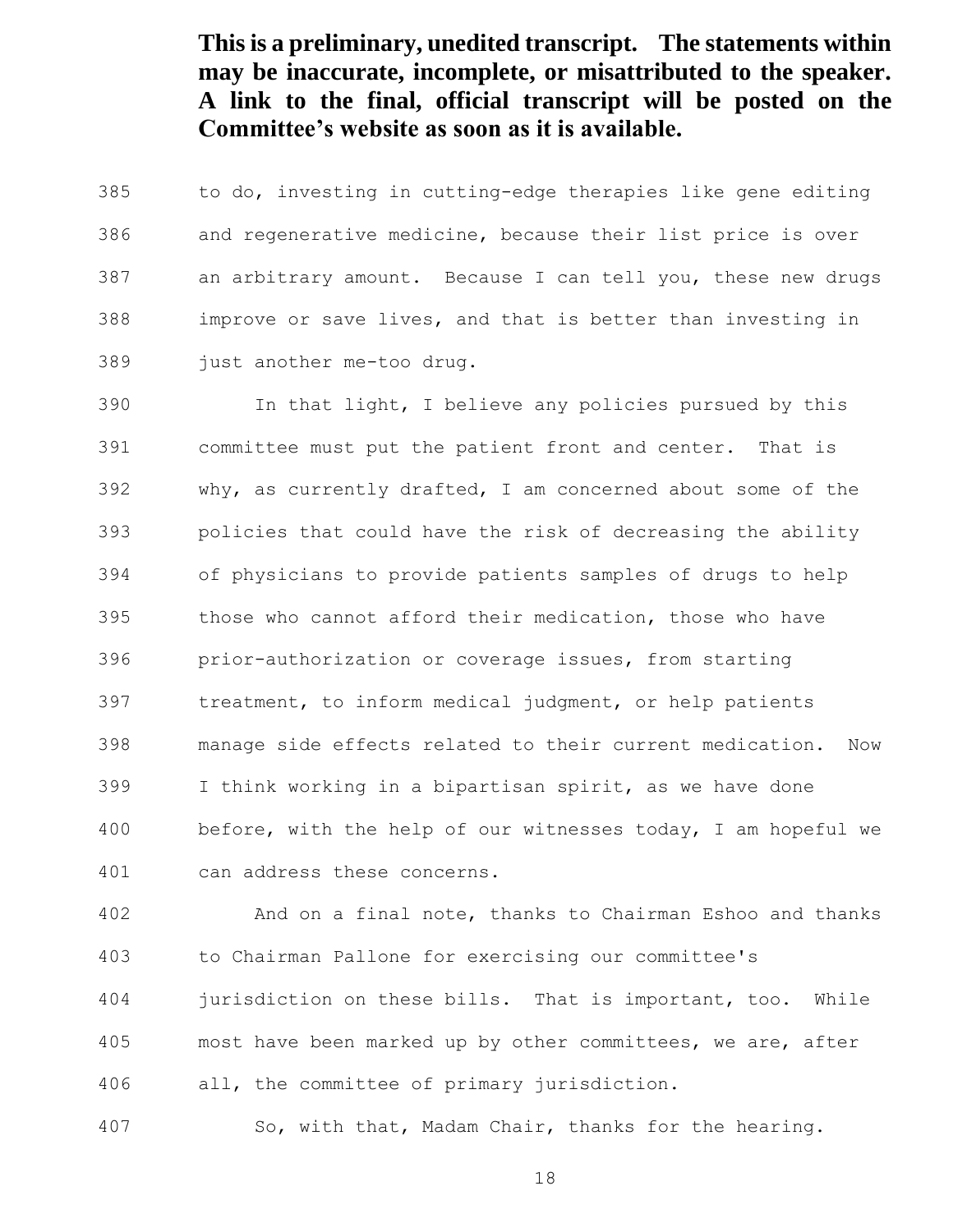**This is a preliminary, unedited transcript. The statements within may be inaccurate, incomplete, or misattributed to the speaker. A link to the final, official transcript will be posted on the Committee's website as soon as it is available.**

to do, investing in cutting-edge therapies like gene editing and regenerative medicine, because their list price is over an arbitrary amount. Because I can tell you, these new drugs improve or save lives, and that is better than investing in just another me-too drug.

In that light, I believe any policies pursued by this committee must put the patient front and center. That is why, as currently drafted, I am concerned about some of the policies that could have the risk of decreasing the ability of physicians to provide patients samples of drugs to help those who cannot afford their medication, those who have prior-authorization or coverage issues, from starting treatment, to inform medical judgment, or help patients manage side effects related to their current medication. Now I think working in a bipartisan spirit, as we have done before, with the help of our witnesses today, I am hopeful we can address these concerns.

And on a final note, thanks to Chairman Eshoo and thanks to Chairman Pallone for exercising our committee's jurisdiction on these bills. That is important, too. While most have been marked up by other committees, we are, after all, the committee of primary jurisdiction.

So, with that, Madam Chair, thanks for the hearing.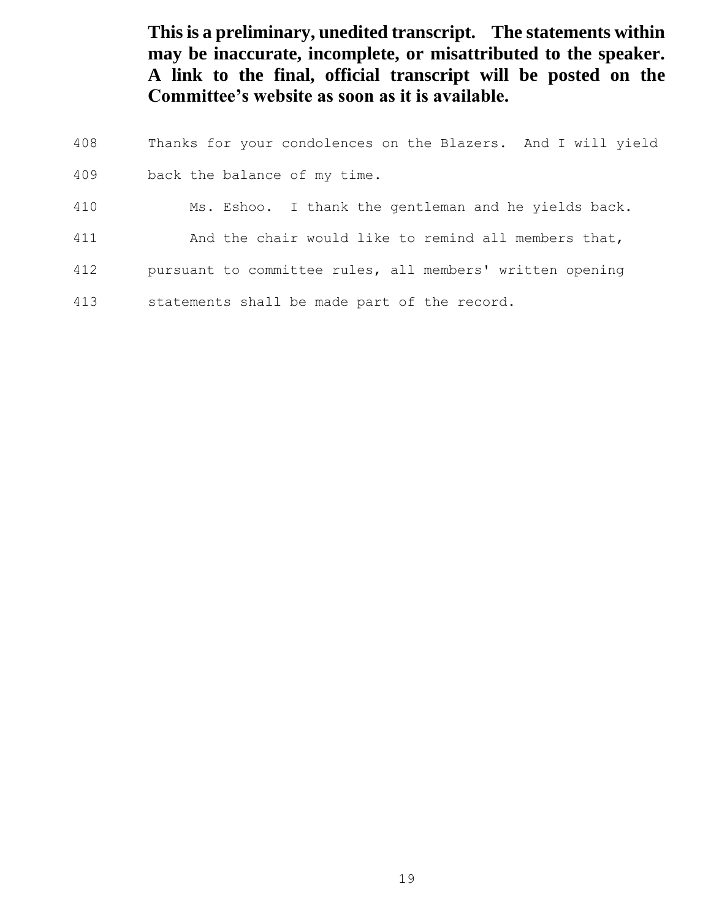**This is a preliminary, unedited transcript. The statements within may be inaccurate, incomplete, or misattributed to the speaker. A link to the final, official transcript will be posted on the Committee's website as soon as it is available.**

408 Thanks for your condolences on the Blazers. And I will yield

409 back the balance of my time.

410 Ms. Eshoo. I thank the gentleman and he yields back.

411 And the chair would like to remind all members that,

412 pursuant to committee rules, all members' written opening

413 statements shall be made part of the record.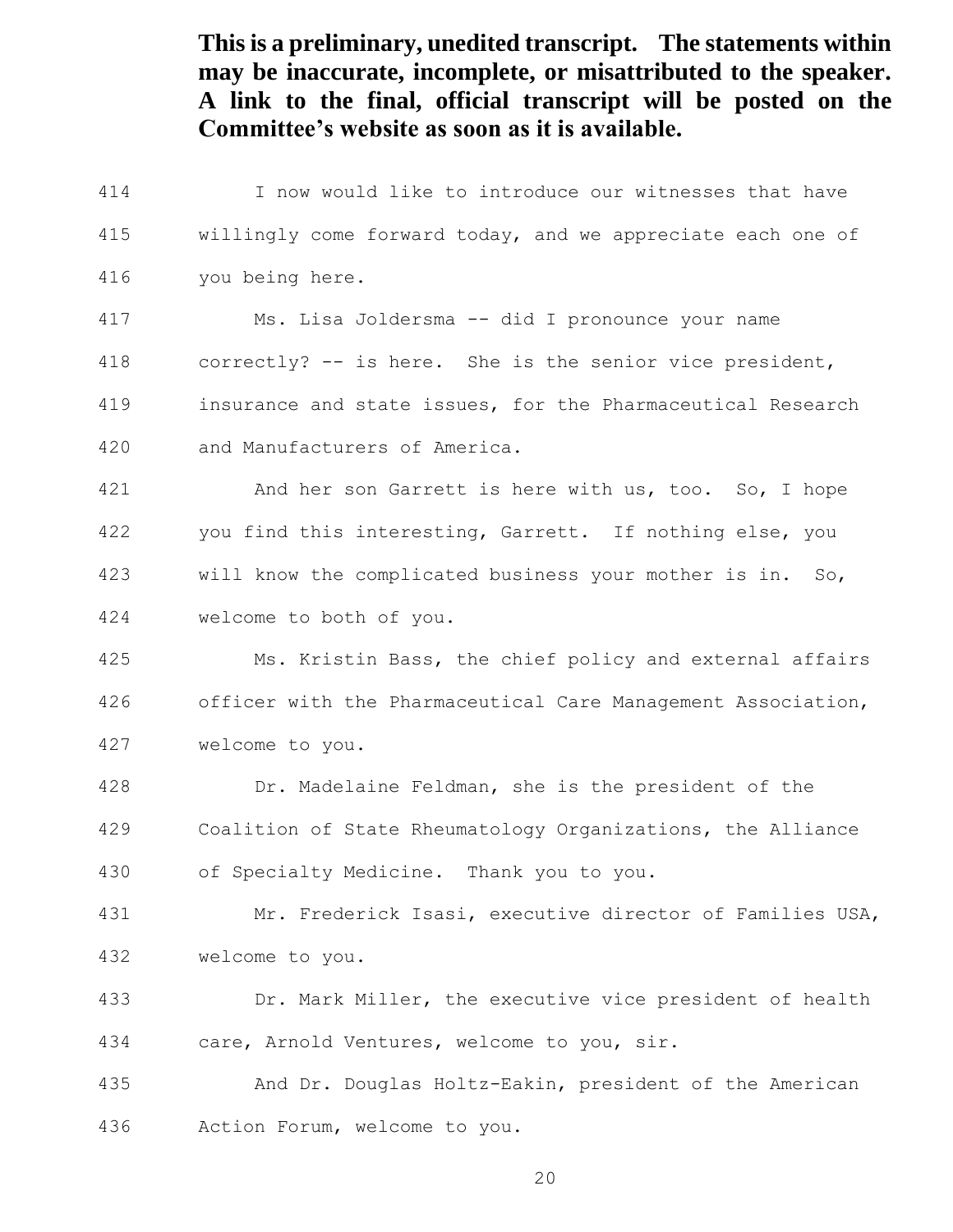**This is a preliminary, unedited transcript. The statements within may be inaccurate, incomplete, or misattributed to the speaker. A link to the final, official transcript will be posted on the Committee's website as soon as it is available.**

414 I now would like to introduce our witnesses that have
415 willingly come forward today, and we appreciate each one of
416 you being here.

417 Ms. Lisa Joldersma -- did I pronounce your name
418 correctly? -- is here. She is the senior vice president,
419 insurance and state issues, for the Pharmaceutical Research
420 and Manufacturers of America.

421 And her son Garrett is here with us, too. So, I hope
422 you find this interesting, Garrett. If nothing else, you
423 will know the complicated business your mother is in. So,
424 welcome to both of you.

425 Ms. Kristin Bass, the chief policy and external affairs
426 officer with the Pharmaceutical Care Management Association,
427 welcome to you.

428 Dr. Madelaine Feldman, she is the president of the
429 Coalition of State Rheumatology Organizations, the Alliance
430 of Specialty Medicine. Thank you to you.

431 Mr. Frederick Isasi, executive director of Families USA,
432 welcome to you.

433 Dr. Mark Miller, the executive vice president of health
434 care, Arnold Ventures, welcome to you, sir.

435 And Dr. Douglas Holtz-Eakin, president of the American
436 Action Forum, welcome to you.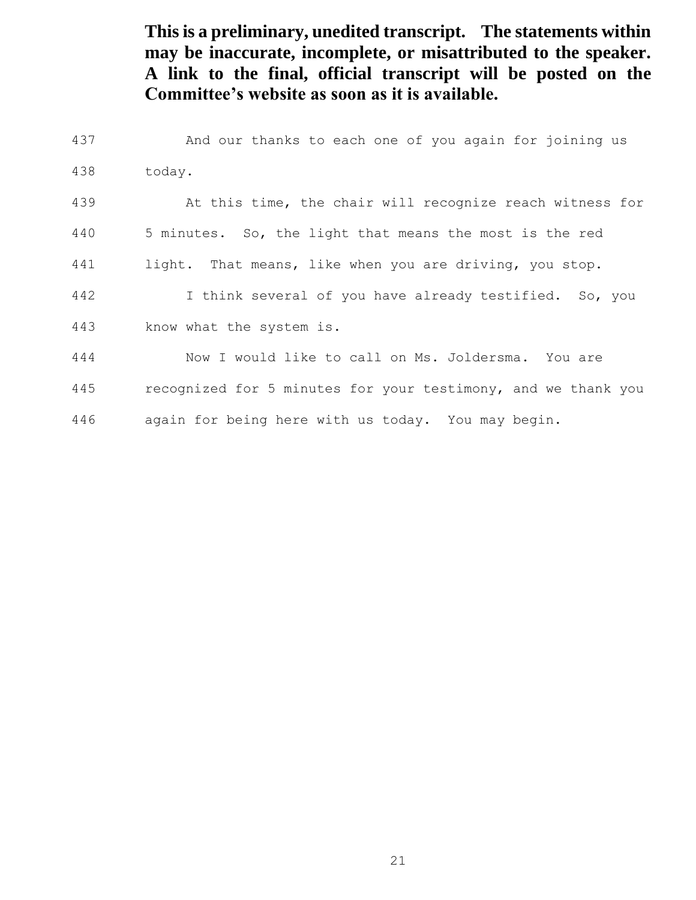**This is a preliminary, unedited transcript. The statements within may be inaccurate, incomplete, or misattributed to the speaker. A link to the final, official transcript will be posted on the Committee's website as soon as it is available.**

437 And our thanks to each one of you again for joining us
438 today.
439 At this time, the chair will recognize reach witness for
440 5 minutes. So, the light that means the most is the red
441 light. That means, like when you are driving, you stop.
442 I think several of you have already testified. So, you
443 know what the system is.
444 Now I would like to call on Ms. Joldersma. You are
445 recognized for 5 minutes for your testimony, and we thank you
446 again for being here with us today. You may begin.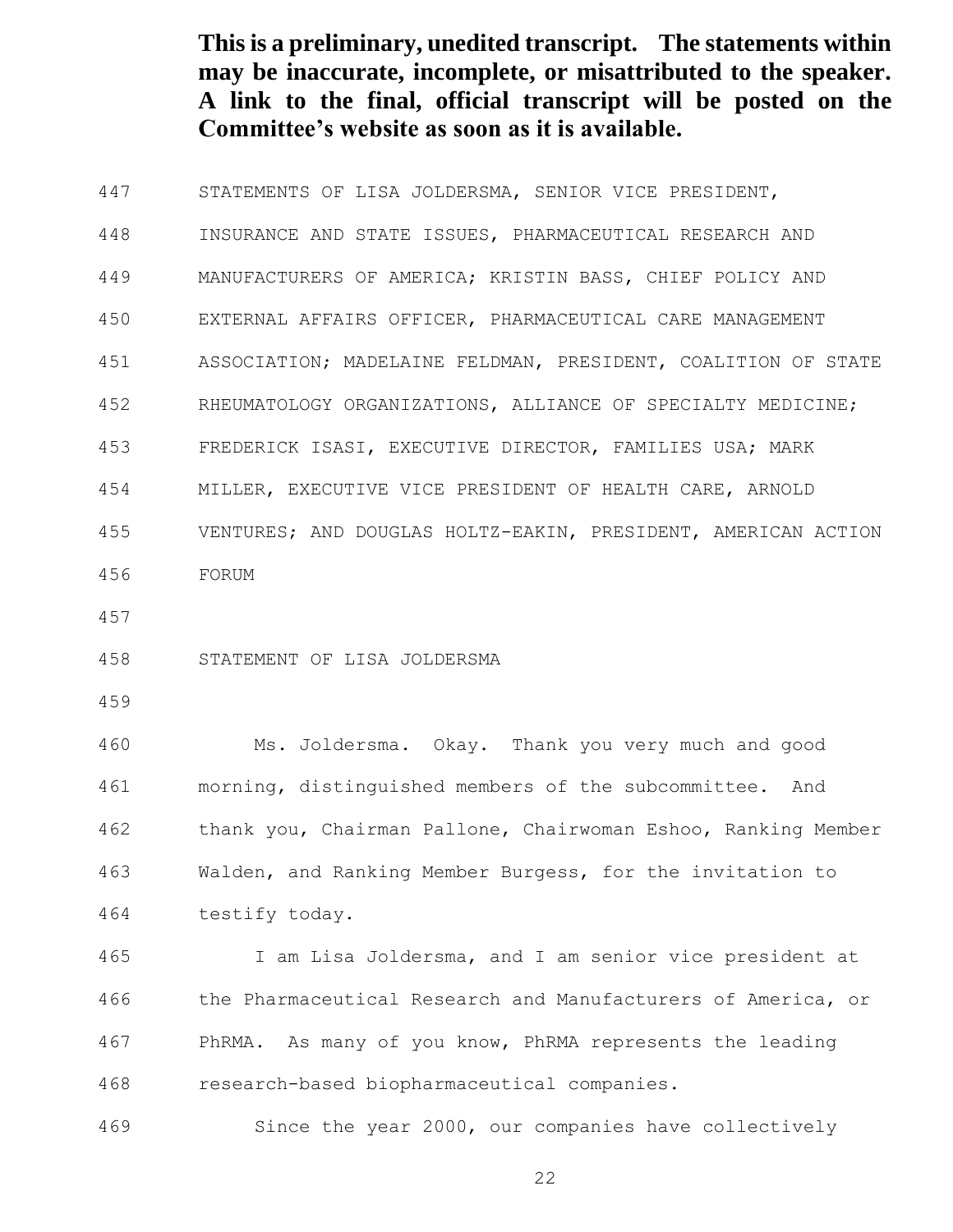**This is a preliminary, unedited transcript. The statements within may be inaccurate, incomplete, or misattributed to the speaker. A link to the final, official transcript will be posted on the Committee's website as soon as it is available.**

STATEMENTS OF LISA JOLDERSMA, SENIOR VICE PRESIDENT, INSURANCE AND STATE ISSUES, PHARMACEUTICAL RESEARCH AND MANUFACTURERS OF AMERICA; KRISTIN BASS, CHIEF POLICY AND EXTERNAL AFFAIRS OFFICER, PHARMACEUTICAL CARE MANAGEMENT ASSOCIATION; MADELAINE FELDMAN, PRESIDENT, COALITION OF STATE RHEUMATOLOGY ORGANIZATIONS, ALLIANCE OF SPECIALTY MEDICINE; FREDERICK ISASI, EXECUTIVE DIRECTOR, FAMILIES USA; MARK MILLER, EXECUTIVE VICE PRESIDENT OF HEALTH CARE, ARNOLD VENTURES; AND DOUGLAS HOLTZ-EAKIN, PRESIDENT, AMERICAN ACTION FORUM

STATEMENT OF LISA JOLDERSMA

Ms. Joldersma. Okay. Thank you very much and good morning, distinguished members of the subcommittee. And thank you, Chairman Pallone, Chairwoman Eshoo, Ranking Member Walden, and Ranking Member Burgess, for the invitation to testify today.

I am Lisa Joldersma, and I am senior vice president at the Pharmaceutical Research and Manufacturers of America, or PhRMA. As many of you know, PhRMA represents the leading research-based biopharmaceutical companies.

Since the year 2000, our companies have collectively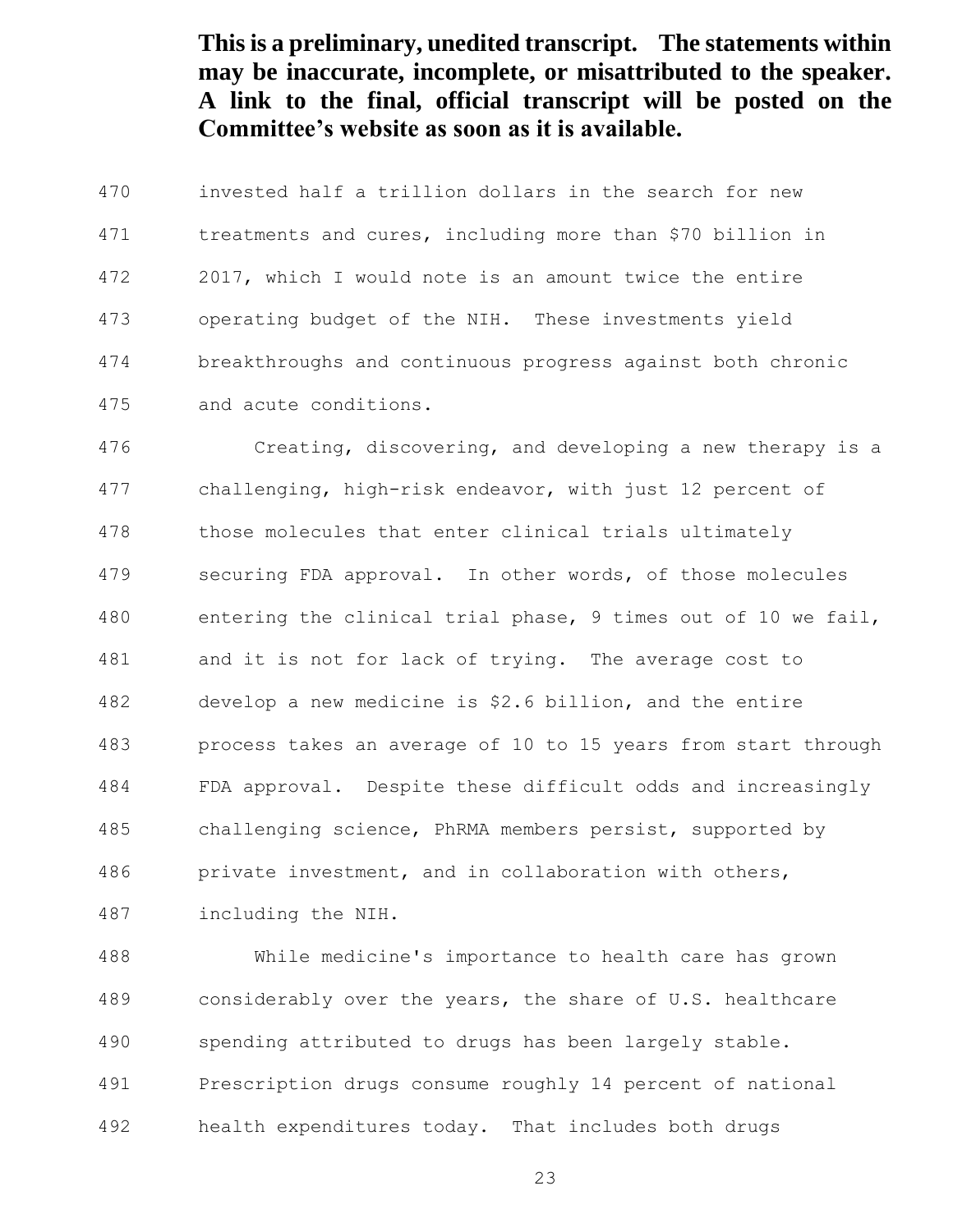**This is a preliminary, unedited transcript. The statements within may be inaccurate, incomplete, or misattributed to the speaker. A link to the final, official transcript will be posted on the Committee's website as soon as it is available.**

invested half a trillion dollars in the search for new treatments and cures, including more than $70 billion in 2017, which I would note is an amount twice the entire operating budget of the NIH. These investments yield breakthroughs and continuous progress against both chronic and acute conditions.

Creating, discovering, and developing a new therapy is a challenging, high-risk endeavor, with just 12 percent of those molecules that enter clinical trials ultimately securing FDA approval. In other words, of those molecules entering the clinical trial phase, 9 times out of 10 we fail, and it is not for lack of trying. The average cost to develop a new medicine is $2.6 billion, and the entire process takes an average of 10 to 15 years from start through FDA approval. Despite these difficult odds and increasingly challenging science, PhRMA members persist, supported by private investment, and in collaboration with others, including the NIH.

While medicine's importance to health care has grown considerably over the years, the share of U.S. healthcare spending attributed to drugs has been largely stable. Prescription drugs consume roughly 14 percent of national health expenditures today. That includes both drugs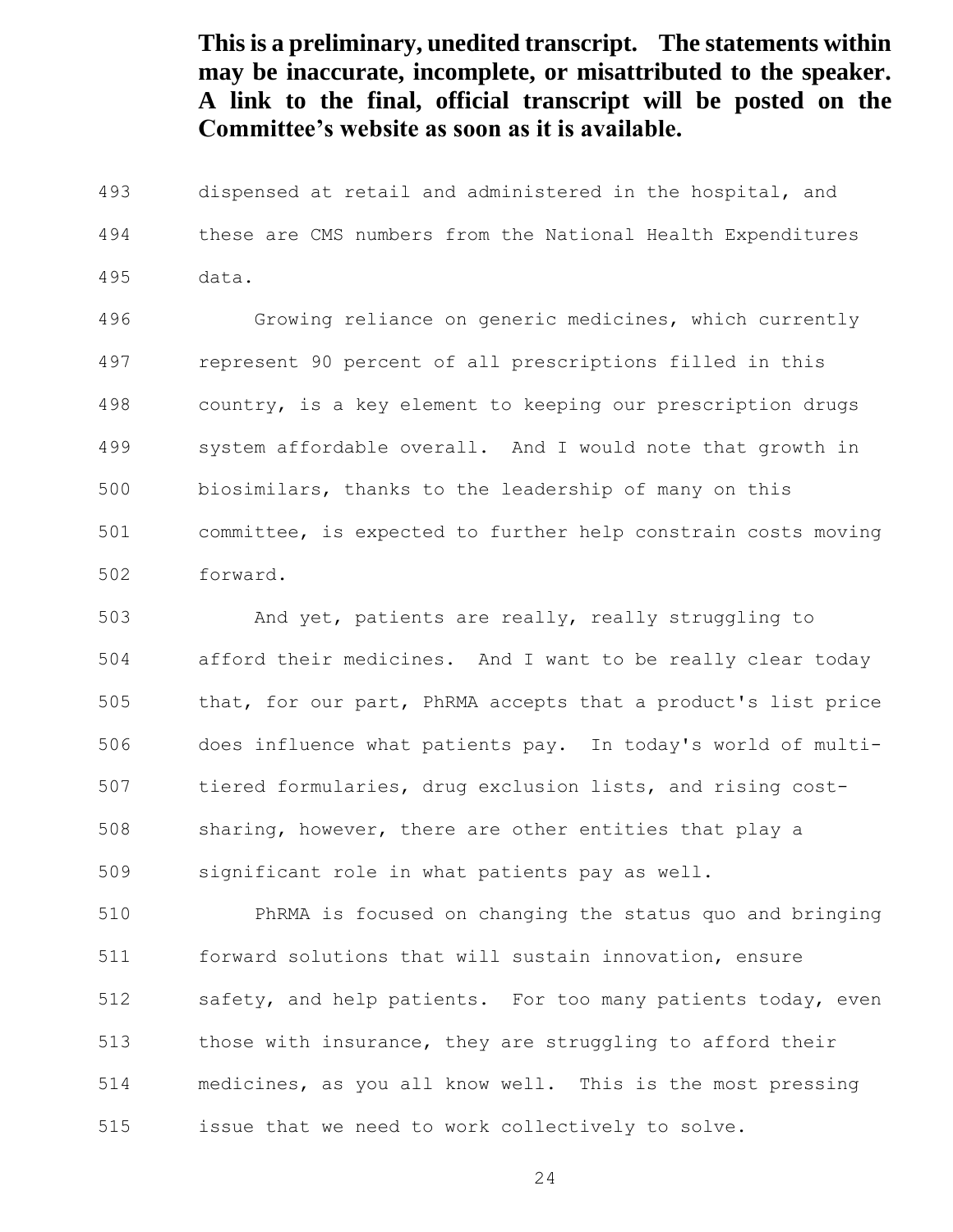**This is a preliminary, unedited transcript. The statements within may be inaccurate, incomplete, or misattributed to the speaker. A link to the final, official transcript will be posted on the Committee's website as soon as it is available.**

dispensed at retail and administered in the hospital, and these are CMS numbers from the National Health Expenditures data.

Growing reliance on generic medicines, which currently represent 90 percent of all prescriptions filled in this country, is a key element to keeping our prescription drugs system affordable overall. And I would note that growth in biosimilars, thanks to the leadership of many on this committee, is expected to further help constrain costs moving forward.

And yet, patients are really, really struggling to afford their medicines. And I want to be really clear today that, for our part, PhRMA accepts that a product's list price does influence what patients pay. In today's world of multi-tiered formularies, drug exclusion lists, and rising cost-sharing, however, there are other entities that play a significant role in what patients pay as well.

PhRMA is focused on changing the status quo and bringing forward solutions that will sustain innovation, ensure safety, and help patients. For too many patients today, even those with insurance, they are struggling to afford their medicines, as you all know well. This is the most pressing issue that we need to work collectively to solve.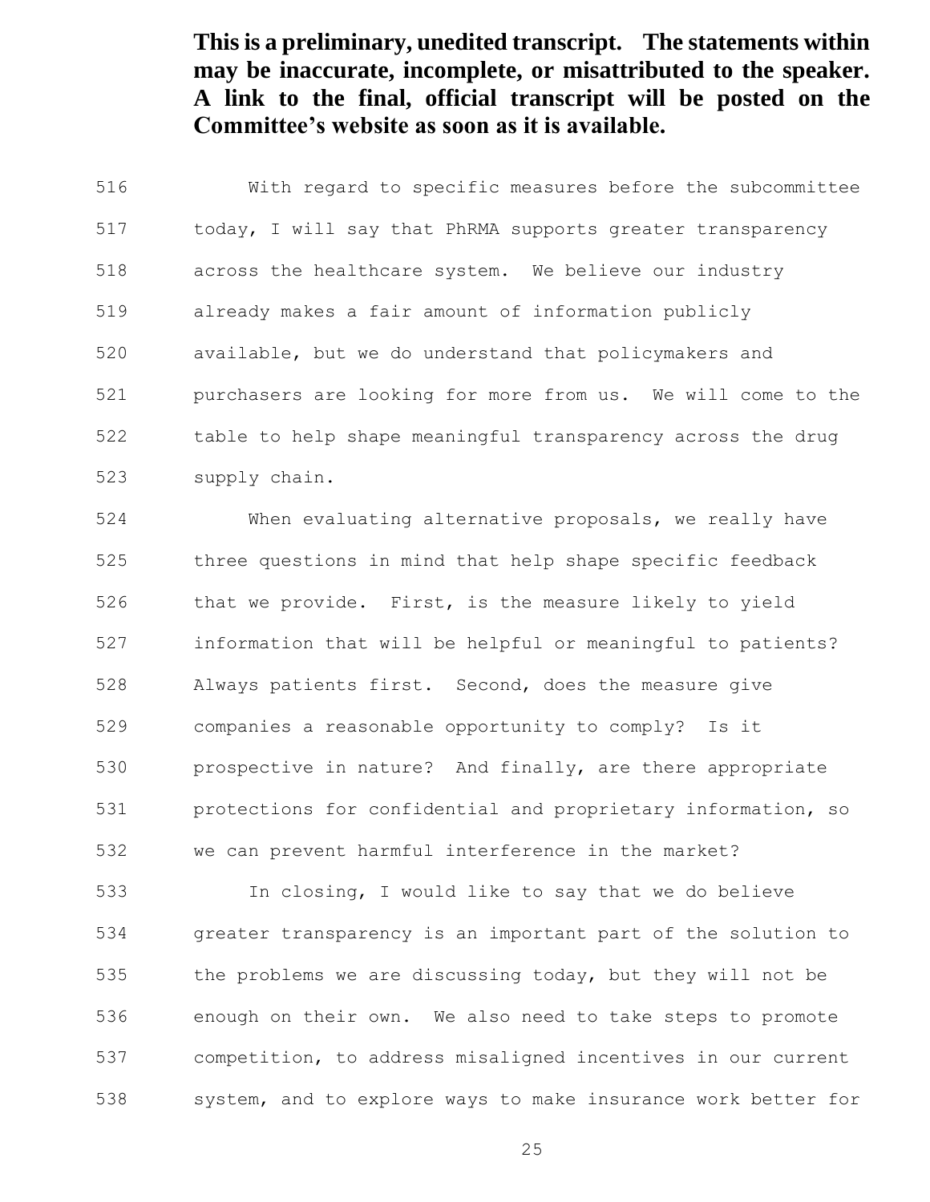**This is a preliminary, unedited transcript. The statements within may be inaccurate, incomplete, or misattributed to the speaker. A link to the final, official transcript will be posted on the Committee's website as soon as it is available.**

516 With regard to specific measures before the subcommittee
517 today, I will say that PhRMA supports greater transparency
518 across the healthcare system. We believe our industry
519 already makes a fair amount of information publicly
520 available, but we do understand that policymakers and
521 purchasers are looking for more from us. We will come to the
522 table to help shape meaningful transparency across the drug
523 supply chain.

524 When evaluating alternative proposals, we really have
525 three questions in mind that help shape specific feedback
526 that we provide. First, is the measure likely to yield
527 information that will be helpful or meaningful to patients?
528 Always patients first. Second, does the measure give
529 companies a reasonable opportunity to comply? Is it
530 prospective in nature? And finally, are there appropriate
531 protections for confidential and proprietary information, so
532 we can prevent harmful interference in the market?

533 In closing, I would like to say that we do believe
534 greater transparency is an important part of the solution to
535 the problems we are discussing today, but they will not be
536 enough on their own. We also need to take steps to promote
537 competition, to address misaligned incentives in our current
538 system, and to explore ways to make insurance work better for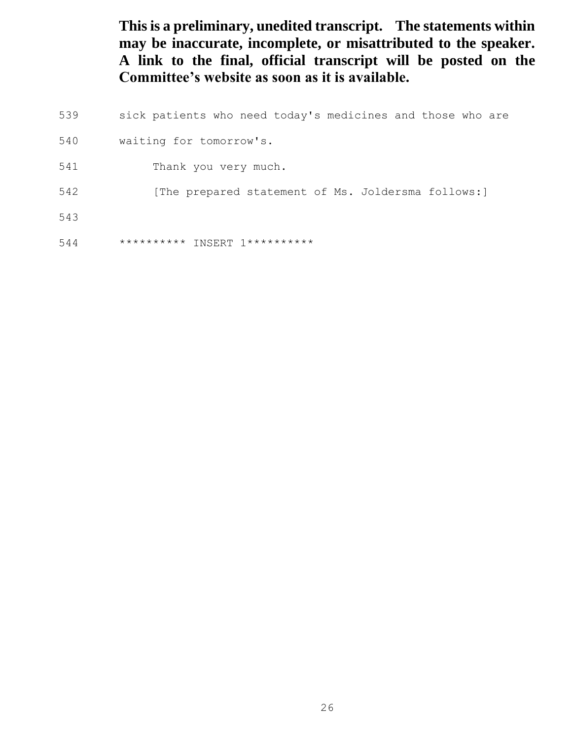**This is a preliminary, unedited transcript. The statements within may be inaccurate, incomplete, or misattributed to the speaker. A link to the final, official transcript will be posted on the Committee's website as soon as it is available.**

539 sick patients who need today's medicines and those who are

540 waiting for tomorrow's.

541 Thank you very much.

542 [The prepared statement of Ms. Joldersma follows:]

543

544 ********** INSERT 1**********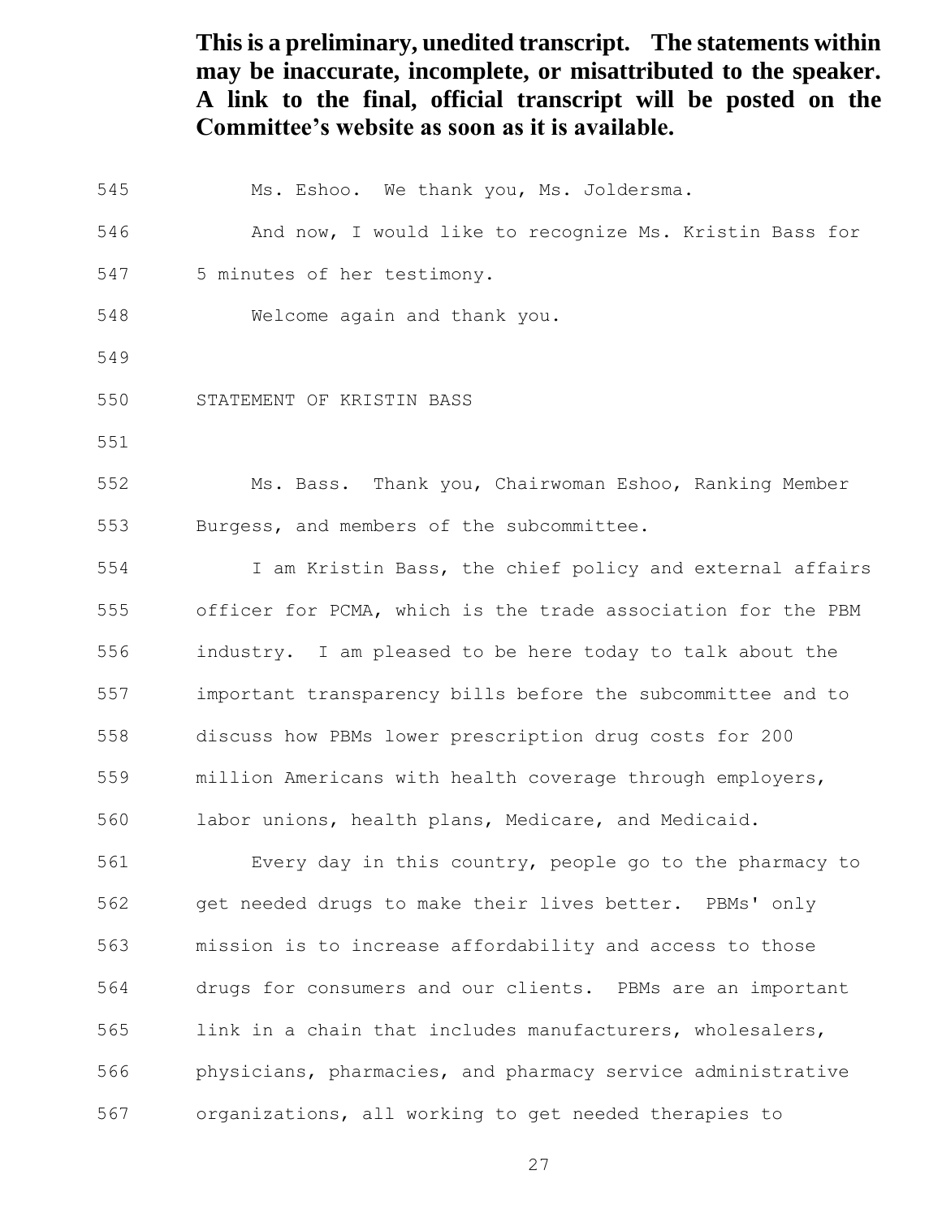**This is a preliminary, unedited transcript. The statements within may be inaccurate, incomplete, or misattributed to the speaker. A link to the final, official transcript will be posted on the Committee's website as soon as it is available.**

545 Ms. Eshoo. We thank you, Ms. Joldersma.

546 And now, I would like to recognize Ms. Kristin Bass for
547 5 minutes of her testimony.

548 Welcome again and thank you.

549

550 STATEMENT OF KRISTIN BASS

551

552 Ms. Bass. Thank you, Chairwoman Eshoo, Ranking Member
553 Burgess, and members of the subcommittee.

554 I am Kristin Bass, the chief policy and external affairs
555 officer for PCMA, which is the trade association for the PBM
556 industry. I am pleased to be here today to talk about the
557 important transparency bills before the subcommittee and to
558 discuss how PBMs lower prescription drug costs for 200
559 million Americans with health coverage through employers,
560 labor unions, health plans, Medicare, and Medicaid.

561 Every day in this country, people go to the pharmacy to
562 get needed drugs to make their lives better. PBMs' only
563 mission is to increase affordability and access to those
564 drugs for consumers and our clients. PBMs are an important
565 link in a chain that includes manufacturers, wholesalers,
566 physicians, pharmacies, and pharmacy service administrative
567 organizations, all working to get needed therapies to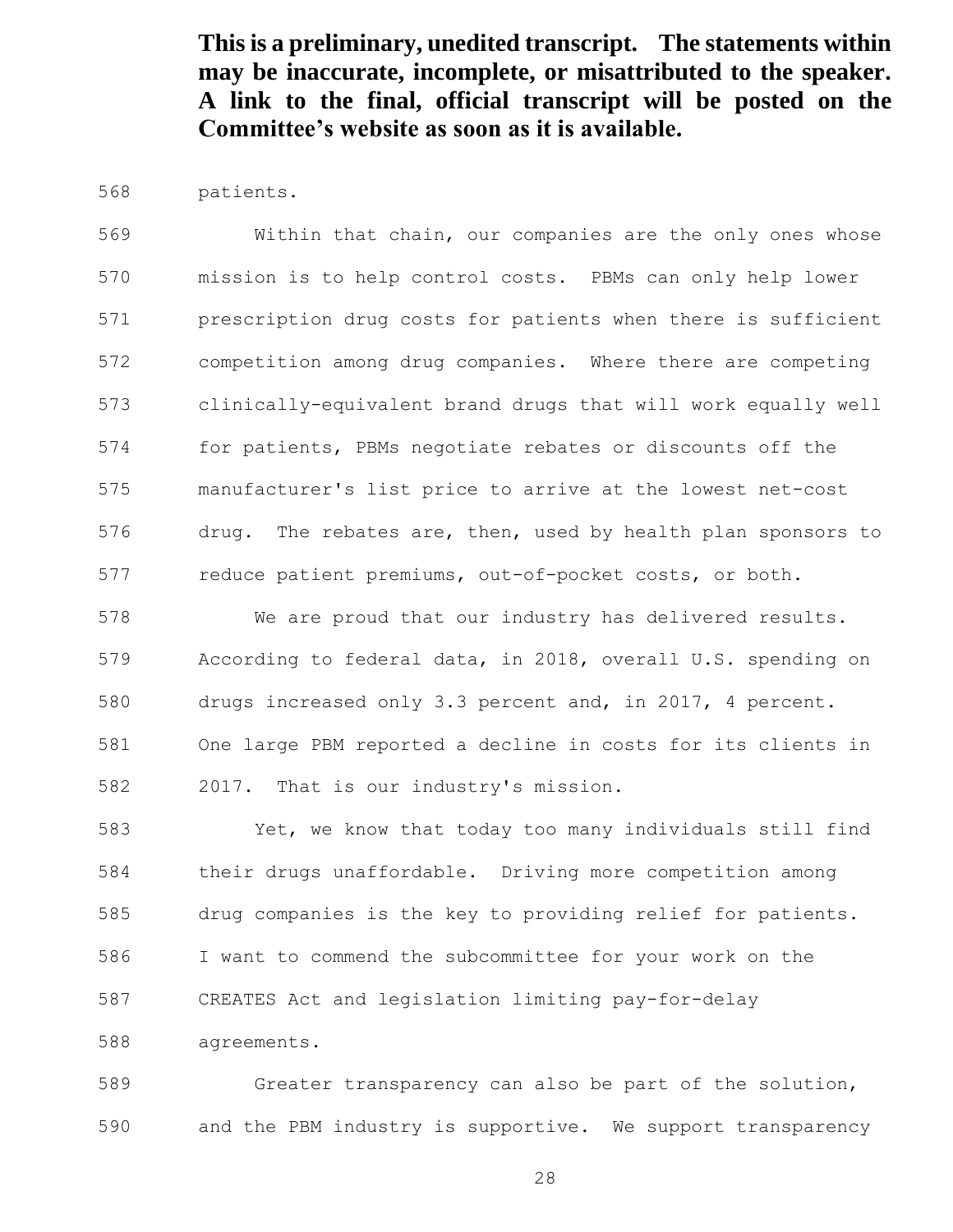**This is a preliminary, unedited transcript. The statements within may be inaccurate, incomplete, or misattributed to the speaker. A link to the final, official transcript will be posted on the Committee's website as soon as it is available.**

patients.

Within that chain, our companies are the only ones whose mission is to help control costs. PBMs can only help lower prescription drug costs for patients when there is sufficient competition among drug companies. Where there are competing clinically-equivalent brand drugs that will work equally well for patients, PBMs negotiate rebates or discounts off the manufacturer's list price to arrive at the lowest net-cost drug. The rebates are, then, used by health plan sponsors to reduce patient premiums, out-of-pocket costs, or both.

We are proud that our industry has delivered results. According to federal data, in 2018, overall U.S. spending on drugs increased only 3.3 percent and, in 2017, 4 percent. One large PBM reported a decline in costs for its clients in 2017. That is our industry's mission.

Yet, we know that today too many individuals still find their drugs unaffordable. Driving more competition among drug companies is the key to providing relief for patients. I want to commend the subcommittee for your work on the CREATES Act and legislation limiting pay-for-delay agreements.

Greater transparency can also be part of the solution, and the PBM industry is supportive. We support transparency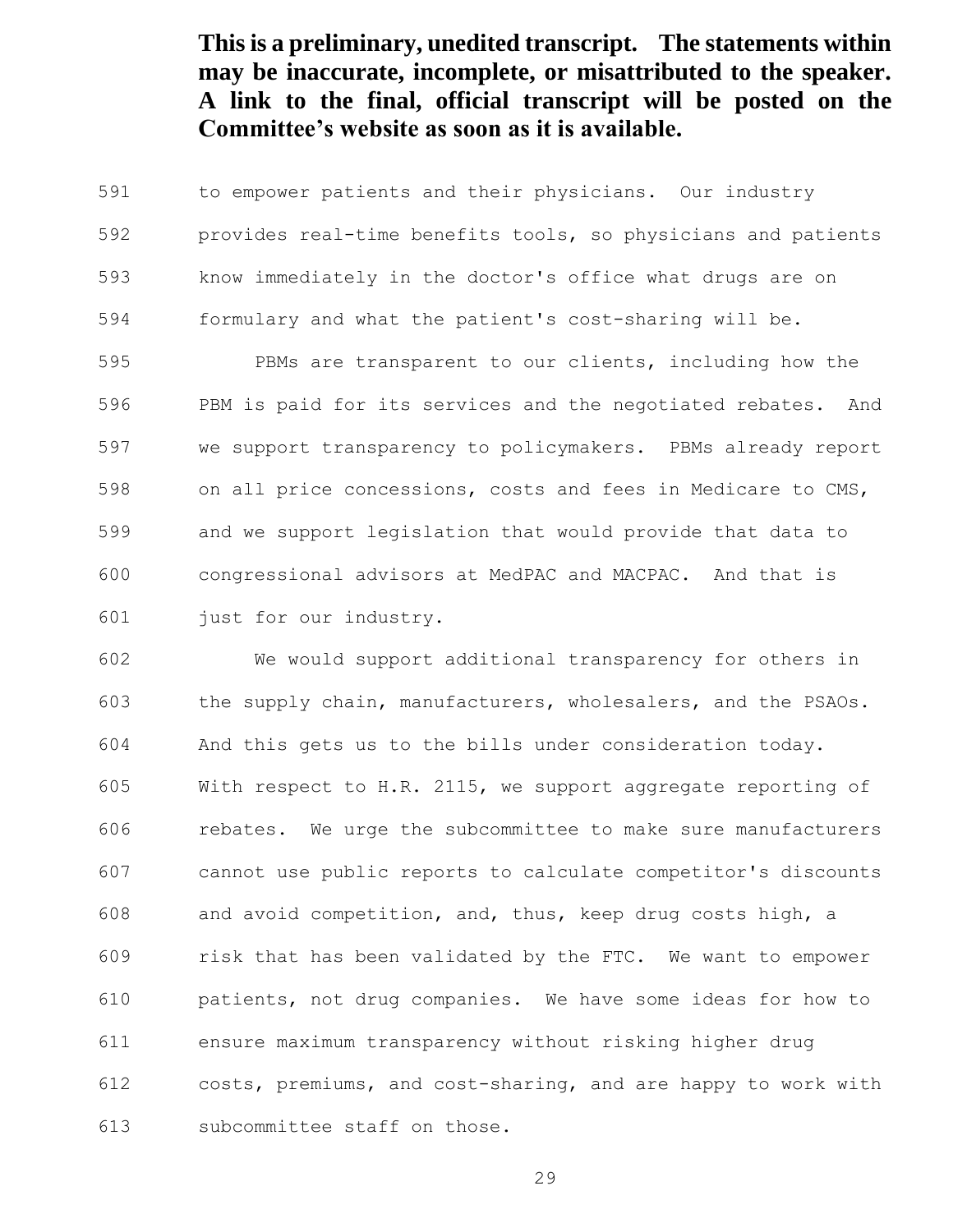**This is a preliminary, unedited transcript. The statements within may be inaccurate, incomplete, or misattributed to the speaker. A link to the final, official transcript will be posted on the Committee's website as soon as it is available.**

591 to empower patients and their physicians. Our industry
592 provides real-time benefits tools, so physicians and patients
593 know immediately in the doctor's office what drugs are on
594 formulary and what the patient's cost-sharing will be.

595 PBMs are transparent to our clients, including how the
596 PBM is paid for its services and the negotiated rebates. And
597 we support transparency to policymakers. PBMs already report
598 on all price concessions, costs and fees in Medicare to CMS,
599 and we support legislation that would provide that data to
600 congressional advisors at MedPAC and MACPAC. And that is
601 just for our industry.

602 We would support additional transparency for others in
603 the supply chain, manufacturers, wholesalers, and the PSAOs.
604 And this gets us to the bills under consideration today.
605 With respect to H.R. 2115, we support aggregate reporting of
606 rebates. We urge the subcommittee to make sure manufacturers
607 cannot use public reports to calculate competitor's discounts
608 and avoid competition, and, thus, keep drug costs high, a
609 risk that has been validated by the FTC. We want to empower
610 patients, not drug companies. We have some ideas for how to
611 ensure maximum transparency without risking higher drug
612 costs, premiums, and cost-sharing, and are happy to work with
613 subcommittee staff on those.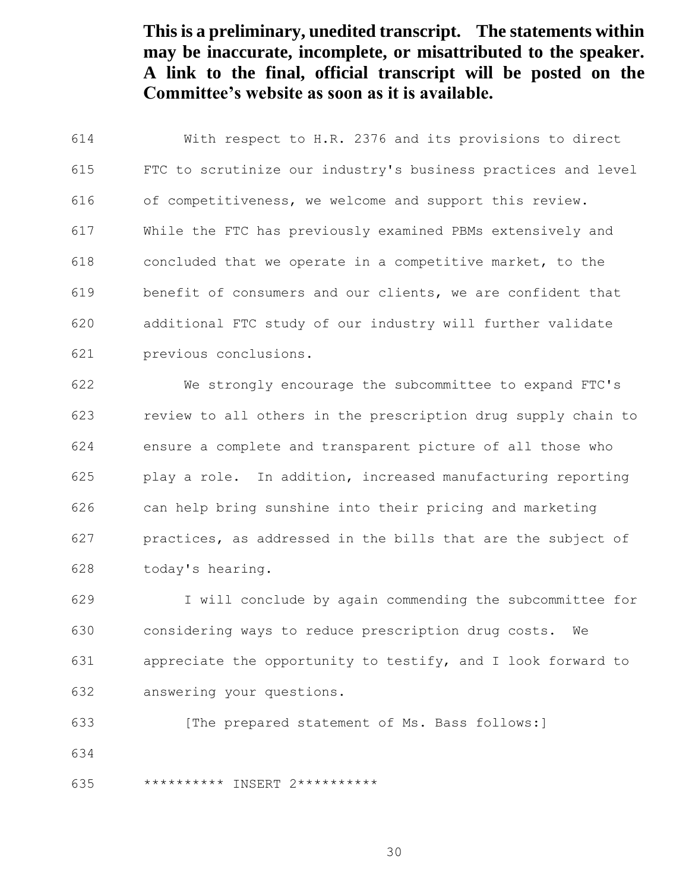**This is a preliminary, unedited transcript. The statements within may be inaccurate, incomplete, or misattributed to the speaker. A link to the final, official transcript will be posted on the Committee's website as soon as it is available.**

614 With respect to H.R. 2376 and its provisions to direct
615 FTC to scrutinize our industry's business practices and level
616 of competitiveness, we welcome and support this review.
617 While the FTC has previously examined PBMs extensively and
618 concluded that we operate in a competitive market, to the
619 benefit of consumers and our clients, we are confident that
620 additional FTC study of our industry will further validate
621 previous conclusions.

622 We strongly encourage the subcommittee to expand FTC's
623 review to all others in the prescription drug supply chain to
624 ensure a complete and transparent picture of all those who
625 play a role. In addition, increased manufacturing reporting
626 can help bring sunshine into their pricing and marketing
627 practices, as addressed in the bills that are the subject of
628 today's hearing.

629 I will conclude by again commending the subcommittee for
630 considering ways to reduce prescription drug costs. We
631 appreciate the opportunity to testify, and I look forward to
632 answering your questions.

633 [The prepared statement of Ms. Bass follows:]

634

635 ********** INSERT 2**********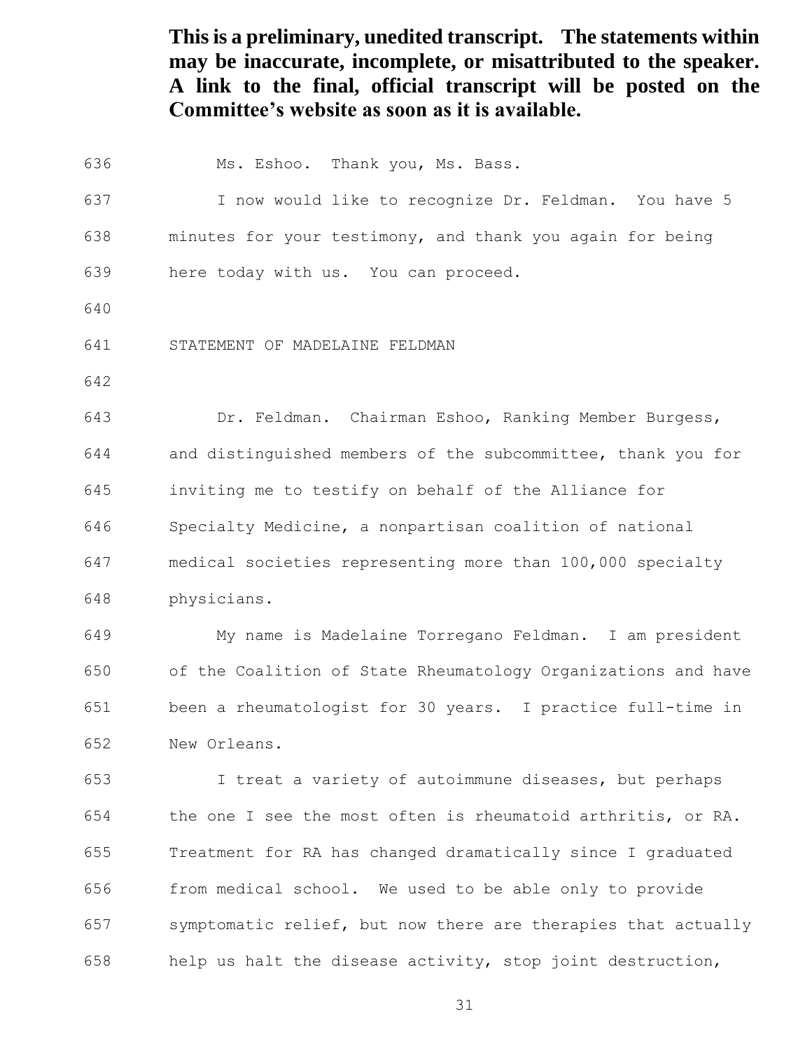**This is a preliminary, unedited transcript. The statements within may be inaccurate, incomplete, or misattributed to the speaker. A link to the final, official transcript will be posted on the Committee's website as soon as it is available.**

636 Ms. Eshoo. Thank you, Ms. Bass.

637 I now would like to recognize Dr. Feldman. You have 5
638 minutes for your testimony, and thank you again for being
639 here today with us. You can proceed.

640

641 STATEMENT OF MADELAINE FELDMAN

642

643 Dr. Feldman. Chairman Eshoo, Ranking Member Burgess,
644 and distinguished members of the subcommittee, thank you for
645 inviting me to testify on behalf of the Alliance for
646 Specialty Medicine, a nonpartisan coalition of national
647 medical societies representing more than 100,000 specialty
648 physicians.

649 My name is Madelaine Torregano Feldman. I am president
650 of the Coalition of State Rheumatology Organizations and have
651 been a rheumatologist for 30 years. I practice full-time in
652 New Orleans.

653 I treat a variety of autoimmune diseases, but perhaps
654 the one I see the most often is rheumatoid arthritis, or RA.
655 Treatment for RA has changed dramatically since I graduated
656 from medical school. We used to be able only to provide
657 symptomatic relief, but now there are therapies that actually
658 help us halt the disease activity, stop joint destruction,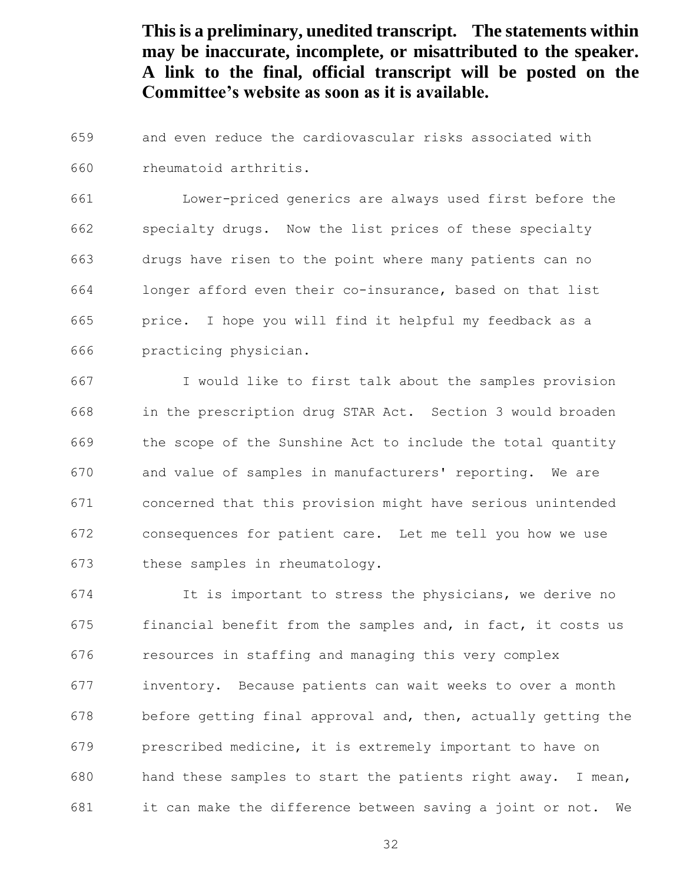**This is a preliminary, unedited transcript. The statements within may be inaccurate, incomplete, or misattributed to the speaker. A link to the final, official transcript will be posted on the Committee's website as soon as it is available.**

and even reduce the cardiovascular risks associated with rheumatoid arthritis.

Lower-priced generics are always used first before the specialty drugs. Now the list prices of these specialty drugs have risen to the point where many patients can no longer afford even their co-insurance, based on that list price. I hope you will find it helpful my feedback as a practicing physician.

I would like to first talk about the samples provision in the prescription drug STAR Act. Section 3 would broaden the scope of the Sunshine Act to include the total quantity and value of samples in manufacturers' reporting. We are concerned that this provision might have serious unintended consequences for patient care. Let me tell you how we use these samples in rheumatology.

It is important to stress the physicians, we derive no financial benefit from the samples and, in fact, it costs us resources in staffing and managing this very complex inventory. Because patients can wait weeks to over a month before getting final approval and, then, actually getting the prescribed medicine, it is extremely important to have on hand these samples to start the patients right away. I mean, it can make the difference between saving a joint or not. We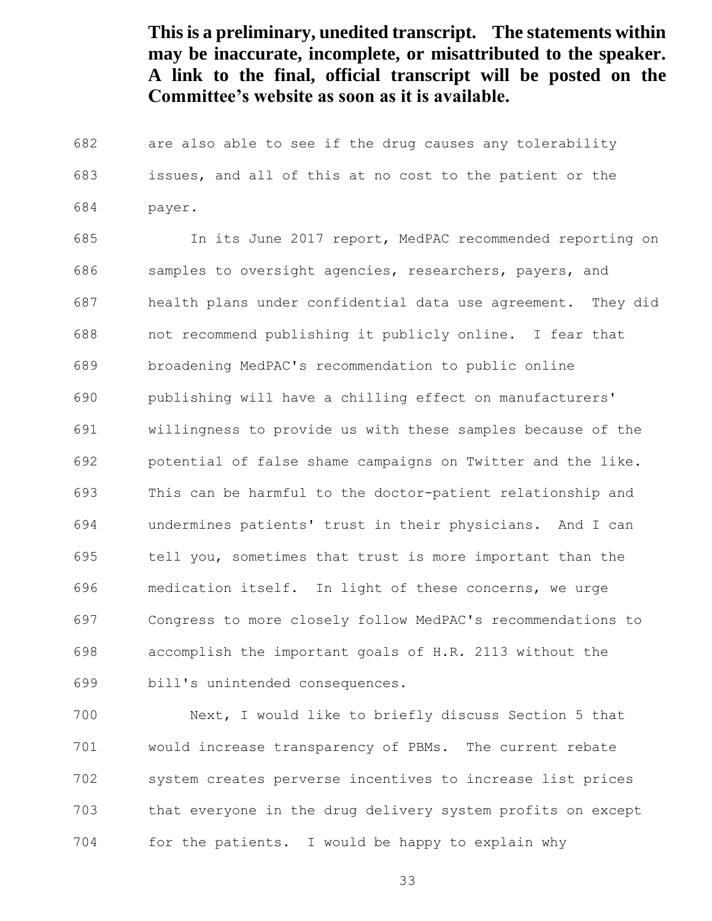**This is a preliminary, unedited transcript. The statements within may be inaccurate, incomplete, or misattributed to the speaker. A link to the final, official transcript will be posted on the Committee's website as soon as it is available.**

682 are also able to see if the drug causes any tolerability
683 issues, and all of this at no cost to the patient or the
684 payer.

685 In its June 2017 report, MedPAC recommended reporting on
686 samples to oversight agencies, researchers, payers, and
687 health plans under confidential data use agreement. They did
688 not recommend publishing it publicly online. I fear that
689 broadening MedPAC's recommendation to public online
690 publishing will have a chilling effect on manufacturers'
691 willingness to provide us with these samples because of the
692 potential of false shame campaigns on Twitter and the like.
693 This can be harmful to the doctor-patient relationship and
694 undermines patients' trust in their physicians. And I can
695 tell you, sometimes that trust is more important than the
696 medication itself. In light of these concerns, we urge
697 Congress to more closely follow MedPAC's recommendations to
698 accomplish the important goals of H.R. 2113 without the
699 bill's unintended consequences.

700 Next, I would like to briefly discuss Section 5 that
701 would increase transparency of PBMs. The current rebate
702 system creates perverse incentives to increase list prices
703 that everyone in the drug delivery system profits on except
704 for the patients. I would be happy to explain why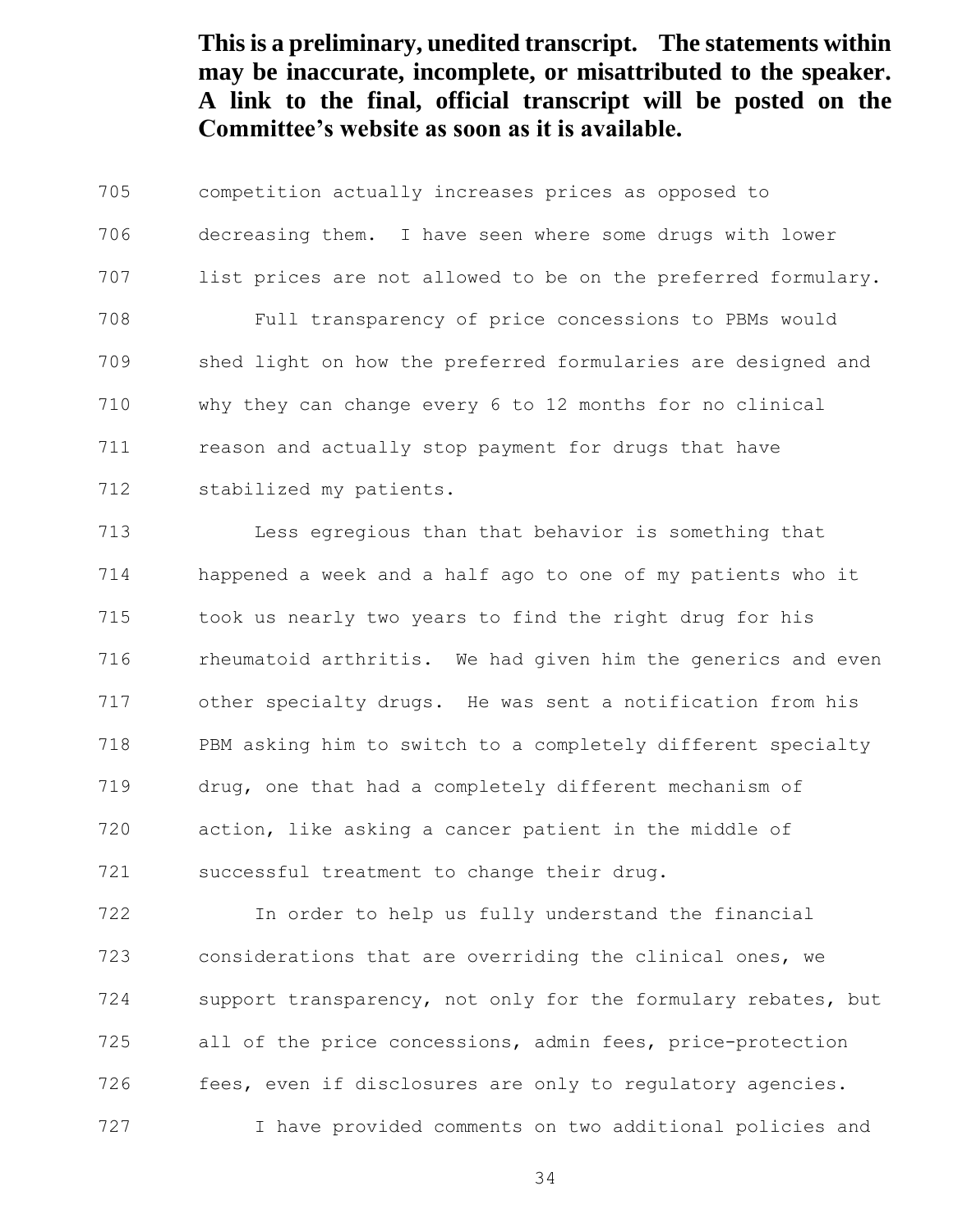**This is a preliminary, unedited transcript. The statements within may be inaccurate, incomplete, or misattributed to the speaker. A link to the final, official transcript will be posted on the Committee's website as soon as it is available.**

competition actually increases prices as opposed to decreasing them. I have seen where some drugs with lower list prices are not allowed to be on the preferred formulary.

Full transparency of price concessions to PBMs would shed light on how the preferred formularies are designed and why they can change every 6 to 12 months for no clinical reason and actually stop payment for drugs that have stabilized my patients.

Less egregious than that behavior is something that happened a week and a half ago to one of my patients who it took us nearly two years to find the right drug for his rheumatoid arthritis. We had given him the generics and even other specialty drugs. He was sent a notification from his PBM asking him to switch to a completely different specialty drug, one that had a completely different mechanism of action, like asking a cancer patient in the middle of successful treatment to change their drug.

In order to help us fully understand the financial considerations that are overriding the clinical ones, we support transparency, not only for the formulary rebates, but all of the price concessions, admin fees, price-protection fees, even if disclosures are only to regulatory agencies.

I have provided comments on two additional policies and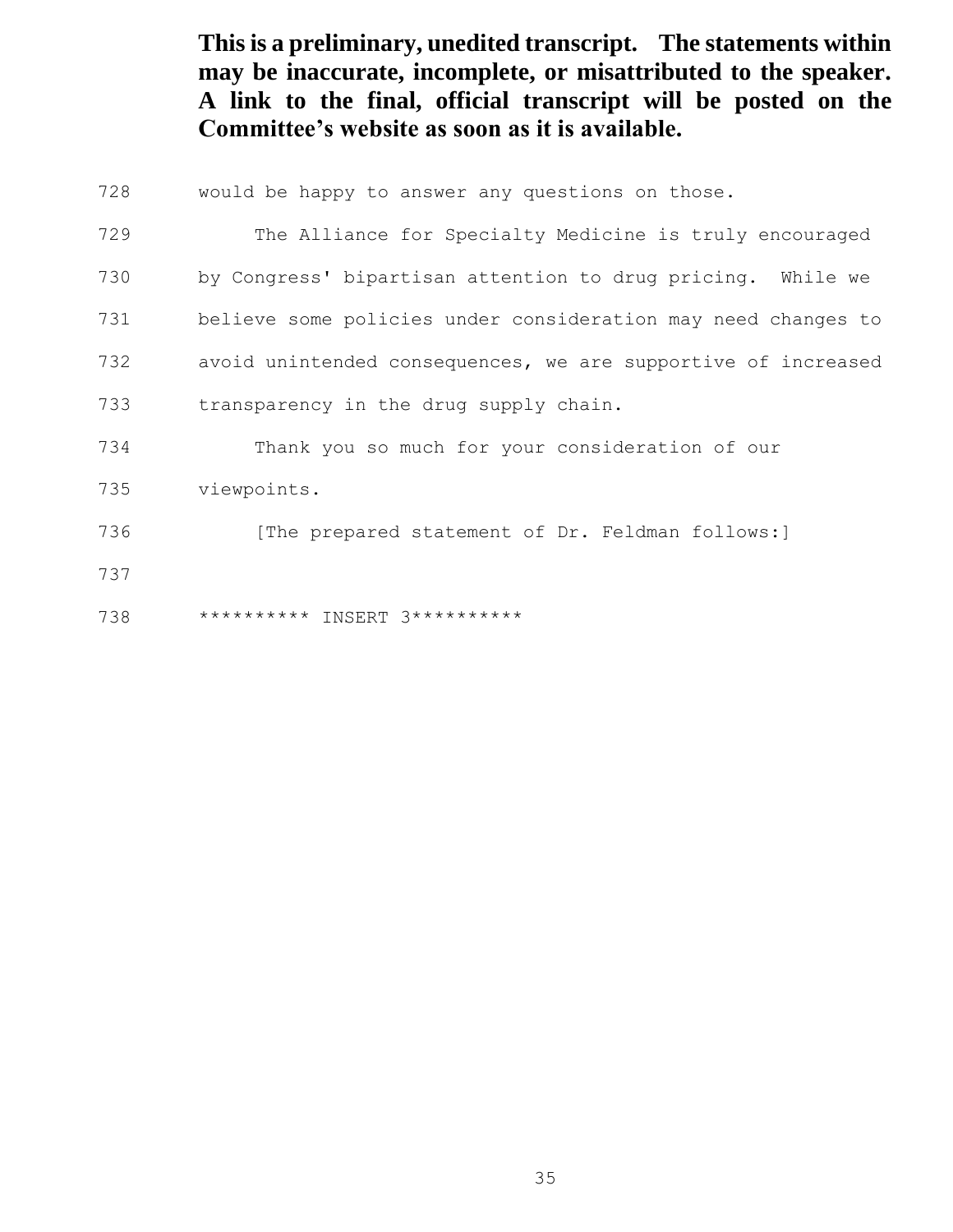**This is a preliminary, unedited transcript. The statements within may be inaccurate, incomplete, or misattributed to the speaker. A link to the final, official transcript will be posted on the Committee's website as soon as it is available.**

728 would be happy to answer any questions on those.

729 The Alliance for Specialty Medicine is truly encouraged
730 by Congress' bipartisan attention to drug pricing. While we
731 believe some policies under consideration may need changes to
732 avoid unintended consequences, we are supportive of increased
733 transparency in the drug supply chain.

734 Thank you so much for your consideration of our
735 viewpoints.

736 [The prepared statement of Dr. Feldman follows:]

737

738 ********** INSERT 3**********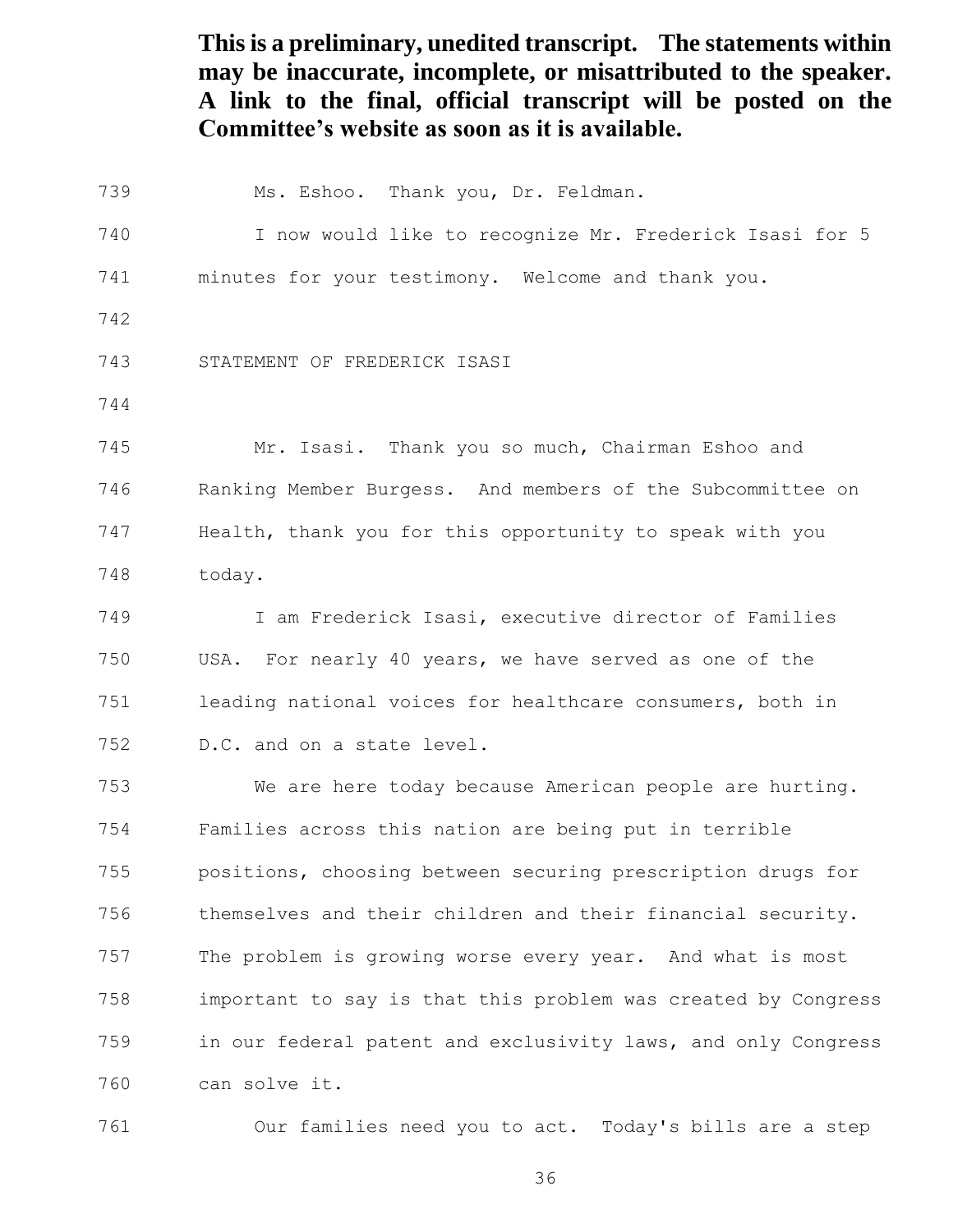**This is a preliminary, unedited transcript. The statements within may be inaccurate, incomplete, or misattributed to the speaker. A link to the final, official transcript will be posted on the Committee's website as soon as it is available.**

739 Ms. Eshoo. Thank you, Dr. Feldman.

740 I now would like to recognize Mr. Frederick Isasi for 5
741 minutes for your testimony. Welcome and thank you.

742

743 STATEMENT OF FREDERICK ISASI

744

745 Mr. Isasi. Thank you so much, Chairman Eshoo and
746 Ranking Member Burgess. And members of the Subcommittee on
747 Health, thank you for this opportunity to speak with you
748 today.

749 I am Frederick Isasi, executive director of Families
750 USA. For nearly 40 years, we have served as one of the
751 leading national voices for healthcare consumers, both in
752 D.C. and on a state level.

753 We are here today because American people are hurting.
754 Families across this nation are being put in terrible
755 positions, choosing between securing prescription drugs for
756 themselves and their children and their financial security.
757 The problem is growing worse every year. And what is most
758 important to say is that this problem was created by Congress
759 in our federal patent and exclusivity laws, and only Congress
760 can solve it.

761 Our families need you to act. Today's bills are a step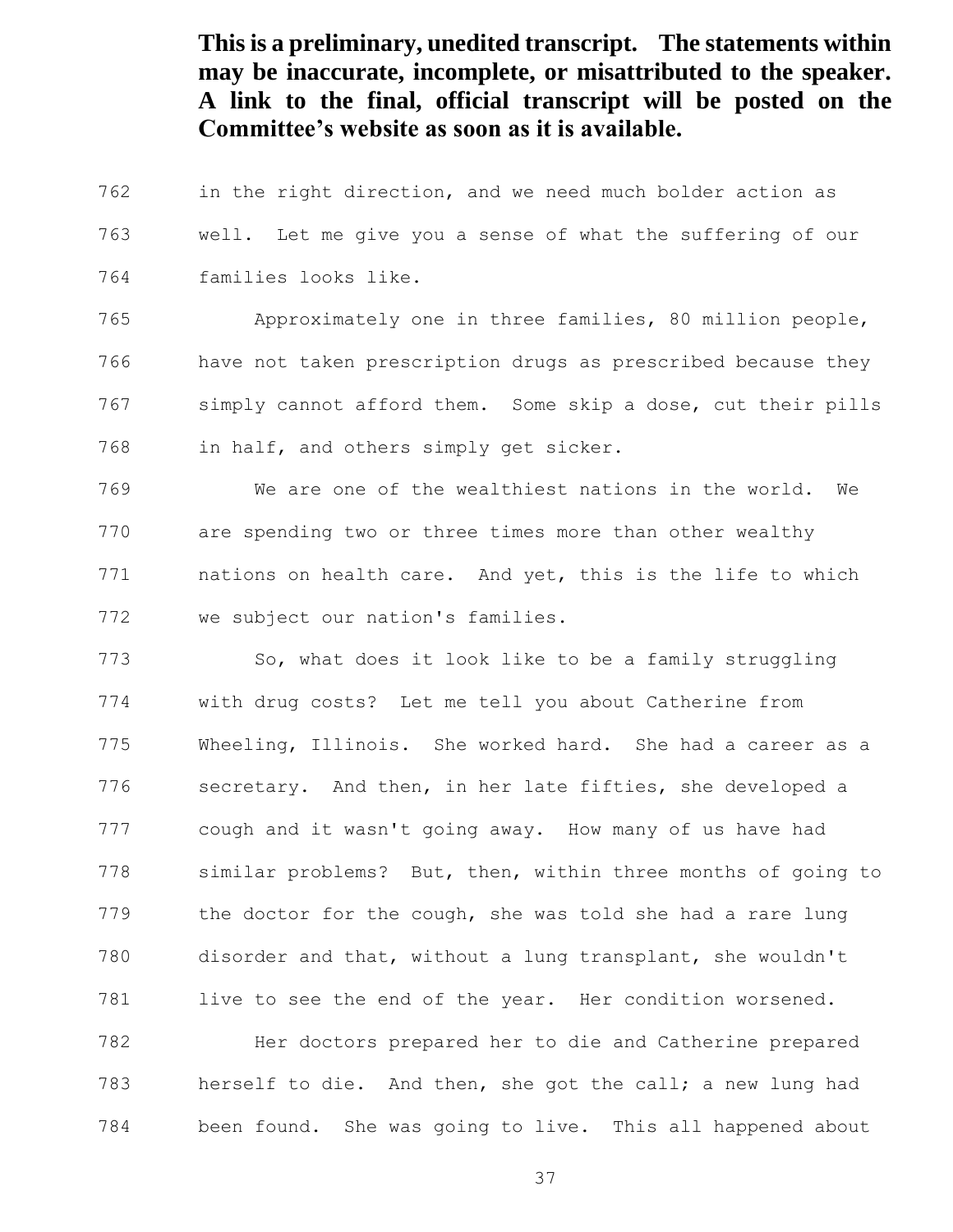**This is a preliminary, unedited transcript. The statements within may be inaccurate, incomplete, or misattributed to the speaker. A link to the final, official transcript will be posted on the Committee's website as soon as it is available.**

in the right direction, and we need much bolder action as well. Let me give you a sense of what the suffering of our families looks like.

Approximately one in three families, 80 million people, have not taken prescription drugs as prescribed because they simply cannot afford them. Some skip a dose, cut their pills in half, and others simply get sicker.

We are one of the wealthiest nations in the world. We are spending two or three times more than other wealthy nations on health care. And yet, this is the life to which we subject our nation's families.

So, what does it look like to be a family struggling with drug costs? Let me tell you about Catherine from Wheeling, Illinois. She worked hard. She had a career as a secretary. And then, in her late fifties, she developed a cough and it wasn't going away. How many of us have had similar problems? But, then, within three months of going to the doctor for the cough, she was told she had a rare lung disorder and that, without a lung transplant, she wouldn't live to see the end of the year. Her condition worsened.

Her doctors prepared her to die and Catherine prepared herself to die. And then, she got the call; a new lung had been found. She was going to live. This all happened about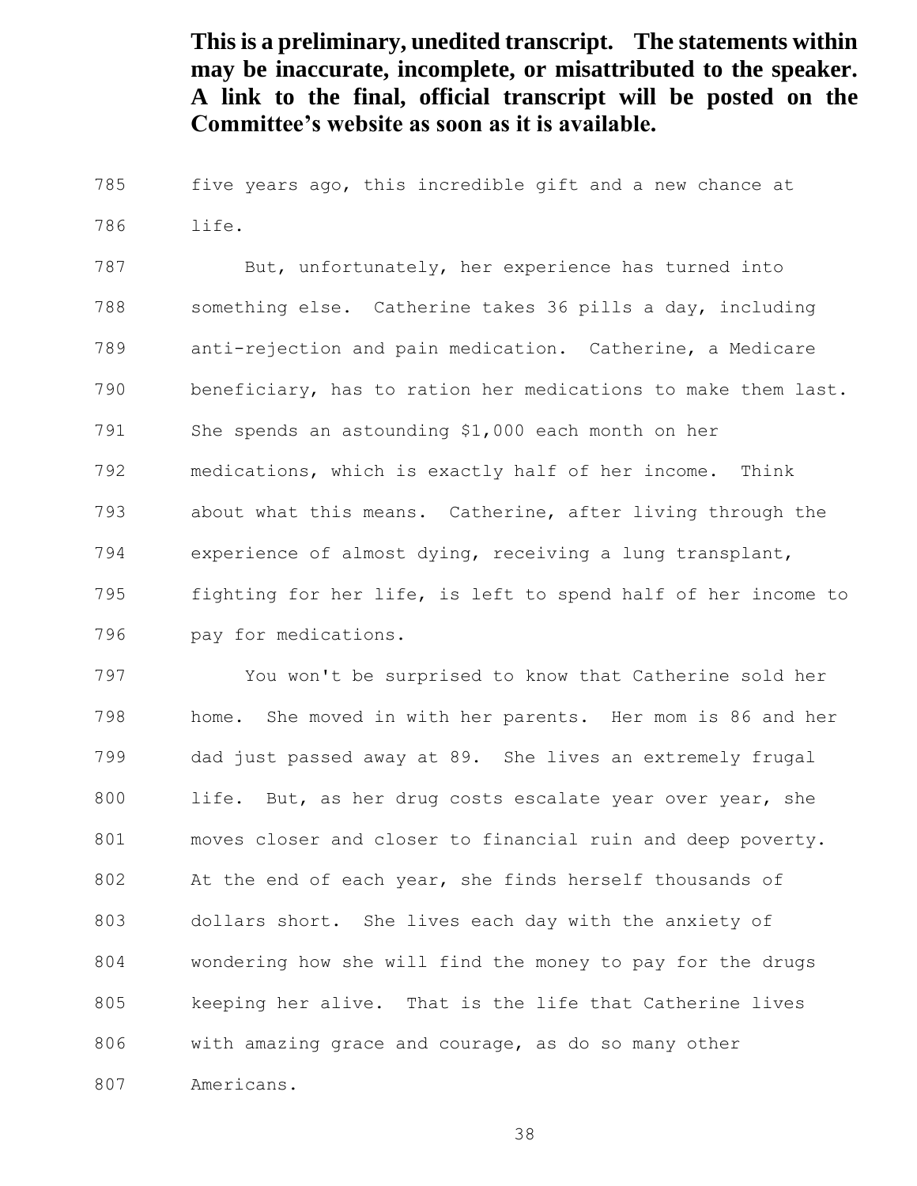**This is a preliminary, unedited transcript. The statements within may be inaccurate, incomplete, or misattributed to the speaker. A link to the final, official transcript will be posted on the Committee's website as soon as it is available.**

five years ago, this incredible gift and a new chance at life.

But, unfortunately, her experience has turned into something else. Catherine takes 36 pills a day, including anti-rejection and pain medication. Catherine, a Medicare beneficiary, has to ration her medications to make them last. She spends an astounding $1,000 each month on her medications, which is exactly half of her income. Think about what this means. Catherine, after living through the experience of almost dying, receiving a lung transplant, fighting for her life, is left to spend half of her income to pay for medications.

You won't be surprised to know that Catherine sold her home. She moved in with her parents. Her mom is 86 and her dad just passed away at 89. She lives an extremely frugal life. But, as her drug costs escalate year over year, she moves closer and closer to financial ruin and deep poverty. At the end of each year, she finds herself thousands of dollars short. She lives each day with the anxiety of wondering how she will find the money to pay for the drugs keeping her alive. That is the life that Catherine lives with amazing grace and courage, as do so many other Americans.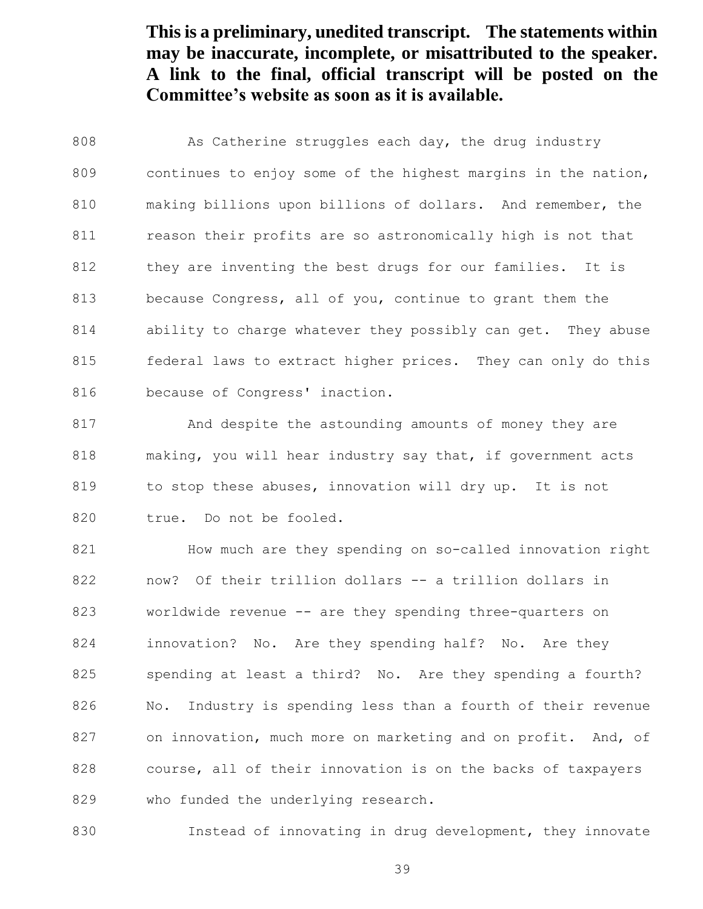**This is a preliminary, unedited transcript. The statements within may be inaccurate, incomplete, or misattributed to the speaker. A link to the final, official transcript will be posted on the Committee's website as soon as it is available.**

808 As Catherine struggles each day, the drug industry
809 continues to enjoy some of the highest margins in the nation,
810 making billions upon billions of dollars. And remember, the
811 reason their profits are so astronomically high is not that
812 they are inventing the best drugs for our families. It is
813 because Congress, all of you, continue to grant them the
814 ability to charge whatever they possibly can get. They abuse
815 federal laws to extract higher prices. They can only do this
816 because of Congress' inaction.

817 And despite the astounding amounts of money they are
818 making, you will hear industry say that, if government acts
819 to stop these abuses, innovation will dry up. It is not
820 true. Do not be fooled.

821 How much are they spending on so-called innovation right
822 now? Of their trillion dollars -- a trillion dollars in
823 worldwide revenue -- are they spending three-quarters on
824 innovation? No. Are they spending half? No. Are they
825 spending at least a third? No. Are they spending a fourth?
826 No. Industry is spending less than a fourth of their revenue
827 on innovation, much more on marketing and on profit. And, of
828 course, all of their innovation is on the backs of taxpayers
829 who funded the underlying research.

830 Instead of innovating in drug development, they innovate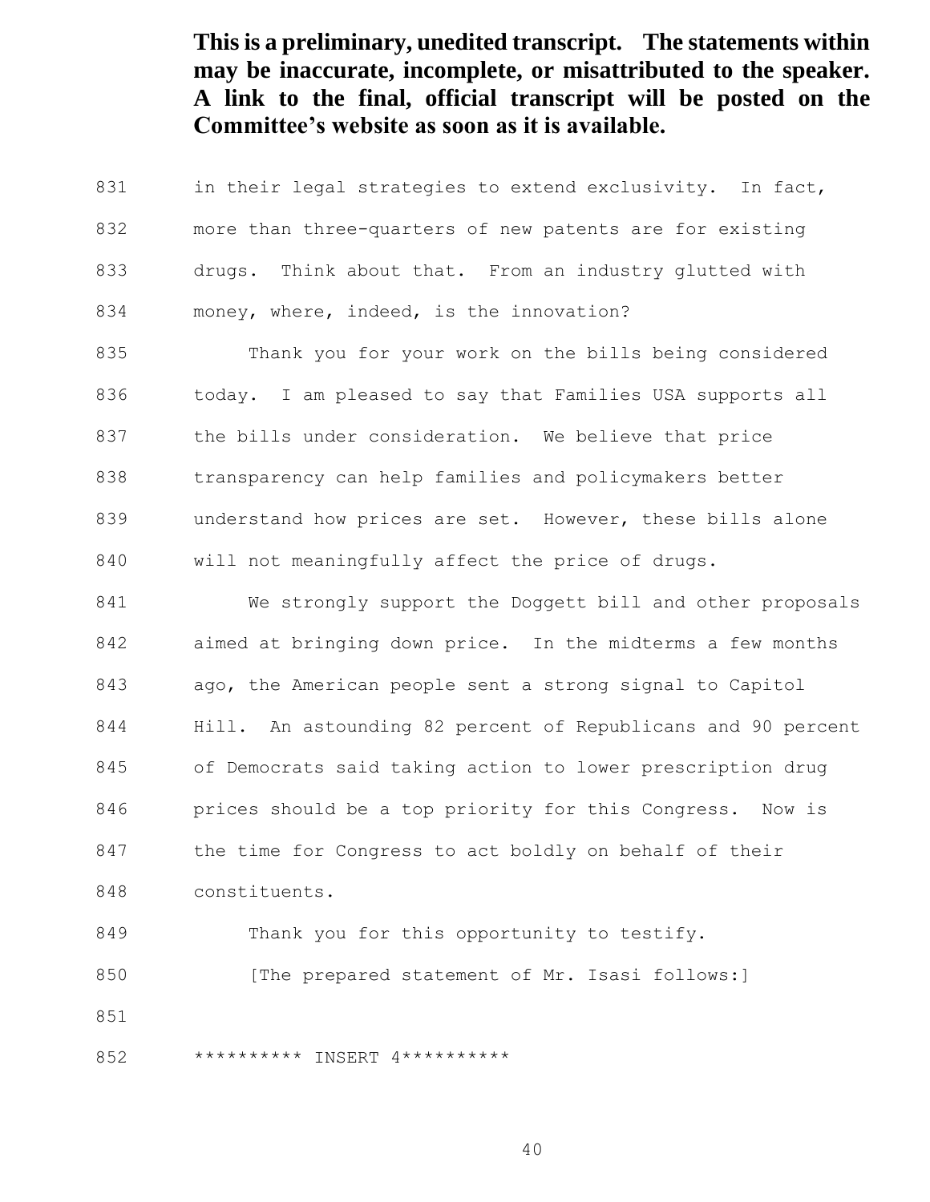**This is a preliminary, unedited transcript. The statements within may be inaccurate, incomplete, or misattributed to the speaker. A link to the final, official transcript will be posted on the Committee's website as soon as it is available.**

831 in their legal strategies to extend exclusivity. In fact,
832 more than three-quarters of new patents are for existing
833 drugs. Think about that. From an industry glutted with
834 money, where, indeed, is the innovation?

835 Thank you for your work on the bills being considered
836 today. I am pleased to say that Families USA supports all
837 the bills under consideration. We believe that price
838 transparency can help families and policymakers better
839 understand how prices are set. However, these bills alone
840 will not meaningfully affect the price of drugs.

841 We strongly support the Doggett bill and other proposals
842 aimed at bringing down price. In the midterms a few months
843 ago, the American people sent a strong signal to Capitol
844 Hill. An astounding 82 percent of Republicans and 90 percent
845 of Democrats said taking action to lower prescription drug
846 prices should be a top priority for this Congress. Now is
847 the time for Congress to act boldly on behalf of their
848 constituents.

849 Thank you for this opportunity to testify.

850 [The prepared statement of Mr. Isasi follows:]

851

852 ********** INSERT 4**********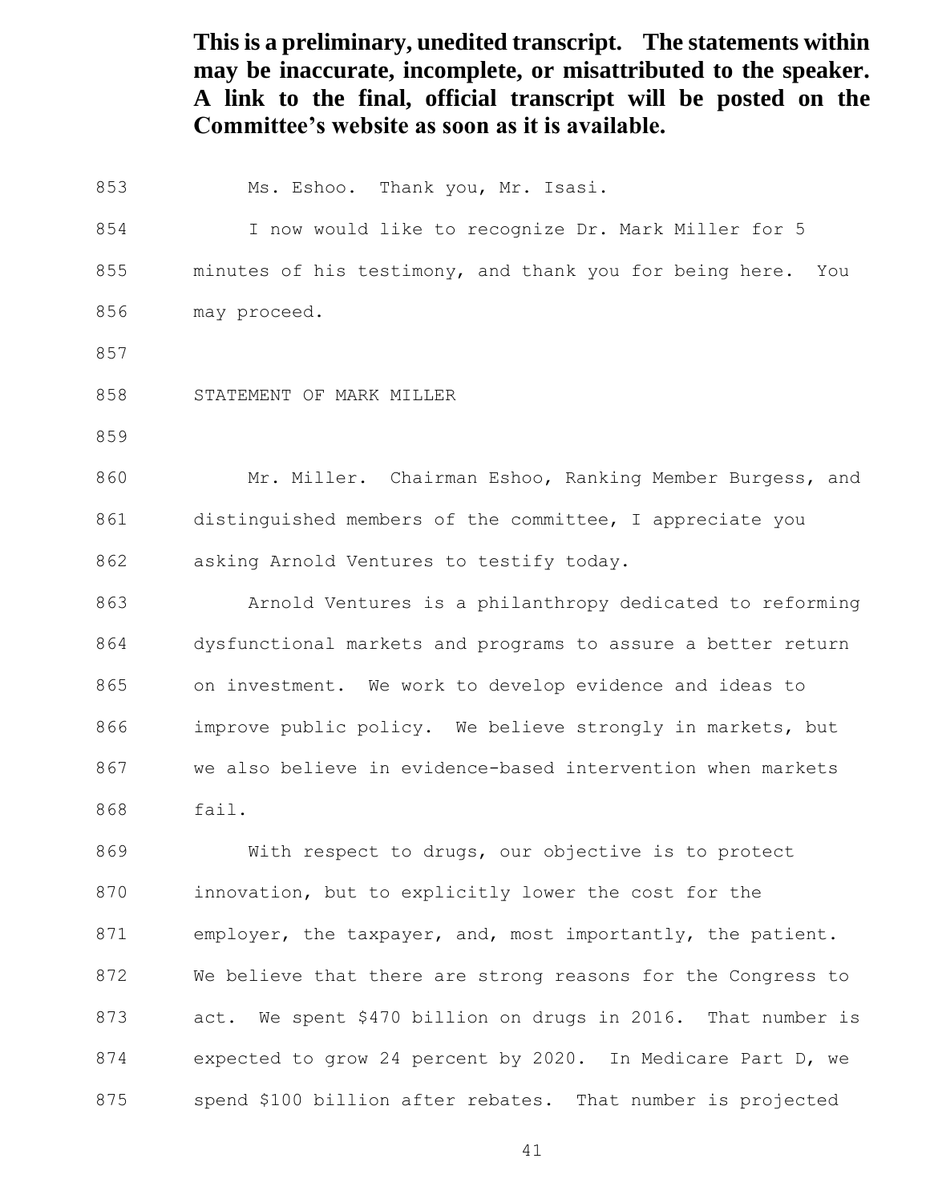**This is a preliminary, unedited transcript. The statements within may be inaccurate, incomplete, or misattributed to the speaker. A link to the final, official transcript will be posted on the Committee's website as soon as it is available.**

853 Ms. Eshoo. Thank you, Mr. Isasi.

854 I now would like to recognize Dr. Mark Miller for 5
855 minutes of his testimony, and thank you for being here. You
856 may proceed.

857

858 STATEMENT OF MARK MILLER

859

860 Mr. Miller. Chairman Eshoo, Ranking Member Burgess, and
861 distinguished members of the committee, I appreciate you
862 asking Arnold Ventures to testify today.

863 Arnold Ventures is a philanthropy dedicated to reforming
864 dysfunctional markets and programs to assure a better return
865 on investment. We work to develop evidence and ideas to
866 improve public policy. We believe strongly in markets, but
867 we also believe in evidence-based intervention when markets
868 fail.

869 With respect to drugs, our objective is to protect
870 innovation, but to explicitly lower the cost for the
871 employer, the taxpayer, and, most importantly, the patient.
872 We believe that there are strong reasons for the Congress to
873 act. We spent $470 billion on drugs in 2016. That number is
874 expected to grow 24 percent by 2020. In Medicare Part D, we
875 spend $100 billion after rebates. That number is projected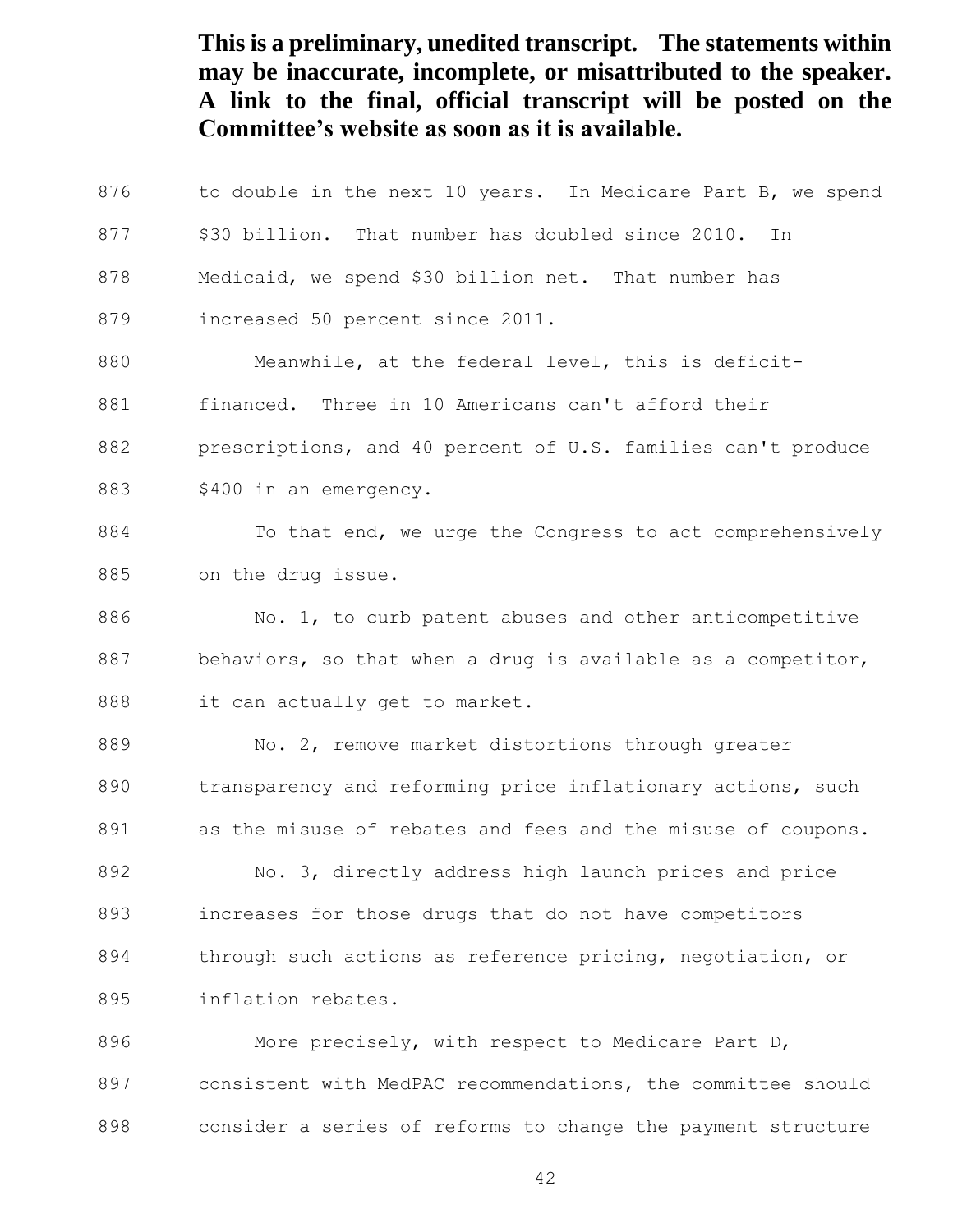**This is a preliminary, unedited transcript. The statements within may be inaccurate, incomplete, or misattributed to the speaker. A link to the final, official transcript will be posted on the Committee's website as soon as it is available.**

to double in the next 10 years. In Medicare Part B, we spend $30 billion. That number has doubled since 2010. In Medicaid, we spend $30 billion net. That number has increased 50 percent since 2011.

Meanwhile, at the federal level, this is deficit-financed. Three in 10 Americans can't afford their prescriptions, and 40 percent of U.S. families can't produce $400 in an emergency.

To that end, we urge the Congress to act comprehensively on the drug issue.

No. 1, to curb patent abuses and other anticompetitive behaviors, so that when a drug is available as a competitor, it can actually get to market.

No. 2, remove market distortions through greater transparency and reforming price inflationary actions, such as the misuse of rebates and fees and the misuse of coupons.

No. 3, directly address high launch prices and price increases for those drugs that do not have competitors through such actions as reference pricing, negotiation, or inflation rebates.

More precisely, with respect to Medicare Part D, consistent with MedPAC recommendations, the committee should consider a series of reforms to change the payment structure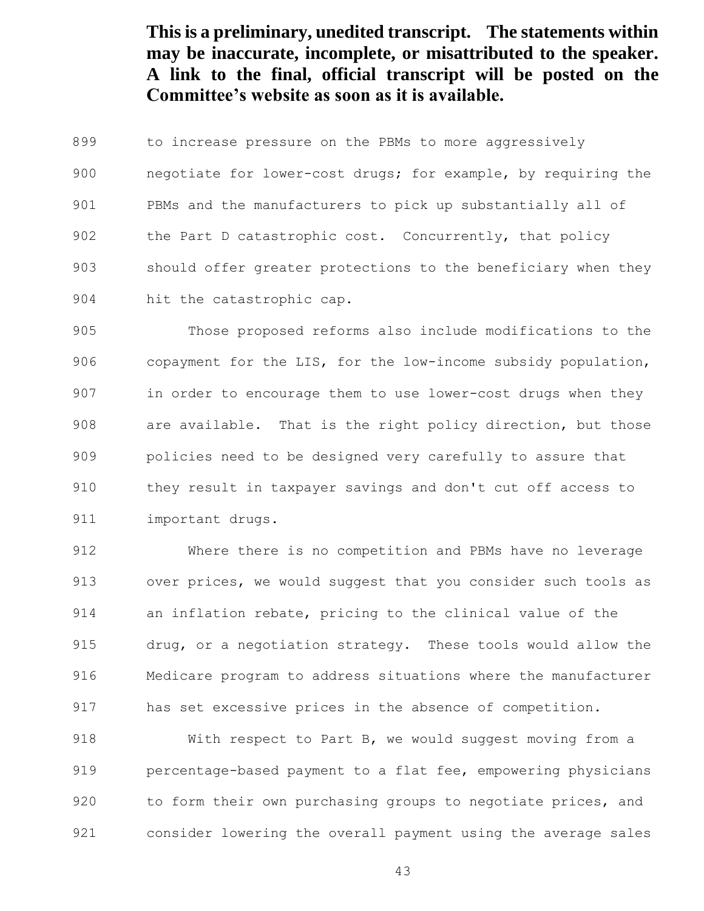**This is a preliminary, unedited transcript. The statements within may be inaccurate, incomplete, or misattributed to the speaker. A link to the final, official transcript will be posted on the Committee's website as soon as it is available.**

to increase pressure on the PBMs to more aggressively negotiate for lower-cost drugs; for example, by requiring the PBMs and the manufacturers to pick up substantially all of the Part D catastrophic cost. Concurrently, that policy should offer greater protections to the beneficiary when they hit the catastrophic cap.

Those proposed reforms also include modifications to the copayment for the LIS, for the low-income subsidy population, in order to encourage them to use lower-cost drugs when they are available. That is the right policy direction, but those policies need to be designed very carefully to assure that they result in taxpayer savings and don't cut off access to important drugs.

Where there is no competition and PBMs have no leverage over prices, we would suggest that you consider such tools as an inflation rebate, pricing to the clinical value of the drug, or a negotiation strategy. These tools would allow the Medicare program to address situations where the manufacturer has set excessive prices in the absence of competition.

With respect to Part B, we would suggest moving from a percentage-based payment to a flat fee, empowering physicians to form their own purchasing groups to negotiate prices, and consider lowering the overall payment using the average sales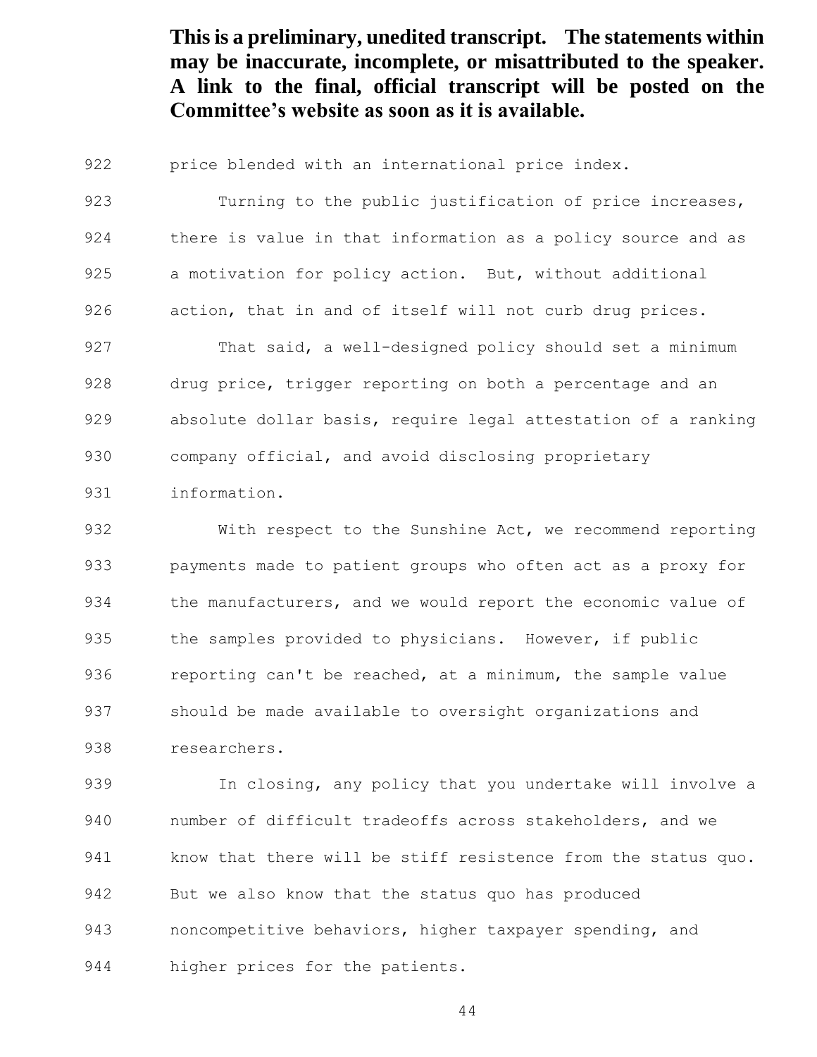**This is a preliminary, unedited transcript. The statements within may be inaccurate, incomplete, or misattributed to the speaker. A link to the final, official transcript will be posted on the Committee's website as soon as it is available.**

price blended with an international price index.

Turning to the public justification of price increases, there is value in that information as a policy source and as a motivation for policy action. But, without additional action, that in and of itself will not curb drug prices.

That said, a well-designed policy should set a minimum drug price, trigger reporting on both a percentage and an absolute dollar basis, require legal attestation of a ranking company official, and avoid disclosing proprietary information.

With respect to the Sunshine Act, we recommend reporting payments made to patient groups who often act as a proxy for the manufacturers, and we would report the economic value of the samples provided to physicians. However, if public reporting can't be reached, at a minimum, the sample value should be made available to oversight organizations and researchers.

In closing, any policy that you undertake will involve a number of difficult tradeoffs across stakeholders, and we know that there will be stiff resistence from the status quo. But we also know that the status quo has produced noncompetitive behaviors, higher taxpayer spending, and higher prices for the patients.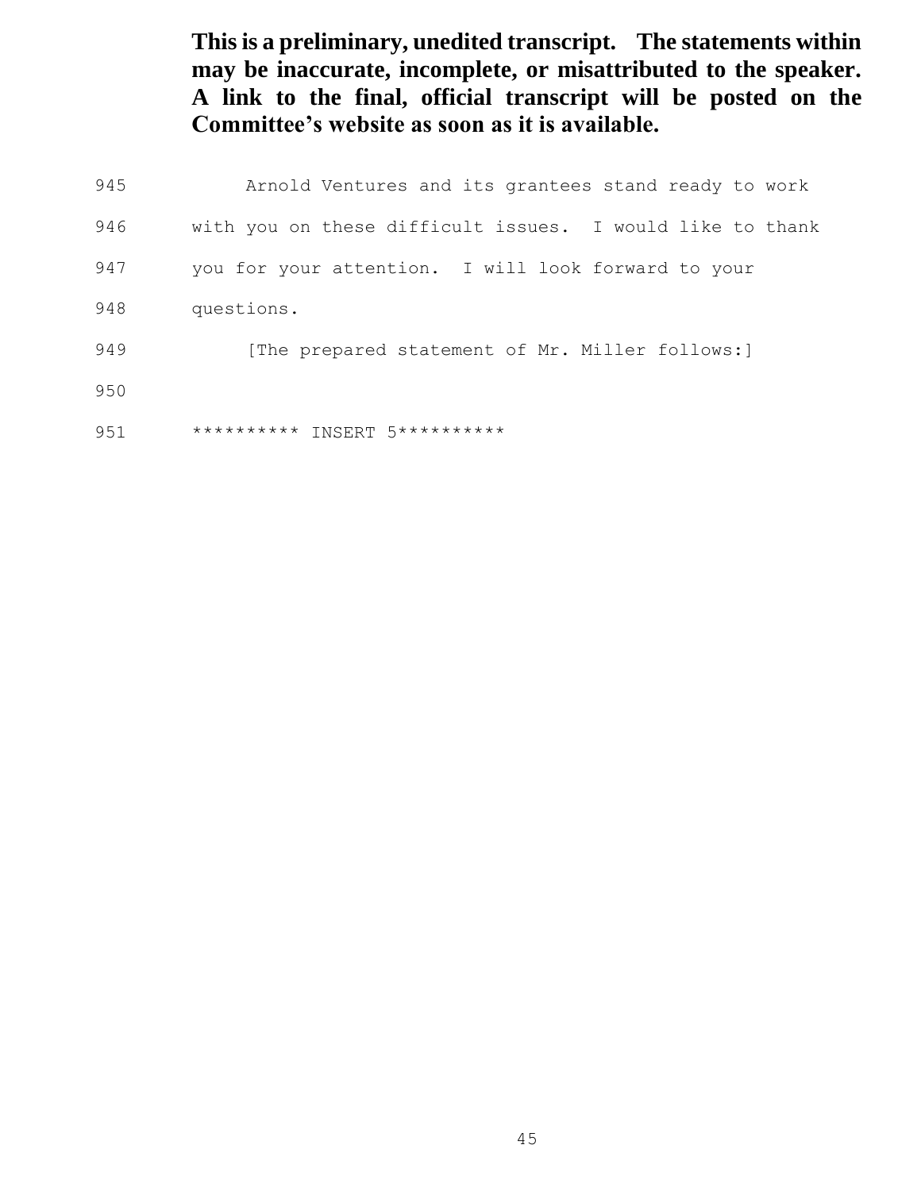**This is a preliminary, unedited transcript. The statements within may be inaccurate, incomplete, or misattributed to the speaker. A link to the final, official transcript will be posted on the Committee's website as soon as it is available.**

945 Arnold Ventures and its grantees stand ready to work

946 with you on these difficult issues. I would like to thank

947 you for your attention. I will look forward to your

948 questions.

949 [The prepared statement of Mr. Miller follows:]

950

951 ********** INSERT 5**********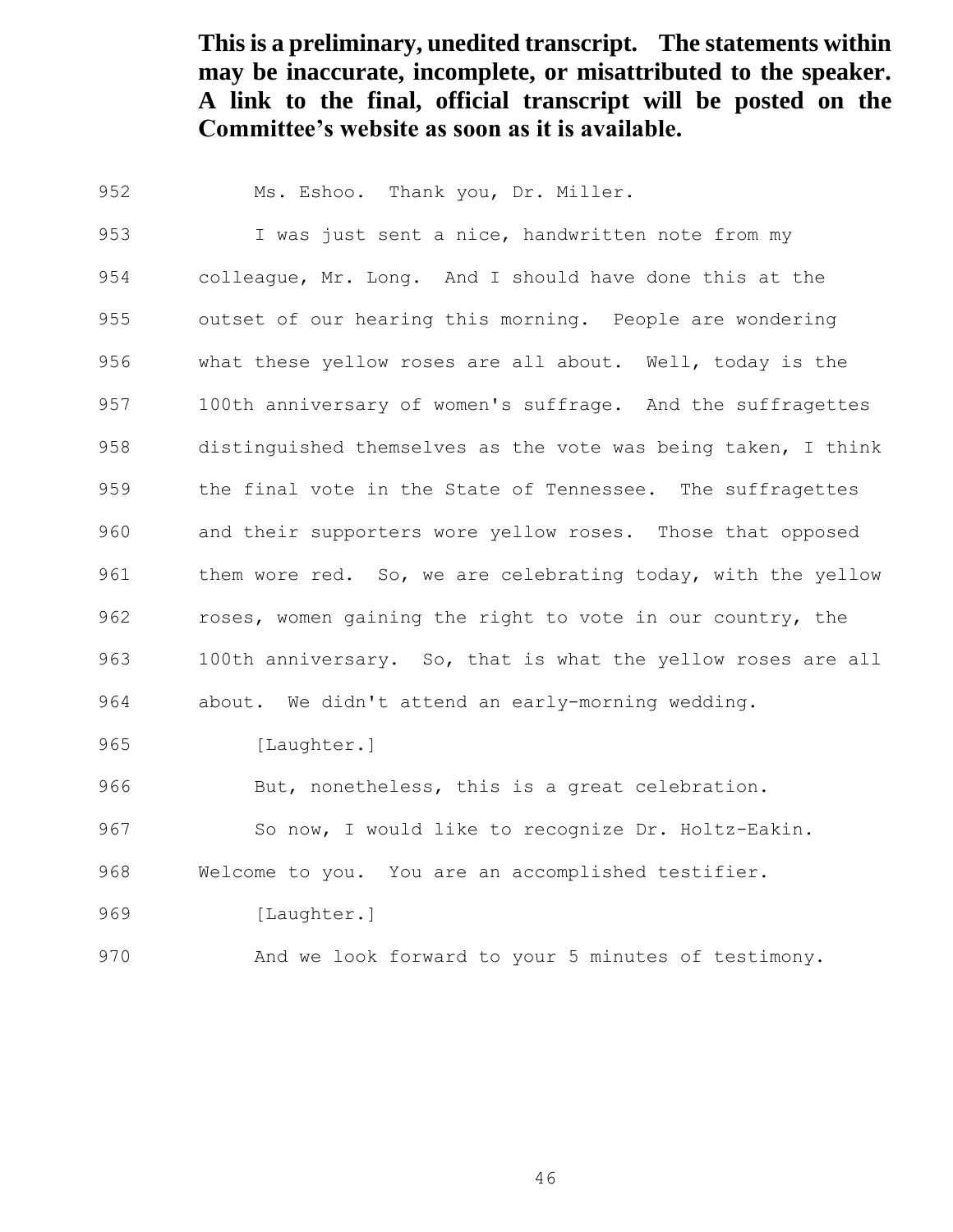**This is a preliminary, unedited transcript. The statements within may be inaccurate, incomplete, or misattributed to the speaker. A link to the final, official transcript will be posted on the Committee's website as soon as it is available.**

952 Ms. Eshoo. Thank you, Dr. Miller.

953 I was just sent a nice, handwritten note from my
954 colleague, Mr. Long. And I should have done this at the
955 outset of our hearing this morning. People are wondering
956 what these yellow roses are all about. Well, today is the
957 100th anniversary of women's suffrage. And the suffragettes
958 distinguished themselves as the vote was being taken, I think
959 the final vote in the State of Tennessee. The suffragettes
960 and their supporters wore yellow roses. Those that opposed
961 them wore red. So, we are celebrating today, with the yellow
962 roses, women gaining the right to vote in our country, the
963 100th anniversary. So, that is what the yellow roses are all
964 about. We didn't attend an early-morning wedding.

965 [Laughter.]

966 But, nonetheless, this is a great celebration.

967 So now, I would like to recognize Dr. Holtz-Eakin.
968 Welcome to you. You are an accomplished testifier.

969 [Laughter.]

970 And we look forward to your 5 minutes of testimony.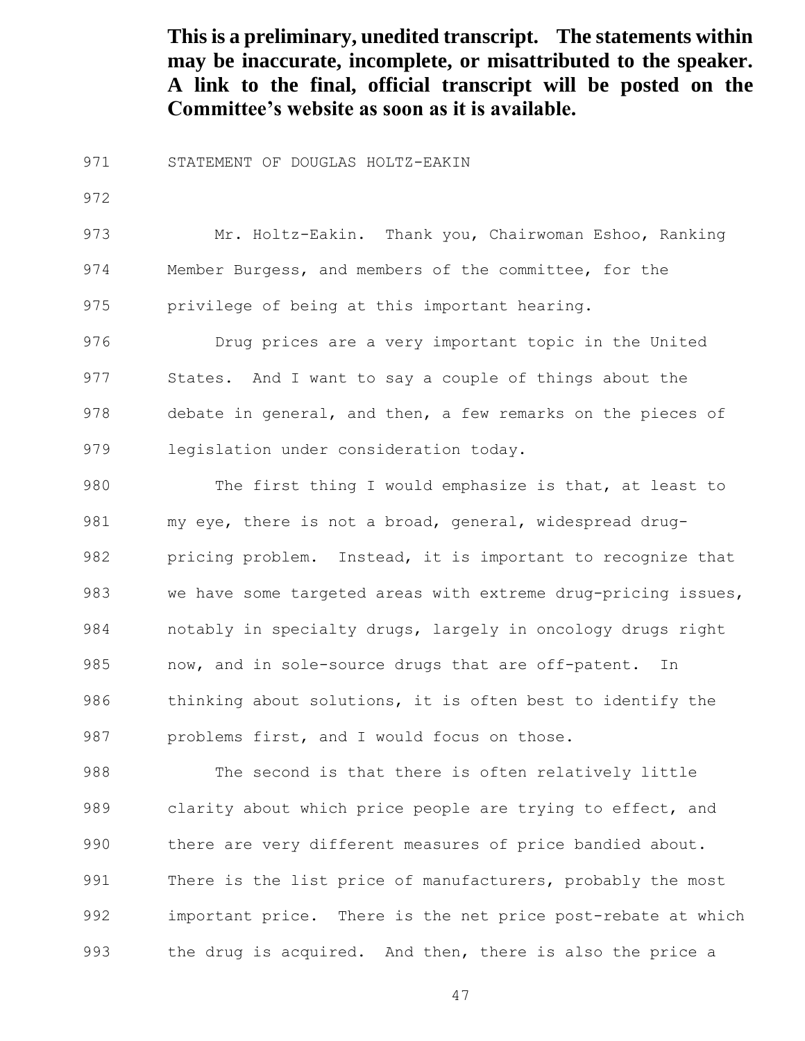**This is a preliminary, unedited transcript. The statements within may be inaccurate, incomplete, or misattributed to the speaker. A link to the final, official transcript will be posted on the Committee's website as soon as it is available.**

971 STATEMENT OF DOUGLAS HOLTZ-EAKIN

972

973 Mr. Holtz-Eakin. Thank you, Chairwoman Eshoo, Ranking
974 Member Burgess, and members of the committee, for the
975 privilege of being at this important hearing.

976 Drug prices are a very important topic in the United
977 States. And I want to say a couple of things about the
978 debate in general, and then, a few remarks on the pieces of
979 legislation under consideration today.

980 The first thing I would emphasize is that, at least to
981 my eye, there is not a broad, general, widespread drug-
982 pricing problem. Instead, it is important to recognize that
983 we have some targeted areas with extreme drug-pricing issues,
984 notably in specialty drugs, largely in oncology drugs right
985 now, and in sole-source drugs that are off-patent. In
986 thinking about solutions, it is often best to identify the
987 problems first, and I would focus on those.

988 The second is that there is often relatively little
989 clarity about which price people are trying to effect, and
990 there are very different measures of price bandied about.
991 There is the list price of manufacturers, probably the most
992 important price. There is the net price post-rebate at which
993 the drug is acquired. And then, there is also the price a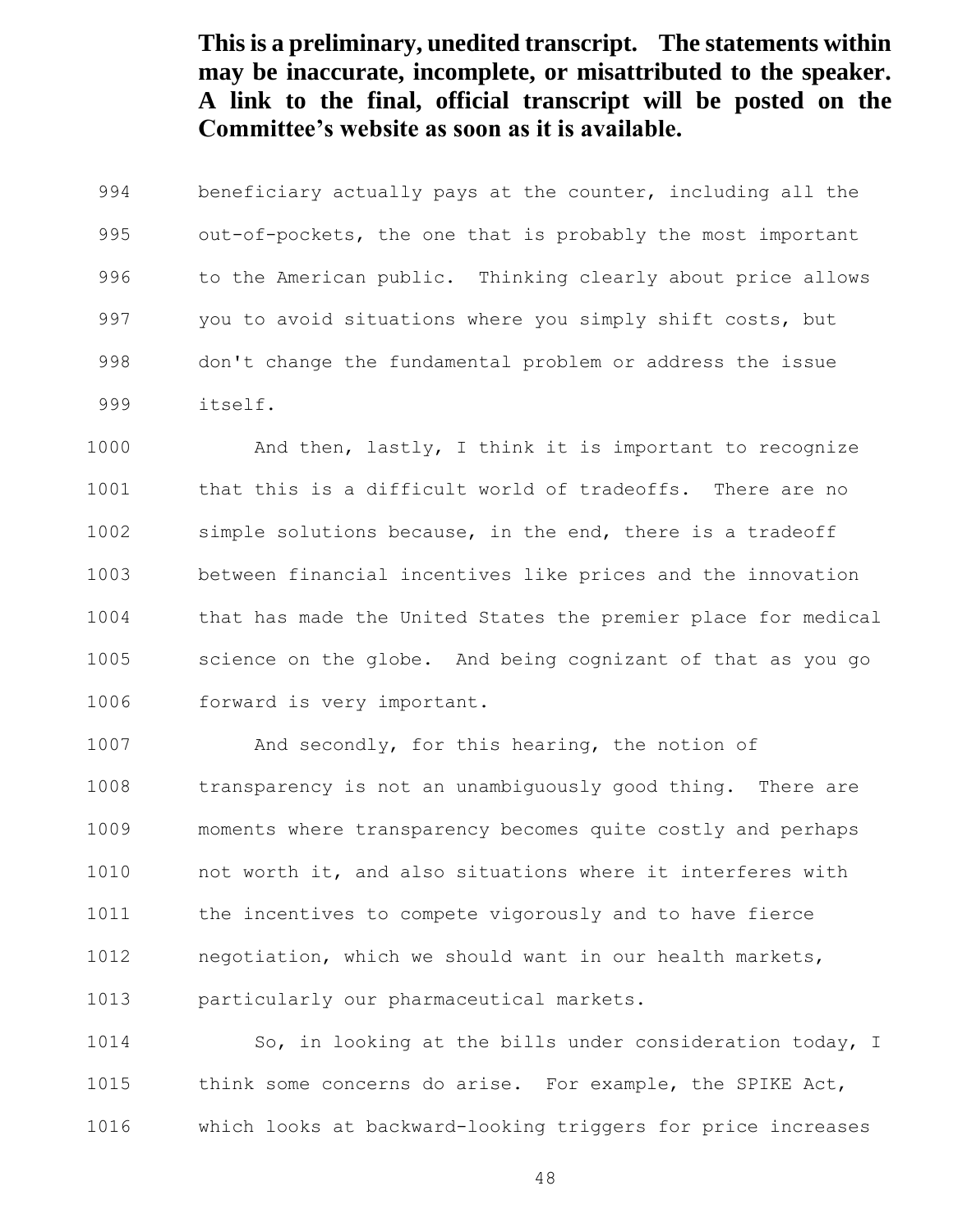**This is a preliminary, unedited transcript. The statements within may be inaccurate, incomplete, or misattributed to the speaker. A link to the final, official transcript will be posted on the Committee's website as soon as it is available.**

994 beneficiary actually pays at the counter, including all the
995 out-of-pockets, the one that is probably the most important
996 to the American public. Thinking clearly about price allows
997 you to avoid situations where you simply shift costs, but
998 don't change the fundamental problem or address the issue
999 itself.

1000 And then, lastly, I think it is important to recognize
1001 that this is a difficult world of tradeoffs. There are no
1002 simple solutions because, in the end, there is a tradeoff
1003 between financial incentives like prices and the innovation
1004 that has made the United States the premier place for medical
1005 science on the globe. And being cognizant of that as you go
1006 forward is very important.

1007 And secondly, for this hearing, the notion of
1008 transparency is not an unambiguously good thing. There are
1009 moments where transparency becomes quite costly and perhaps
1010 not worth it, and also situations where it interferes with
1011 the incentives to compete vigorously and to have fierce
1012 negotiation, which we should want in our health markets,
1013 particularly our pharmaceutical markets.

1014 So, in looking at the bills under consideration today, I
1015 think some concerns do arise. For example, the SPIKE Act,
1016 which looks at backward-looking triggers for price increases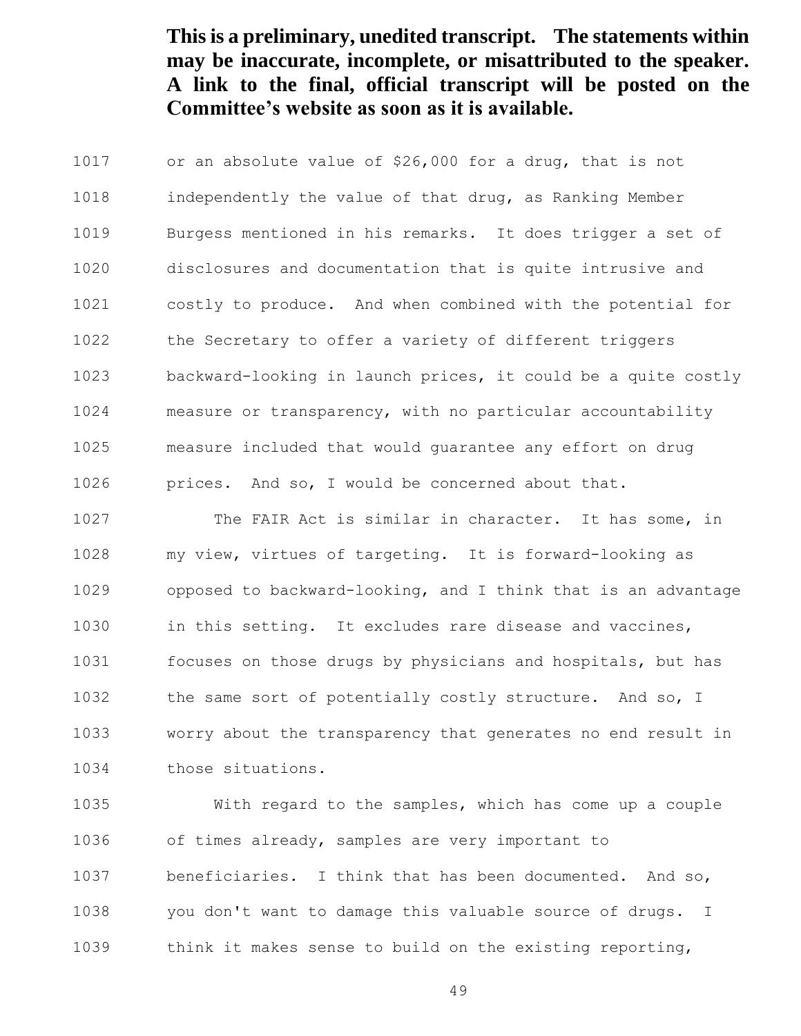**This is a preliminary, unedited transcript. The statements within may be inaccurate, incomplete, or misattributed to the speaker. A link to the final, official transcript will be posted on the Committee's website as soon as it is available.**

1017 or an absolute value of $26,000 for a drug, that is not
1018 independently the value of that drug, as Ranking Member
1019 Burgess mentioned in his remarks. It does trigger a set of
1020 disclosures and documentation that is quite intrusive and
1021 costly to produce. And when combined with the potential for
1022 the Secretary to offer a variety of different triggers
1023 backward-looking in launch prices, it could be a quite costly
1024 measure or transparency, with no particular accountability
1025 measure included that would guarantee any effort on drug
1026 prices. And so, I would be concerned about that.

1027 The FAIR Act is similar in character. It has some, in
1028 my view, virtues of targeting. It is forward-looking as
1029 opposed to backward-looking, and I think that is an advantage
1030 in this setting. It excludes rare disease and vaccines,
1031 focuses on those drugs by physicians and hospitals, but has
1032 the same sort of potentially costly structure. And so, I
1033 worry about the transparency that generates no end result in
1034 those situations.

1035 With regard to the samples, which has come up a couple
1036 of times already, samples are very important to
1037 beneficiaries. I think that has been documented. And so,
1038 you don't want to damage this valuable source of drugs. I
1039 think it makes sense to build on the existing reporting,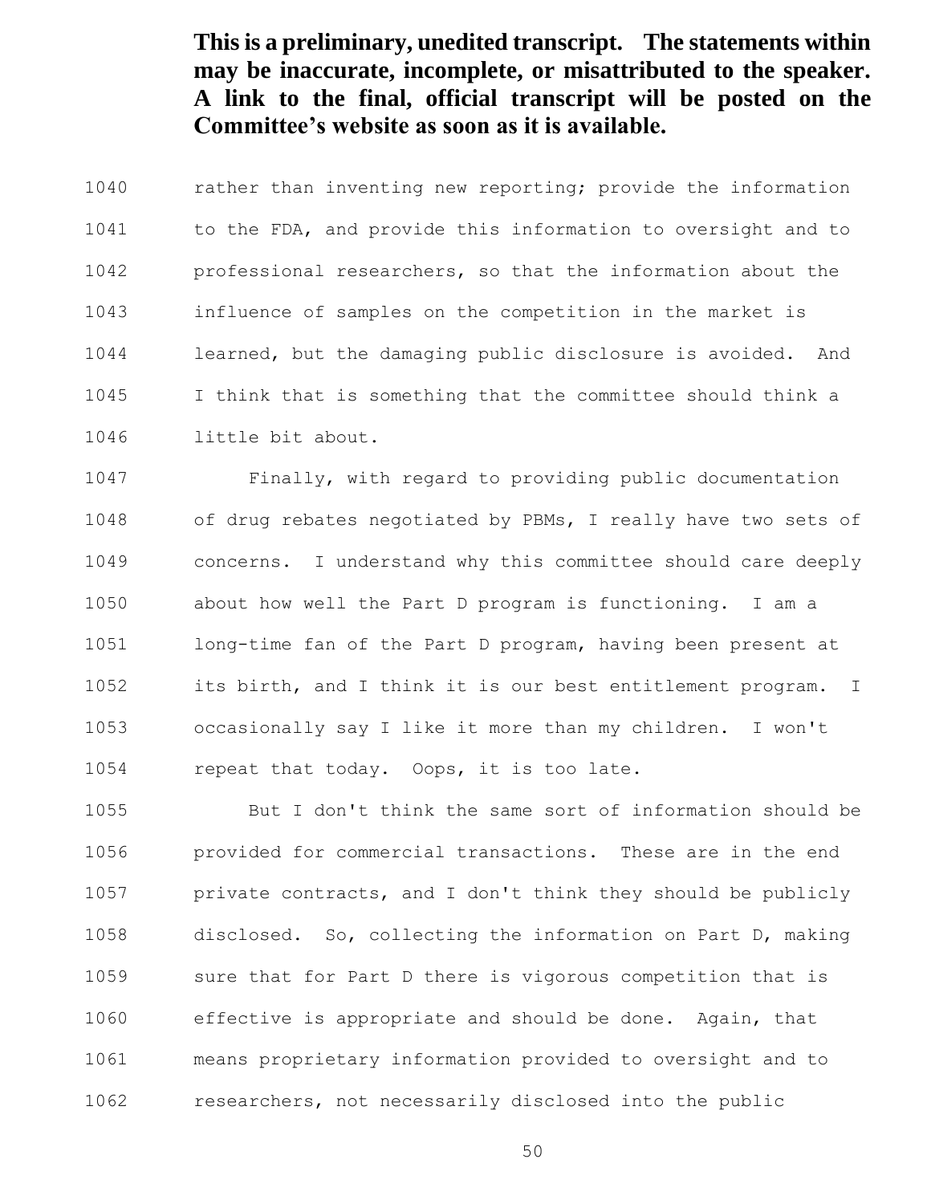**This is a preliminary, unedited transcript. The statements within may be inaccurate, incomplete, or misattributed to the speaker. A link to the final, official transcript will be posted on the Committee's website as soon as it is available.**

1040 rather than inventing new reporting; provide the information
1041 to the FDA, and provide this information to oversight and to
1042 professional researchers, so that the information about the
1043 influence of samples on the competition in the market is
1044 learned, but the damaging public disclosure is avoided. And
1045 I think that is something that the committee should think a
1046 little bit about.

1047 Finally, with regard to providing public documentation
1048 of drug rebates negotiated by PBMs, I really have two sets of
1049 concerns. I understand why this committee should care deeply
1050 about how well the Part D program is functioning. I am a
1051 long-time fan of the Part D program, having been present at
1052 its birth, and I think it is our best entitlement program. I
1053 occasionally say I like it more than my children. I won't
1054 repeat that today. Oops, it is too late.

1055 But I don't think the same sort of information should be
1056 provided for commercial transactions. These are in the end
1057 private contracts, and I don't think they should be publicly
1058 disclosed. So, collecting the information on Part D, making
1059 sure that for Part D there is vigorous competition that is
1060 effective is appropriate and should be done. Again, that
1061 means proprietary information provided to oversight and to
1062 researchers, not necessarily disclosed into the public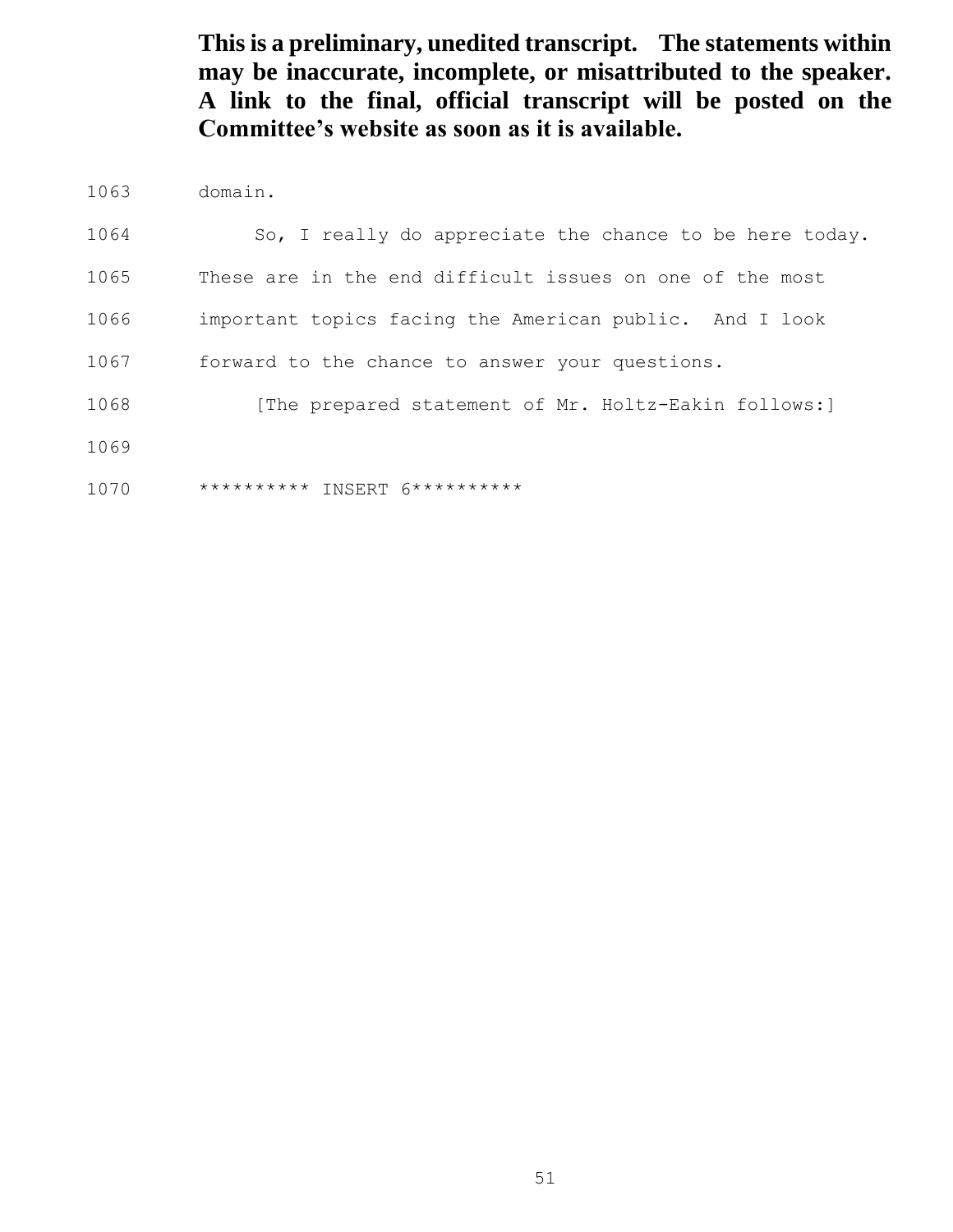**This is a preliminary, unedited transcript. The statements within may be inaccurate, incomplete, or misattributed to the speaker. A link to the final, official transcript will be posted on the Committee's website as soon as it is available.**

1063 domain.

1064 So, I really do appreciate the chance to be here today.

1065 These are in the end difficult issues on one of the most

1066 important topics facing the American public. And I look

1067 forward to the chance to answer your questions.

1068 [The prepared statement of Mr. Holtz-Eakin follows:]

1069

1070 ********** INSERT 6**********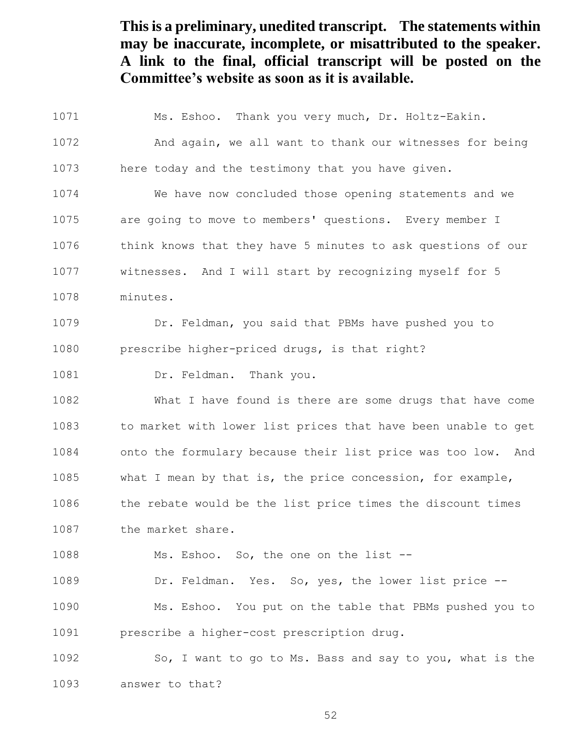**This is a preliminary, unedited transcript. The statements within may be inaccurate, incomplete, or misattributed to the speaker. A link to the final, official transcript will be posted on the Committee's website as soon as it is available.**

1071 Ms. Eshoo. Thank you very much, Dr. Holtz-Eakin.

1072 And again, we all want to thank our witnesses for being
1073 here today and the testimony that you have given.

1074 We have now concluded those opening statements and we
1075 are going to move to members' questions. Every member I
1076 think knows that they have 5 minutes to ask questions of our
1077 witnesses. And I will start by recognizing myself for 5
1078 minutes.

1079 Dr. Feldman, you said that PBMs have pushed you to
1080 prescribe higher-priced drugs, is that right?

1081 Dr. Feldman. Thank you.

1082 What I have found is there are some drugs that have come
1083 to market with lower list prices that have been unable to get
1084 onto the formulary because their list price was too low. And
1085 what I mean by that is, the price concession, for example,
1086 the rebate would be the list price times the discount times
1087 the market share.

1088 Ms. Eshoo. So, the one on the list --

1089 Dr. Feldman. Yes. So, yes, the lower list price --

1090 Ms. Eshoo. You put on the table that PBMs pushed you to
1091 prescribe a higher-cost prescription drug.

1092 So, I want to go to Ms. Bass and say to you, what is the
1093 answer to that?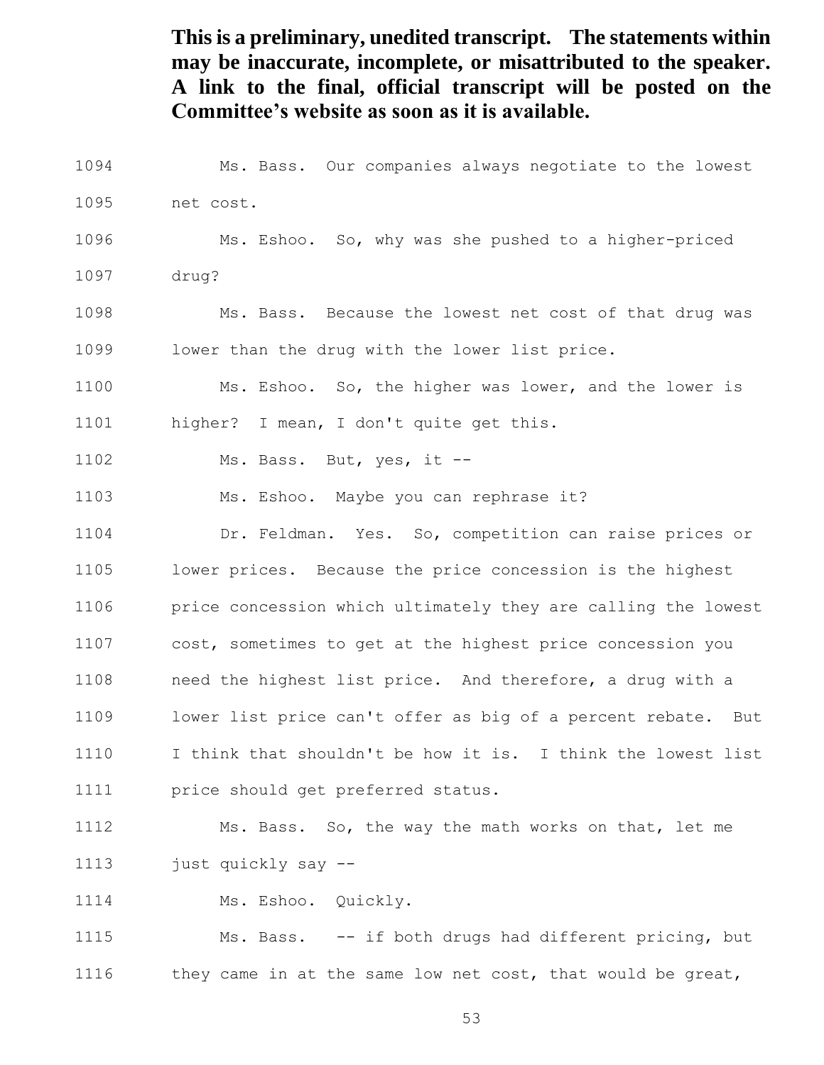**This is a preliminary, unedited transcript. The statements within may be inaccurate, incomplete, or misattributed to the speaker. A link to the final, official transcript will be posted on the Committee's website as soon as it is available.**

1094 Ms. Bass. Our companies always negotiate to the lowest
1095 net cost.
1096 Ms. Eshoo. So, why was she pushed to a higher-priced
1097 drug?
1098 Ms. Bass. Because the lowest net cost of that drug was
1099 lower than the drug with the lower list price.
1100 Ms. Eshoo. So, the higher was lower, and the lower is
1101 higher? I mean, I don't quite get this.
1102 Ms. Bass. But, yes, it --
1103 Ms. Eshoo. Maybe you can rephrase it?
1104 Dr. Feldman. Yes. So, competition can raise prices or
1105 lower prices. Because the price concession is the highest
1106 price concession which ultimately they are calling the lowest
1107 cost, sometimes to get at the highest price concession you
1108 need the highest list price. And therefore, a drug with a
1109 lower list price can't offer as big of a percent rebate. But
1110 I think that shouldn't be how it is. I think the lowest list
1111 price should get preferred status.
1112 Ms. Bass. So, the way the math works on that, let me
1113 just quickly say --
1114 Ms. Eshoo. Quickly.
1115 Ms. Bass. -- if both drugs had different pricing, but
1116 they came in at the same low net cost, that would be great,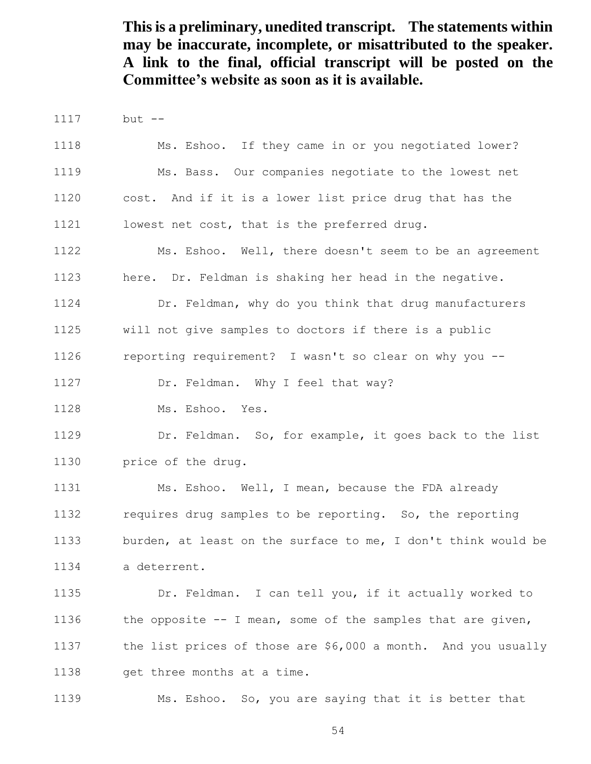**This is a preliminary, unedited transcript. The statements within may be inaccurate, incomplete, or misattributed to the speaker. A link to the final, official transcript will be posted on the Committee's website as soon as it is available.**

1117 but --

1118 Ms. Eshoo. If they came in or you negotiated lower?

1119 Ms. Bass. Our companies negotiate to the lowest net

1120 cost. And if it is a lower list price drug that has the

1121 lowest net cost, that is the preferred drug.

1122 Ms. Eshoo. Well, there doesn't seem to be an agreement

1123 here. Dr. Feldman is shaking her head in the negative.

1124 Dr. Feldman, why do you think that drug manufacturers

1125 will not give samples to doctors if there is a public

1126 reporting requirement? I wasn't so clear on why you --

1127 Dr. Feldman. Why I feel that way?

1128 Ms. Eshoo. Yes.

1129 Dr. Feldman. So, for example, it goes back to the list

1130 price of the drug.

1131 Ms. Eshoo. Well, I mean, because the FDA already

1132 requires drug samples to be reporting. So, the reporting

1133 burden, at least on the surface to me, I don't think would be

1134 a deterrent.

1135 Dr. Feldman. I can tell you, if it actually worked to

1136 the opposite -- I mean, some of the samples that are given,

1137 the list prices of those are $6,000 a month. And you usually

1138 get three months at a time.

1139 Ms. Eshoo. So, you are saying that it is better that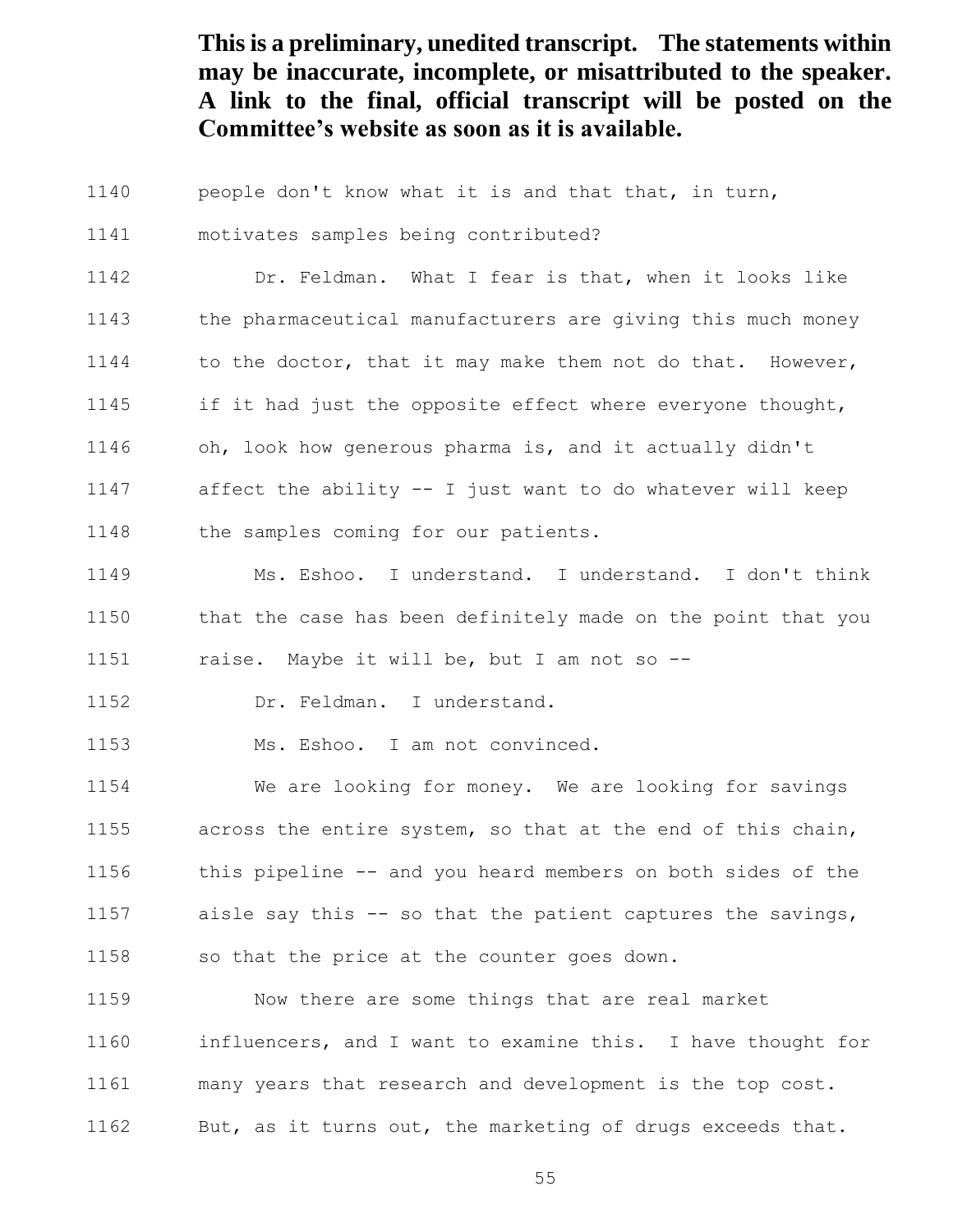**This is a preliminary, unedited transcript. The statements within may be inaccurate, incomplete, or misattributed to the speaker. A link to the final, official transcript will be posted on the Committee's website as soon as it is available.**

1140 people don't know what it is and that that, in turn,
1141 motivates samples being contributed?

1142 Dr. Feldman. What I fear is that, when it looks like
1143 the pharmaceutical manufacturers are giving this much money
1144 to the doctor, that it may make them not do that. However,
1145 if it had just the opposite effect where everyone thought,
1146 oh, look how generous pharma is, and it actually didn't
1147 affect the ability -- I just want to do whatever will keep
1148 the samples coming for our patients.

1149 Ms. Eshoo. I understand. I understand. I don't think
1150 that the case has been definitely made on the point that you
1151 raise. Maybe it will be, but I am not so --

1152 Dr. Feldman. I understand.

1153 Ms. Eshoo. I am not convinced.

1154 We are looking for money. We are looking for savings
1155 across the entire system, so that at the end of this chain,
1156 this pipeline -- and you heard members on both sides of the
1157 aisle say this -- so that the patient captures the savings,
1158 so that the price at the counter goes down.

1159 Now there are some things that are real market
1160 influencers, and I want to examine this. I have thought for
1161 many years that research and development is the top cost.
1162 But, as it turns out, the marketing of drugs exceeds that.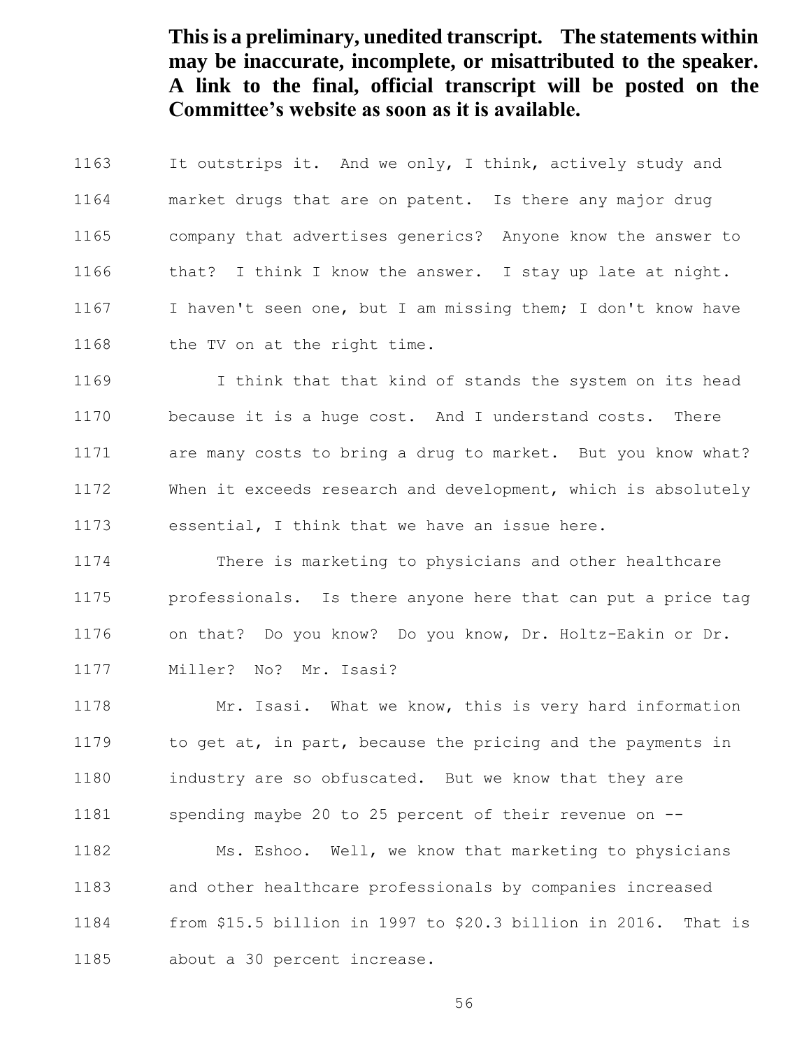**This is a preliminary, unedited transcript. The statements within may be inaccurate, incomplete, or misattributed to the speaker. A link to the final, official transcript will be posted on the Committee's website as soon as it is available.**

1163 It outstrips it. And we only, I think, actively study and
1164 market drugs that are on patent. Is there any major drug
1165 company that advertises generics? Anyone know the answer to
1166 that? I think I know the answer. I stay up late at night.
1167 I haven't seen one, but I am missing them; I don't know have
1168 the TV on at the right time.

1169 I think that that kind of stands the system on its head
1170 because it is a huge cost. And I understand costs. There
1171 are many costs to bring a drug to market. But you know what?
1172 When it exceeds research and development, which is absolutely
1173 essential, I think that we have an issue here.

1174 There is marketing to physicians and other healthcare
1175 professionals. Is there anyone here that can put a price tag
1176 on that? Do you know? Do you know, Dr. Holtz-Eakin or Dr.
1177 Miller? No? Mr. Isasi?

1178 Mr. Isasi. What we know, this is very hard information
1179 to get at, in part, because the pricing and the payments in
1180 industry are so obfuscated. But we know that they are
1181 spending maybe 20 to 25 percent of their revenue on --

1182 Ms. Eshoo. Well, we know that marketing to physicians
1183 and other healthcare professionals by companies increased
1184 from $15.5 billion in 1997 to $20.3 billion in 2016. That is
1185 about a 30 percent increase.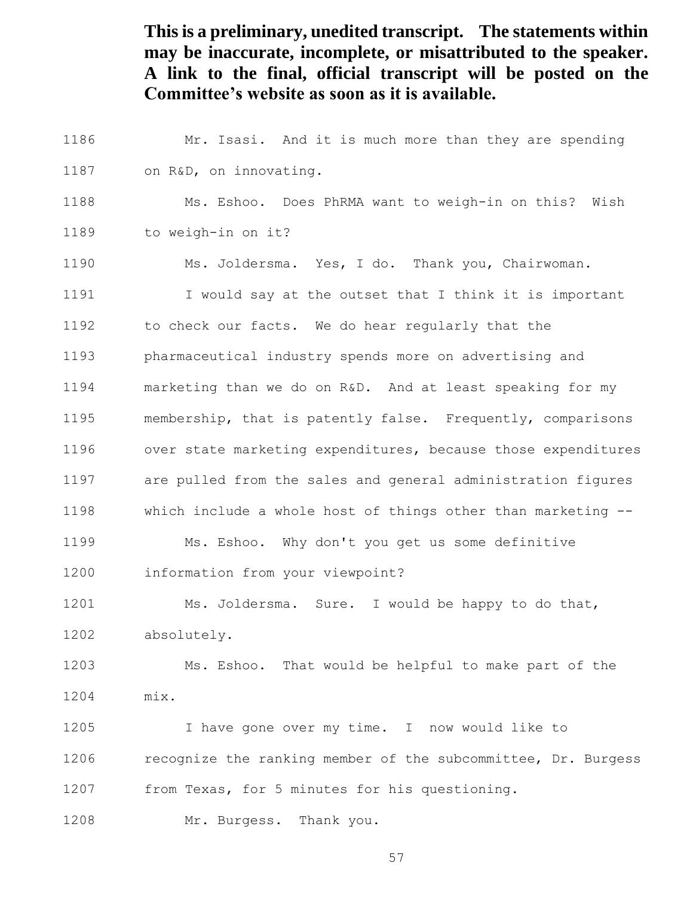**This is a preliminary, unedited transcript. The statements within may be inaccurate, incomplete, or misattributed to the speaker. A link to the final, official transcript will be posted on the Committee's website as soon as it is available.**

1186 Mr. Isasi. And it is much more than they are spending
1187 on R&D, on innovating.

1188 Ms. Eshoo. Does PhRMA want to weigh-in on this? Wish
1189 to weigh-in on it?

1190 Ms. Joldersma. Yes, I do. Thank you, Chairwoman.

1191 I would say at the outset that I think it is important
1192 to check our facts. We do hear regularly that the
1193 pharmaceutical industry spends more on advertising and
1194 marketing than we do on R&D. And at least speaking for my
1195 membership, that is patently false. Frequently, comparisons
1196 over state marketing expenditures, because those expenditures
1197 are pulled from the sales and general administration figures
1198 which include a whole host of things other than marketing --

1199 Ms. Eshoo. Why don't you get us some definitive
1200 information from your viewpoint?

1201 Ms. Joldersma. Sure. I would be happy to do that,
1202 absolutely.

1203 Ms. Eshoo. That would be helpful to make part of the
1204 mix.

1205 I have gone over my time. I now would like to
1206 recognize the ranking member of the subcommittee, Dr. Burgess
1207 from Texas, for 5 minutes for his questioning.

1208 Mr. Burgess. Thank you.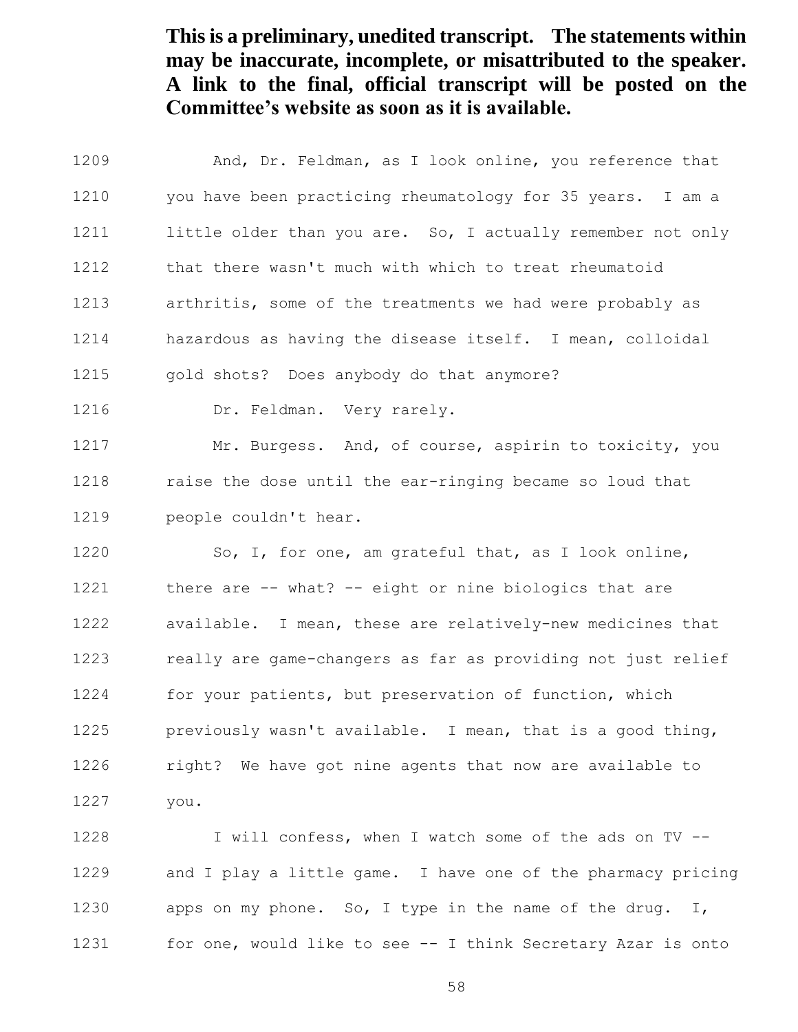**This is a preliminary, unedited transcript. The statements within may be inaccurate, incomplete, or misattributed to the speaker. A link to the final, official transcript will be posted on the Committee's website as soon as it is available.**

1209 And, Dr. Feldman, as I look online, you reference that
1210 you have been practicing rheumatology for 35 years. I am a
1211 little older than you are. So, I actually remember not only
1212 that there wasn't much with which to treat rheumatoid
1213 arthritis, some of the treatments we had were probably as
1214 hazardous as having the disease itself. I mean, colloidal
1215 gold shots? Does anybody do that anymore?

1216 Dr. Feldman. Very rarely.

1217 Mr. Burgess. And, of course, aspirin to toxicity, you
1218 raise the dose until the ear-ringing became so loud that
1219 people couldn't hear.

1220 So, I, for one, am grateful that, as I look online,
1221 there are -- what? -- eight or nine biologics that are
1222 available. I mean, these are relatively-new medicines that
1223 really are game-changers as far as providing not just relief
1224 for your patients, but preservation of function, which
1225 previously wasn't available. I mean, that is a good thing,
1226 right? We have got nine agents that now are available to
1227 you.

1228 I will confess, when I watch some of the ads on TV --
1229 and I play a little game. I have one of the pharmacy pricing
1230 apps on my phone. So, I type in the name of the drug. I,
1231 for one, would like to see -- I think Secretary Azar is onto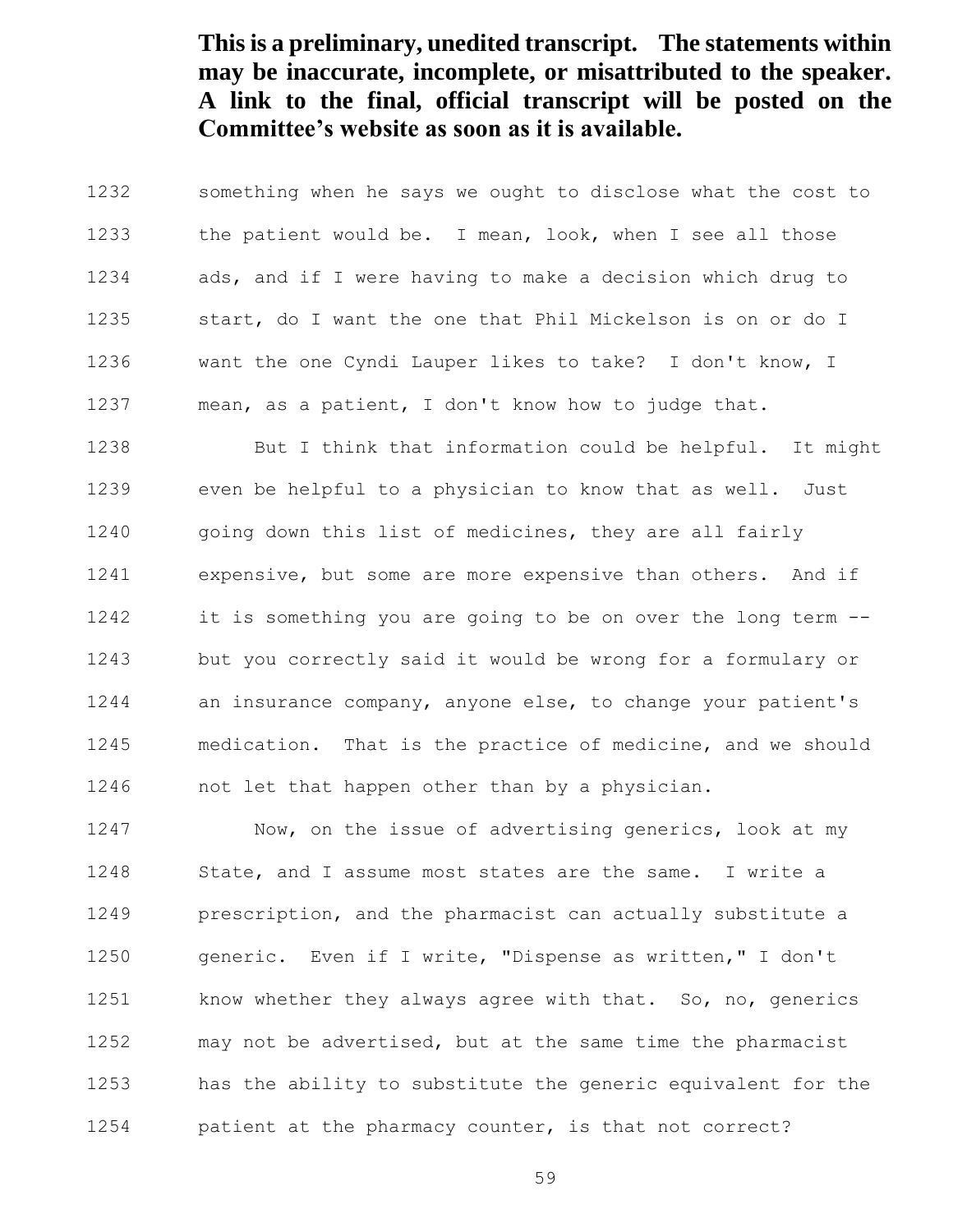**This is a preliminary, unedited transcript. The statements within may be inaccurate, incomplete, or misattributed to the speaker. A link to the final, official transcript will be posted on the Committee's website as soon as it is available.**

something when he says we ought to disclose what the cost to the patient would be. I mean, look, when I see all those ads, and if I were having to make a decision which drug to start, do I want the one that Phil Mickelson is on or do I want the one Cyndi Lauper likes to take? I don't know, I mean, as a patient, I don't know how to judge that.

But I think that information could be helpful. It might even be helpful to a physician to know that as well. Just going down this list of medicines, they are all fairly expensive, but some are more expensive than others. And if it is something you are going to be on over the long term -- but you correctly said it would be wrong for a formulary or an insurance company, anyone else, to change your patient's medication. That is the practice of medicine, and we should not let that happen other than by a physician.

Now, on the issue of advertising generics, look at my State, and I assume most states are the same. I write a prescription, and the pharmacist can actually substitute a generic. Even if I write, "Dispense as written," I don't know whether they always agree with that. So, no, generics may not be advertised, but at the same time the pharmacist has the ability to substitute the generic equivalent for the patient at the pharmacy counter, is that not correct?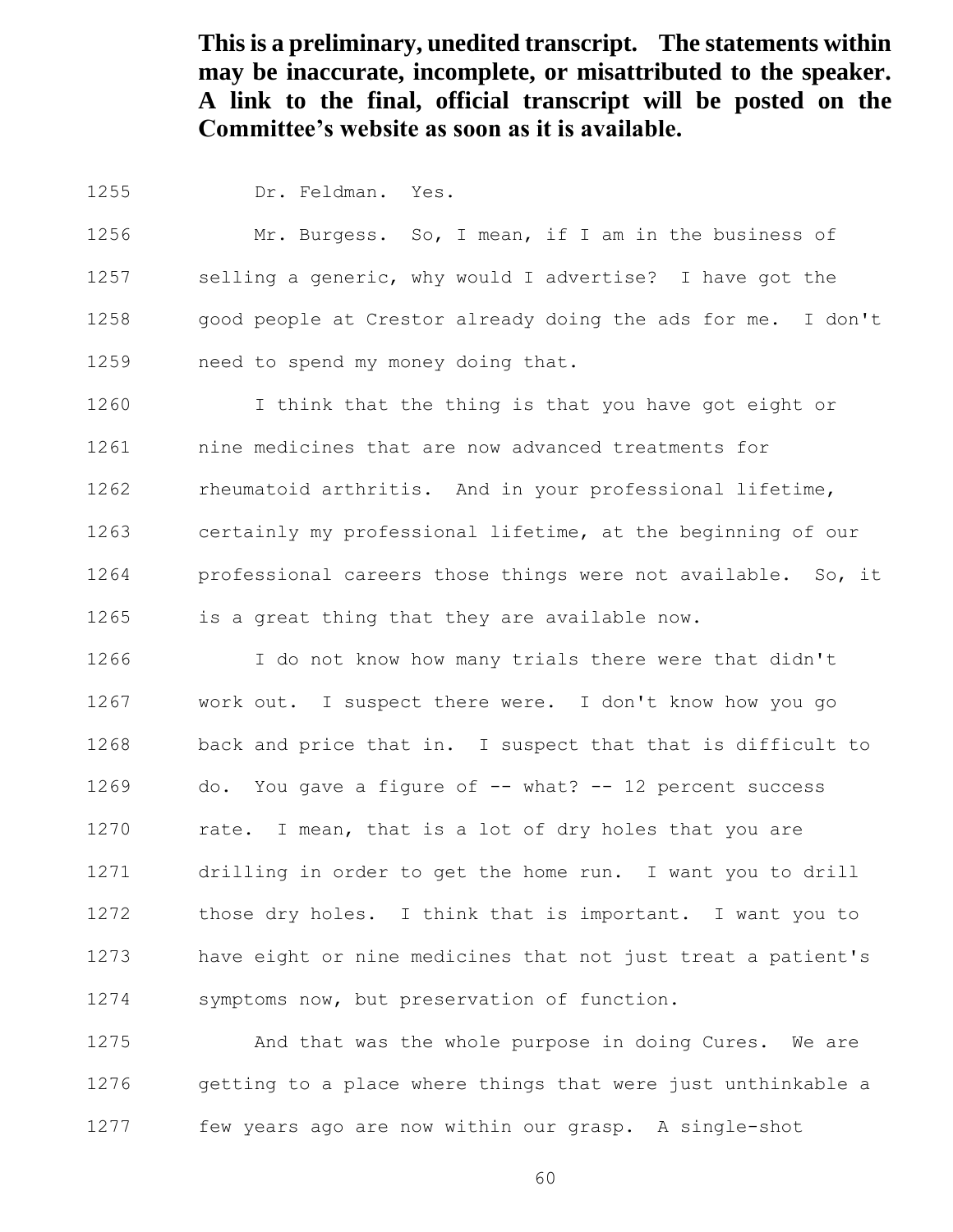**This is a preliminary, unedited transcript. The statements within may be inaccurate, incomplete, or misattributed to the speaker. A link to the final, official transcript will be posted on the Committee's website as soon as it is available.**

1255 Dr. Feldman. Yes.

1256 Mr. Burgess. So, I mean, if I am in the business of
1257 selling a generic, why would I advertise? I have got the
1258 good people at Crestor already doing the ads for me. I don't
1259 need to spend my money doing that.

1260 I think that the thing is that you have got eight or
1261 nine medicines that are now advanced treatments for
1262 rheumatoid arthritis. And in your professional lifetime,
1263 certainly my professional lifetime, at the beginning of our
1264 professional careers those things were not available. So, it
1265 is a great thing that they are available now.

1266 I do not know how many trials there were that didn't
1267 work out. I suspect there were. I don't know how you go
1268 back and price that in. I suspect that that is difficult to
1269 do. You gave a figure of -- what? -- 12 percent success
1270 rate. I mean, that is a lot of dry holes that you are
1271 drilling in order to get the home run. I want you to drill
1272 those dry holes. I think that is important. I want you to
1273 have eight or nine medicines that not just treat a patient's
1274 symptoms now, but preservation of function.

1275 And that was the whole purpose in doing Cures. We are
1276 getting to a place where things that were just unthinkable a
1277 few years ago are now within our grasp. A single-shot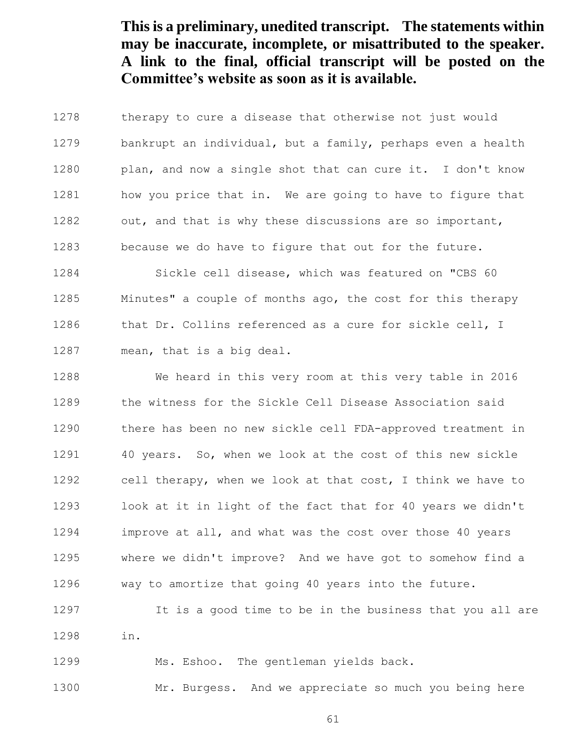**This is a preliminary, unedited transcript. The statements within may be inaccurate, incomplete, or misattributed to the speaker. A link to the final, official transcript will be posted on the Committee's website as soon as it is available.**

1278 therapy to cure a disease that otherwise not just would
1279 bankrupt an individual, but a family, perhaps even a health
1280 plan, and now a single shot that can cure it. I don't know
1281 how you price that in. We are going to have to figure that
1282 out, and that is why these discussions are so important,
1283 because we do have to figure that out for the future.

1284 Sickle cell disease, which was featured on "CBS 60
1285 Minutes" a couple of months ago, the cost for this therapy
1286 that Dr. Collins referenced as a cure for sickle cell, I
1287 mean, that is a big deal.

1288 We heard in this very room at this very table in 2016
1289 the witness for the Sickle Cell Disease Association said
1290 there has been no new sickle cell FDA-approved treatment in
1291 40 years. So, when we look at the cost of this new sickle
1292 cell therapy, when we look at that cost, I think we have to
1293 look at it in light of the fact that for 40 years we didn't
1294 improve at all, and what was the cost over those 40 years
1295 where we didn't improve? And we have got to somehow find a
1296 way to amortize that going 40 years into the future.

1297 It is a good time to be in the business that you all are
1298 in.

1299 Ms. Eshoo. The gentleman yields back.

1300 Mr. Burgess. And we appreciate so much you being here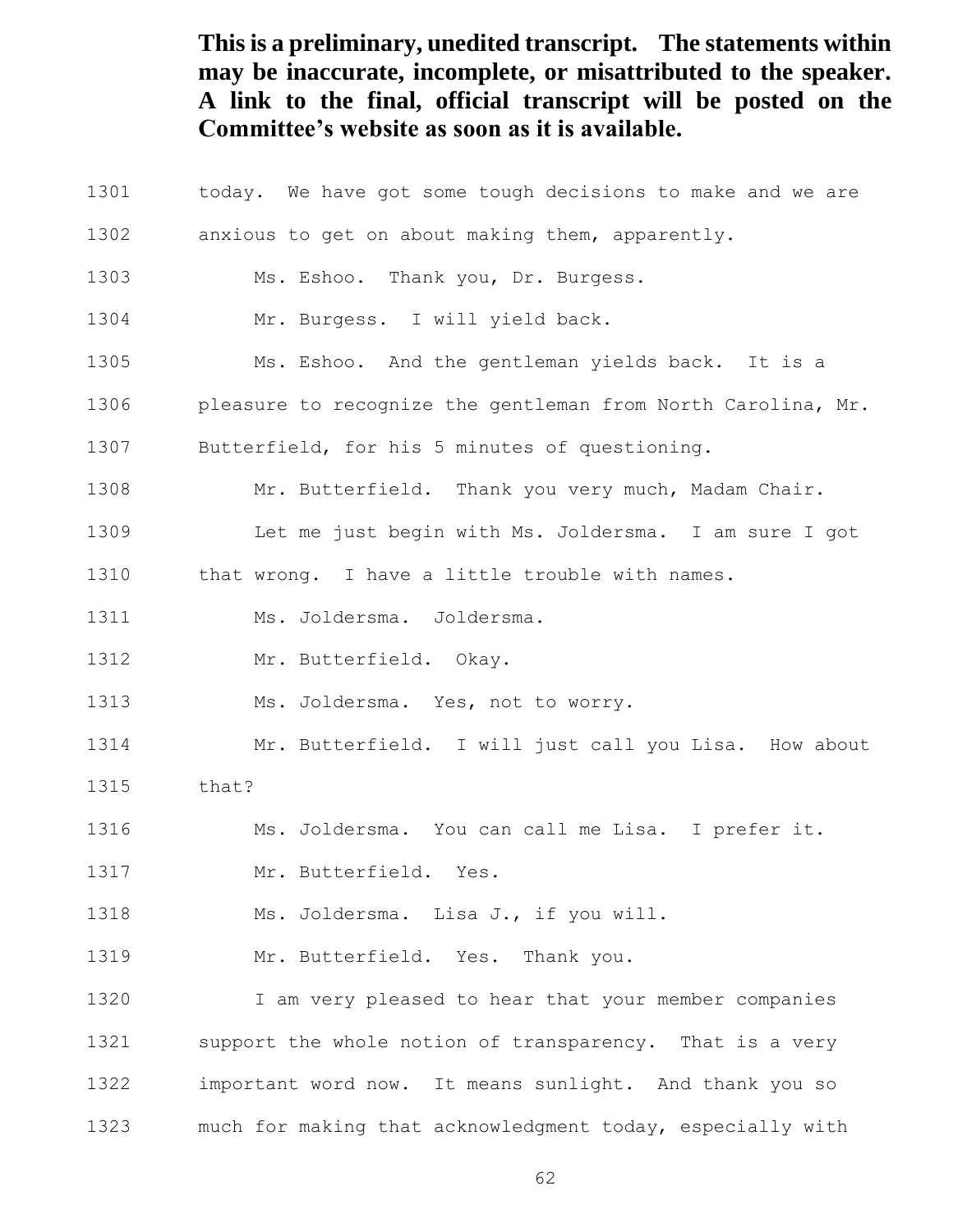**This is a preliminary, unedited transcript. The statements within may be inaccurate, incomplete, or misattributed to the speaker. A link to the final, official transcript will be posted on the Committee's website as soon as it is available.**

1301 today. We have got some tough decisions to make and we are
1302 anxious to get on about making them, apparently.
1303 Ms. Eshoo. Thank you, Dr. Burgess.
1304 Mr. Burgess. I will yield back.
1305 Ms. Eshoo. And the gentleman yields back. It is a
1306 pleasure to recognize the gentleman from North Carolina, Mr.
1307 Butterfield, for his 5 minutes of questioning.
1308 Mr. Butterfield. Thank you very much, Madam Chair.
1309 Let me just begin with Ms. Joldersma. I am sure I got
1310 that wrong. I have a little trouble with names.
1311 Ms. Joldersma. Joldersma.
1312 Mr. Butterfield. Okay.
1313 Ms. Joldersma. Yes, not to worry.
1314 Mr. Butterfield. I will just call you Lisa. How about
1315 that?
1316 Ms. Joldersma. You can call me Lisa. I prefer it.
1317 Mr. Butterfield. Yes.
1318 Ms. Joldersma. Lisa J., if you will.
1319 Mr. Butterfield. Yes. Thank you.
1320 I am very pleased to hear that your member companies
1321 support the whole notion of transparency. That is a very
1322 important word now. It means sunlight. And thank you so
1323 much for making that acknowledgment today, especially with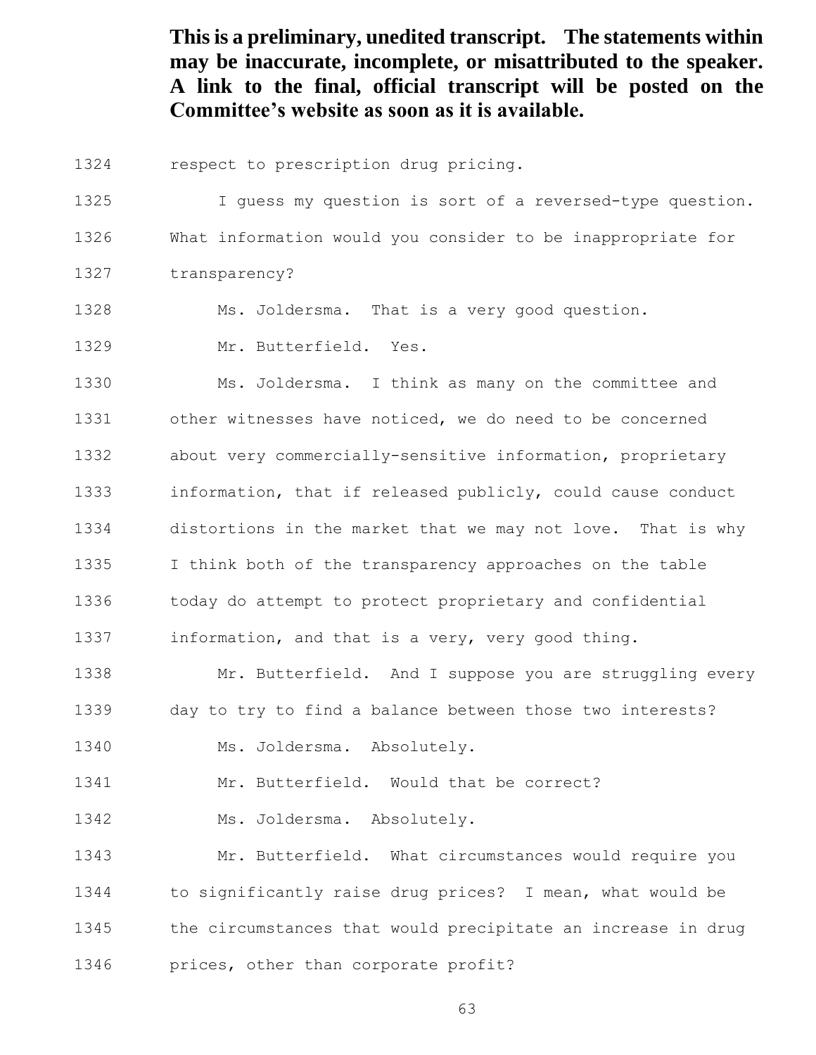**This is a preliminary, unedited transcript. The statements within may be inaccurate, incomplete, or misattributed to the speaker. A link to the final, official transcript will be posted on the Committee's website as soon as it is available.**

1324 respect to prescription drug pricing.

1325 I guess my question is sort of a reversed-type question.

1326 What information would you consider to be inappropriate for

1327 transparency?

1328 Ms. Joldersma. That is a very good question.

1329 Mr. Butterfield. Yes.

1330 Ms. Joldersma. I think as many on the committee and

1331 other witnesses have noticed, we do need to be concerned

1332 about very commercially-sensitive information, proprietary

1333 information, that if released publicly, could cause conduct

1334 distortions in the market that we may not love. That is why

1335 I think both of the transparency approaches on the table

1336 today do attempt to protect proprietary and confidential

1337 information, and that is a very, very good thing.

1338 Mr. Butterfield. And I suppose you are struggling every

1339 day to try to find a balance between those two interests?

1340 Ms. Joldersma. Absolutely.

1341 Mr. Butterfield. Would that be correct?

1342 Ms. Joldersma. Absolutely.

1343 Mr. Butterfield. What circumstances would require you

1344 to significantly raise drug prices? I mean, what would be

1345 the circumstances that would precipitate an increase in drug

1346 prices, other than corporate profit?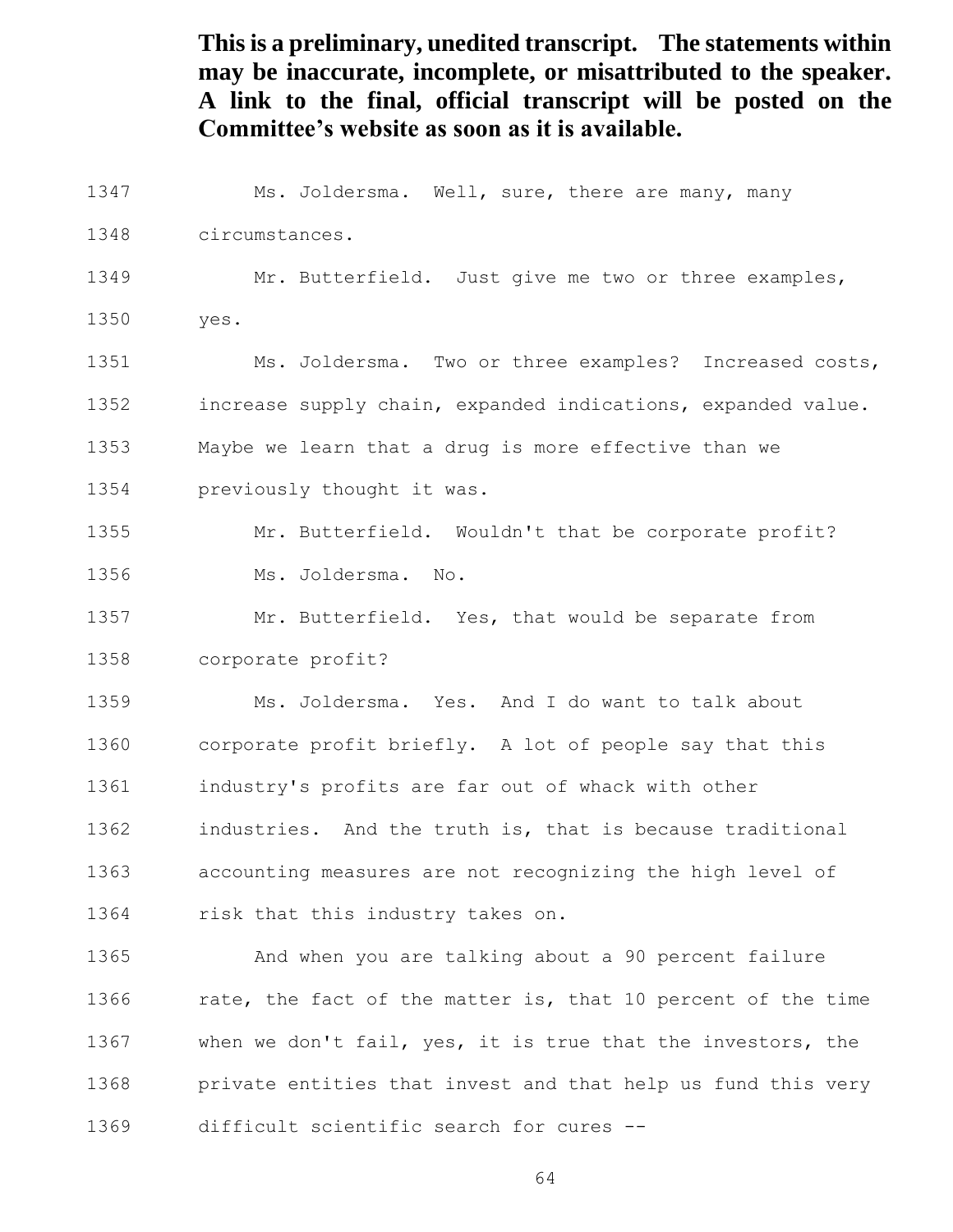**This is a preliminary, unedited transcript. The statements within may be inaccurate, incomplete, or misattributed to the speaker. A link to the final, official transcript will be posted on the Committee's website as soon as it is available.**

1347 Ms. Joldersma. Well, sure, there are many, many
1348 circumstances.
1349 Mr. Butterfield. Just give me two or three examples,
1350 yes.
1351 Ms. Joldersma. Two or three examples? Increased costs,
1352 increase supply chain, expanded indications, expanded value.
1353 Maybe we learn that a drug is more effective than we
1354 previously thought it was.
1355 Mr. Butterfield. Wouldn't that be corporate profit?
1356 Ms. Joldersma. No.
1357 Mr. Butterfield. Yes, that would be separate from
1358 corporate profit?
1359 Ms. Joldersma. Yes. And I do want to talk about
1360 corporate profit briefly. A lot of people say that this
1361 industry's profits are far out of whack with other
1362 industries. And the truth is, that is because traditional
1363 accounting measures are not recognizing the high level of
1364 risk that this industry takes on.
1365 And when you are talking about a 90 percent failure
1366 rate, the fact of the matter is, that 10 percent of the time
1367 when we don't fail, yes, it is true that the investors, the
1368 private entities that invest and that help us fund this very
1369 difficult scientific search for cures --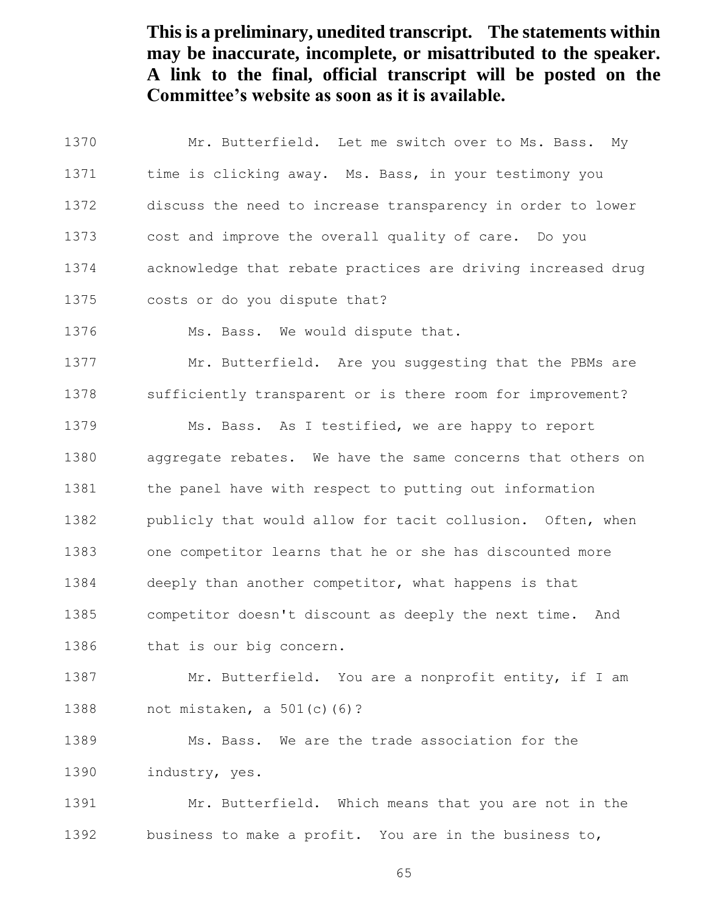**This is a preliminary, unedited transcript. The statements within may be inaccurate, incomplete, or misattributed to the speaker. A link to the final, official transcript will be posted on the Committee's website as soon as it is available.**

1370 Mr. Butterfield. Let me switch over to Ms. Bass. My
1371 time is clicking away. Ms. Bass, in your testimony you
1372 discuss the need to increase transparency in order to lower
1373 cost and improve the overall quality of care. Do you
1374 acknowledge that rebate practices are driving increased drug
1375 costs or do you dispute that?

1376 Ms. Bass. We would dispute that.

1377 Mr. Butterfield. Are you suggesting that the PBMs are
1378 sufficiently transparent or is there room for improvement?

1379 Ms. Bass. As I testified, we are happy to report
1380 aggregate rebates. We have the same concerns that others on
1381 the panel have with respect to putting out information
1382 publicly that would allow for tacit collusion. Often, when
1383 one competitor learns that he or she has discounted more
1384 deeply than another competitor, what happens is that
1385 competitor doesn't discount as deeply the next time. And
1386 that is our big concern.

1387 Mr. Butterfield. You are a nonprofit entity, if I am
1388 not mistaken, a 501(c)(6)?

1389 Ms. Bass. We are the trade association for the
1390 industry, yes.

1391 Mr. Butterfield. Which means that you are not in the
1392 business to make a profit. You are in the business to,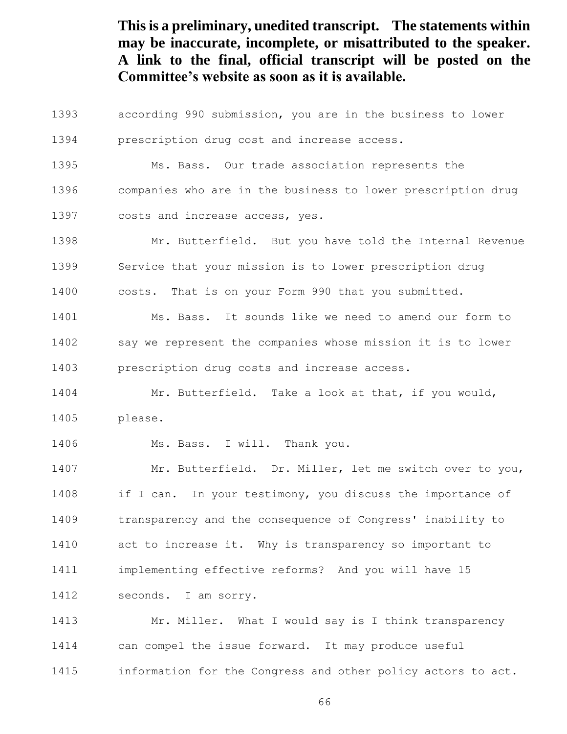**This is a preliminary, unedited transcript. The statements within may be inaccurate, incomplete, or misattributed to the speaker. A link to the final, official transcript will be posted on the Committee's website as soon as it is available.**

1393 according 990 submission, you are in the business to lower
1394 prescription drug cost and increase access.

1395 Ms. Bass. Our trade association represents the
1396 companies who are in the business to lower prescription drug
1397 costs and increase access, yes.

1398 Mr. Butterfield. But you have told the Internal Revenue
1399 Service that your mission is to lower prescription drug
1400 costs. That is on your Form 990 that you submitted.

1401 Ms. Bass. It sounds like we need to amend our form to
1402 say we represent the companies whose mission it is to lower
1403 prescription drug costs and increase access.

1404 Mr. Butterfield. Take a look at that, if you would,
1405 please.

1406 Ms. Bass. I will. Thank you.

1407 Mr. Butterfield. Dr. Miller, let me switch over to you,
1408 if I can. In your testimony, you discuss the importance of
1409 transparency and the consequence of Congress' inability to
1410 act to increase it. Why is transparency so important to
1411 implementing effective reforms? And you will have 15
1412 seconds. I am sorry.

1413 Mr. Miller. What I would say is I think transparency
1414 can compel the issue forward. It may produce useful
1415 information for the Congress and other policy actors to act.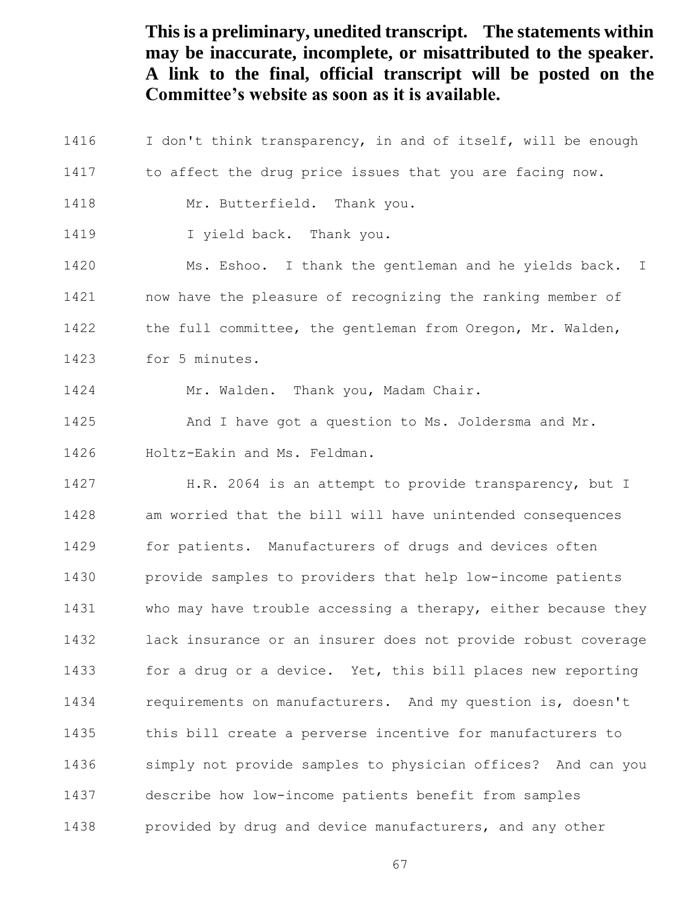**This is a preliminary, unedited transcript. The statements within may be inaccurate, incomplete, or misattributed to the speaker. A link to the final, official transcript will be posted on the Committee's website as soon as it is available.**

1416 I don't think transparency, in and of itself, will be enough
1417 to affect the drug price issues that you are facing now.
1418 Mr. Butterfield. Thank you.
1419 I yield back. Thank you.
1420 Ms. Eshoo. I thank the gentleman and he yields back. I
1421 now have the pleasure of recognizing the ranking member of
1422 the full committee, the gentleman from Oregon, Mr. Walden,
1423 for 5 minutes.
1424 Mr. Walden. Thank you, Madam Chair.
1425 And I have got a question to Ms. Joldersma and Mr.
1426 Holtz-Eakin and Ms. Feldman.
1427 H.R. 2064 is an attempt to provide transparency, but I
1428 am worried that the bill will have unintended consequences
1429 for patients. Manufacturers of drugs and devices often
1430 provide samples to providers that help low-income patients
1431 who may have trouble accessing a therapy, either because they
1432 lack insurance or an insurer does not provide robust coverage
1433 for a drug or a device. Yet, this bill places new reporting
1434 requirements on manufacturers. And my question is, doesn't
1435 this bill create a perverse incentive for manufacturers to
1436 simply not provide samples to physician offices? And can you
1437 describe how low-income patients benefit from samples
1438 provided by drug and device manufacturers, and any other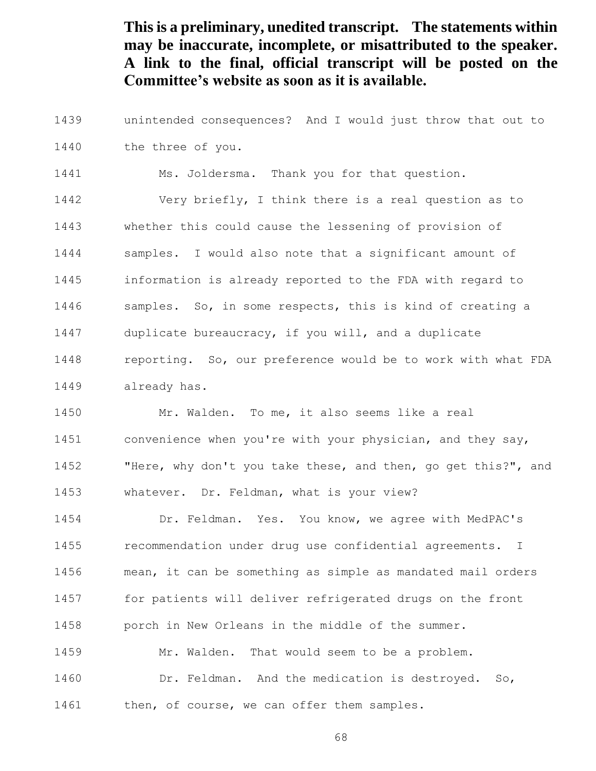**This is a preliminary, unedited transcript. The statements within may be inaccurate, incomplete, or misattributed to the speaker. A link to the final, official transcript will be posted on the Committee's website as soon as it is available.**

1439 unintended consequences? And I would just throw that out to
1440 the three of you.

1441 Ms. Joldersma. Thank you for that question.

1442 Very briefly, I think there is a real question as to
1443 whether this could cause the lessening of provision of
1444 samples. I would also note that a significant amount of
1445 information is already reported to the FDA with regard to
1446 samples. So, in some respects, this is kind of creating a
1447 duplicate bureaucracy, if you will, and a duplicate
1448 reporting. So, our preference would be to work with what FDA
1449 already has.

1450 Mr. Walden. To me, it also seems like a real
1451 convenience when you're with your physician, and they say,
1452 "Here, why don't you take these, and then, go get this?", and
1453 whatever. Dr. Feldman, what is your view?

1454 Dr. Feldman. Yes. You know, we agree with MedPAC's
1455 recommendation under drug use confidential agreements. I
1456 mean, it can be something as simple as mandated mail orders
1457 for patients will deliver refrigerated drugs on the front
1458 porch in New Orleans in the middle of the summer.

1459 Mr. Walden. That would seem to be a problem.

1460 Dr. Feldman. And the medication is destroyed. So,
1461 then, of course, we can offer them samples.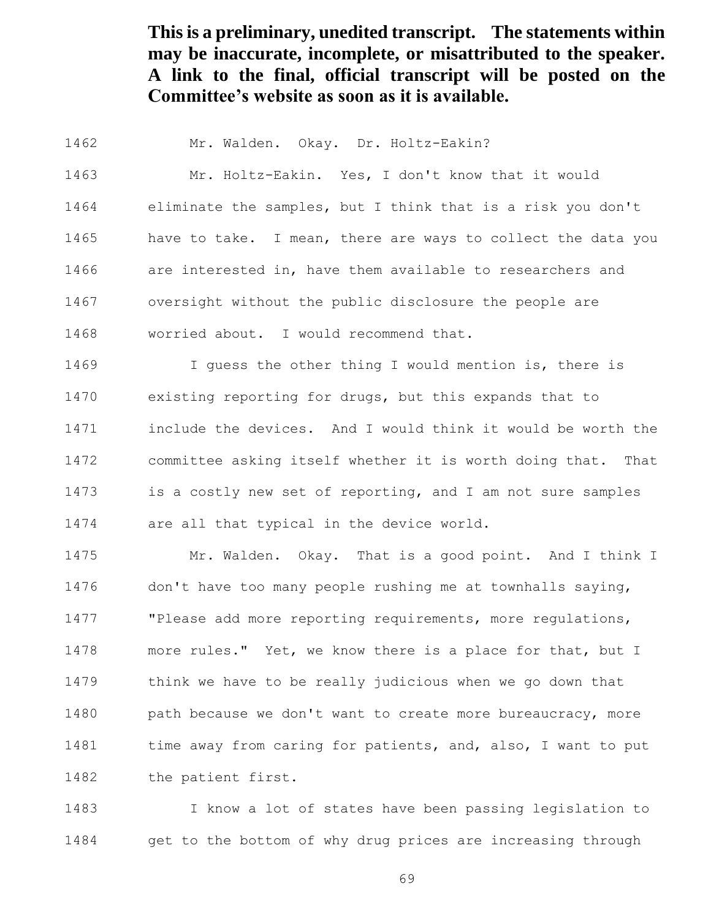**This is a preliminary, unedited transcript. The statements within may be inaccurate, incomplete, or misattributed to the speaker. A link to the final, official transcript will be posted on the Committee's website as soon as it is available.**

Mr. Walden. Okay. Dr. Holtz-Eakin?

Mr. Holtz-Eakin. Yes, I don't know that it would eliminate the samples, but I think that is a risk you don't have to take. I mean, there are ways to collect the data you are interested in, have them available to researchers and oversight without the public disclosure the people are worried about. I would recommend that.

I guess the other thing I would mention is, there is existing reporting for drugs, but this expands that to include the devices. And I would think it would be worth the committee asking itself whether it is worth doing that. That is a costly new set of reporting, and I am not sure samples are all that typical in the device world.

Mr. Walden. Okay. That is a good point. And I think I don't have too many people rushing me at townhalls saying, "Please add more reporting requirements, more regulations, more rules." Yet, we know there is a place for that, but I think we have to be really judicious when we go down that path because we don't want to create more bureaucracy, more time away from caring for patients, and, also, I want to put the patient first.

I know a lot of states have been passing legislation to get to the bottom of why drug prices are increasing through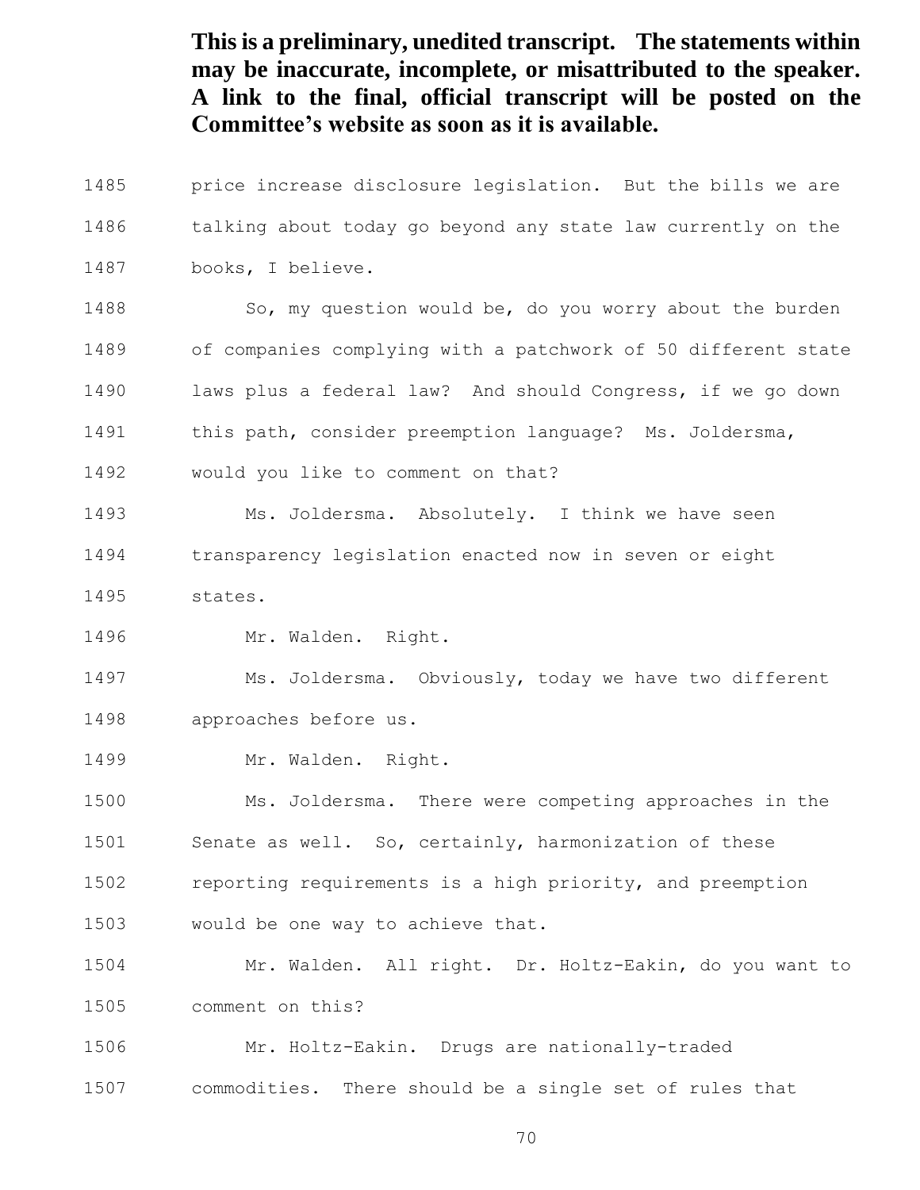**This is a preliminary, unedited transcript. The statements within may be inaccurate, incomplete, or misattributed to the speaker. A link to the final, official transcript will be posted on the Committee's website as soon as it is available.**

1485 price increase disclosure legislation. But the bills we are
1486 talking about today go beyond any state law currently on the
1487 books, I believe.

1488 So, my question would be, do you worry about the burden
1489 of companies complying with a patchwork of 50 different state
1490 laws plus a federal law? And should Congress, if we go down
1491 this path, consider preemption language? Ms. Joldersma,
1492 would you like to comment on that?

1493 Ms. Joldersma. Absolutely. I think we have seen
1494 transparency legislation enacted now in seven or eight
1495 states.

1496 Mr. Walden. Right.

1497 Ms. Joldersma. Obviously, today we have two different
1498 approaches before us.

1499 Mr. Walden. Right.

1500 Ms. Joldersma. There were competing approaches in the
1501 Senate as well. So, certainly, harmonization of these
1502 reporting requirements is a high priority, and preemption
1503 would be one way to achieve that.

1504 Mr. Walden. All right. Dr. Holtz-Eakin, do you want to
1505 comment on this?

1506 Mr. Holtz-Eakin. Drugs are nationally-traded
1507 commodities. There should be a single set of rules that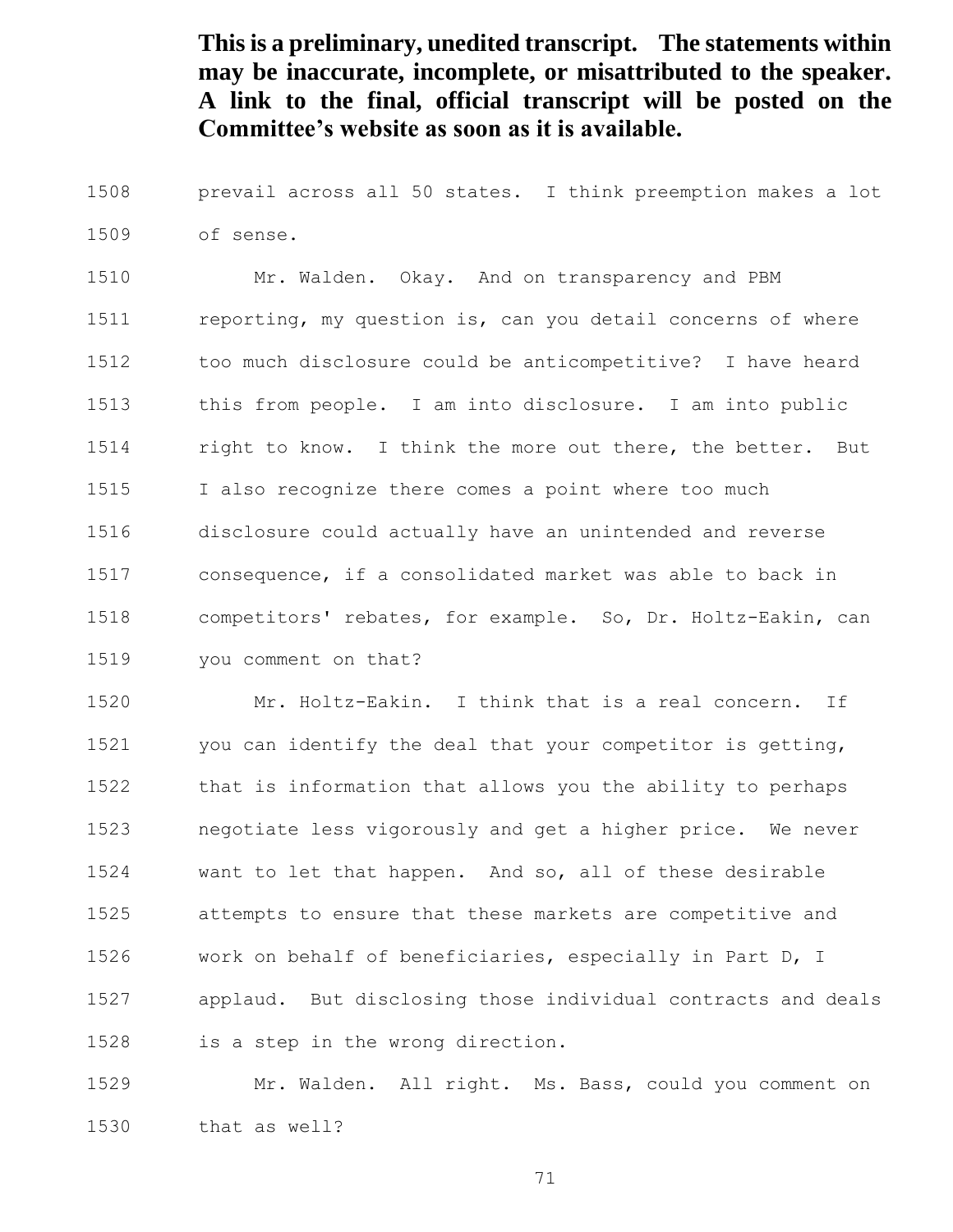**This is a preliminary, unedited transcript. The statements within may be inaccurate, incomplete, or misattributed to the speaker. A link to the final, official transcript will be posted on the Committee's website as soon as it is available.**

1508 prevail across all 50 states. I think preemption makes a lot
1509 of sense.

1510 Mr. Walden. Okay. And on transparency and PBM
1511 reporting, my question is, can you detail concerns of where
1512 too much disclosure could be anticompetitive? I have heard
1513 this from people. I am into disclosure. I am into public
1514 right to know. I think the more out there, the better. But
1515 I also recognize there comes a point where too much
1516 disclosure could actually have an unintended and reverse
1517 consequence, if a consolidated market was able to back in
1518 competitors' rebates, for example. So, Dr. Holtz-Eakin, can
1519 you comment on that?

1520 Mr. Holtz-Eakin. I think that is a real concern. If
1521 you can identify the deal that your competitor is getting,
1522 that is information that allows you the ability to perhaps
1523 negotiate less vigorously and get a higher price. We never
1524 want to let that happen. And so, all of these desirable
1525 attempts to ensure that these markets are competitive and
1526 work on behalf of beneficiaries, especially in Part D, I
1527 applaud. But disclosing those individual contracts and deals
1528 is a step in the wrong direction.

1529 Mr. Walden. All right. Ms. Bass, could you comment on
1530 that as well?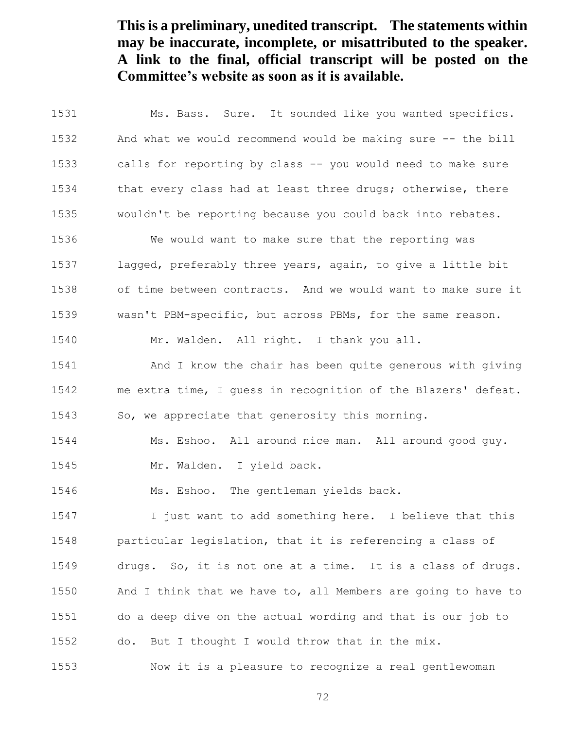**This is a preliminary, unedited transcript. The statements within may be inaccurate, incomplete, or misattributed to the speaker. A link to the final, official transcript will be posted on the Committee's website as soon as it is available.**

Ms. Bass. Sure. It sounded like you wanted specifics. And what we would recommend would be making sure -- the bill calls for reporting by class -- you would need to make sure that every class had at least three drugs; otherwise, there wouldn't be reporting because you could back into rebates.

We would want to make sure that the reporting was lagged, preferably three years, again, to give a little bit of time between contracts. And we would want to make sure it wasn't PBM-specific, but across PBMs, for the same reason.

Mr. Walden. All right. I thank you all.

And I know the chair has been quite generous with giving me extra time, I guess in recognition of the Blazers' defeat. So, we appreciate that generosity this morning.

Ms. Eshoo. All around nice man. All around good guy.

Mr. Walden. I yield back.

Ms. Eshoo. The gentleman yields back.

I just want to add something here. I believe that this particular legislation, that it is referencing a class of drugs. So, it is not one at a time. It is a class of drugs. And I think that we have to, all Members are going to have to do a deep dive on the actual wording and that is our job to do. But I thought I would throw that in the mix.

Now it is a pleasure to recognize a real gentlewoman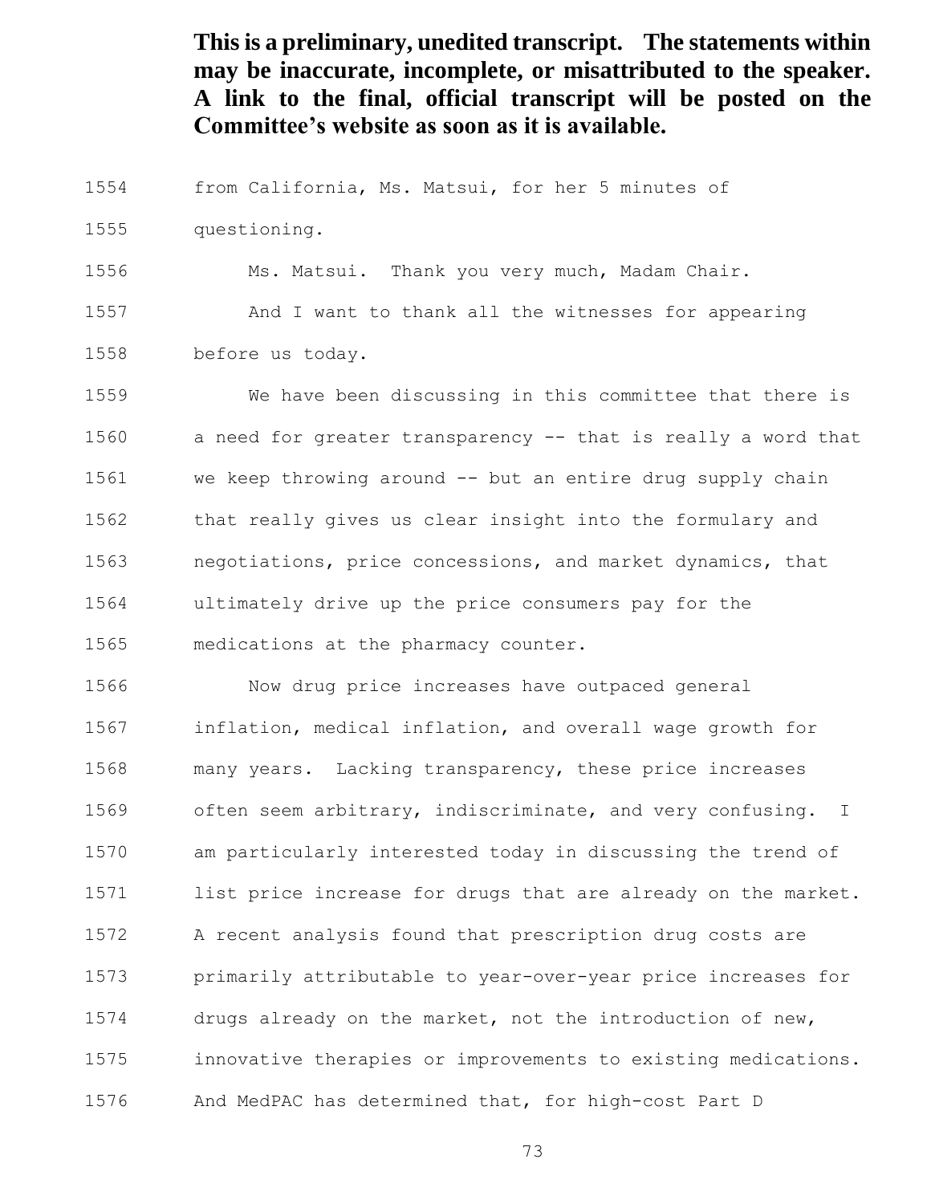**This is a preliminary, unedited transcript. The statements within may be inaccurate, incomplete, or misattributed to the speaker. A link to the final, official transcript will be posted on the Committee's website as soon as it is available.**

1554 from California, Ms. Matsui, for her 5 minutes of
1555 questioning.

1556 Ms. Matsui. Thank you very much, Madam Chair.

1557 And I want to thank all the witnesses for appearing
1558 before us today.

1559 We have been discussing in this committee that there is
1560 a need for greater transparency -- that is really a word that
1561 we keep throwing around -- but an entire drug supply chain
1562 that really gives us clear insight into the formulary and
1563 negotiations, price concessions, and market dynamics, that
1564 ultimately drive up the price consumers pay for the
1565 medications at the pharmacy counter.

1566 Now drug price increases have outpaced general
1567 inflation, medical inflation, and overall wage growth for
1568 many years. Lacking transparency, these price increases
1569 often seem arbitrary, indiscriminate, and very confusing. I
1570 am particularly interested today in discussing the trend of
1571 list price increase for drugs that are already on the market.
1572 A recent analysis found that prescription drug costs are
1573 primarily attributable to year-over-year price increases for
1574 drugs already on the market, not the introduction of new,
1575 innovative therapies or improvements to existing medications.
1576 And MedPAC has determined that, for high-cost Part D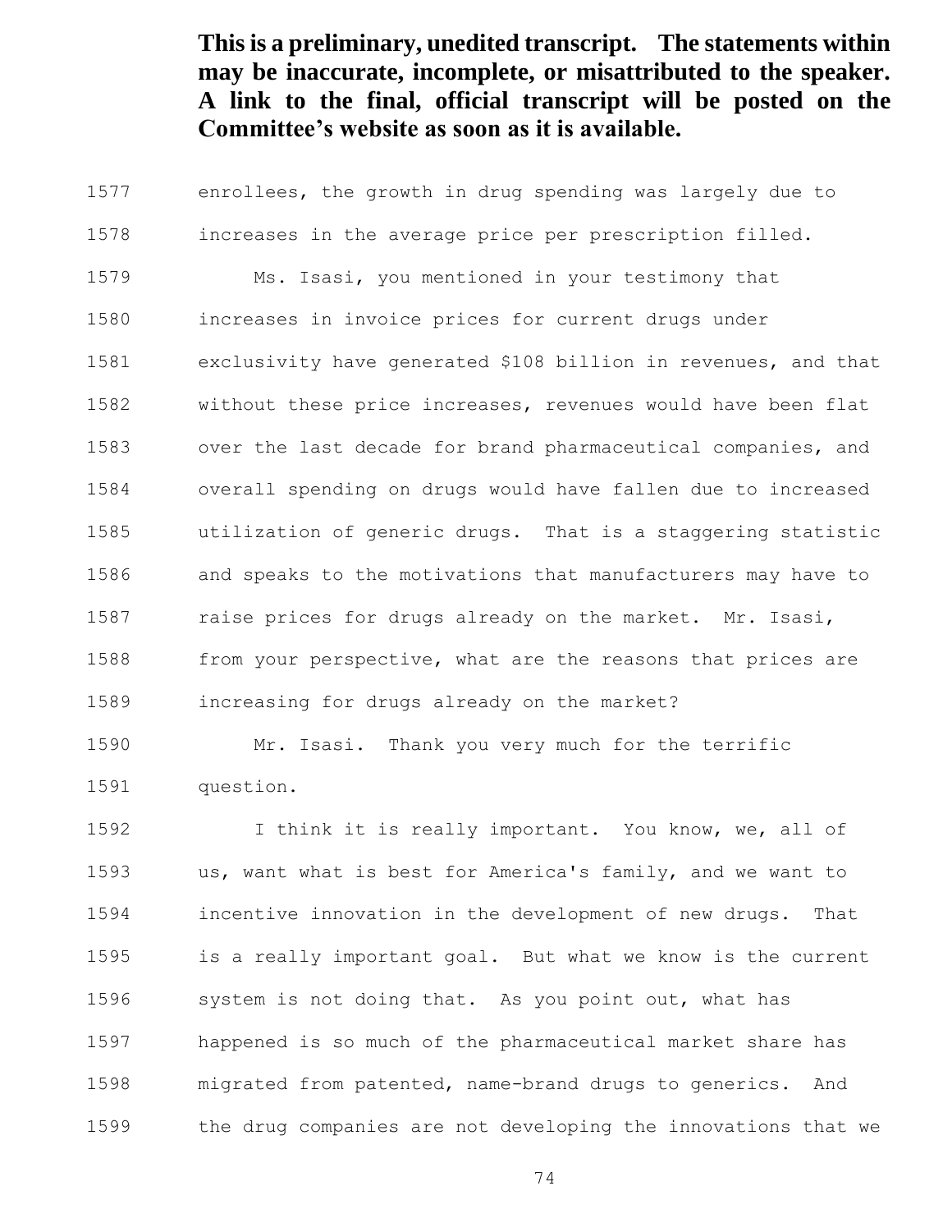**This is a preliminary, unedited transcript. The statements within may be inaccurate, incomplete, or misattributed to the speaker. A link to the final, official transcript will be posted on the Committee's website as soon as it is available.**

enrollees, the growth in drug spending was largely due to increases in the average price per prescription filled.

Ms. Isasi, you mentioned in your testimony that increases in invoice prices for current drugs under exclusivity have generated $108 billion in revenues, and that without these price increases, revenues would have been flat over the last decade for brand pharmaceutical companies, and overall spending on drugs would have fallen due to increased utilization of generic drugs. That is a staggering statistic and speaks to the motivations that manufacturers may have to raise prices for drugs already on the market. Mr. Isasi, from your perspective, what are the reasons that prices are increasing for drugs already on the market?

Mr. Isasi. Thank you very much for the terrific question.

I think it is really important. You know, we, all of us, want what is best for America's family, and we want to incentive innovation in the development of new drugs. That is a really important goal. But what we know is the current system is not doing that. As you point out, what has happened is so much of the pharmaceutical market share has migrated from patented, name-brand drugs to generics. And the drug companies are not developing the innovations that we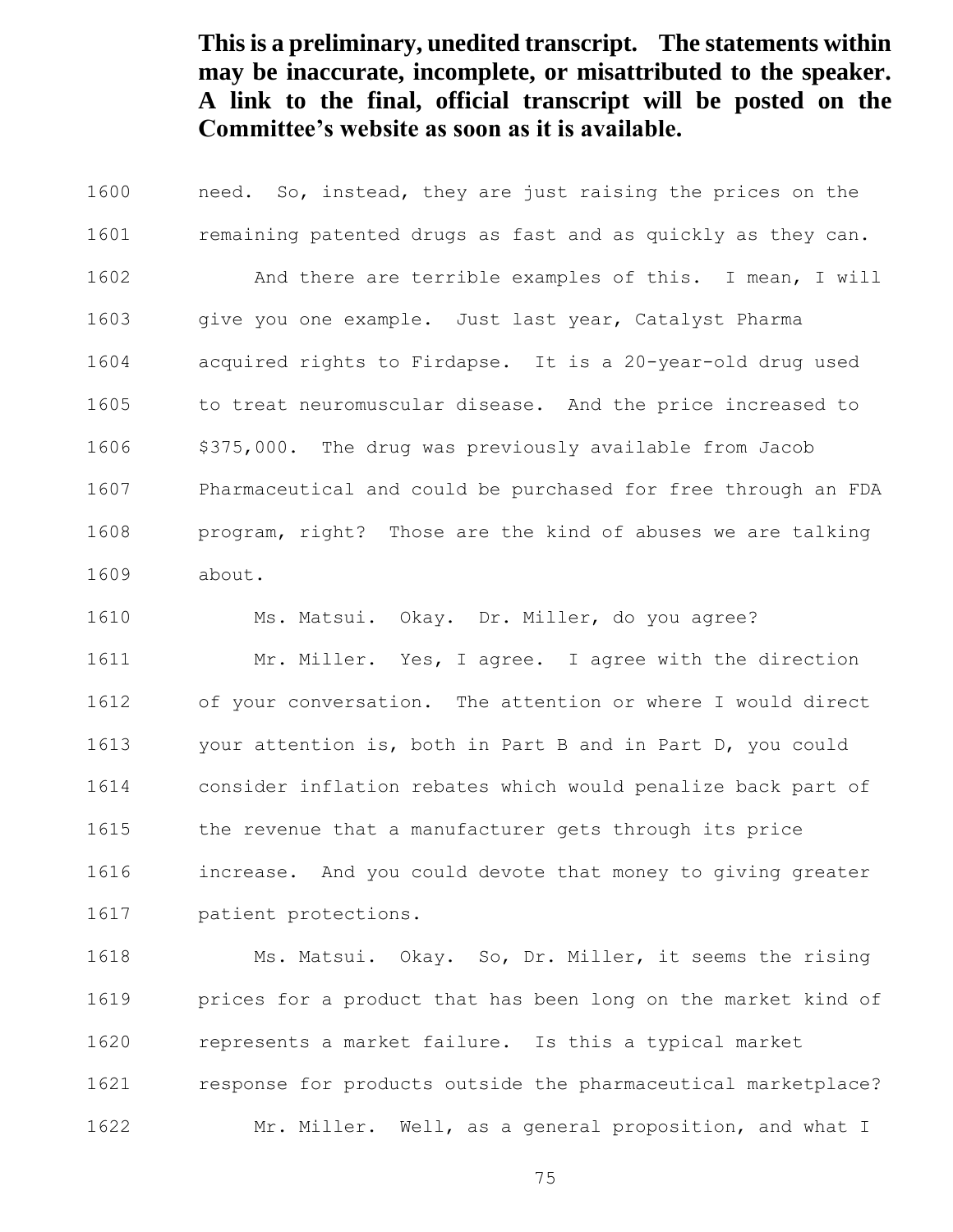**This is a preliminary, unedited transcript. The statements within may be inaccurate, incomplete, or misattributed to the speaker. A link to the final, official transcript will be posted on the Committee's website as soon as it is available.**

1600 need. So, instead, they are just raising the prices on the
1601 remaining patented drugs as fast and as quickly as they can.
1602 And there are terrible examples of this. I mean, I will
1603 give you one example. Just last year, Catalyst Pharma
1604 acquired rights to Firdapse. It is a 20-year-old drug used
1605 to treat neuromuscular disease. And the price increased to
1606 $375,000. The drug was previously available from Jacob
1607 Pharmaceutical and could be purchased for free through an FDA
1608 program, right? Those are the kind of abuses we are talking
1609 about.
1610 Ms. Matsui. Okay. Dr. Miller, do you agree?
1611 Mr. Miller. Yes, I agree. I agree with the direction
1612 of your conversation. The attention or where I would direct
1613 your attention is, both in Part B and in Part D, you could
1614 consider inflation rebates which would penalize back part of
1615 the revenue that a manufacturer gets through its price
1616 increase. And you could devote that money to giving greater
1617 patient protections.
1618 Ms. Matsui. Okay. So, Dr. Miller, it seems the rising
1619 prices for a product that has been long on the market kind of
1620 represents a market failure. Is this a typical market
1621 response for products outside the pharmaceutical marketplace?
1622 Mr. Miller. Well, as a general proposition, and what I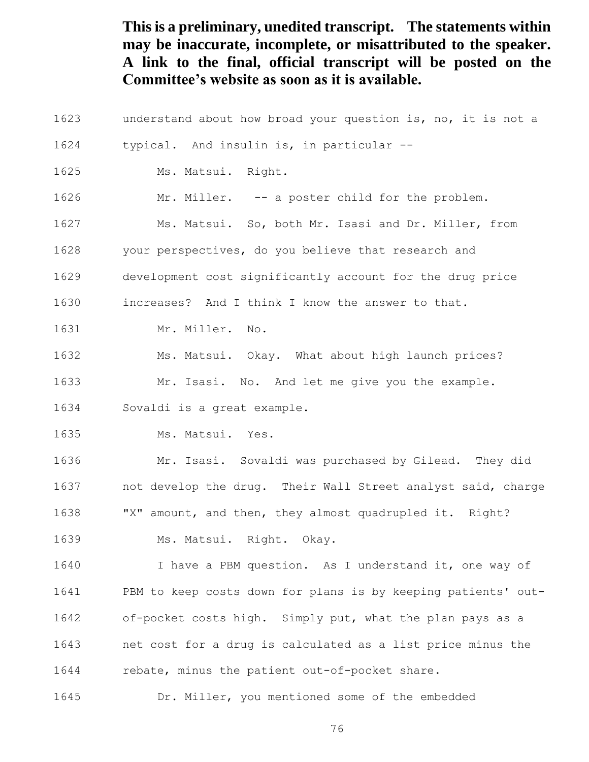**This is a preliminary, unedited transcript. The statements within may be inaccurate, incomplete, or misattributed to the speaker. A link to the final, official transcript will be posted on the Committee's website as soon as it is available.**

1623 understand about how broad your question is, no, it is not a

1624 typical. And insulin is, in particular --

1625 Ms. Matsui. Right.

1626 Mr. Miller. -- a poster child for the problem.

1627 Ms. Matsui. So, both Mr. Isasi and Dr. Miller, from

1628 your perspectives, do you believe that research and

1629 development cost significantly account for the drug price

1630 increases? And I think I know the answer to that.

1631 Mr. Miller. No.

1632 Ms. Matsui. Okay. What about high launch prices?

1633 Mr. Isasi. No. And let me give you the example.

1634 Sovaldi is a great example.

1635 Ms. Matsui. Yes.

1636 Mr. Isasi. Sovaldi was purchased by Gilead. They did

1637 not develop the drug. Their Wall Street analyst said, charge

1638 "X" amount, and then, they almost quadrupled it. Right?

1639 Ms. Matsui. Right. Okay.

1640 I have a PBM question. As I understand it, one way of

1641 PBM to keep costs down for plans is by keeping patients' out-

1642 of-pocket costs high. Simply put, what the plan pays as a

1643 net cost for a drug is calculated as a list price minus the

1644 rebate, minus the patient out-of-pocket share.

1645 Dr. Miller, you mentioned some of the embedded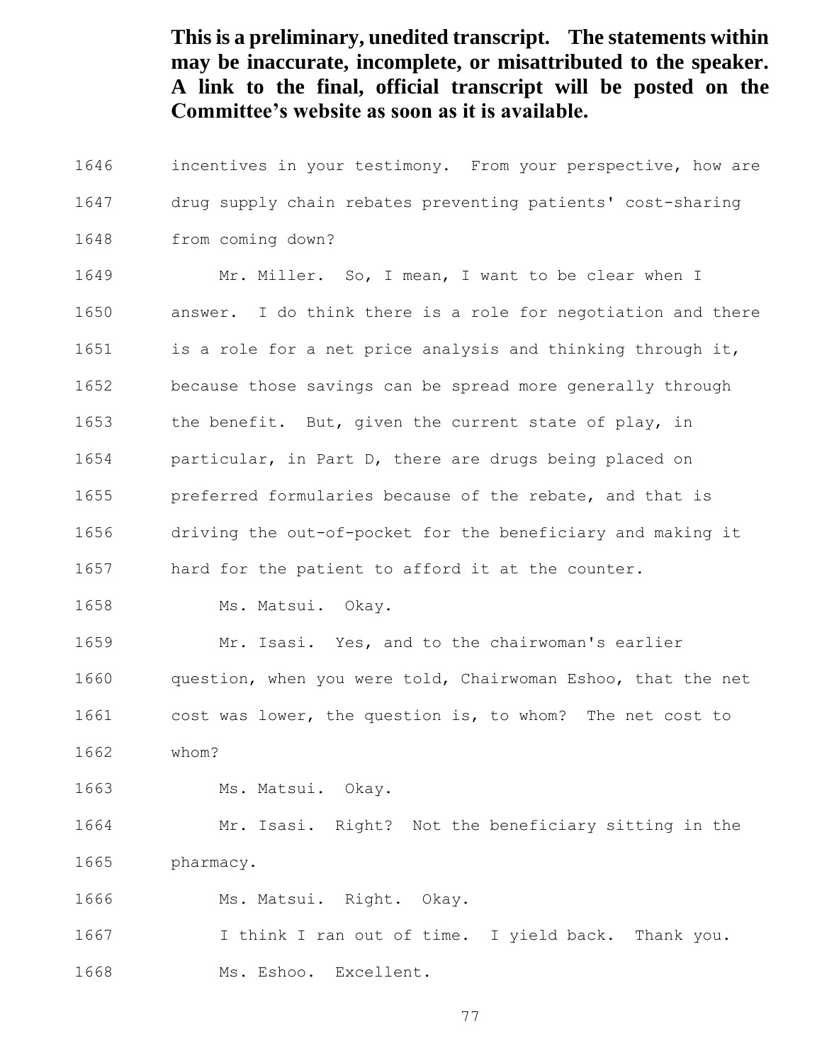**This is a preliminary, unedited transcript. The statements within may be inaccurate, incomplete, or misattributed to the speaker. A link to the final, official transcript will be posted on the Committee's website as soon as it is available.**

1646 incentives in your testimony. From your perspective, how are
1647 drug supply chain rebates preventing patients' cost-sharing
1648 from coming down?

1649 Mr. Miller. So, I mean, I want to be clear when I
1650 answer. I do think there is a role for negotiation and there
1651 is a role for a net price analysis and thinking through it,
1652 because those savings can be spread more generally through
1653 the benefit. But, given the current state of play, in
1654 particular, in Part D, there are drugs being placed on
1655 preferred formularies because of the rebate, and that is
1656 driving the out-of-pocket for the beneficiary and making it
1657 hard for the patient to afford it at the counter.

1658 Ms. Matsui. Okay.

1659 Mr. Isasi. Yes, and to the chairwoman's earlier
1660 question, when you were told, Chairwoman Eshoo, that the net
1661 cost was lower, the question is, to whom? The net cost to
1662 whom?

1663 Ms. Matsui. Okay.

1664 Mr. Isasi. Right? Not the beneficiary sitting in the
1665 pharmacy.

1666 Ms. Matsui. Right. Okay.

1667 I think I ran out of time. I yield back. Thank you.

1668 Ms. Eshoo. Excellent.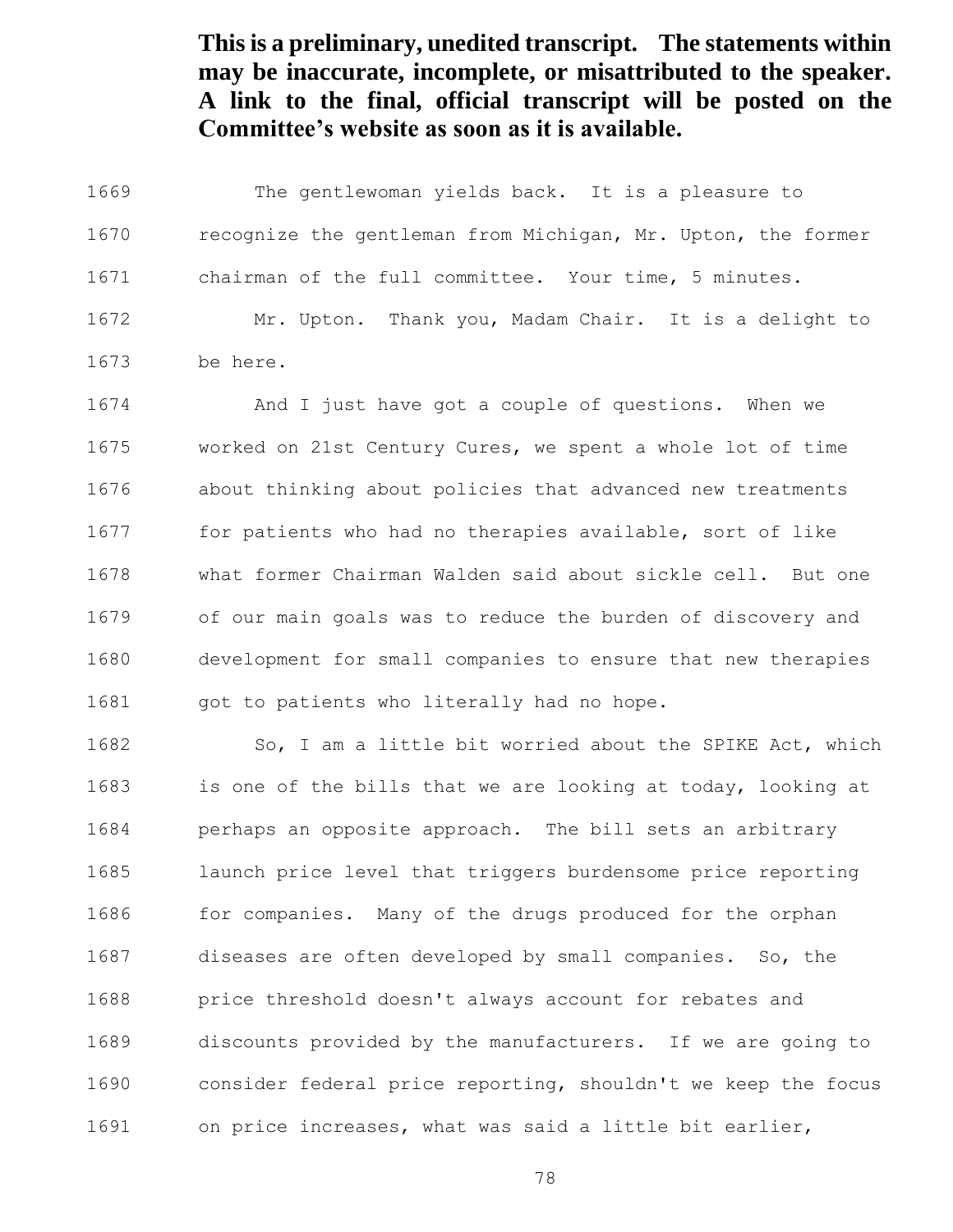**This is a preliminary, unedited transcript. The statements within may be inaccurate, incomplete, or misattributed to the speaker. A link to the final, official transcript will be posted on the Committee's website as soon as it is available.**

1669 The gentlewoman yields back. It is a pleasure to
1670 recognize the gentleman from Michigan, Mr. Upton, the former
1671 chairman of the full committee. Your time, 5 minutes.
1672 Mr. Upton. Thank you, Madam Chair. It is a delight to
1673 be here.
1674 And I just have got a couple of questions. When we
1675 worked on 21st Century Cures, we spent a whole lot of time
1676 about thinking about policies that advanced new treatments
1677 for patients who had no therapies available, sort of like
1678 what former Chairman Walden said about sickle cell. But one
1679 of our main goals was to reduce the burden of discovery and
1680 development for small companies to ensure that new therapies
1681 got to patients who literally had no hope.
1682 So, I am a little bit worried about the SPIKE Act, which
1683 is one of the bills that we are looking at today, looking at
1684 perhaps an opposite approach. The bill sets an arbitrary
1685 launch price level that triggers burdensome price reporting
1686 for companies. Many of the drugs produced for the orphan
1687 diseases are often developed by small companies. So, the
1688 price threshold doesn't always account for rebates and
1689 discounts provided by the manufacturers. If we are going to
1690 consider federal price reporting, shouldn't we keep the focus
1691 on price increases, what was said a little bit earlier,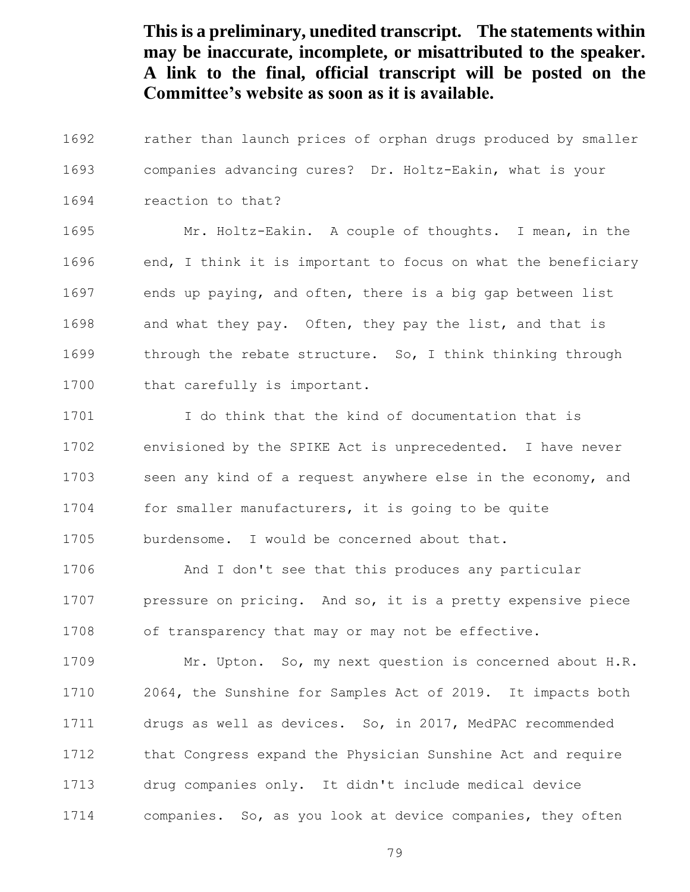**This is a preliminary, unedited transcript. The statements within may be inaccurate, incomplete, or misattributed to the speaker. A link to the final, official transcript will be posted on the Committee's website as soon as it is available.**

1692 rather than launch prices of orphan drugs produced by smaller
1693 companies advancing cures? Dr. Holtz-Eakin, what is your
1694 reaction to that?

1695 Mr. Holtz-Eakin. A couple of thoughts. I mean, in the
1696 end, I think it is important to focus on what the beneficiary
1697 ends up paying, and often, there is a big gap between list
1698 and what they pay. Often, they pay the list, and that is
1699 through the rebate structure. So, I think thinking through
1700 that carefully is important.

1701 I do think that the kind of documentation that is
1702 envisioned by the SPIKE Act is unprecedented. I have never
1703 seen any kind of a request anywhere else in the economy, and
1704 for smaller manufacturers, it is going to be quite
1705 burdensome. I would be concerned about that.

1706 And I don't see that this produces any particular
1707 pressure on pricing. And so, it is a pretty expensive piece
1708 of transparency that may or may not be effective.

1709 Mr. Upton. So, my next question is concerned about H.R.
1710 2064, the Sunshine for Samples Act of 2019. It impacts both
1711 drugs as well as devices. So, in 2017, MedPAC recommended
1712 that Congress expand the Physician Sunshine Act and require
1713 drug companies only. It didn't include medical device
1714 companies. So, as you look at device companies, they often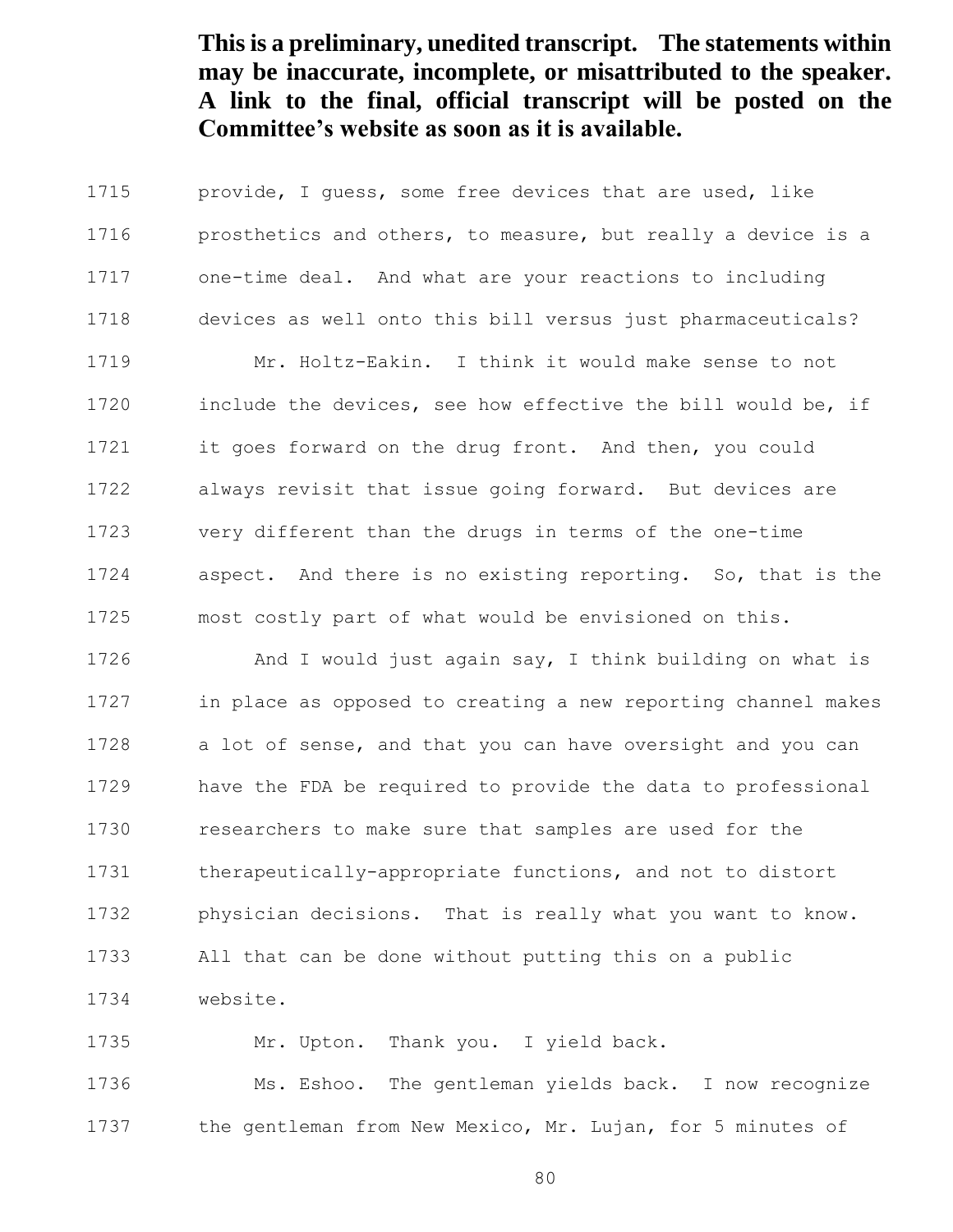**This is a preliminary, unedited transcript. The statements within may be inaccurate, incomplete, or misattributed to the speaker. A link to the final, official transcript will be posted on the Committee's website as soon as it is available.**

1715 provide, I guess, some free devices that are used, like
1716 prosthetics and others, to measure, but really a device is a
1717 one-time deal. And what are your reactions to including
1718 devices as well onto this bill versus just pharmaceuticals?

1719 Mr. Holtz-Eakin. I think it would make sense to not
1720 include the devices, see how effective the bill would be, if
1721 it goes forward on the drug front. And then, you could
1722 always revisit that issue going forward. But devices are
1723 very different than the drugs in terms of the one-time
1724 aspect. And there is no existing reporting. So, that is the
1725 most costly part of what would be envisioned on this.

1726 And I would just again say, I think building on what is
1727 in place as opposed to creating a new reporting channel makes
1728 a lot of sense, and that you can have oversight and you can
1729 have the FDA be required to provide the data to professional
1730 researchers to make sure that samples are used for the
1731 therapeutically-appropriate functions, and not to distort
1732 physician decisions. That is really what you want to know.
1733 All that can be done without putting this on a public
1734 website.

1735 Mr. Upton. Thank you. I yield back.

1736 Ms. Eshoo. The gentleman yields back. I now recognize
1737 the gentleman from New Mexico, Mr. Lujan, for 5 minutes of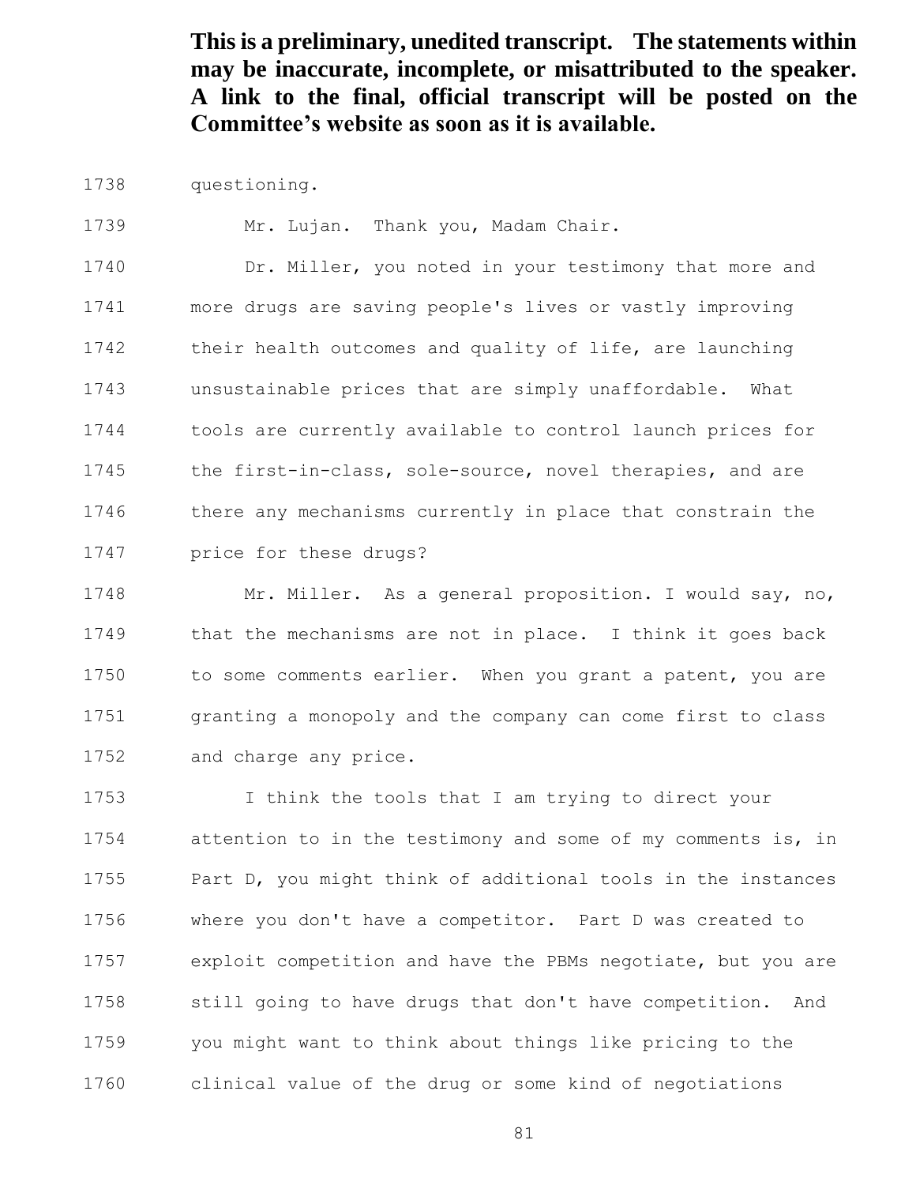**This is a preliminary, unedited transcript. The statements within may be inaccurate, incomplete, or misattributed to the speaker. A link to the final, official transcript will be posted on the Committee's website as soon as it is available.**

1738 questioning.

1739 Mr. Lujan. Thank you, Madam Chair.

1740 Dr. Miller, you noted in your testimony that more and
1741 more drugs are saving people's lives or vastly improving
1742 their health outcomes and quality of life, are launching
1743 unsustainable prices that are simply unaffordable. What
1744 tools are currently available to control launch prices for
1745 the first-in-class, sole-source, novel therapies, and are
1746 there any mechanisms currently in place that constrain the
1747 price for these drugs?

1748 Mr. Miller. As a general proposition. I would say, no,
1749 that the mechanisms are not in place. I think it goes back
1750 to some comments earlier. When you grant a patent, you are
1751 granting a monopoly and the company can come first to class
1752 and charge any price.

1753 I think the tools that I am trying to direct your
1754 attention to in the testimony and some of my comments is, in
1755 Part D, you might think of additional tools in the instances
1756 where you don't have a competitor. Part D was created to
1757 exploit competition and have the PBMs negotiate, but you are
1758 still going to have drugs that don't have competition. And
1759 you might want to think about things like pricing to the
1760 clinical value of the drug or some kind of negotiations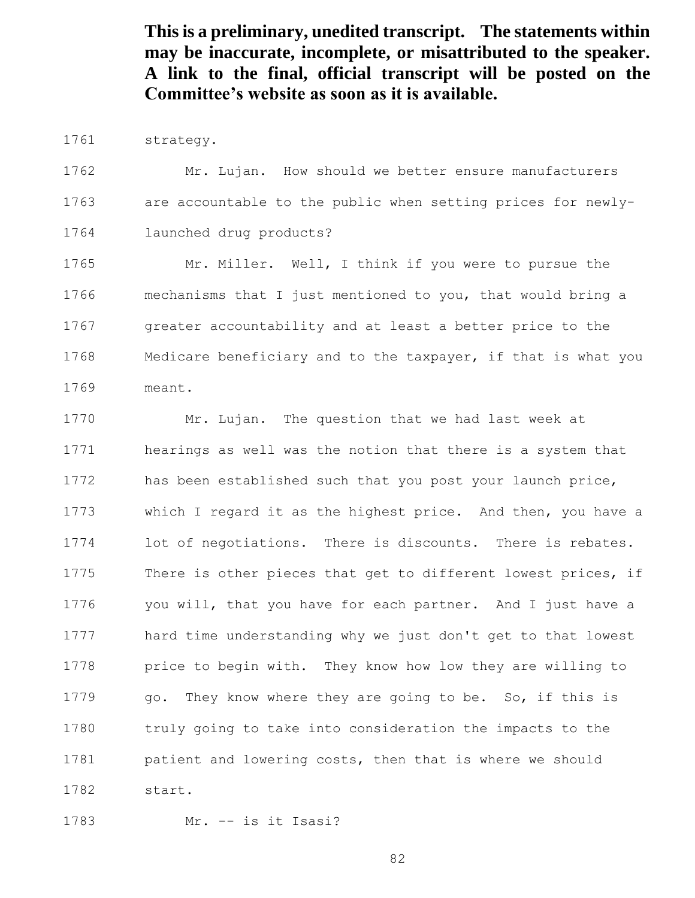**This is a preliminary, unedited transcript. The statements within may be inaccurate, incomplete, or misattributed to the speaker. A link to the final, official transcript will be posted on the Committee's website as soon as it is available.**

1761 strategy.

1762 Mr. Lujan. How should we better ensure manufacturers
1763 are accountable to the public when setting prices for newly-
1764 launched drug products?

1765 Mr. Miller. Well, I think if you were to pursue the
1766 mechanisms that I just mentioned to you, that would bring a
1767 greater accountability and at least a better price to the
1768 Medicare beneficiary and to the taxpayer, if that is what you
1769 meant.

1770 Mr. Lujan. The question that we had last week at
1771 hearings as well was the notion that there is a system that
1772 has been established such that you post your launch price,
1773 which I regard it as the highest price. And then, you have a
1774 lot of negotiations. There is discounts. There is rebates.
1775 There is other pieces that get to different lowest prices, if
1776 you will, that you have for each partner. And I just have a
1777 hard time understanding why we just don't get to that lowest
1778 price to begin with. They know how low they are willing to
1779 go. They know where they are going to be. So, if this is
1780 truly going to take into consideration the impacts to the
1781 patient and lowering costs, then that is where we should
1782 start.

1783 Mr. -- is it Isasi?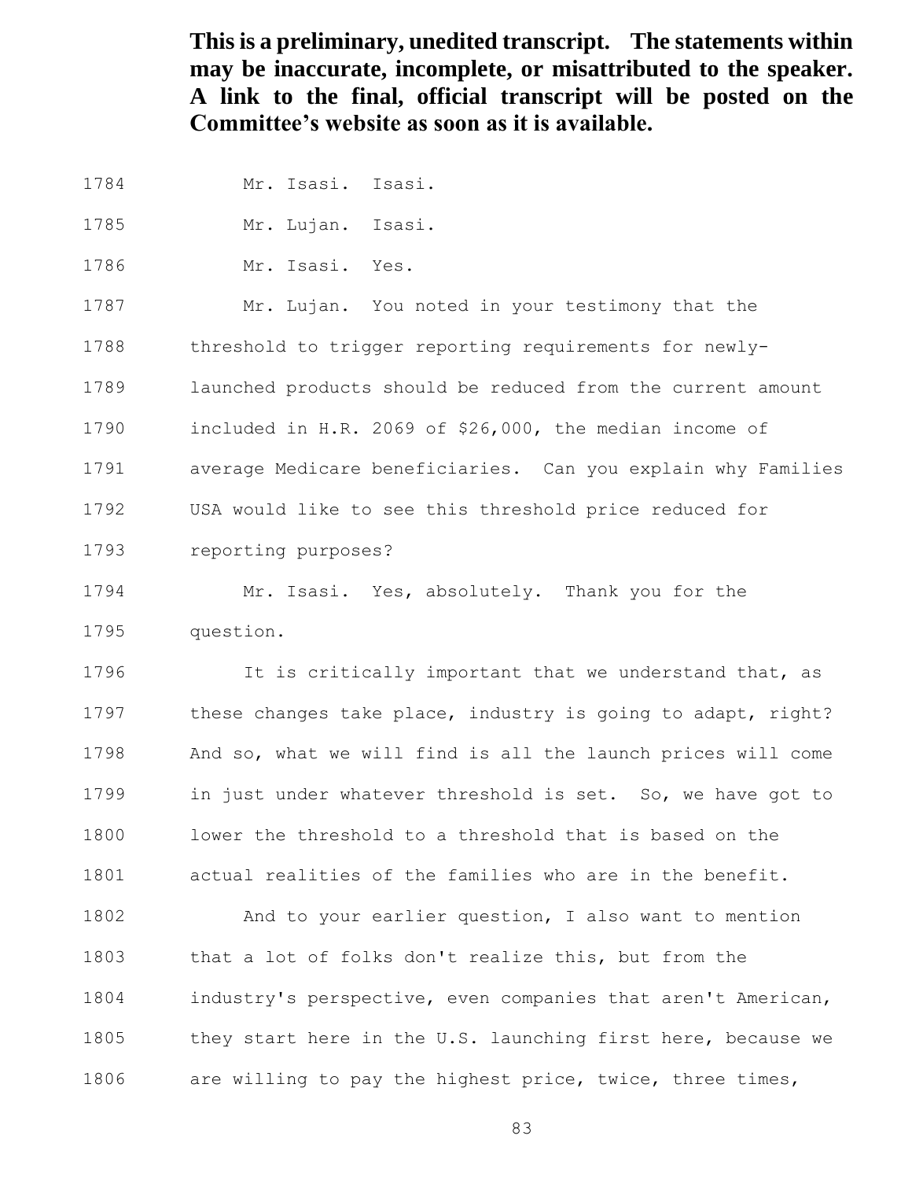**This is a preliminary, unedited transcript. The statements within may be inaccurate, incomplete, or misattributed to the speaker. A link to the final, official transcript will be posted on the Committee's website as soon as it is available.**

Mr. Isasi. Isasi.

Mr. Lujan. Isasi.

Mr. Isasi. Yes.

Mr. Lujan. You noted in your testimony that the threshold to trigger reporting requirements for newly-launched products should be reduced from the current amount included in H.R. 2069 of $26,000, the median income of average Medicare beneficiaries. Can you explain why Families USA would like to see this threshold price reduced for reporting purposes?

Mr. Isasi. Yes, absolutely. Thank you for the question.

It is critically important that we understand that, as these changes take place, industry is going to adapt, right? And so, what we will find is all the launch prices will come in just under whatever threshold is set. So, we have got to lower the threshold to a threshold that is based on the actual realities of the families who are in the benefit.

And to your earlier question, I also want to mention that a lot of folks don't realize this, but from the industry's perspective, even companies that aren't American, they start here in the U.S. launching first here, because we are willing to pay the highest price, twice, three times,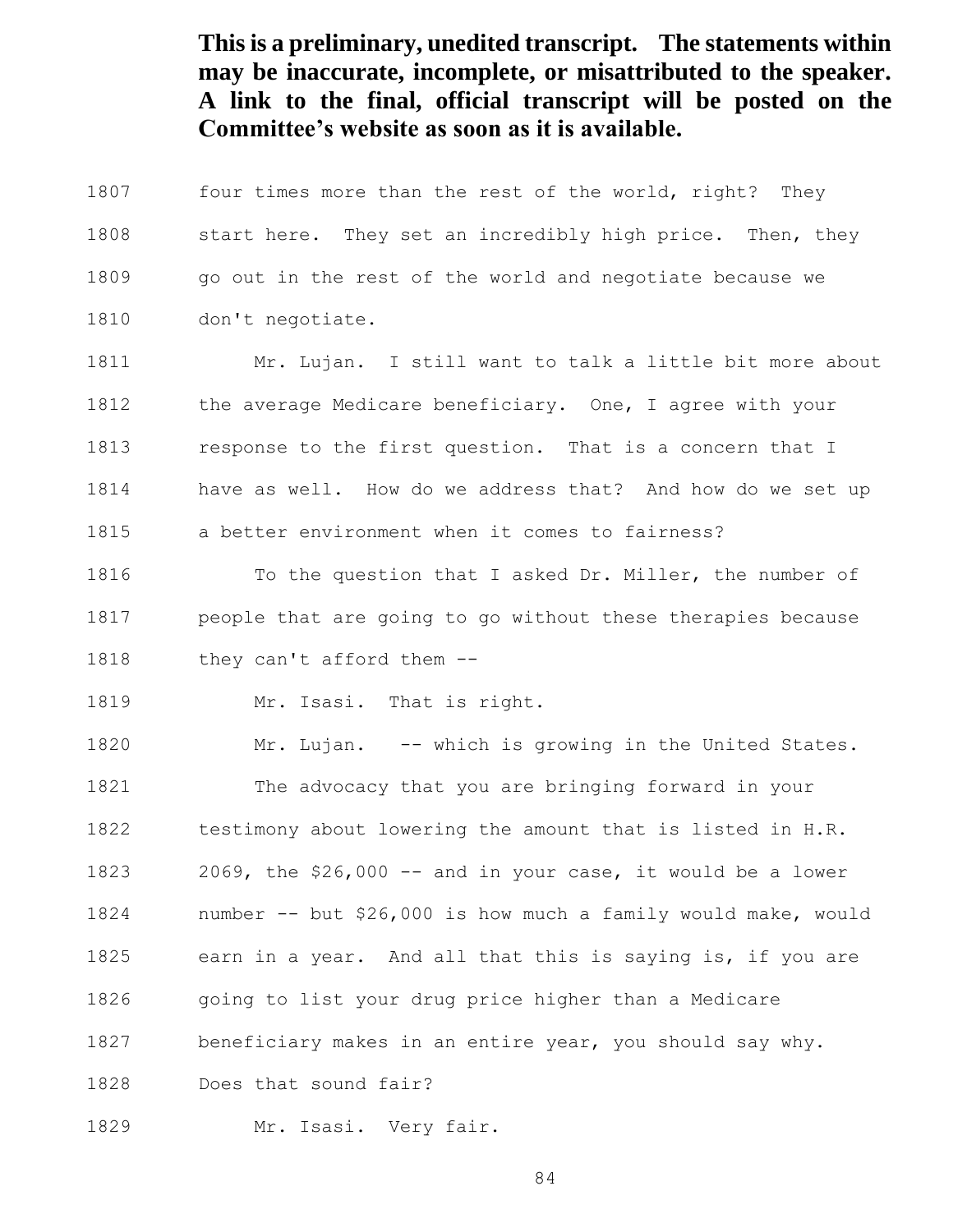**This is a preliminary, unedited transcript. The statements within may be inaccurate, incomplete, or misattributed to the speaker. A link to the final, official transcript will be posted on the Committee's website as soon as it is available.**

1807 four times more than the rest of the world, right? They
1808 start here. They set an incredibly high price. Then, they
1809 go out in the rest of the world and negotiate because we
1810 don't negotiate.

1811 Mr. Lujan. I still want to talk a little bit more about
1812 the average Medicare beneficiary. One, I agree with your
1813 response to the first question. That is a concern that I
1814 have as well. How do we address that? And how do we set up
1815 a better environment when it comes to fairness?

1816 To the question that I asked Dr. Miller, the number of
1817 people that are going to go without these therapies because
1818 they can't afford them --

1819 Mr. Isasi. That is right.

1820 Mr. Lujan. -- which is growing in the United States.

1821 The advocacy that you are bringing forward in your
1822 testimony about lowering the amount that is listed in H.R.
1823 2069, the $26,000 -- and in your case, it would be a lower
1824 number -- but $26,000 is how much a family would make, would
1825 earn in a year. And all that this is saying is, if you are
1826 going to list your drug price higher than a Medicare
1827 beneficiary makes in an entire year, you should say why.
1828 Does that sound fair?

1829 Mr. Isasi. Very fair.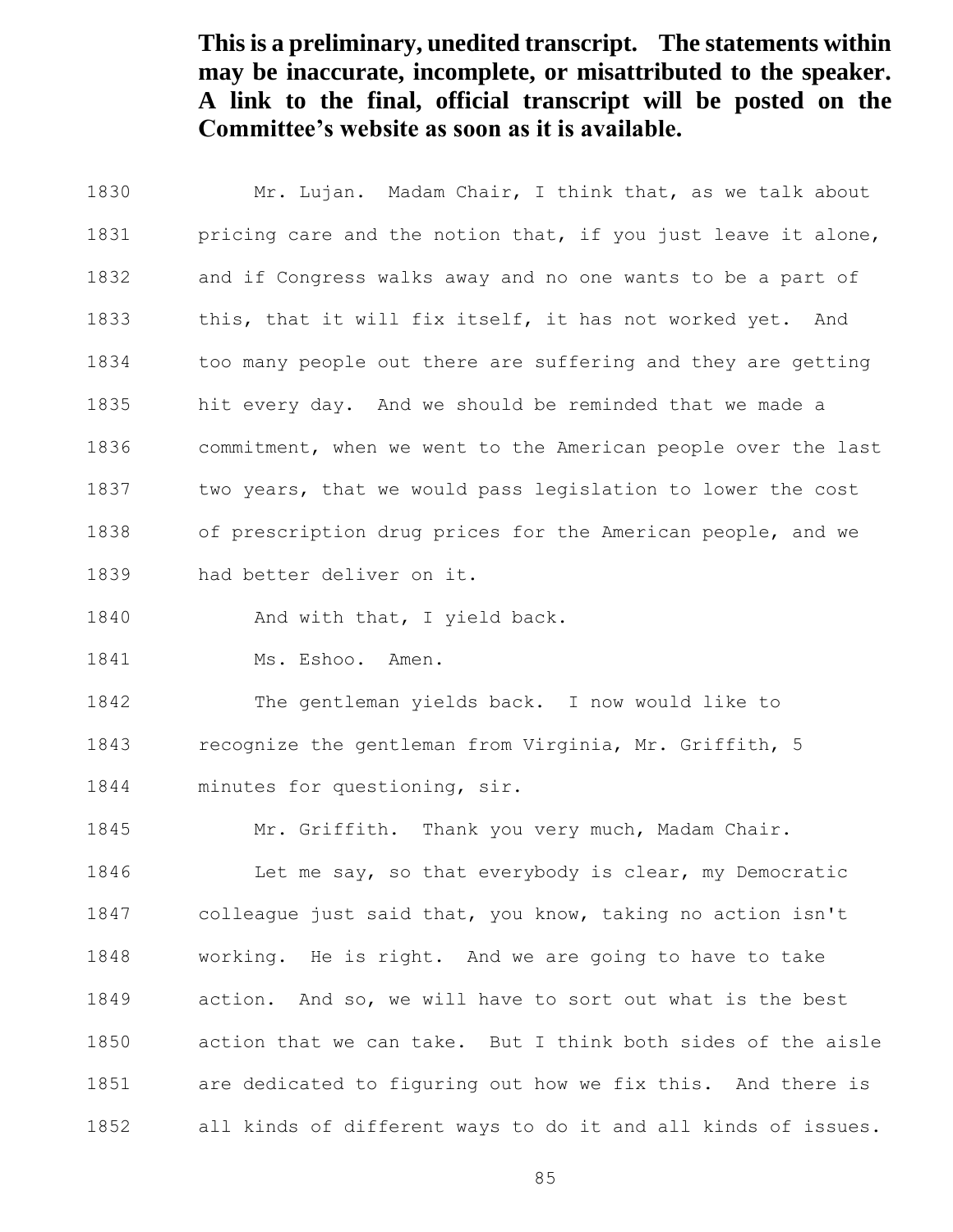**This is a preliminary, unedited transcript. The statements within may be inaccurate, incomplete, or misattributed to the speaker. A link to the final, official transcript will be posted on the Committee's website as soon as it is available.**

1830 Mr. Lujan. Madam Chair, I think that, as we talk about
1831 pricing care and the notion that, if you just leave it alone,
1832 and if Congress walks away and no one wants to be a part of
1833 this, that it will fix itself, it has not worked yet. And
1834 too many people out there are suffering and they are getting
1835 hit every day. And we should be reminded that we made a
1836 commitment, when we went to the American people over the last
1837 two years, that we would pass legislation to lower the cost
1838 of prescription drug prices for the American people, and we
1839 had better deliver on it.

1840 And with that, I yield back.

1841 Ms. Eshoo. Amen.

1842 The gentleman yields back. I now would like to
1843 recognize the gentleman from Virginia, Mr. Griffith, 5
1844 minutes for questioning, sir.

1845 Mr. Griffith. Thank you very much, Madam Chair.

1846 Let me say, so that everybody is clear, my Democratic
1847 colleague just said that, you know, taking no action isn't
1848 working. He is right. And we are going to have to take
1849 action. And so, we will have to sort out what is the best
1850 action that we can take. But I think both sides of the aisle
1851 are dedicated to figuring out how we fix this. And there is
1852 all kinds of different ways to do it and all kinds of issues.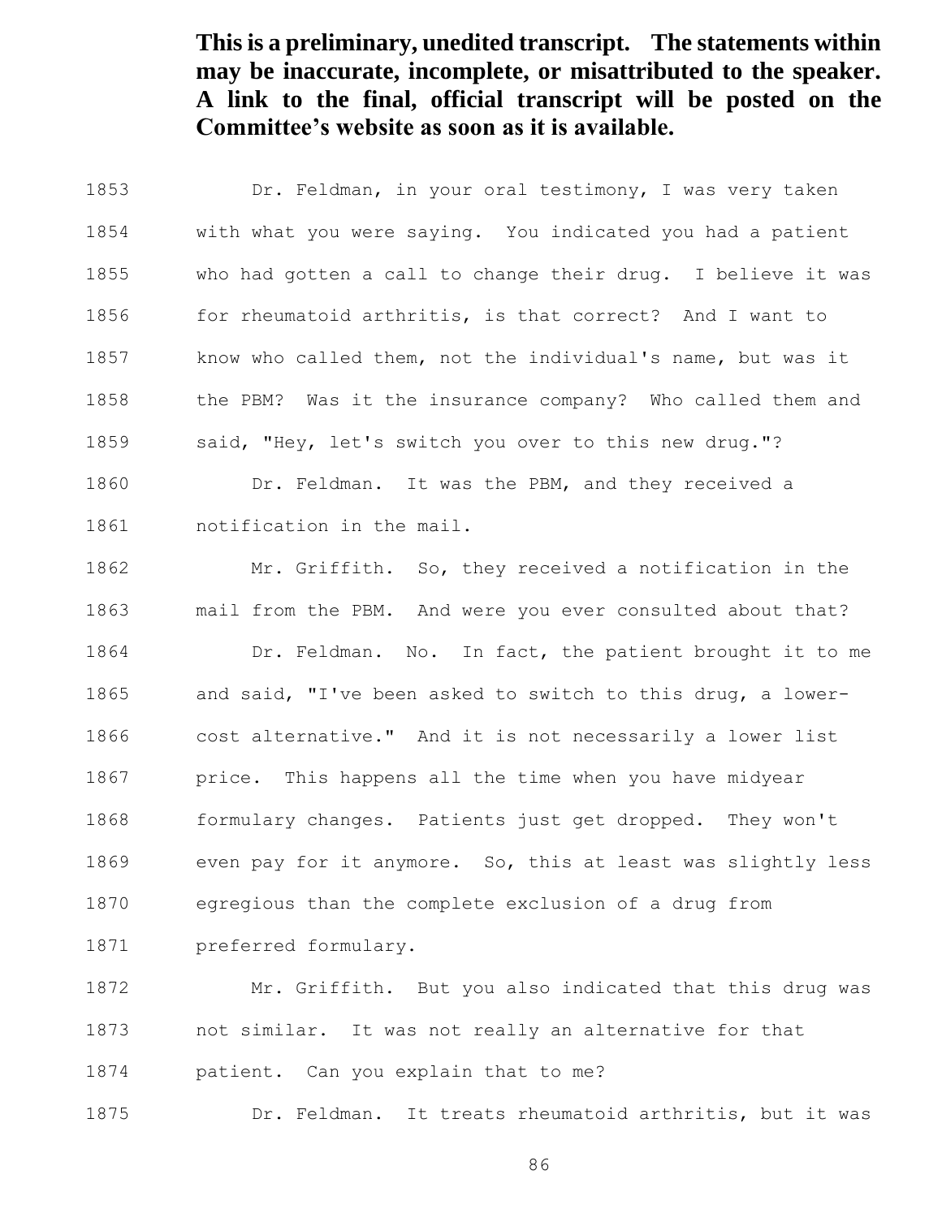**This is a preliminary, unedited transcript. The statements within may be inaccurate, incomplete, or misattributed to the speaker. A link to the final, official transcript will be posted on the Committee's website as soon as it is available.**

1853 Dr. Feldman, in your oral testimony, I was very taken
1854 with what you were saying. You indicated you had a patient
1855 who had gotten a call to change their drug. I believe it was
1856 for rheumatoid arthritis, is that correct? And I want to
1857 know who called them, not the individual's name, but was it
1858 the PBM? Was it the insurance company? Who called them and
1859 said, "Hey, let's switch you over to this new drug."?

1860 Dr. Feldman. It was the PBM, and they received a
1861 notification in the mail.

1862 Mr. Griffith. So, they received a notification in the
1863 mail from the PBM. And were you ever consulted about that?

1864 Dr. Feldman. No. In fact, the patient brought it to me
1865 and said, "I've been asked to switch to this drug, a lower-
1866 cost alternative." And it is not necessarily a lower list
1867 price. This happens all the time when you have midyear
1868 formulary changes. Patients just get dropped. They won't
1869 even pay for it anymore. So, this at least was slightly less
1870 egregious than the complete exclusion of a drug from
1871 preferred formulary.

1872 Mr. Griffith. But you also indicated that this drug was
1873 not similar. It was not really an alternative for that
1874 patient. Can you explain that to me?

1875 Dr. Feldman. It treats rheumatoid arthritis, but it was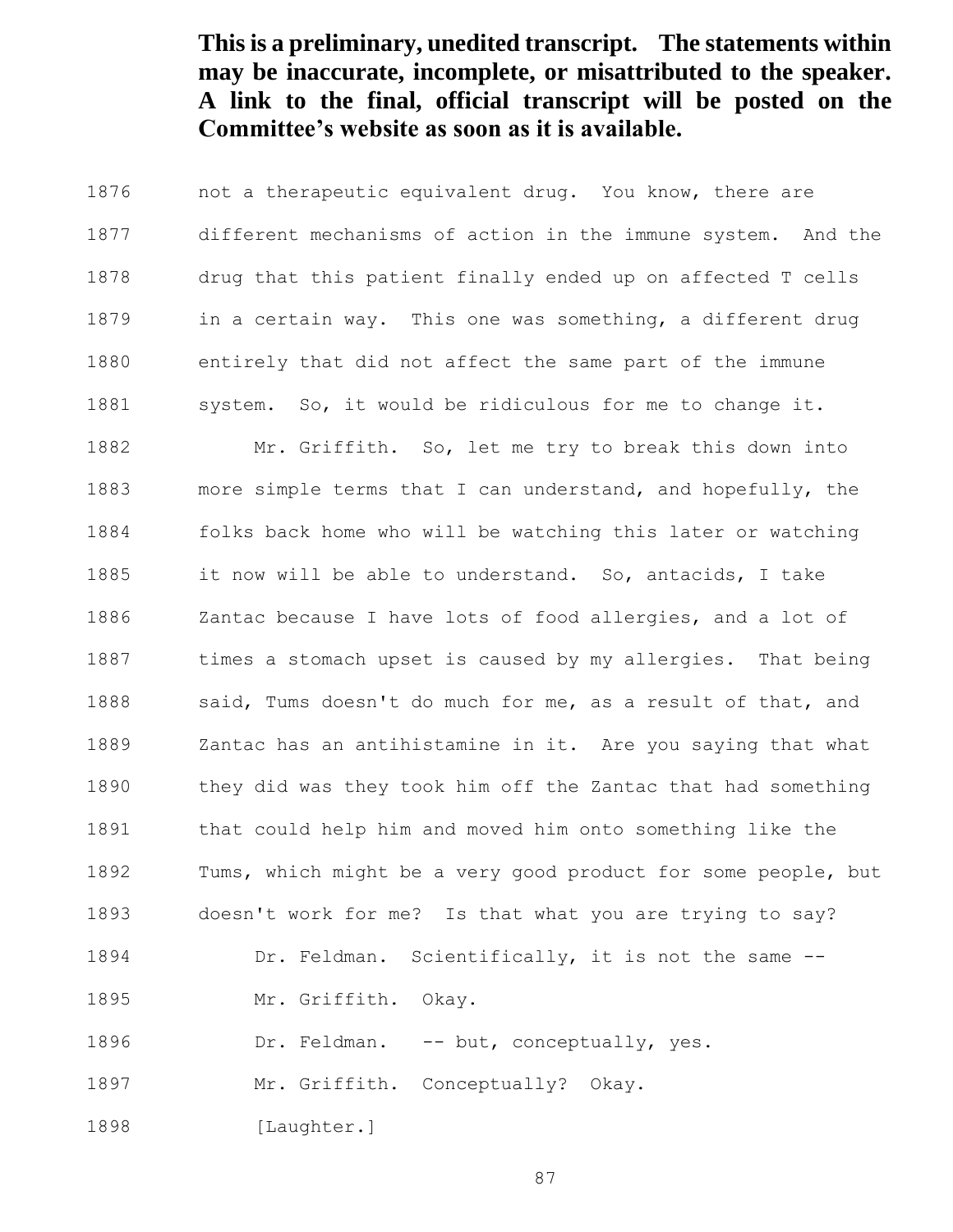**This is a preliminary, unedited transcript. The statements within may be inaccurate, incomplete, or misattributed to the speaker. A link to the final, official transcript will be posted on the Committee's website as soon as it is available.**

1876 not a therapeutic equivalent drug. You know, there are
1877 different mechanisms of action in the immune system. And the
1878 drug that this patient finally ended up on affected T cells
1879 in a certain way. This one was something, a different drug
1880 entirely that did not affect the same part of the immune
1881 system. So, it would be ridiculous for me to change it.

1882 Mr. Griffith. So, let me try to break this down into
1883 more simple terms that I can understand, and hopefully, the
1884 folks back home who will be watching this later or watching
1885 it now will be able to understand. So, antacids, I take
1886 Zantac because I have lots of food allergies, and a lot of
1887 times a stomach upset is caused by my allergies. That being
1888 said, Tums doesn't do much for me, as a result of that, and
1889 Zantac has an antihistamine in it. Are you saying that what
1890 they did was they took him off the Zantac that had something
1891 that could help him and moved him onto something like the
1892 Tums, which might be a very good product for some people, but
1893 doesn't work for me? Is that what you are trying to say?

1894 Dr. Feldman. Scientifically, it is not the same --

1895 Mr. Griffith. Okay.

1896 Dr. Feldman. -- but, conceptually, yes.

1897 Mr. Griffith. Conceptually? Okay.

1898 [Laughter.]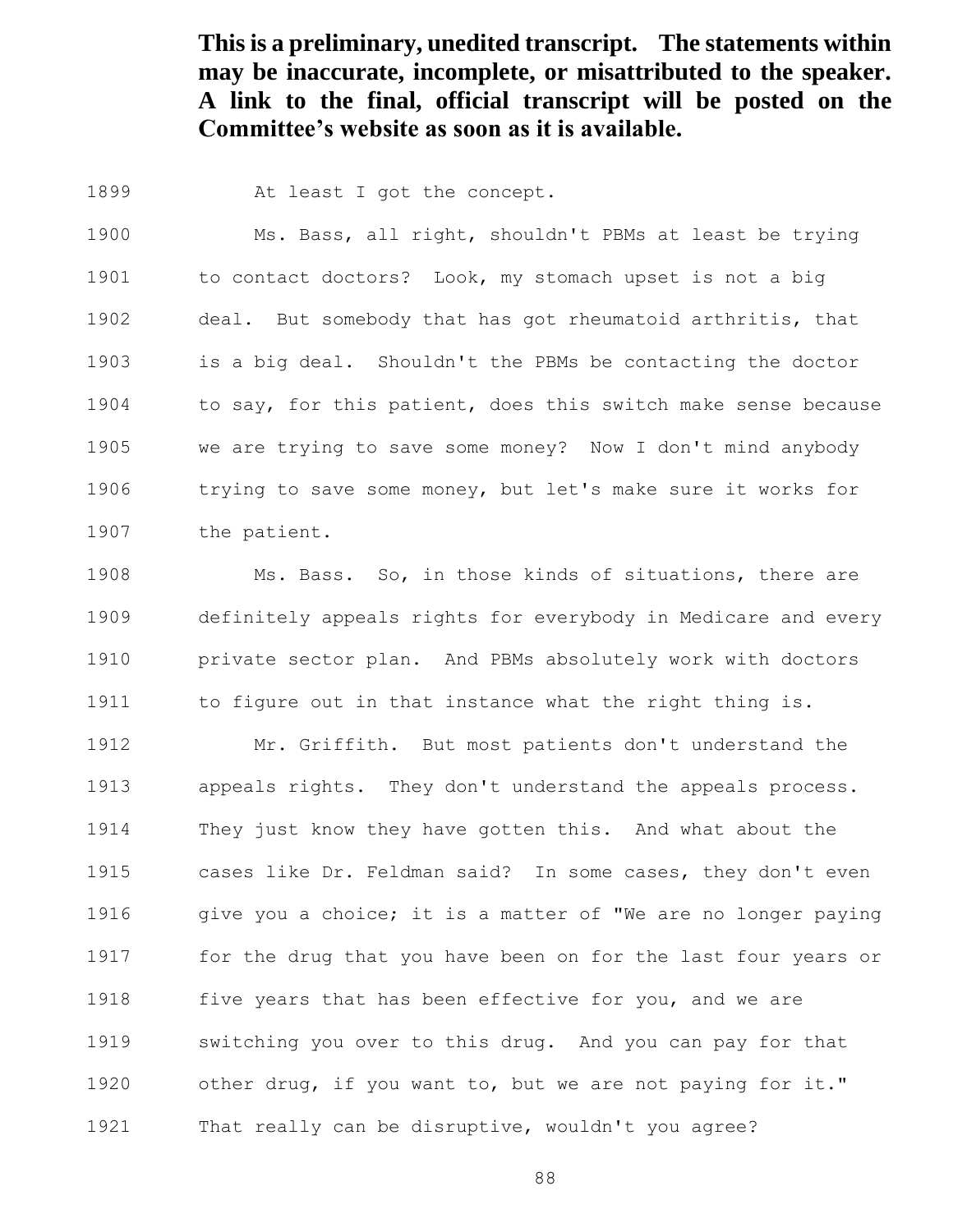**This is a preliminary, unedited transcript. The statements within may be inaccurate, incomplete, or misattributed to the speaker. A link to the final, official transcript will be posted on the Committee's website as soon as it is available.**

1899 At least I got the concept.

1900 Ms. Bass, all right, shouldn't PBMs at least be trying
1901 to contact doctors? Look, my stomach upset is not a big
1902 deal. But somebody that has got rheumatoid arthritis, that
1903 is a big deal. Shouldn't the PBMs be contacting the doctor
1904 to say, for this patient, does this switch make sense because
1905 we are trying to save some money? Now I don't mind anybody
1906 trying to save some money, but let's make sure it works for
1907 the patient.

1908 Ms. Bass. So, in those kinds of situations, there are
1909 definitely appeals rights for everybody in Medicare and every
1910 private sector plan. And PBMs absolutely work with doctors
1911 to figure out in that instance what the right thing is.

1912 Mr. Griffith. But most patients don't understand the
1913 appeals rights. They don't understand the appeals process.
1914 They just know they have gotten this. And what about the
1915 cases like Dr. Feldman said? In some cases, they don't even
1916 give you a choice; it is a matter of "We are no longer paying
1917 for the drug that you have been on for the last four years or
1918 five years that has been effective for you, and we are
1919 switching you over to this drug. And you can pay for that
1920 other drug, if you want to, but we are not paying for it."
1921 That really can be disruptive, wouldn't you agree?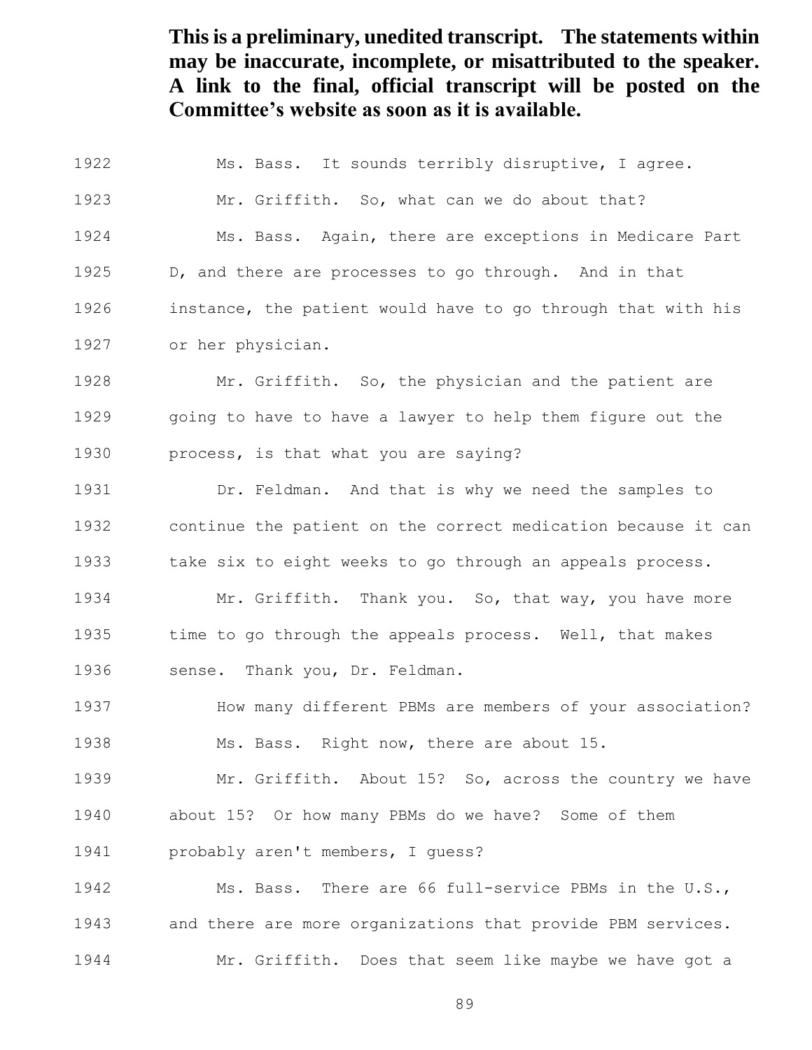**This is a preliminary, unedited transcript. The statements within may be inaccurate, incomplete, or misattributed to the speaker. A link to the final, official transcript will be posted on the Committee's website as soon as it is available.**

1922 Ms. Bass. It sounds terribly disruptive, I agree.

1923 Mr. Griffith. So, what can we do about that?

1924 Ms. Bass. Again, there are exceptions in Medicare Part
1925 D, and there are processes to go through. And in that
1926 instance, the patient would have to go through that with his
1927 or her physician.

1928 Mr. Griffith. So, the physician and the patient are
1929 going to have to have a lawyer to help them figure out the
1930 process, is that what you are saying?

1931 Dr. Feldman. And that is why we need the samples to
1932 continue the patient on the correct medication because it can
1933 take six to eight weeks to go through an appeals process.

1934 Mr. Griffith. Thank you. So, that way, you have more
1935 time to go through the appeals process. Well, that makes
1936 sense. Thank you, Dr. Feldman.

1937 How many different PBMs are members of your association?

1938 Ms. Bass. Right now, there are about 15.

1939 Mr. Griffith. About 15? So, across the country we have
1940 about 15? Or how many PBMs do we have? Some of them
1941 probably aren't members, I guess?

1942 Ms. Bass. There are 66 full-service PBMs in the U.S.,
1943 and there are more organizations that provide PBM services.

1944 Mr. Griffith. Does that seem like maybe we have got a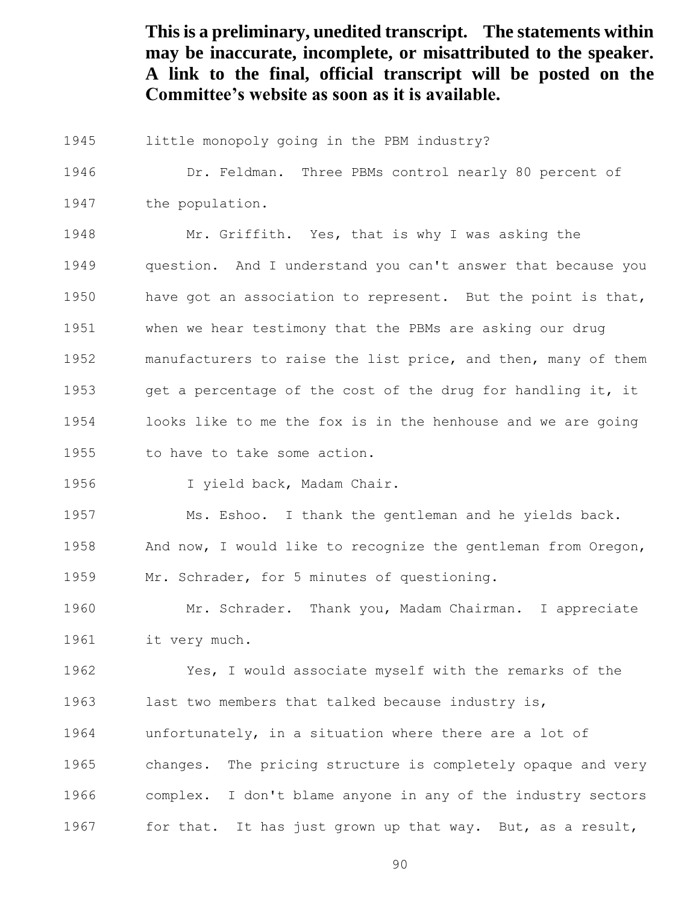**This is a preliminary, unedited transcript. The statements within may be inaccurate, incomplete, or misattributed to the speaker. A link to the final, official transcript will be posted on the Committee's website as soon as it is available.**

1945 little monopoly going in the PBM industry?

1946 Dr. Feldman. Three PBMs control nearly 80 percent of

1947 the population.

1948 Mr. Griffith. Yes, that is why I was asking the

1949 question. And I understand you can't answer that because you

1950 have got an association to represent. But the point is that,

1951 when we hear testimony that the PBMs are asking our drug

1952 manufacturers to raise the list price, and then, many of them

1953 get a percentage of the cost of the drug for handling it, it

1954 looks like to me the fox is in the henhouse and we are going

1955 to have to take some action.

1956 I yield back, Madam Chair.

1957 Ms. Eshoo. I thank the gentleman and he yields back.

1958 And now, I would like to recognize the gentleman from Oregon,

1959 Mr. Schrader, for 5 minutes of questioning.

1960 Mr. Schrader. Thank you, Madam Chairman. I appreciate

1961 it very much.

1962 Yes, I would associate myself with the remarks of the

1963 last two members that talked because industry is,

1964 unfortunately, in a situation where there are a lot of

1965 changes. The pricing structure is completely opaque and very

1966 complex. I don't blame anyone in any of the industry sectors

1967 for that. It has just grown up that way. But, as a result,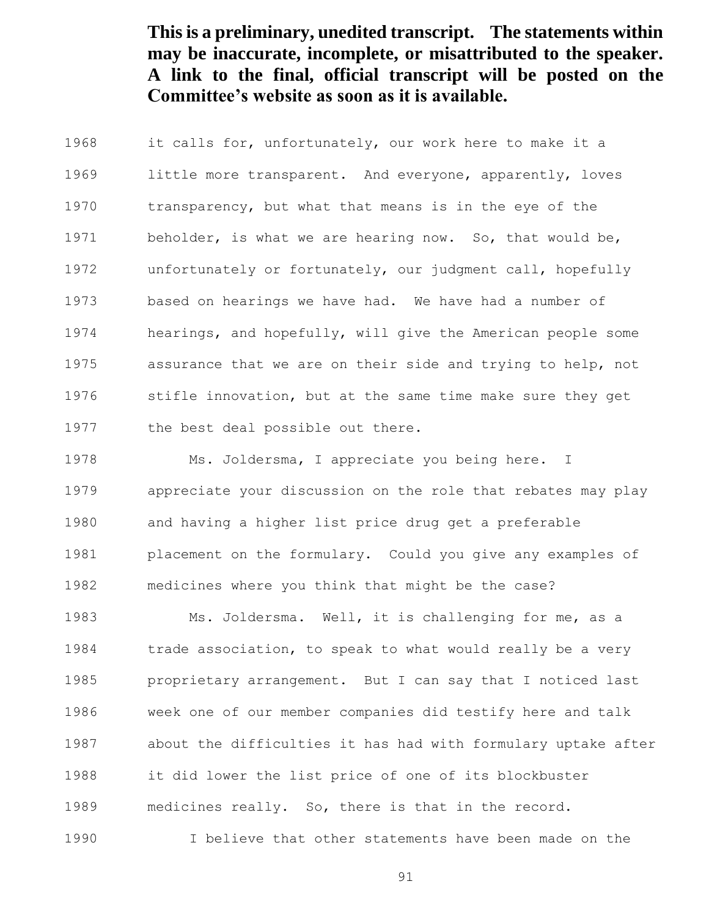**This is a preliminary, unedited transcript. The statements within may be inaccurate, incomplete, or misattributed to the speaker. A link to the final, official transcript will be posted on the Committee's website as soon as it is available.**

1968 it calls for, unfortunately, our work here to make it a
1969 little more transparent. And everyone, apparently, loves
1970 transparency, but what that means is in the eye of the
1971 beholder, is what we are hearing now. So, that would be,
1972 unfortunately or fortunately, our judgment call, hopefully
1973 based on hearings we have had. We have had a number of
1974 hearings, and hopefully, will give the American people some
1975 assurance that we are on their side and trying to help, not
1976 stifle innovation, but at the same time make sure they get
1977 the best deal possible out there.

1978 Ms. Joldersma, I appreciate you being here. I
1979 appreciate your discussion on the role that rebates may play
1980 and having a higher list price drug get a preferable
1981 placement on the formulary. Could you give any examples of
1982 medicines where you think that might be the case?

1983 Ms. Joldersma. Well, it is challenging for me, as a
1984 trade association, to speak to what would really be a very
1985 proprietary arrangement. But I can say that I noticed last
1986 week one of our member companies did testify here and talk
1987 about the difficulties it has had with formulary uptake after
1988 it did lower the list price of one of its blockbuster
1989 medicines really. So, there is that in the record.

1990 I believe that other statements have been made on the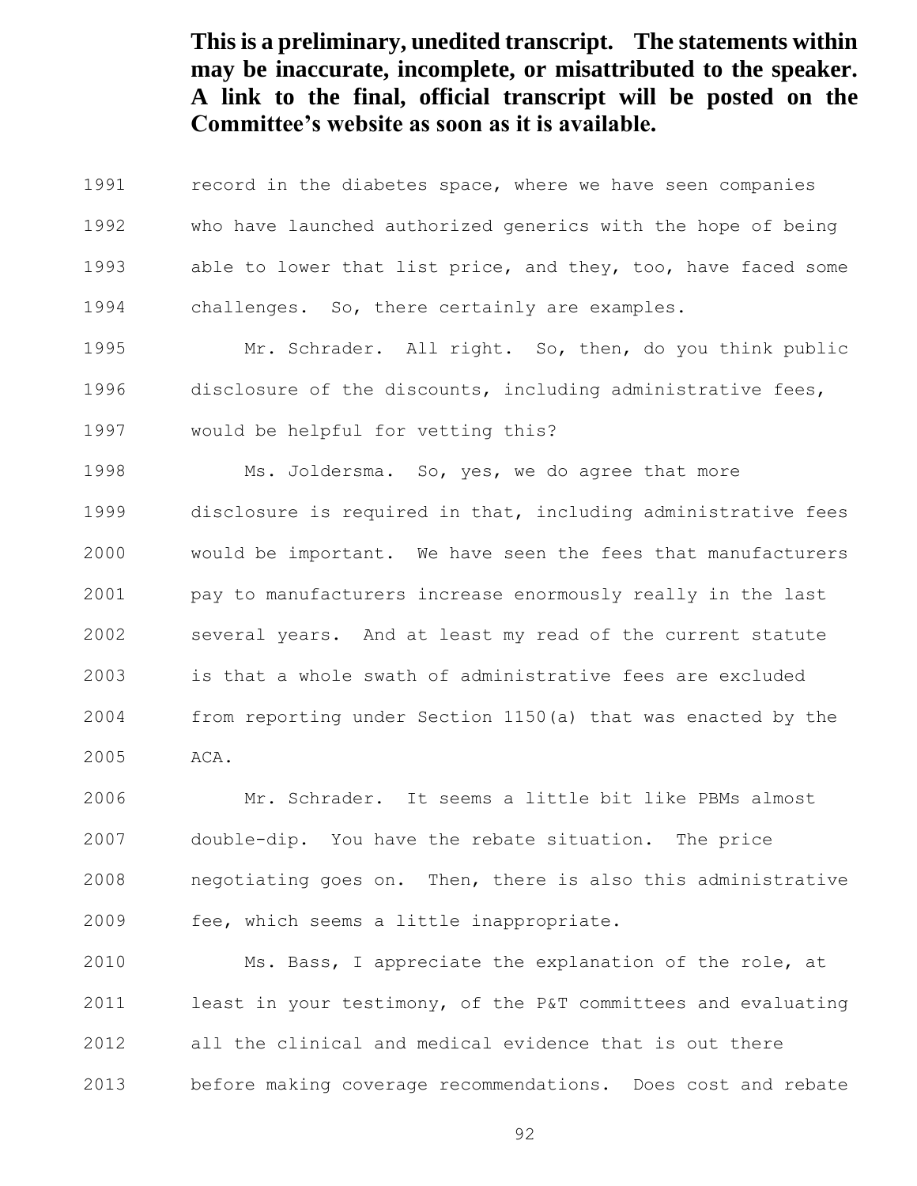**This is a preliminary, unedited transcript. The statements within may be inaccurate, incomplete, or misattributed to the speaker. A link to the final, official transcript will be posted on the Committee's website as soon as it is available.**

record in the diabetes space, where we have seen companies who have launched authorized generics with the hope of being able to lower that list price, and they, too, have faced some challenges. So, there certainly are examples.

Mr. Schrader. All right. So, then, do you think public disclosure of the discounts, including administrative fees, would be helpful for vetting this?

Ms. Joldersma. So, yes, we do agree that more disclosure is required in that, including administrative fees would be important. We have seen the fees that manufacturers pay to manufacturers increase enormously really in the last several years. And at least my read of the current statute is that a whole swath of administrative fees are excluded from reporting under Section 1150(a) that was enacted by the ACA.

Mr. Schrader. It seems a little bit like PBMs almost double-dip. You have the rebate situation. The price negotiating goes on. Then, there is also this administrative fee, which seems a little inappropriate.

Ms. Bass, I appreciate the explanation of the role, at least in your testimony, of the P&T committees and evaluating all the clinical and medical evidence that is out there before making coverage recommendations. Does cost and rebate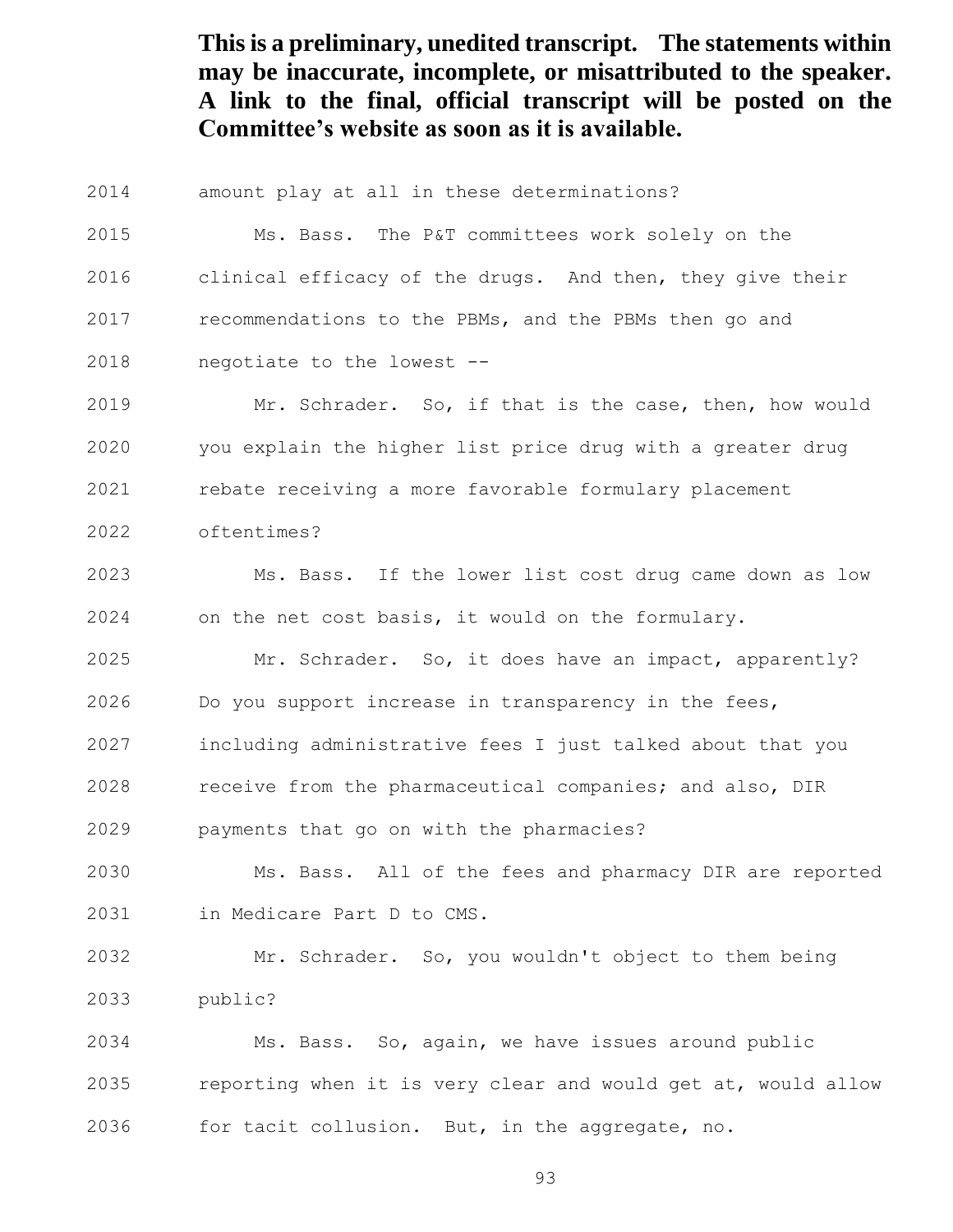**This is a preliminary, unedited transcript. The statements within may be inaccurate, incomplete, or misattributed to the speaker. A link to the final, official transcript will be posted on the Committee's website as soon as it is available.**

2014 amount play at all in these determinations?

2015 Ms. Bass. The P&T committees work solely on the

2016 clinical efficacy of the drugs. And then, they give their

2017 recommendations to the PBMs, and the PBMs then go and

2018 negotiate to the lowest --

2019 Mr. Schrader. So, if that is the case, then, how would

2020 you explain the higher list price drug with a greater drug

2021 rebate receiving a more favorable formulary placement

2022 oftentimes?

2023 Ms. Bass. If the lower list cost drug came down as low

2024 on the net cost basis, it would on the formulary.

2025 Mr. Schrader. So, it does have an impact, apparently?

2026 Do you support increase in transparency in the fees,

2027 including administrative fees I just talked about that you

2028 receive from the pharmaceutical companies; and also, DIR

2029 payments that go on with the pharmacies?

2030 Ms. Bass. All of the fees and pharmacy DIR are reported

2031 in Medicare Part D to CMS.

2032 Mr. Schrader. So, you wouldn't object to them being

2033 public?

2034 Ms. Bass. So, again, we have issues around public

2035 reporting when it is very clear and would get at, would allow

2036 for tacit collusion. But, in the aggregate, no.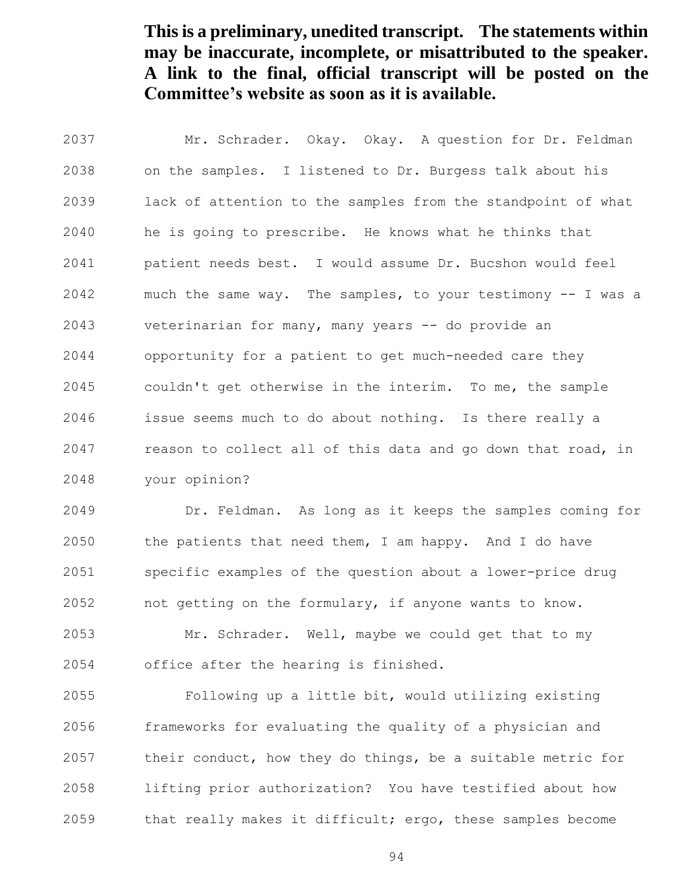**This is a preliminary, unedited transcript. The statements within may be inaccurate, incomplete, or misattributed to the speaker. A link to the final, official transcript will be posted on the Committee's website as soon as it is available.**

2037 Mr. Schrader. Okay. Okay. A question for Dr. Feldman
2038 on the samples. I listened to Dr. Burgess talk about his
2039 lack of attention to the samples from the standpoint of what
2040 he is going to prescribe. He knows what he thinks that
2041 patient needs best. I would assume Dr. Bucshon would feel
2042 much the same way. The samples, to your testimony -- I was a
2043 veterinarian for many, many years -- do provide an
2044 opportunity for a patient to get much-needed care they
2045 couldn't get otherwise in the interim. To me, the sample
2046 issue seems much to do about nothing. Is there really a
2047 reason to collect all of this data and go down that road, in
2048 your opinion?

2049 Dr. Feldman. As long as it keeps the samples coming for
2050 the patients that need them, I am happy. And I do have
2051 specific examples of the question about a lower-price drug
2052 not getting on the formulary, if anyone wants to know.

2053 Mr. Schrader. Well, maybe we could get that to my
2054 office after the hearing is finished.

2055 Following up a little bit, would utilizing existing
2056 frameworks for evaluating the quality of a physician and
2057 their conduct, how they do things, be a suitable metric for
2058 lifting prior authorization? You have testified about how
2059 that really makes it difficult; ergo, these samples become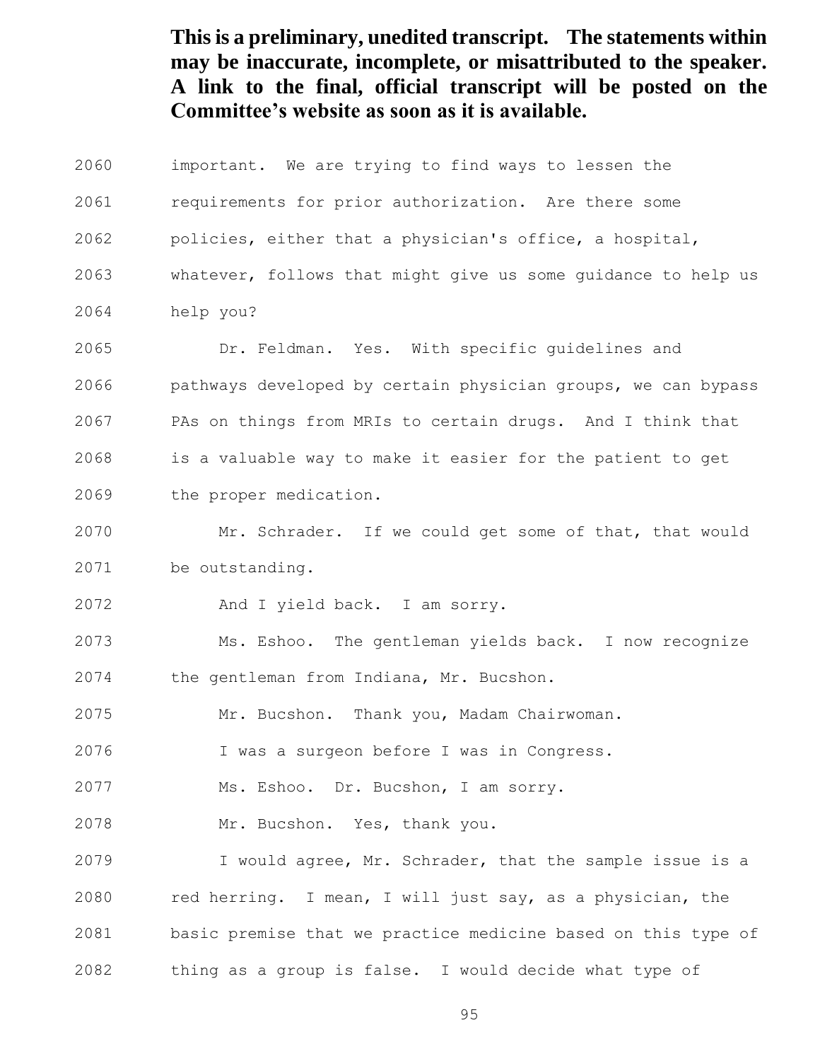**This is a preliminary, unedited transcript. The statements within may be inaccurate, incomplete, or misattributed to the speaker. A link to the final, official transcript will be posted on the Committee's website as soon as it is available.**

2060 important. We are trying to find ways to lessen the
2061 requirements for prior authorization. Are there some
2062 policies, either that a physician's office, a hospital,
2063 whatever, follows that might give us some guidance to help us
2064 help you?

2065 Dr. Feldman. Yes. With specific guidelines and
2066 pathways developed by certain physician groups, we can bypass
2067 PAs on things from MRIs to certain drugs. And I think that
2068 is a valuable way to make it easier for the patient to get
2069 the proper medication.

2070 Mr. Schrader. If we could get some of that, that would
2071 be outstanding.

2072 And I yield back. I am sorry.

2073 Ms. Eshoo. The gentleman yields back. I now recognize
2074 the gentleman from Indiana, Mr. Bucshon.

2075 Mr. Bucshon. Thank you, Madam Chairwoman.

2076 I was a surgeon before I was in Congress.

2077 Ms. Eshoo. Dr. Bucshon, I am sorry.

2078 Mr. Bucshon. Yes, thank you.

2079 I would agree, Mr. Schrader, that the sample issue is a
2080 red herring. I mean, I will just say, as a physician, the
2081 basic premise that we practice medicine based on this type of
2082 thing as a group is false. I would decide what type of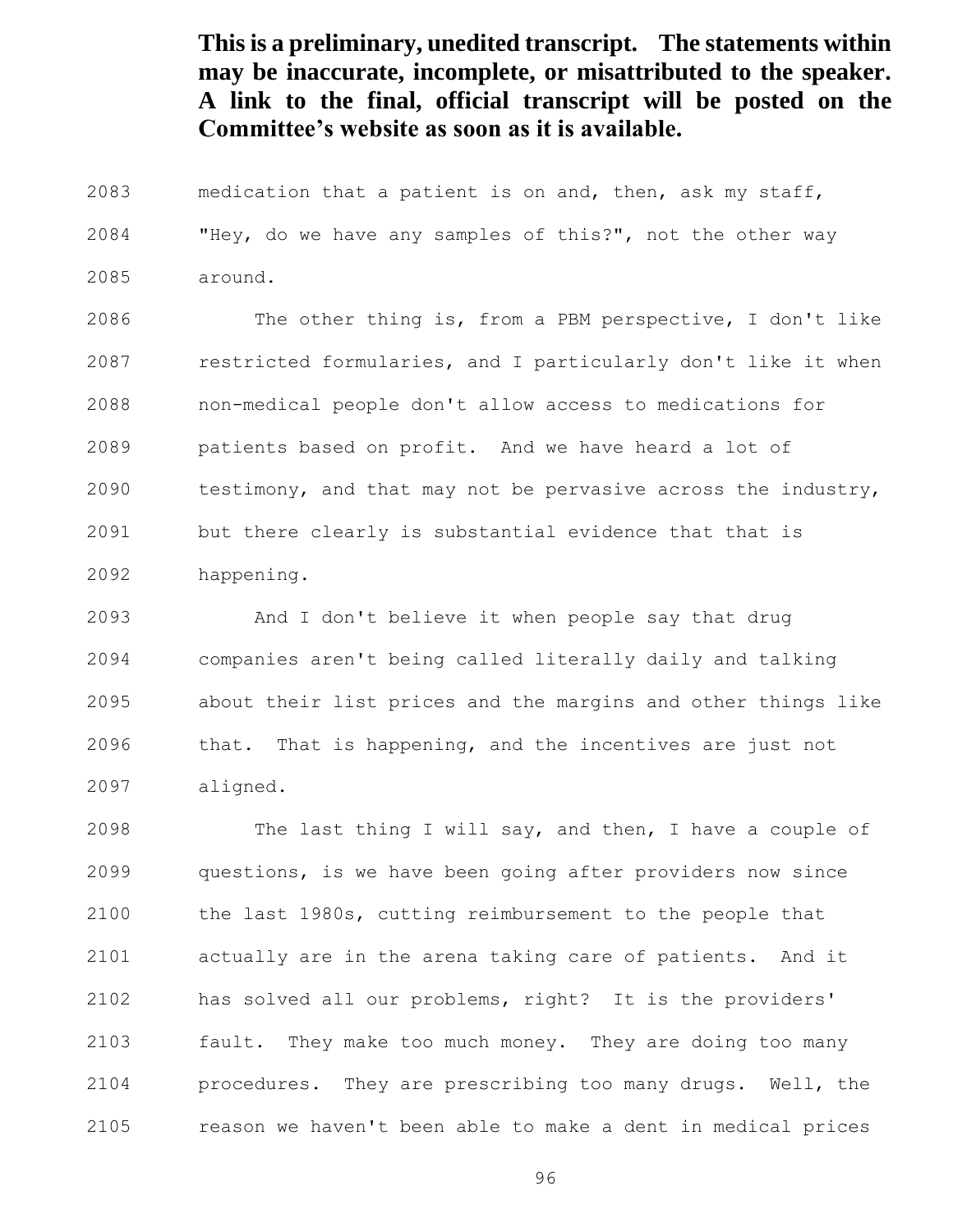**This is a preliminary, unedited transcript. The statements within may be inaccurate, incomplete, or misattributed to the speaker. A link to the final, official transcript will be posted on the Committee's website as soon as it is available.**

medication that a patient is on and, then, ask my staff, "Hey, do we have any samples of this?", not the other way around.

The other thing is, from a PBM perspective, I don't like restricted formularies, and I particularly don't like it when non-medical people don't allow access to medications for patients based on profit. And we have heard a lot of testimony, and that may not be pervasive across the industry, but there clearly is substantial evidence that that is happening.

And I don't believe it when people say that drug companies aren't being called literally daily and talking about their list prices and the margins and other things like that. That is happening, and the incentives are just not aligned.

The last thing I will say, and then, I have a couple of questions, is we have been going after providers now since the last 1980s, cutting reimbursement to the people that actually are in the arena taking care of patients. And it has solved all our problems, right? It is the providers' fault. They make too much money. They are doing too many procedures. They are prescribing too many drugs. Well, the reason we haven't been able to make a dent in medical prices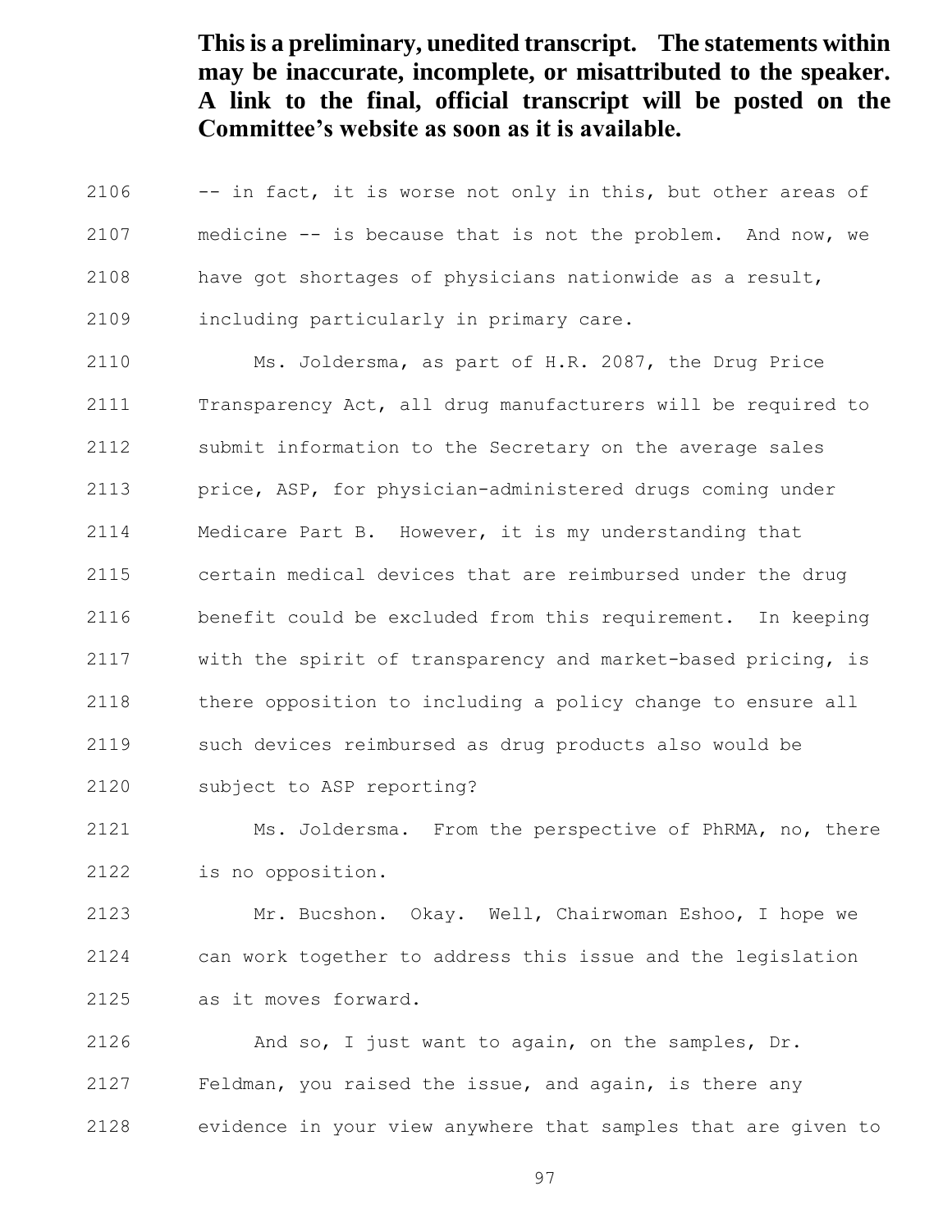**This is a preliminary, unedited transcript. The statements within may be inaccurate, incomplete, or misattributed to the speaker. A link to the final, official transcript will be posted on the Committee's website as soon as it is available.**

2106 -- in fact, it is worse not only in this, but other areas of
2107 medicine -- is because that is not the problem. And now, we
2108 have got shortages of physicians nationwide as a result,
2109 including particularly in primary care.

2110 Ms. Joldersma, as part of H.R. 2087, the Drug Price
2111 Transparency Act, all drug manufacturers will be required to
2112 submit information to the Secretary on the average sales
2113 price, ASP, for physician-administered drugs coming under
2114 Medicare Part B. However, it is my understanding that
2115 certain medical devices that are reimbursed under the drug
2116 benefit could be excluded from this requirement. In keeping
2117 with the spirit of transparency and market-based pricing, is
2118 there opposition to including a policy change to ensure all
2119 such devices reimbursed as drug products also would be
2120 subject to ASP reporting?

2121 Ms. Joldersma. From the perspective of PhRMA, no, there
2122 is no opposition.

2123 Mr. Bucshon. Okay. Well, Chairwoman Eshoo, I hope we
2124 can work together to address this issue and the legislation
2125 as it moves forward.

2126 And so, I just want to again, on the samples, Dr.
2127 Feldman, you raised the issue, and again, is there any
2128 evidence in your view anywhere that samples that are given to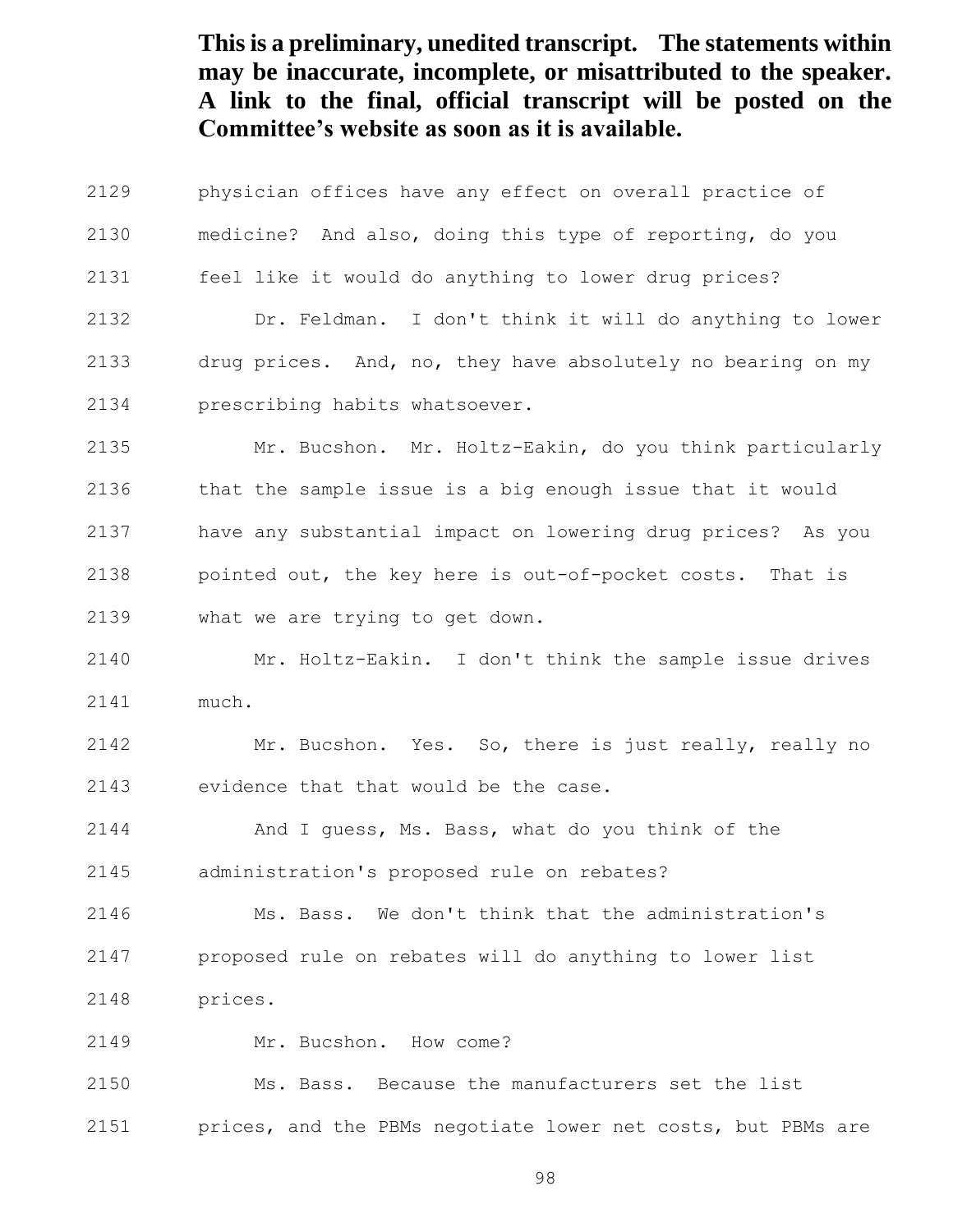**This is a preliminary, unedited transcript. The statements within may be inaccurate, incomplete, or misattributed to the speaker. A link to the final, official transcript will be posted on the Committee's website as soon as it is available.**

2129 physician offices have any effect on overall practice of
2130 medicine? And also, doing this type of reporting, do you
2131 feel like it would do anything to lower drug prices?
2132 Dr. Feldman. I don't think it will do anything to lower
2133 drug prices. And, no, they have absolutely no bearing on my
2134 prescribing habits whatsoever.
2135 Mr. Bucshon. Mr. Holtz-Eakin, do you think particularly
2136 that the sample issue is a big enough issue that it would
2137 have any substantial impact on lowering drug prices? As you
2138 pointed out, the key here is out-of-pocket costs. That is
2139 what we are trying to get down.
2140 Mr. Holtz-Eakin. I don't think the sample issue drives
2141 much.
2142 Mr. Bucshon. Yes. So, there is just really, really no
2143 evidence that that would be the case.
2144 And I guess, Ms. Bass, what do you think of the
2145 administration's proposed rule on rebates?
2146 Ms. Bass. We don't think that the administration's
2147 proposed rule on rebates will do anything to lower list
2148 prices.
2149 Mr. Bucshon. How come?
2150 Ms. Bass. Because the manufacturers set the list
2151 prices, and the PBMs negotiate lower net costs, but PBMs are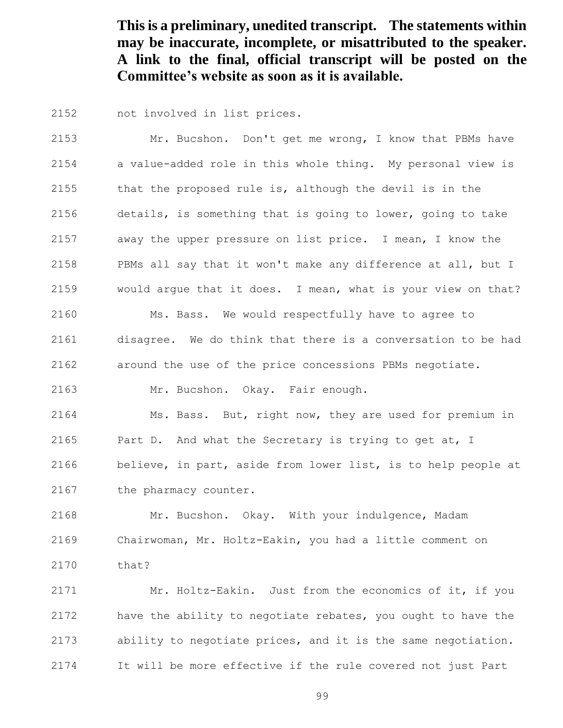**This is a preliminary, unedited transcript. The statements within may be inaccurate, incomplete, or misattributed to the speaker. A link to the final, official transcript will be posted on the Committee's website as soon as it is available.**

2152 not involved in list prices.

2153 Mr. Bucshon. Don't get me wrong, I know that PBMs have
2154 a value-added role in this whole thing. My personal view is
2155 that the proposed rule is, although the devil is in the
2156 details, is something that is going to lower, going to take
2157 away the upper pressure on list price. I mean, I know the
2158 PBMs all say that it won't make any difference at all, but I
2159 would argue that it does. I mean, what is your view on that?

2160 Ms. Bass. We would respectfully have to agree to
2161 disagree. We do think that there is a conversation to be had
2162 around the use of the price concessions PBMs negotiate.

2163 Mr. Bucshon. Okay. Fair enough.

2164 Ms. Bass. But, right now, they are used for premium in
2165 Part D. And what the Secretary is trying to get at, I
2166 believe, in part, aside from lower list, is to help people at
2167 the pharmacy counter.

2168 Mr. Bucshon. Okay. With your indulgence, Madam
2169 Chairwoman, Mr. Holtz-Eakin, you had a little comment on
2170 that?

2171 Mr. Holtz-Eakin. Just from the economics of it, if you
2172 have the ability to negotiate rebates, you ought to have the
2173 ability to negotiate prices, and it is the same negotiation.
2174 It will be more effective if the rule covered not just Part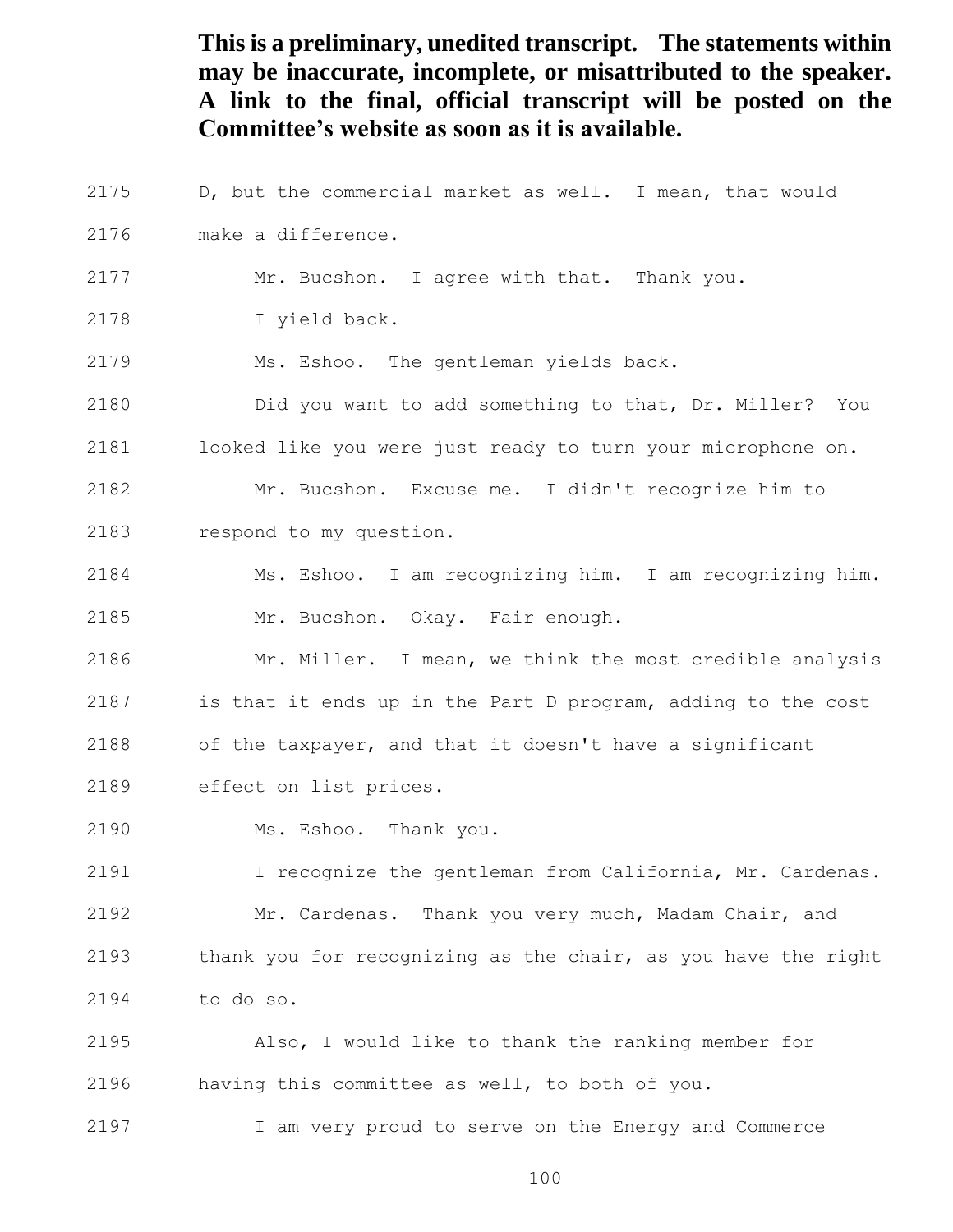**This is a preliminary, unedited transcript. The statements within may be inaccurate, incomplete, or misattributed to the speaker. A link to the final, official transcript will be posted on the Committee's website as soon as it is available.**

2175 D, but the commercial market as well. I mean, that would
2176 make a difference.

2177 Mr. Bucshon. I agree with that. Thank you.

2178 I yield back.

2179 Ms. Eshoo. The gentleman yields back.

2180 Did you want to add something to that, Dr. Miller? You
2181 looked like you were just ready to turn your microphone on.

2182 Mr. Bucshon. Excuse me. I didn't recognize him to
2183 respond to my question.

2184 Ms. Eshoo. I am recognizing him. I am recognizing him.

2185 Mr. Bucshon. Okay. Fair enough.

2186 Mr. Miller. I mean, we think the most credible analysis
2187 is that it ends up in the Part D program, adding to the cost
2188 of the taxpayer, and that it doesn't have a significant
2189 effect on list prices.

2190 Ms. Eshoo. Thank you.

2191 I recognize the gentleman from California, Mr. Cardenas.

2192 Mr. Cardenas. Thank you very much, Madam Chair, and
2193 thank you for recognizing as the chair, as you have the right
2194 to do so.

2195 Also, I would like to thank the ranking member for
2196 having this committee as well, to both of you.

2197 I am very proud to serve on the Energy and Commerce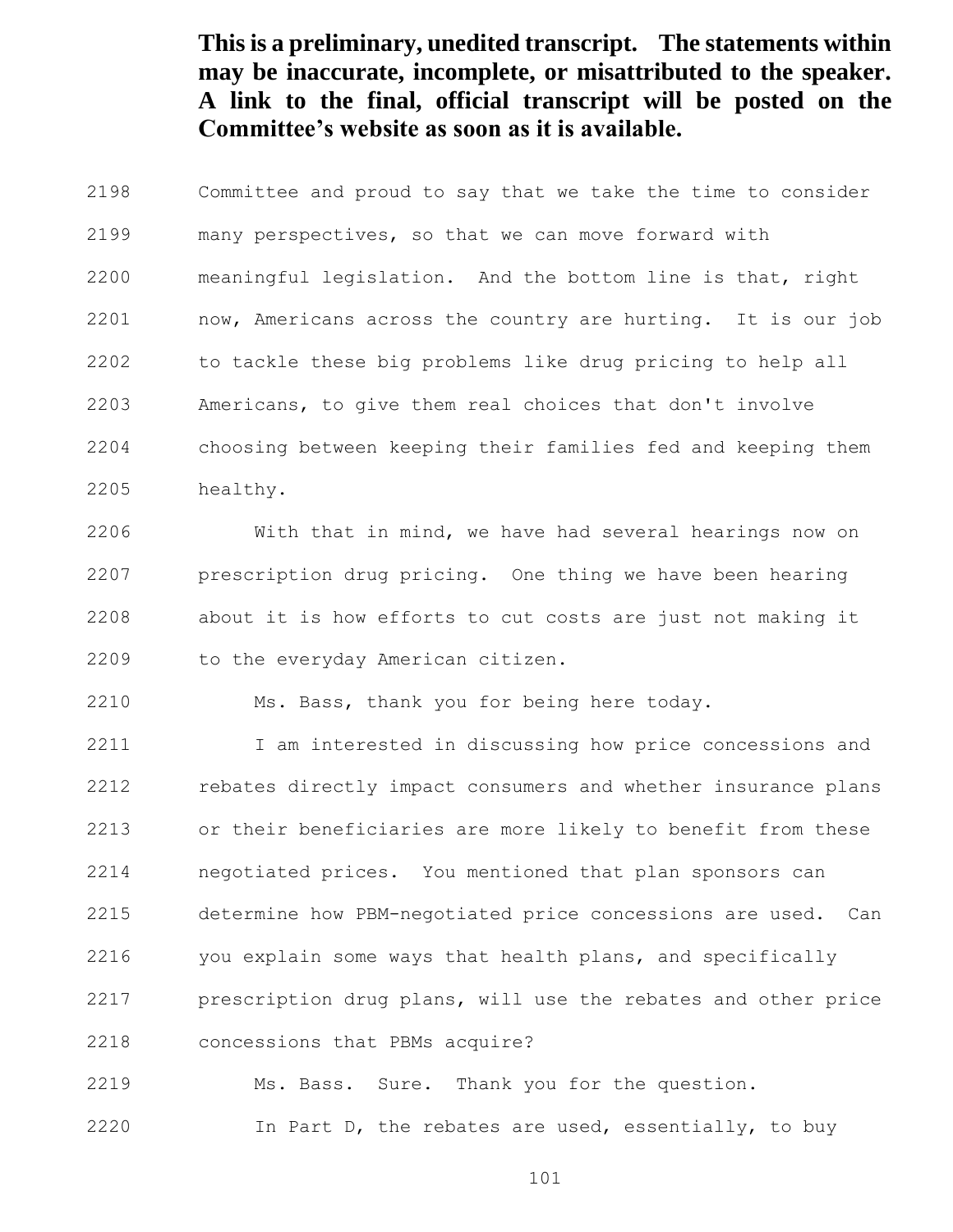**This is a preliminary, unedited transcript. The statements within may be inaccurate, incomplete, or misattributed to the speaker. A link to the final, official transcript will be posted on the Committee's website as soon as it is available.**

2198 Committee and proud to say that we take the time to consider
2199 many perspectives, so that we can move forward with
2200 meaningful legislation. And the bottom line is that, right
2201 now, Americans across the country are hurting. It is our job
2202 to tackle these big problems like drug pricing to help all
2203 Americans, to give them real choices that don't involve
2204 choosing between keeping their families fed and keeping them
2205 healthy.

2206 With that in mind, we have had several hearings now on
2207 prescription drug pricing. One thing we have been hearing
2208 about it is how efforts to cut costs are just not making it
2209 to the everyday American citizen.

2210 Ms. Bass, thank you for being here today.

2211 I am interested in discussing how price concessions and
2212 rebates directly impact consumers and whether insurance plans
2213 or their beneficiaries are more likely to benefit from these
2214 negotiated prices. You mentioned that plan sponsors can
2215 determine how PBM-negotiated price concessions are used. Can
2216 you explain some ways that health plans, and specifically
2217 prescription drug plans, will use the rebates and other price
2218 concessions that PBMs acquire?

2219 Ms. Bass. Sure. Thank you for the question.

2220 In Part D, the rebates are used, essentially, to buy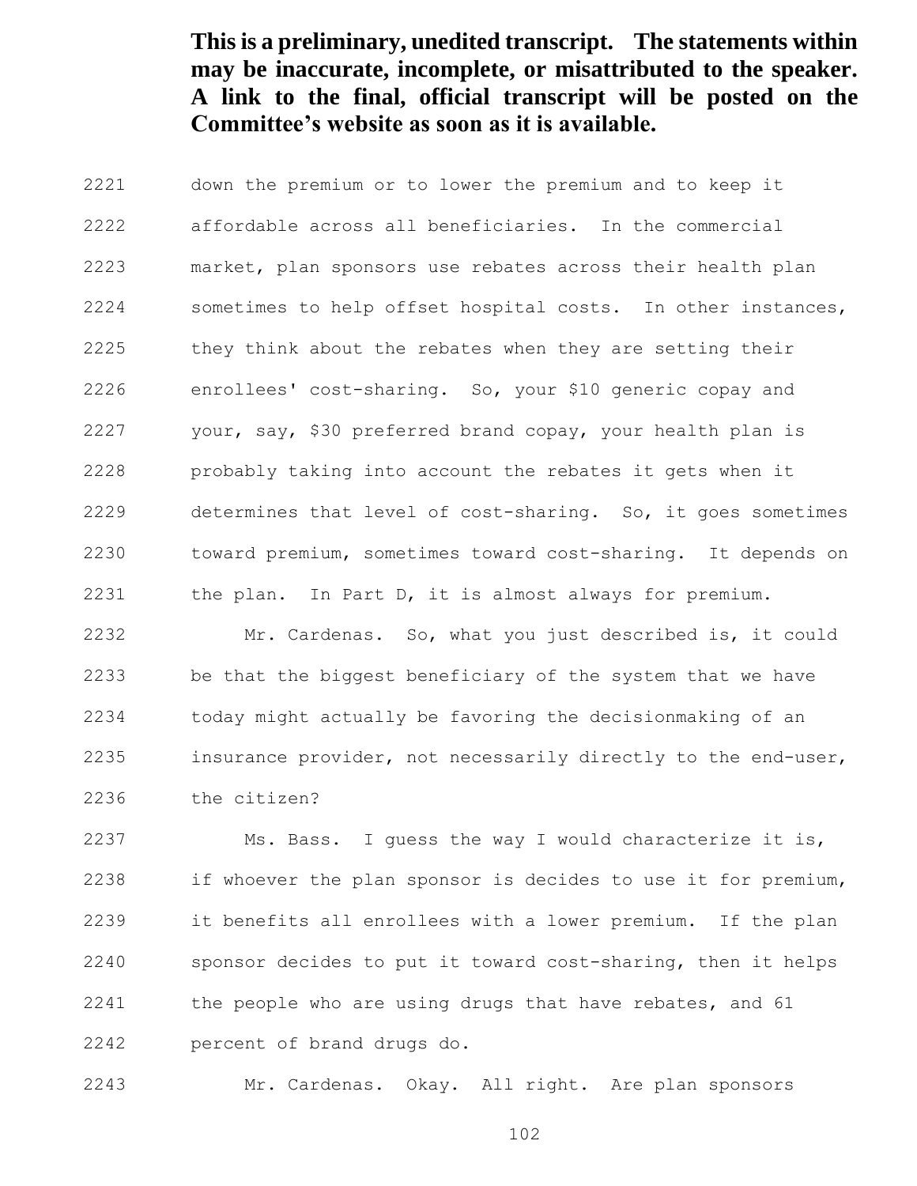**This is a preliminary, unedited transcript. The statements within may be inaccurate, incomplete, or misattributed to the speaker. A link to the final, official transcript will be posted on the Committee's website as soon as it is available.**

down the premium or to lower the premium and to keep it affordable across all beneficiaries. In the commercial market, plan sponsors use rebates across their health plan sometimes to help offset hospital costs. In other instances, they think about the rebates when they are setting their enrollees' cost-sharing. So, your $10 generic copay and your, say, $30 preferred brand copay, your health plan is probably taking into account the rebates it gets when it determines that level of cost-sharing. So, it goes sometimes toward premium, sometimes toward cost-sharing. It depends on the plan. In Part D, it is almost always for premium.

Mr. Cardenas. So, what you just described is, it could be that the biggest beneficiary of the system that we have today might actually be favoring the decisionmaking of an insurance provider, not necessarily directly to the end-user, the citizen?

Ms. Bass. I guess the way I would characterize it is, if whoever the plan sponsor is decides to use it for premium, it benefits all enrollees with a lower premium. If the plan sponsor decides to put it toward cost-sharing, then it helps the people who are using drugs that have rebates, and 61 percent of brand drugs do.

Mr. Cardenas. Okay. All right. Are plan sponsors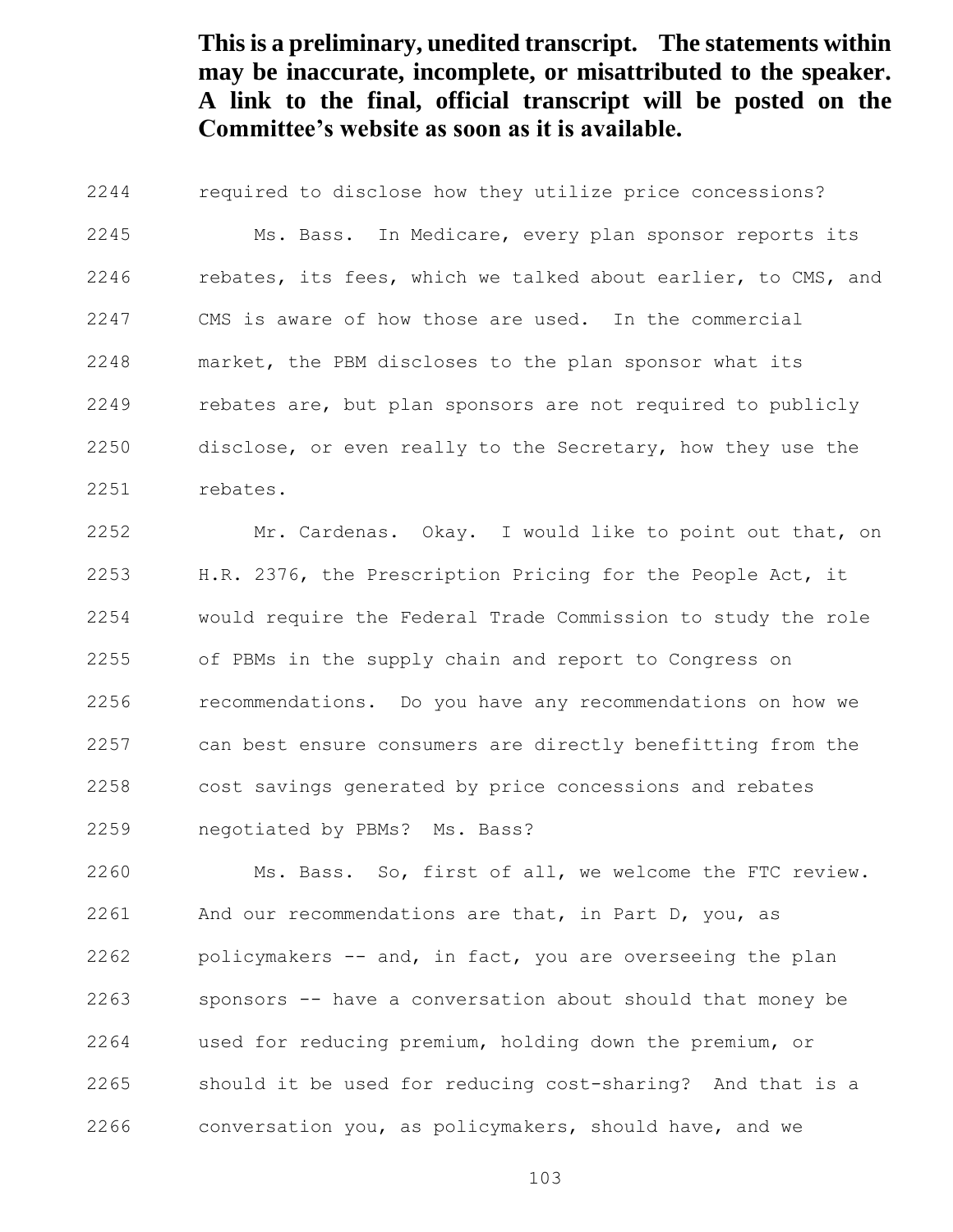**This is a preliminary, unedited transcript. The statements within may be inaccurate, incomplete, or misattributed to the speaker. A link to the final, official transcript will be posted on the Committee's website as soon as it is available.**

2244 required to disclose how they utilize price concessions?

2245 Ms. Bass. In Medicare, every plan sponsor reports its

2246 rebates, its fees, which we talked about earlier, to CMS, and

2247 CMS is aware of how those are used. In the commercial

2248 market, the PBM discloses to the plan sponsor what its

2249 rebates are, but plan sponsors are not required to publicly

2250 disclose, or even really to the Secretary, how they use the

2251 rebates.

2252 Mr. Cardenas. Okay. I would like to point out that, on

2253 H.R. 2376, the Prescription Pricing for the People Act, it

2254 would require the Federal Trade Commission to study the role

2255 of PBMs in the supply chain and report to Congress on

2256 recommendations. Do you have any recommendations on how we

2257 can best ensure consumers are directly benefitting from the

2258 cost savings generated by price concessions and rebates

2259 negotiated by PBMs? Ms. Bass?

2260 Ms. Bass. So, first of all, we welcome the FTC review.

2261 And our recommendations are that, in Part D, you, as

2262 policymakers -- and, in fact, you are overseeing the plan

2263 sponsors -- have a conversation about should that money be

2264 used for reducing premium, holding down the premium, or

2265 should it be used for reducing cost-sharing? And that is a

2266 conversation you, as policymakers, should have, and we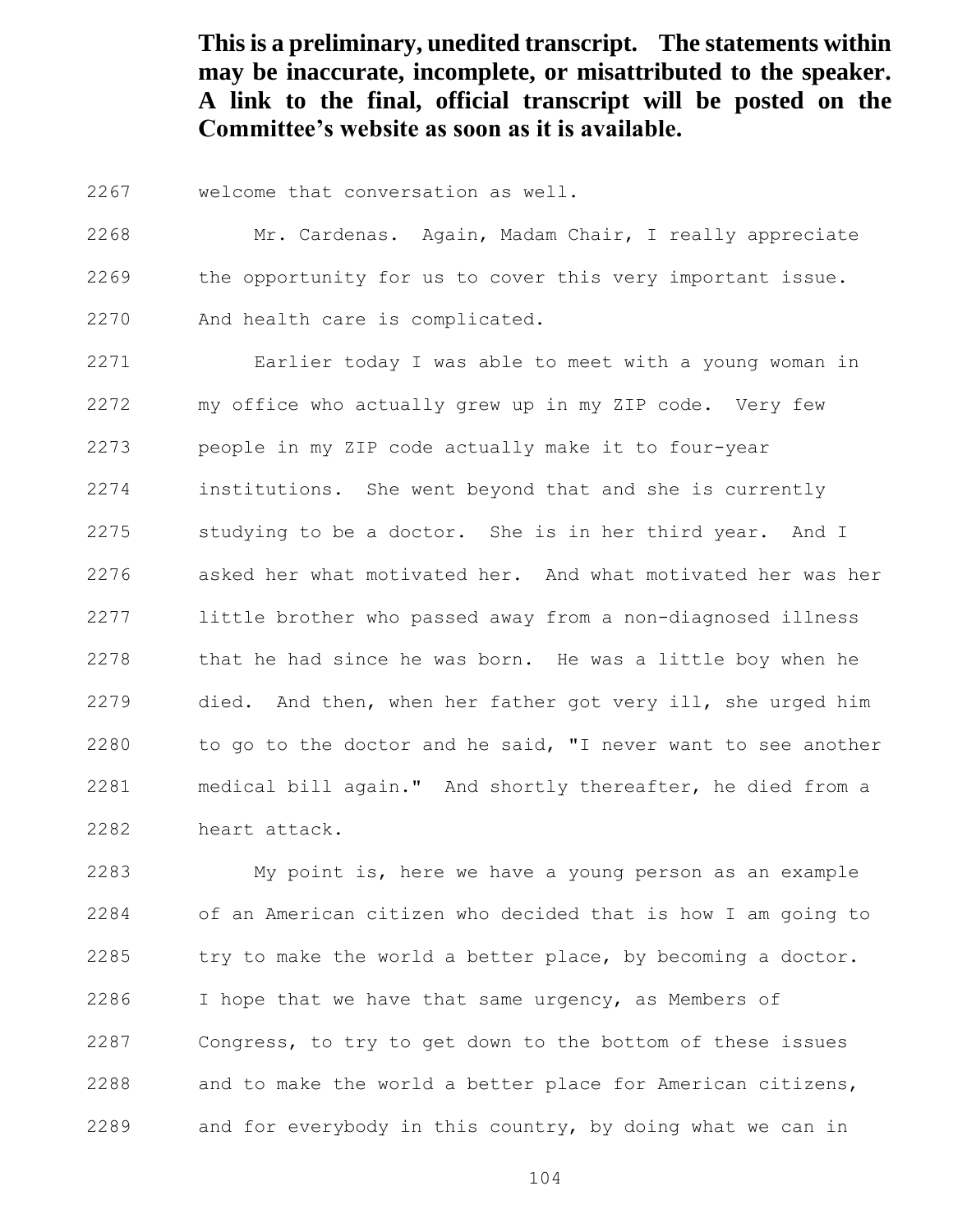**This is a preliminary, unedited transcript. The statements within may be inaccurate, incomplete, or misattributed to the speaker. A link to the final, official transcript will be posted on the Committee's website as soon as it is available.**

welcome that conversation as well.

Mr. Cardenas. Again, Madam Chair, I really appreciate the opportunity for us to cover this very important issue. And health care is complicated.

Earlier today I was able to meet with a young woman in my office who actually grew up in my ZIP code. Very few people in my ZIP code actually make it to four-year institutions. She went beyond that and she is currently studying to be a doctor. She is in her third year. And I asked her what motivated her. And what motivated her was her little brother who passed away from a non-diagnosed illness that he had since he was born. He was a little boy when he died. And then, when her father got very ill, she urged him to go to the doctor and he said, "I never want to see another medical bill again." And shortly thereafter, he died from a heart attack.

My point is, here we have a young person as an example of an American citizen who decided that is how I am going to try to make the world a better place, by becoming a doctor. I hope that we have that same urgency, as Members of Congress, to try to get down to the bottom of these issues and to make the world a better place for American citizens, and for everybody in this country, by doing what we can in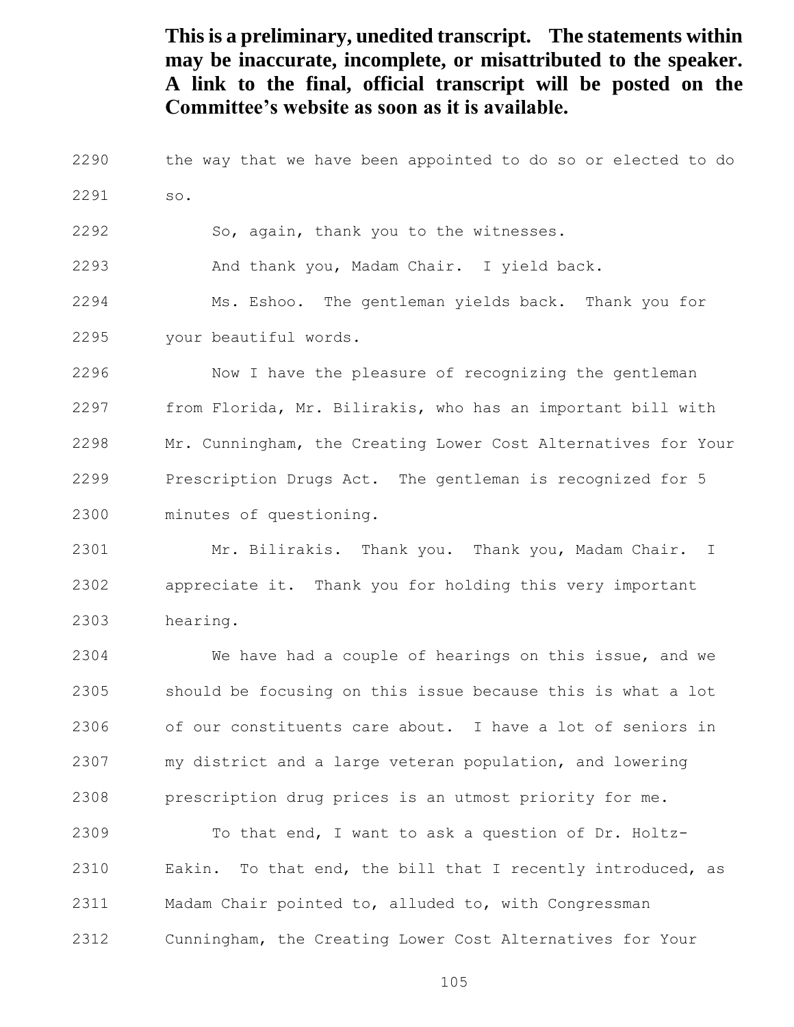**This is a preliminary, unedited transcript. The statements within may be inaccurate, incomplete, or misattributed to the speaker. A link to the final, official transcript will be posted on the Committee's website as soon as it is available.**

2290 the way that we have been appointed to do so or elected to do
2291 so.

2292 So, again, thank you to the witnesses.

2293 And thank you, Madam Chair. I yield back.

2294 Ms. Eshoo. The gentleman yields back. Thank you for
2295 your beautiful words.

2296 Now I have the pleasure of recognizing the gentleman
2297 from Florida, Mr. Bilirakis, who has an important bill with
2298 Mr. Cunningham, the Creating Lower Cost Alternatives for Your
2299 Prescription Drugs Act. The gentleman is recognized for 5
2300 minutes of questioning.

2301 Mr. Bilirakis. Thank you. Thank you, Madam Chair. I
2302 appreciate it. Thank you for holding this very important
2303 hearing.

2304 We have had a couple of hearings on this issue, and we
2305 should be focusing on this issue because this is what a lot
2306 of our constituents care about. I have a lot of seniors in
2307 my district and a large veteran population, and lowering
2308 prescription drug prices is an utmost priority for me.

2309 To that end, I want to ask a question of Dr. Holtz-
2310 Eakin. To that end, the bill that I recently introduced, as
2311 Madam Chair pointed to, alluded to, with Congressman
2312 Cunningham, the Creating Lower Cost Alternatives for Your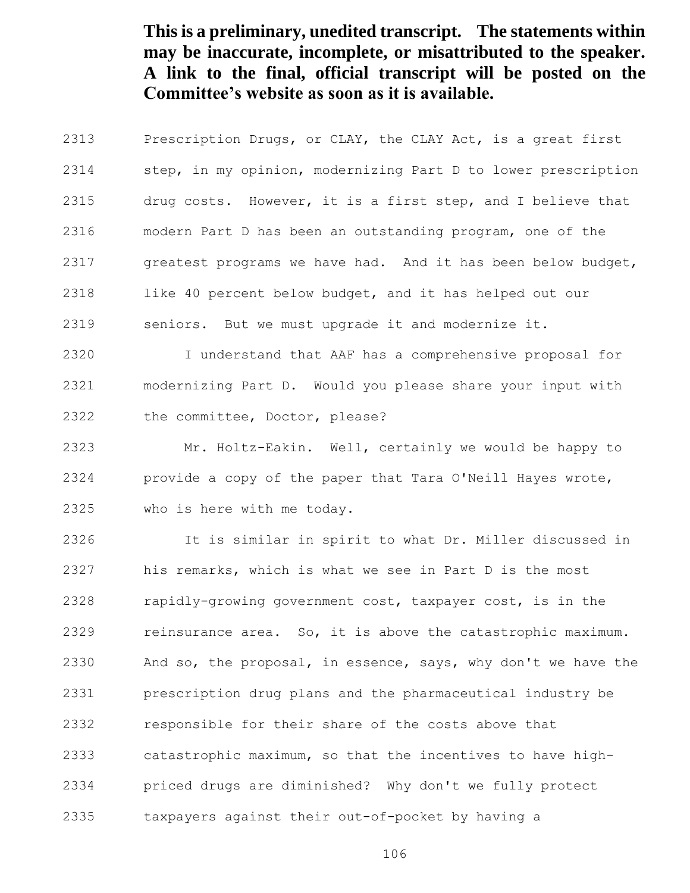**This is a preliminary, unedited transcript. The statements within may be inaccurate, incomplete, or misattributed to the speaker. A link to the final, official transcript will be posted on the Committee's website as soon as it is available.**

2313 Prescription Drugs, or CLAY, the CLAY Act, is a great first
2314 step, in my opinion, modernizing Part D to lower prescription
2315 drug costs. However, it is a first step, and I believe that
2316 modern Part D has been an outstanding program, one of the
2317 greatest programs we have had. And it has been below budget,
2318 like 40 percent below budget, and it has helped out our
2319 seniors. But we must upgrade it and modernize it.

2320 I understand that AAF has a comprehensive proposal for
2321 modernizing Part D. Would you please share your input with
2322 the committee, Doctor, please?

2323 Mr. Holtz-Eakin. Well, certainly we would be happy to
2324 provide a copy of the paper that Tara O'Neill Hayes wrote,
2325 who is here with me today.

2326 It is similar in spirit to what Dr. Miller discussed in
2327 his remarks, which is what we see in Part D is the most
2328 rapidly-growing government cost, taxpayer cost, is in the
2329 reinsurance area. So, it is above the catastrophic maximum.
2330 And so, the proposal, in essence, says, why don't we have the
2331 prescription drug plans and the pharmaceutical industry be
2332 responsible for their share of the costs above that
2333 catastrophic maximum, so that the incentives to have high-
2334 priced drugs are diminished? Why don't we fully protect
2335 taxpayers against their out-of-pocket by having a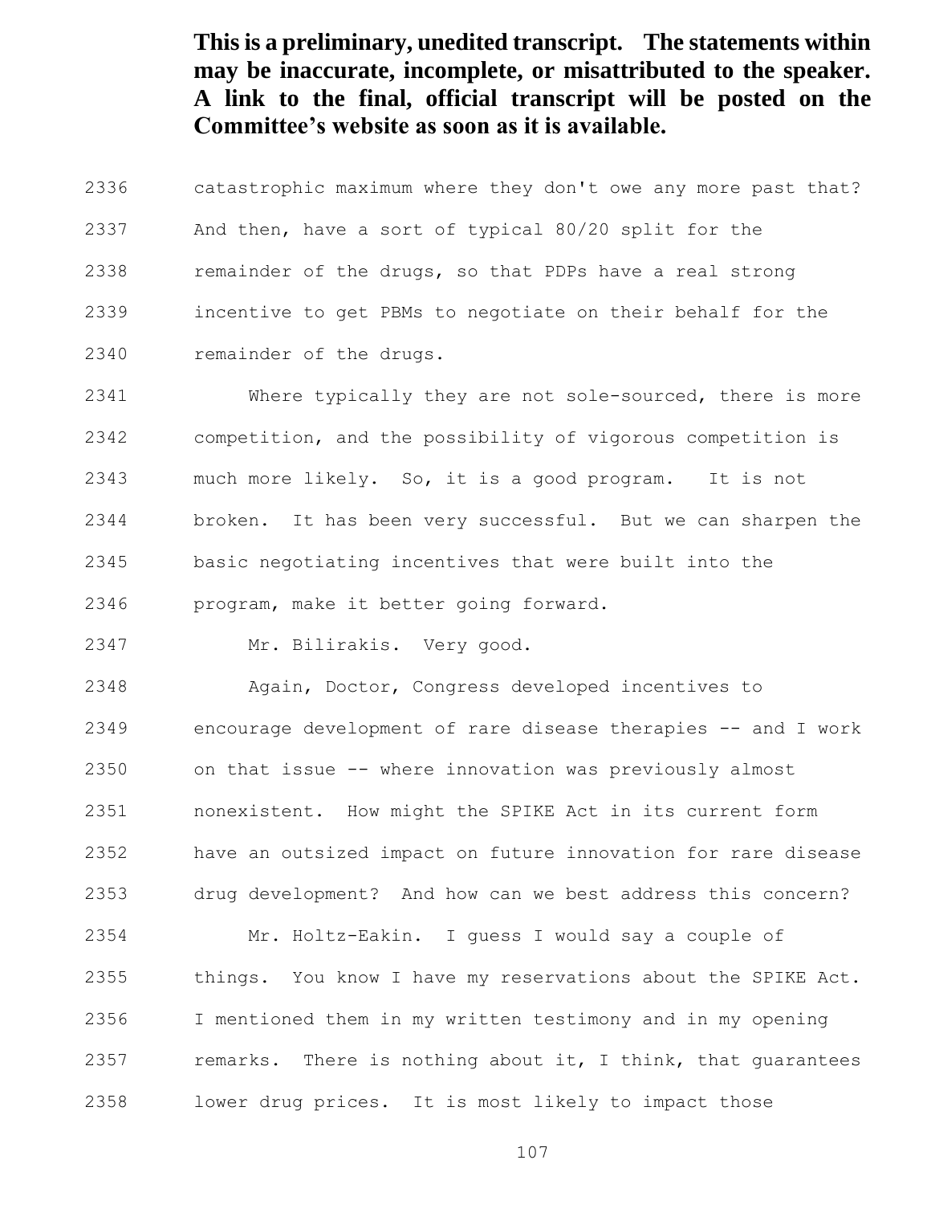**This is a preliminary, unedited transcript. The statements within may be inaccurate, incomplete, or misattributed to the speaker. A link to the final, official transcript will be posted on the Committee's website as soon as it is available.**

2336 catastrophic maximum where they don't owe any more past that?
2337 And then, have a sort of typical 80/20 split for the
2338 remainder of the drugs, so that PDPs have a real strong
2339 incentive to get PBMs to negotiate on their behalf for the
2340 remainder of the drugs.

2341 Where typically they are not sole-sourced, there is more
2342 competition, and the possibility of vigorous competition is
2343 much more likely. So, it is a good program. It is not
2344 broken. It has been very successful. But we can sharpen the
2345 basic negotiating incentives that were built into the
2346 program, make it better going forward.

2347 Mr. Bilirakis. Very good.

2348 Again, Doctor, Congress developed incentives to
2349 encourage development of rare disease therapies -- and I work
2350 on that issue -- where innovation was previously almost
2351 nonexistent. How might the SPIKE Act in its current form
2352 have an outsized impact on future innovation for rare disease
2353 drug development? And how can we best address this concern?

2354 Mr. Holtz-Eakin. I guess I would say a couple of
2355 things. You know I have my reservations about the SPIKE Act.
2356 I mentioned them in my written testimony and in my opening
2357 remarks. There is nothing about it, I think, that guarantees
2358 lower drug prices. It is most likely to impact those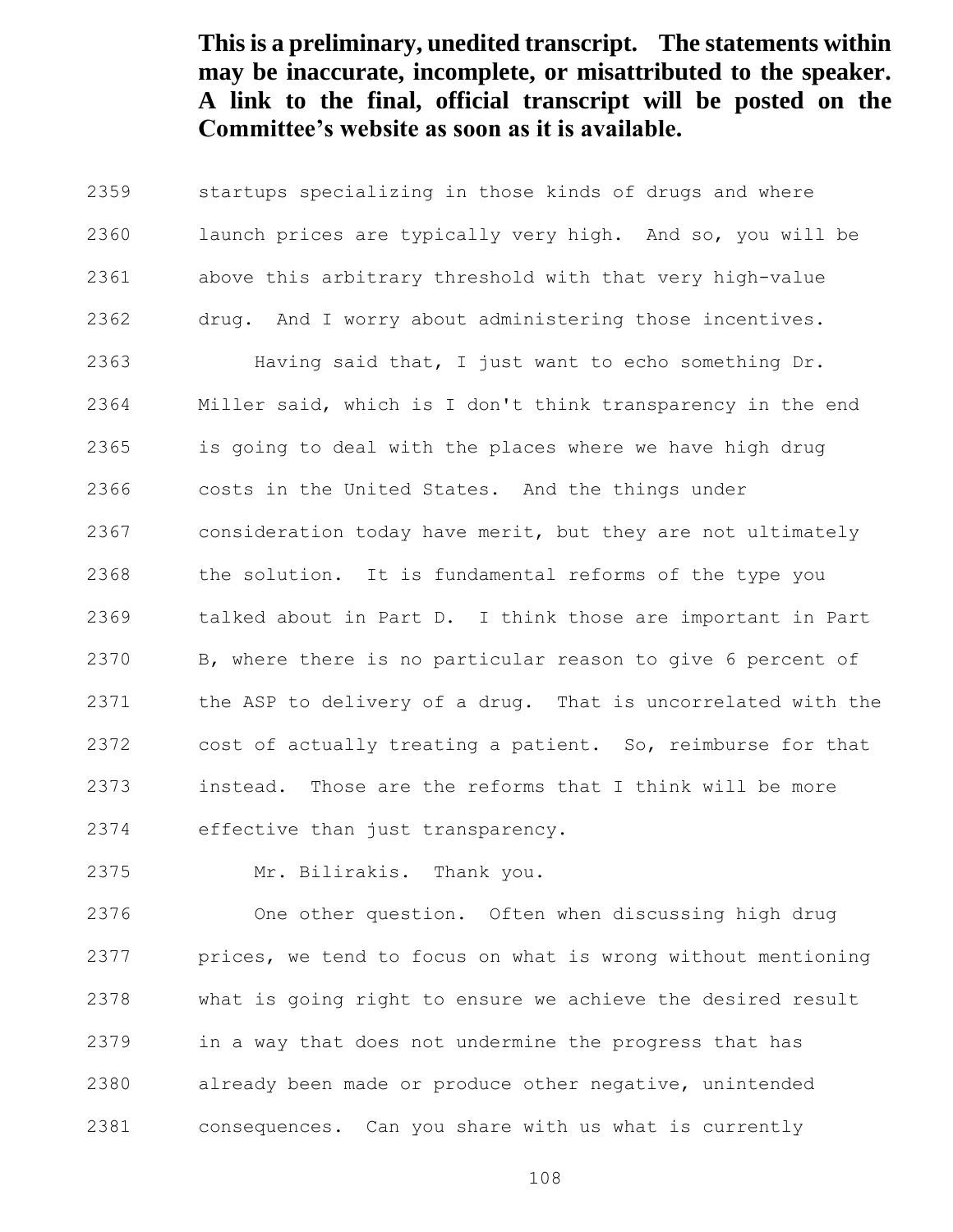**This is a preliminary, unedited transcript. The statements within may be inaccurate, incomplete, or misattributed to the speaker. A link to the final, official transcript will be posted on the Committee's website as soon as it is available.**

2359 startups specializing in those kinds of drugs and where
2360 launch prices are typically very high. And so, you will be
2361 above this arbitrary threshold with that very high-value
2362 drug. And I worry about administering those incentives.

2363 Having said that, I just want to echo something Dr.
2364 Miller said, which is I don't think transparency in the end
2365 is going to deal with the places where we have high drug
2366 costs in the United States. And the things under
2367 consideration today have merit, but they are not ultimately
2368 the solution. It is fundamental reforms of the type you
2369 talked about in Part D. I think those are important in Part
2370 B, where there is no particular reason to give 6 percent of
2371 the ASP to delivery of a drug. That is uncorrelated with the
2372 cost of actually treating a patient. So, reimburse for that
2373 instead. Those are the reforms that I think will be more
2374 effective than just transparency.

2375 Mr. Bilirakis. Thank you.

2376 One other question. Often when discussing high drug
2377 prices, we tend to focus on what is wrong without mentioning
2378 what is going right to ensure we achieve the desired result
2379 in a way that does not undermine the progress that has
2380 already been made or produce other negative, unintended
2381 consequences. Can you share with us what is currently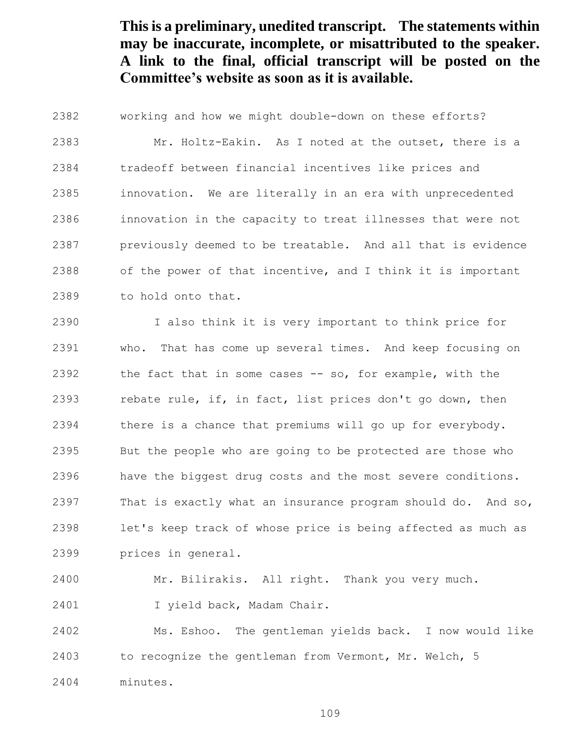**This is a preliminary, unedited transcript. The statements within may be inaccurate, incomplete, or misattributed to the speaker. A link to the final, official transcript will be posted on the Committee's website as soon as it is available.**

2382 working and how we might double-down on these efforts?

2383 Mr. Holtz-Eakin. As I noted at the outset, there is a
2384 tradeoff between financial incentives like prices and
2385 innovation. We are literally in an era with unprecedented
2386 innovation in the capacity to treat illnesses that were not
2387 previously deemed to be treatable. And all that is evidence
2388 of the power of that incentive, and I think it is important
2389 to hold onto that.

2390 I also think it is very important to think price for
2391 who. That has come up several times. And keep focusing on
2392 the fact that in some cases -- so, for example, with the
2393 rebate rule, if, in fact, list prices don't go down, then
2394 there is a chance that premiums will go up for everybody.
2395 But the people who are going to be protected are those who
2396 have the biggest drug costs and the most severe conditions.
2397 That is exactly what an insurance program should do. And so,
2398 let's keep track of whose price is being affected as much as
2399 prices in general.

2400 Mr. Bilirakis. All right. Thank you very much.

2401 I yield back, Madam Chair.

2402 Ms. Eshoo. The gentleman yields back. I now would like
2403 to recognize the gentleman from Vermont, Mr. Welch, 5
2404 minutes.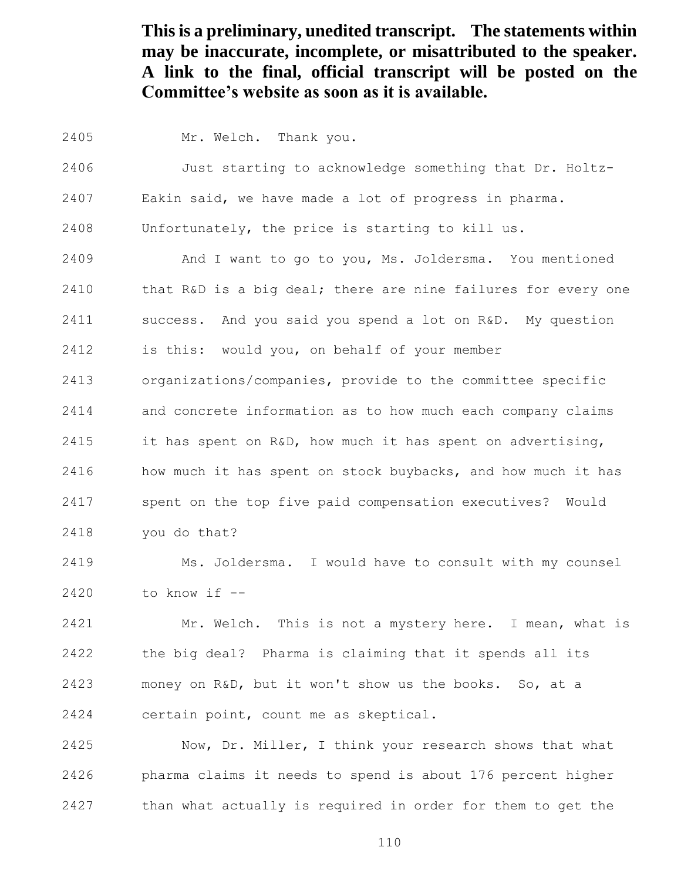**This is a preliminary, unedited transcript. The statements within may be inaccurate, incomplete, or misattributed to the speaker. A link to the final, official transcript will be posted on the Committee's website as soon as it is available.**

2405 Mr. Welch. Thank you.

2406 Just starting to acknowledge something that Dr. Holtz-
2407 Eakin said, we have made a lot of progress in pharma.
2408 Unfortunately, the price is starting to kill us.

2409 And I want to go to you, Ms. Joldersma. You mentioned
2410 that R&D is a big deal; there are nine failures for every one
2411 success. And you said you spend a lot on R&D. My question
2412 is this: would you, on behalf of your member
2413 organizations/companies, provide to the committee specific
2414 and concrete information as to how much each company claims
2415 it has spent on R&D, how much it has spent on advertising,
2416 how much it has spent on stock buybacks, and how much it has
2417 spent on the top five paid compensation executives? Would
2418 you do that?

2419 Ms. Joldersma. I would have to consult with my counsel
2420 to know if --

2421 Mr. Welch. This is not a mystery here. I mean, what is
2422 the big deal? Pharma is claiming that it spends all its
2423 money on R&D, but it won't show us the books. So, at a
2424 certain point, count me as skeptical.

2425 Now, Dr. Miller, I think your research shows that what
2426 pharma claims it needs to spend is about 176 percent higher
2427 than what actually is required in order for them to get the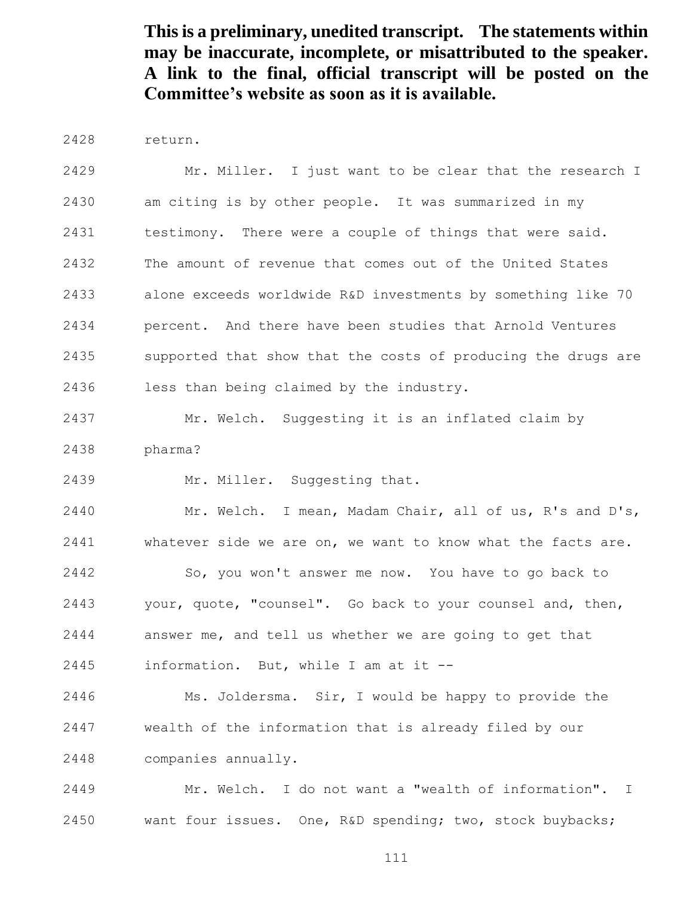**This is a preliminary, unedited transcript. The statements within may be inaccurate, incomplete, or misattributed to the speaker. A link to the final, official transcript will be posted on the Committee's website as soon as it is available.**

2428 return.

2429 Mr. Miller. I just want to be clear that the research I
2430 am citing is by other people. It was summarized in my
2431 testimony. There were a couple of things that were said.
2432 The amount of revenue that comes out of the United States
2433 alone exceeds worldwide R&D investments by something like 70
2434 percent. And there have been studies that Arnold Ventures
2435 supported that show that the costs of producing the drugs are
2436 less than being claimed by the industry.

2437 Mr. Welch. Suggesting it is an inflated claim by
2438 pharma?

2439 Mr. Miller. Suggesting that.

2440 Mr. Welch. I mean, Madam Chair, all of us, R's and D's,
2441 whatever side we are on, we want to know what the facts are.

2442 So, you won't answer me now. You have to go back to
2443 your, quote, "counsel". Go back to your counsel and, then,
2444 answer me, and tell us whether we are going to get that
2445 information. But, while I am at it --

2446 Ms. Joldersma. Sir, I would be happy to provide the
2447 wealth of the information that is already filed by our
2448 companies annually.

2449 Mr. Welch. I do not want a "wealth of information". I
2450 want four issues. One, R&D spending; two, stock buybacks;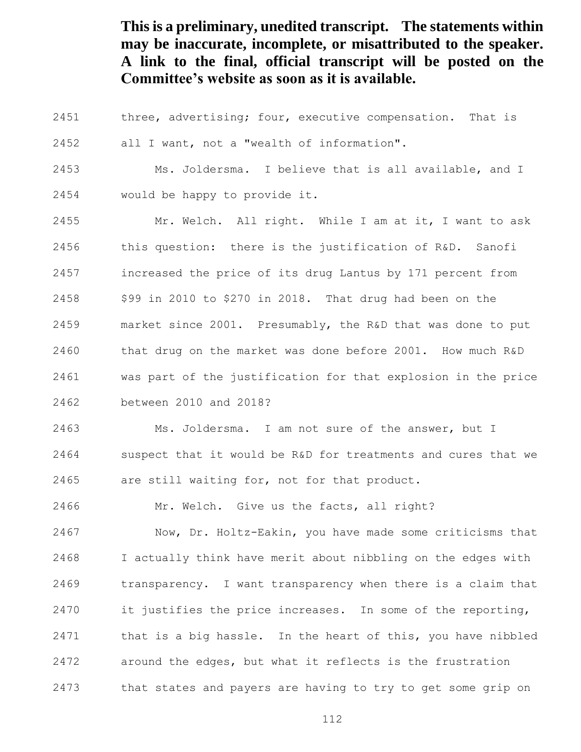**This is a preliminary, unedited transcript. The statements within may be inaccurate, incomplete, or misattributed to the speaker. A link to the final, official transcript will be posted on the Committee's website as soon as it is available.**

2451 three, advertising; four, executive compensation. That is
2452 all I want, not a "wealth of information".

2453 Ms. Joldersma. I believe that is all available, and I
2454 would be happy to provide it.

2455 Mr. Welch. All right. While I am at it, I want to ask
2456 this question: there is the justification of R&D. Sanofi
2457 increased the price of its drug Lantus by 171 percent from
2458 $99 in 2010 to $270 in 2018. That drug had been on the
2459 market since 2001. Presumably, the R&D that was done to put
2460 that drug on the market was done before 2001. How much R&D
2461 was part of the justification for that explosion in the price
2462 between 2010 and 2018?

2463 Ms. Joldersma. I am not sure of the answer, but I
2464 suspect that it would be R&D for treatments and cures that we
2465 are still waiting for, not for that product.

2466 Mr. Welch. Give us the facts, all right?

2467 Now, Dr. Holtz-Eakin, you have made some criticisms that
2468 I actually think have merit about nibbling on the edges with
2469 transparency. I want transparency when there is a claim that
2470 it justifies the price increases. In some of the reporting,
2471 that is a big hassle. In the heart of this, you have nibbled
2472 around the edges, but what it reflects is the frustration
2473 that states and payers are having to try to get some grip on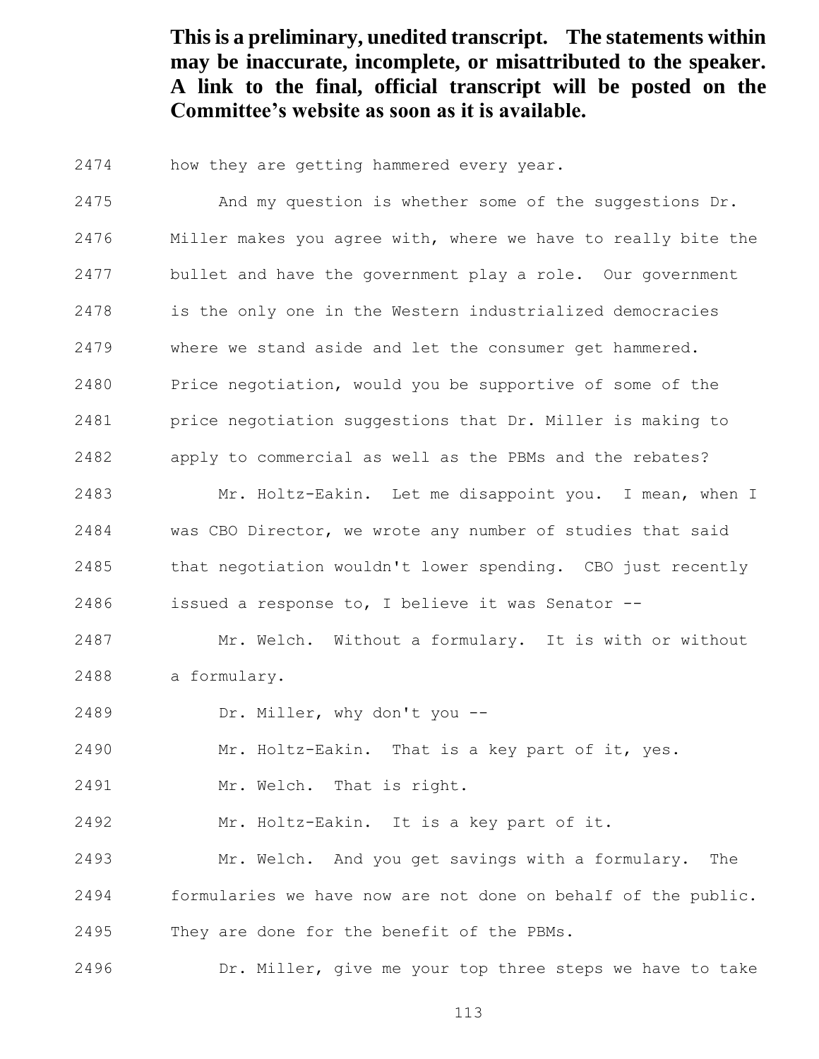**This is a preliminary, unedited transcript. The statements within may be inaccurate, incomplete, or misattributed to the speaker. A link to the final, official transcript will be posted on the Committee's website as soon as it is available.**

2474 how they are getting hammered every year.

2475 And my question is whether some of the suggestions Dr.
2476 Miller makes you agree with, where we have to really bite the
2477 bullet and have the government play a role. Our government
2478 is the only one in the Western industrialized democracies
2479 where we stand aside and let the consumer get hammered.
2480 Price negotiation, would you be supportive of some of the
2481 price negotiation suggestions that Dr. Miller is making to
2482 apply to commercial as well as the PBMs and the rebates?

2483 Mr. Holtz-Eakin. Let me disappoint you. I mean, when I
2484 was CBO Director, we wrote any number of studies that said
2485 that negotiation wouldn't lower spending. CBO just recently
2486 issued a response to, I believe it was Senator --

2487 Mr. Welch. Without a formulary. It is with or without
2488 a formulary.

2489 Dr. Miller, why don't you --

2490 Mr. Holtz-Eakin. That is a key part of it, yes.

2491 Mr. Welch. That is right.

2492 Mr. Holtz-Eakin. It is a key part of it.

2493 Mr. Welch. And you get savings with a formulary. The
2494 formularies we have now are not done on behalf of the public.
2495 They are done for the benefit of the PBMs.

2496 Dr. Miller, give me your top three steps we have to take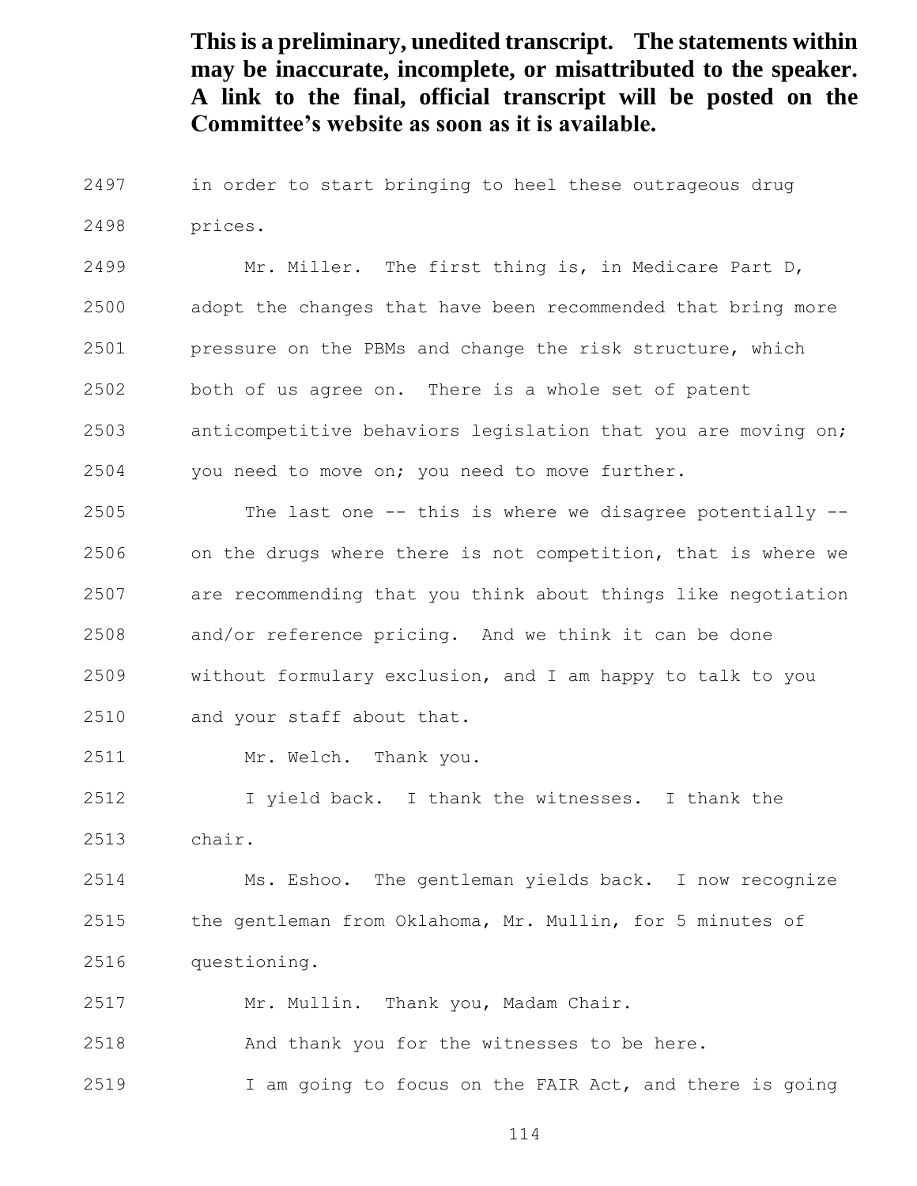**This is a preliminary, unedited transcript. The statements within may be inaccurate, incomplete, or misattributed to the speaker. A link to the final, official transcript will be posted on the Committee's website as soon as it is available.**

2497 in order to start bringing to heel these outrageous drug
2498 prices.

2499 Mr. Miller. The first thing is, in Medicare Part D,
2500 adopt the changes that have been recommended that bring more
2501 pressure on the PBMs and change the risk structure, which
2502 both of us agree on. There is a whole set of patent
2503 anticompetitive behaviors legislation that you are moving on;
2504 you need to move on; you need to move further.

2505 The last one -- this is where we disagree potentially --
2506 on the drugs where there is not competition, that is where we
2507 are recommending that you think about things like negotiation
2508 and/or reference pricing. And we think it can be done
2509 without formulary exclusion, and I am happy to talk to you
2510 and your staff about that.

2511 Mr. Welch. Thank you.

2512 I yield back. I thank the witnesses. I thank the
2513 chair.

2514 Ms. Eshoo. The gentleman yields back. I now recognize
2515 the gentleman from Oklahoma, Mr. Mullin, for 5 minutes of
2516 questioning.

2517 Mr. Mullin. Thank you, Madam Chair.

2518 And thank you for the witnesses to be here.

2519 I am going to focus on the FAIR Act, and there is going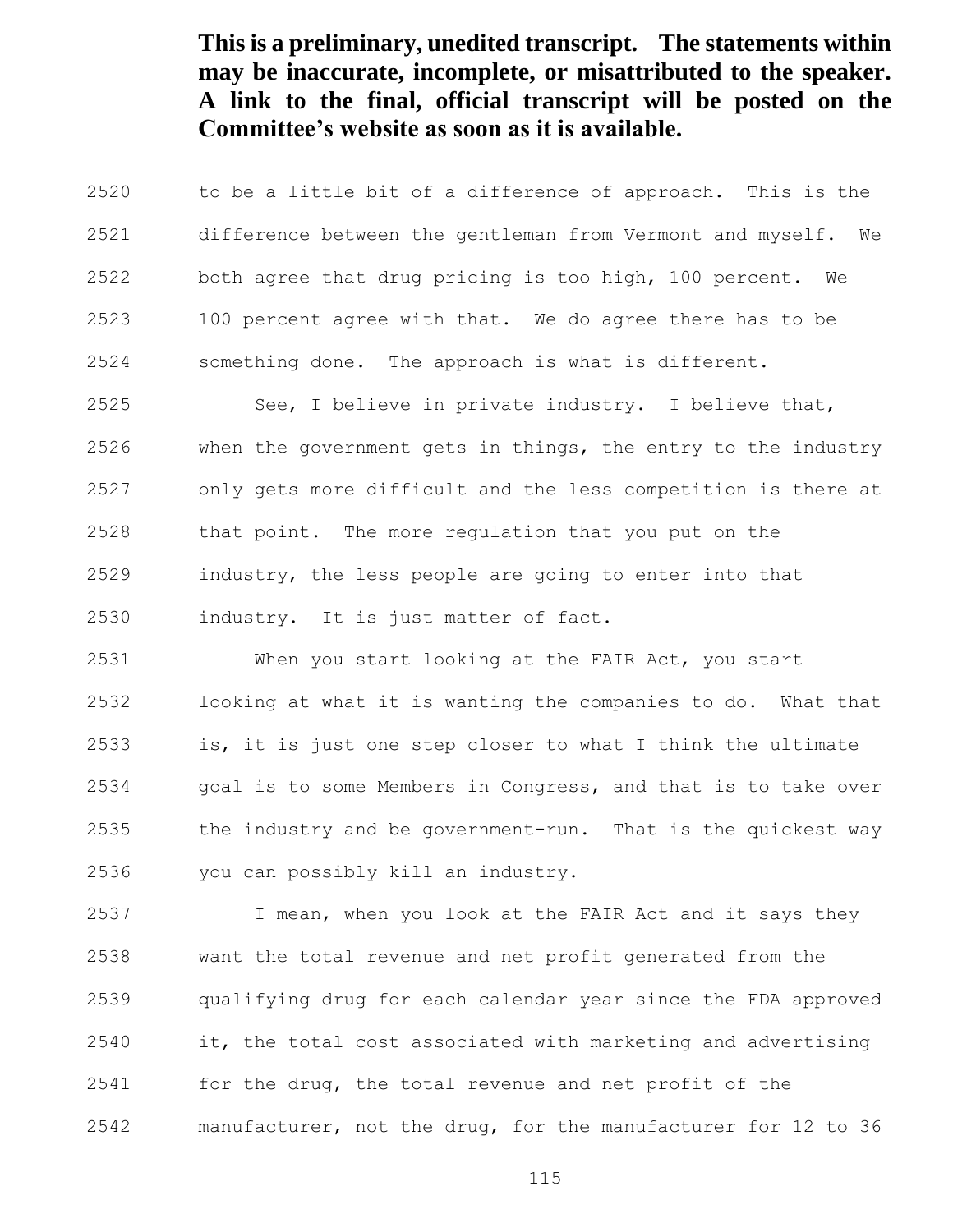**This is a preliminary, unedited transcript. The statements within may be inaccurate, incomplete, or misattributed to the speaker. A link to the final, official transcript will be posted on the Committee's website as soon as it is available.**

2520 to be a little bit of a difference of approach. This is the
2521 difference between the gentleman from Vermont and myself. We
2522 both agree that drug pricing is too high, 100 percent. We
2523 100 percent agree with that. We do agree there has to be
2524 something done. The approach is what is different.

2525 See, I believe in private industry. I believe that,
2526 when the government gets in things, the entry to the industry
2527 only gets more difficult and the less competition is there at
2528 that point. The more regulation that you put on the
2529 industry, the less people are going to enter into that
2530 industry. It is just matter of fact.

2531 When you start looking at the FAIR Act, you start
2532 looking at what it is wanting the companies to do. What that
2533 is, it is just one step closer to what I think the ultimate
2534 goal is to some Members in Congress, and that is to take over
2535 the industry and be government-run. That is the quickest way
2536 you can possibly kill an industry.

2537 I mean, when you look at the FAIR Act and it says they
2538 want the total revenue and net profit generated from the
2539 qualifying drug for each calendar year since the FDA approved
2540 it, the total cost associated with marketing and advertising
2541 for the drug, the total revenue and net profit of the
2542 manufacturer, not the drug, for the manufacturer for 12 to 36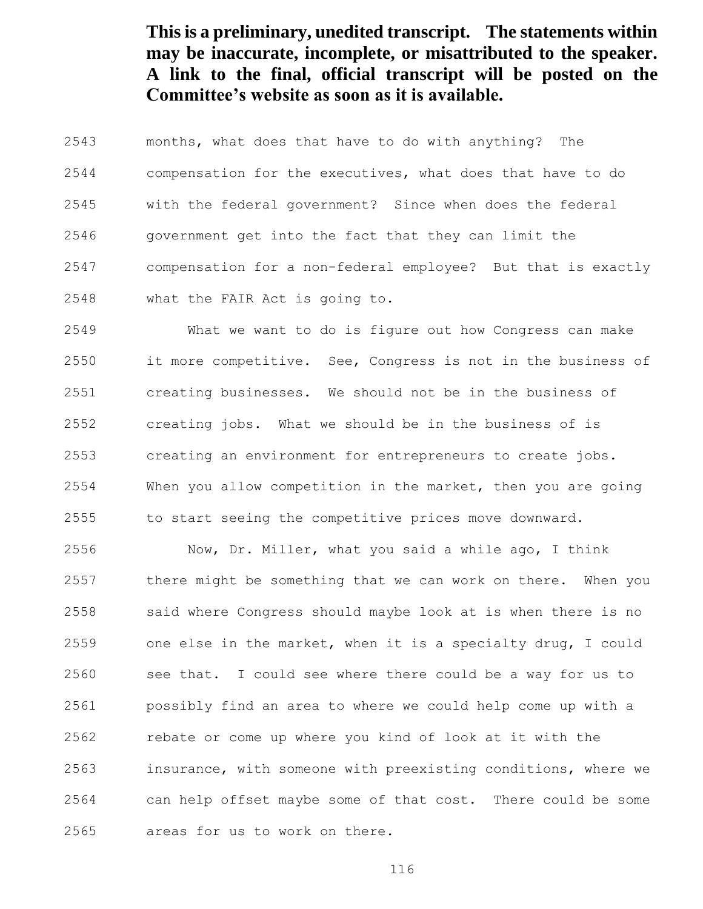**This is a preliminary, unedited transcript. The statements within may be inaccurate, incomplete, or misattributed to the speaker. A link to the final, official transcript will be posted on the Committee's website as soon as it is available.**

2543 months, what does that have to do with anything? The
2544 compensation for the executives, what does that have to do
2545 with the federal government? Since when does the federal
2546 government get into the fact that they can limit the
2547 compensation for a non-federal employee? But that is exactly
2548 what the FAIR Act is going to.

2549 What we want to do is figure out how Congress can make
2550 it more competitive. See, Congress is not in the business of
2551 creating businesses. We should not be in the business of
2552 creating jobs. What we should be in the business of is
2553 creating an environment for entrepreneurs to create jobs.
2554 When you allow competition in the market, then you are going
2555 to start seeing the competitive prices move downward.

2556 Now, Dr. Miller, what you said a while ago, I think
2557 there might be something that we can work on there. When you
2558 said where Congress should maybe look at is when there is no
2559 one else in the market, when it is a specialty drug, I could
2560 see that. I could see where there could be a way for us to
2561 possibly find an area to where we could help come up with a
2562 rebate or come up where you kind of look at it with the
2563 insurance, with someone with preexisting conditions, where we
2564 can help offset maybe some of that cost. There could be some
2565 areas for us to work on there.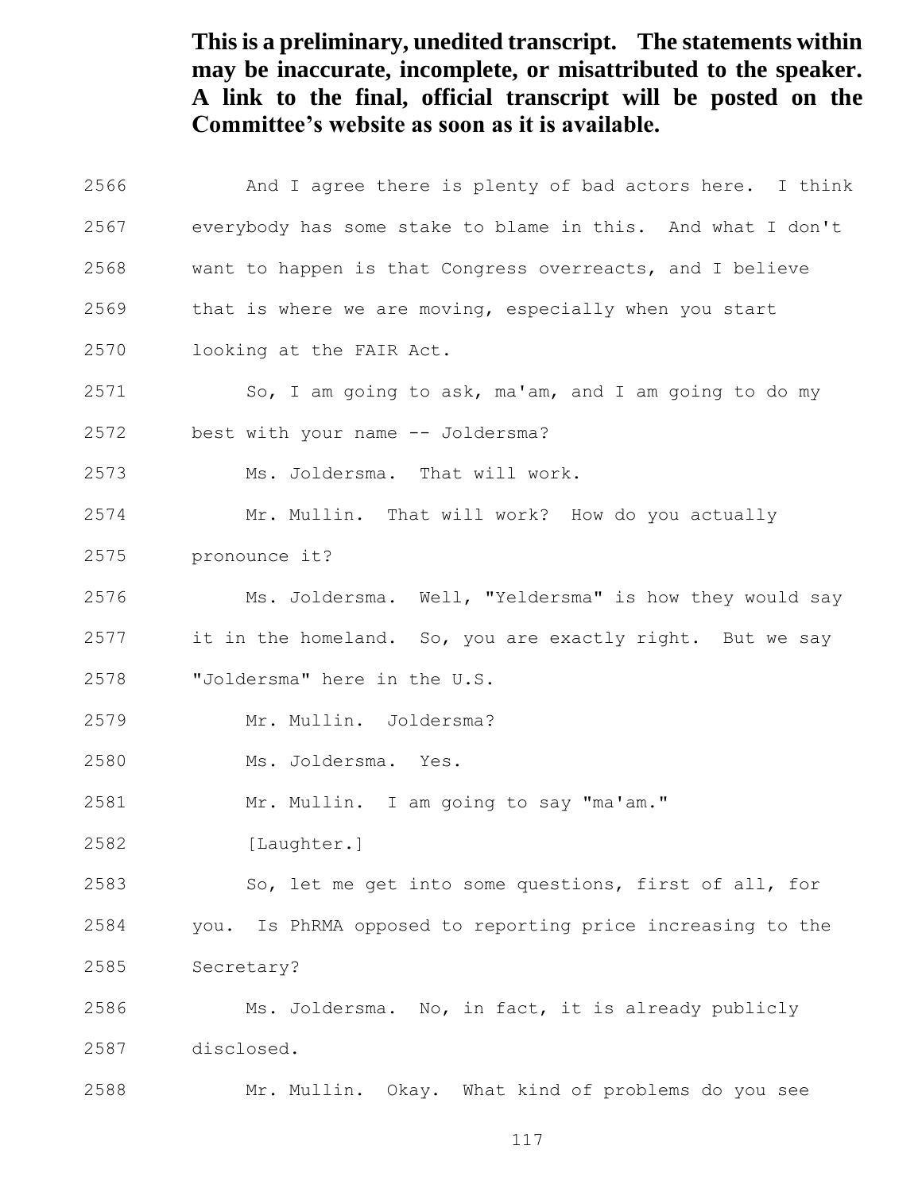**This is a preliminary, unedited transcript. The statements within may be inaccurate, incomplete, or misattributed to the speaker. A link to the final, official transcript will be posted on the Committee's website as soon as it is available.**

2566 And I agree there is plenty of bad actors here. I think
2567 everybody has some stake to blame in this. And what I don't
2568 want to happen is that Congress overreacts, and I believe
2569 that is where we are moving, especially when you start
2570 looking at the FAIR Act.

2571 So, I am going to ask, ma'am, and I am going to do my
2572 best with your name -- Joldersma?

2573 Ms. Joldersma. That will work.

2574 Mr. Mullin. That will work? How do you actually
2575 pronounce it?

2576 Ms. Joldersma. Well, "Yeldersma" is how they would say
2577 it in the homeland. So, you are exactly right. But we say
2578 "Joldersma" here in the U.S.

2579 Mr. Mullin. Joldersma?

2580 Ms. Joldersma. Yes.

2581 Mr. Mullin. I am going to say "ma'am."

2582 [Laughter.]

2583 So, let me get into some questions, first of all, for
2584 you. Is PhRMA opposed to reporting price increasing to the
2585 Secretary?

2586 Ms. Joldersma. No, in fact, it is already publicly
2587 disclosed.

2588 Mr. Mullin. Okay. What kind of problems do you see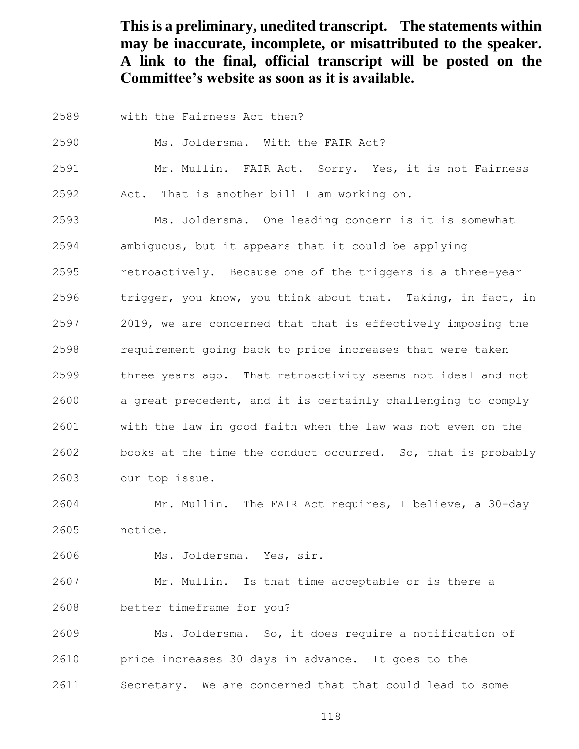**This is a preliminary, unedited transcript. The statements within may be inaccurate, incomplete, or misattributed to the speaker. A link to the final, official transcript will be posted on the Committee's website as soon as it is available.**

2589 with the Fairness Act then?

2590 Ms. Joldersma. With the FAIR Act?

2591 Mr. Mullin. FAIR Act. Sorry. Yes, it is not Fairness

2592 Act. That is another bill I am working on.

2593 Ms. Joldersma. One leading concern is it is somewhat

2594 ambiguous, but it appears that it could be applying

2595 retroactively. Because one of the triggers is a three-year

2596 trigger, you know, you think about that. Taking, in fact, in

2597 2019, we are concerned that that is effectively imposing the

2598 requirement going back to price increases that were taken

2599 three years ago. That retroactivity seems not ideal and not

2600 a great precedent, and it is certainly challenging to comply

2601 with the law in good faith when the law was not even on the

2602 books at the time the conduct occurred. So, that is probably

2603 our top issue.

2604 Mr. Mullin. The FAIR Act requires, I believe, a 30-day

2605 notice.

2606 Ms. Joldersma. Yes, sir.

2607 Mr. Mullin. Is that time acceptable or is there a

2608 better timeframe for you?

2609 Ms. Joldersma. So, it does require a notification of

2610 price increases 30 days in advance. It goes to the

2611 Secretary. We are concerned that that could lead to some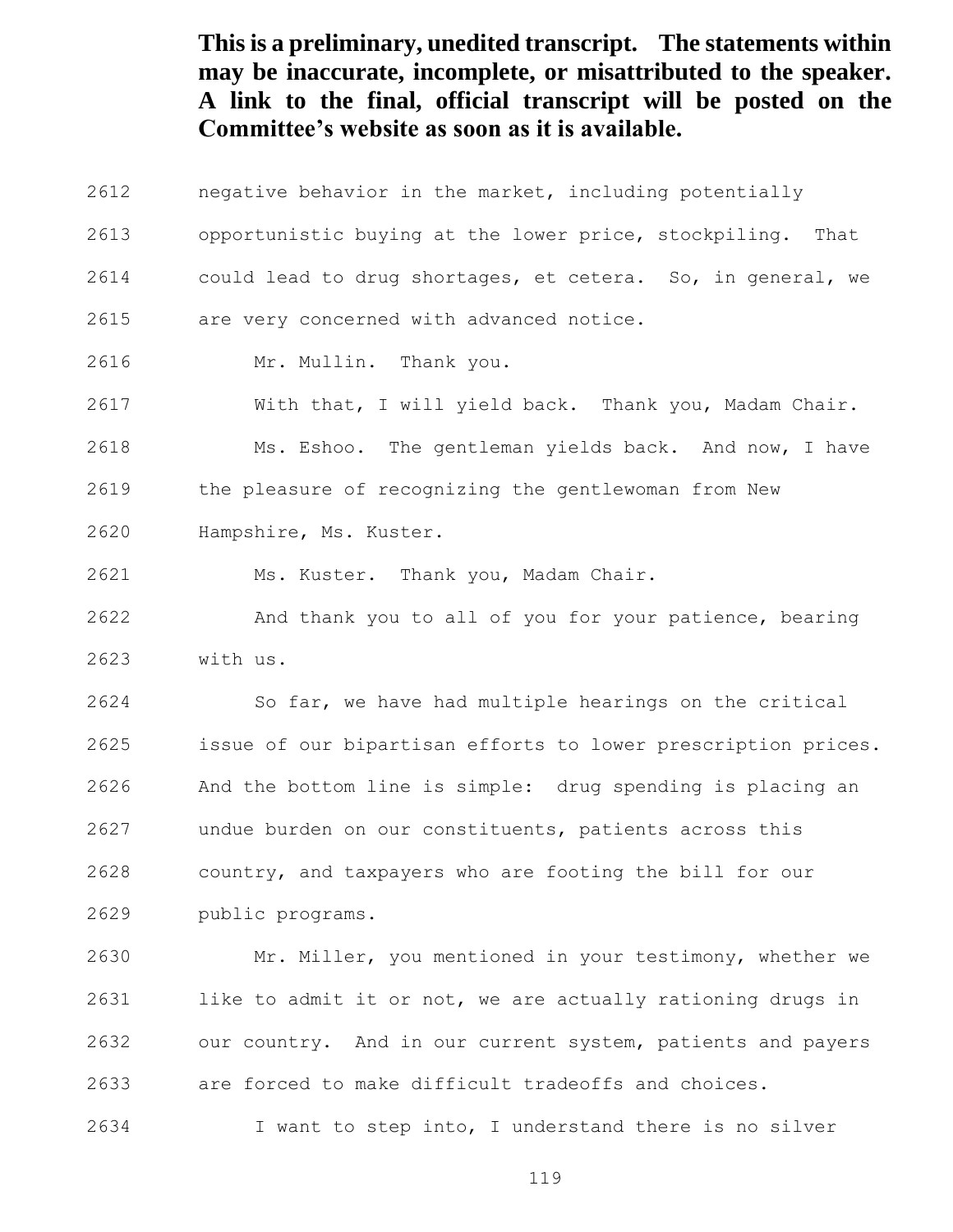**This is a preliminary, unedited transcript. The statements within may be inaccurate, incomplete, or misattributed to the speaker. A link to the final, official transcript will be posted on the Committee's website as soon as it is available.**

2612 negative behavior in the market, including potentially
2613 opportunistic buying at the lower price, stockpiling. That
2614 could lead to drug shortages, et cetera. So, in general, we
2615 are very concerned with advanced notice.

2616 Mr. Mullin. Thank you.

2617 With that, I will yield back. Thank you, Madam Chair.

2618 Ms. Eshoo. The gentleman yields back. And now, I have
2619 the pleasure of recognizing the gentlewoman from New
2620 Hampshire, Ms. Kuster.

2621 Ms. Kuster. Thank you, Madam Chair.

2622 And thank you to all of you for your patience, bearing
2623 with us.

2624 So far, we have had multiple hearings on the critical
2625 issue of our bipartisan efforts to lower prescription prices.
2626 And the bottom line is simple: drug spending is placing an
2627 undue burden on our constituents, patients across this
2628 country, and taxpayers who are footing the bill for our
2629 public programs.

2630 Mr. Miller, you mentioned in your testimony, whether we
2631 like to admit it or not, we are actually rationing drugs in
2632 our country. And in our current system, patients and payers
2633 are forced to make difficult tradeoffs and choices.

2634 I want to step into, I understand there is no silver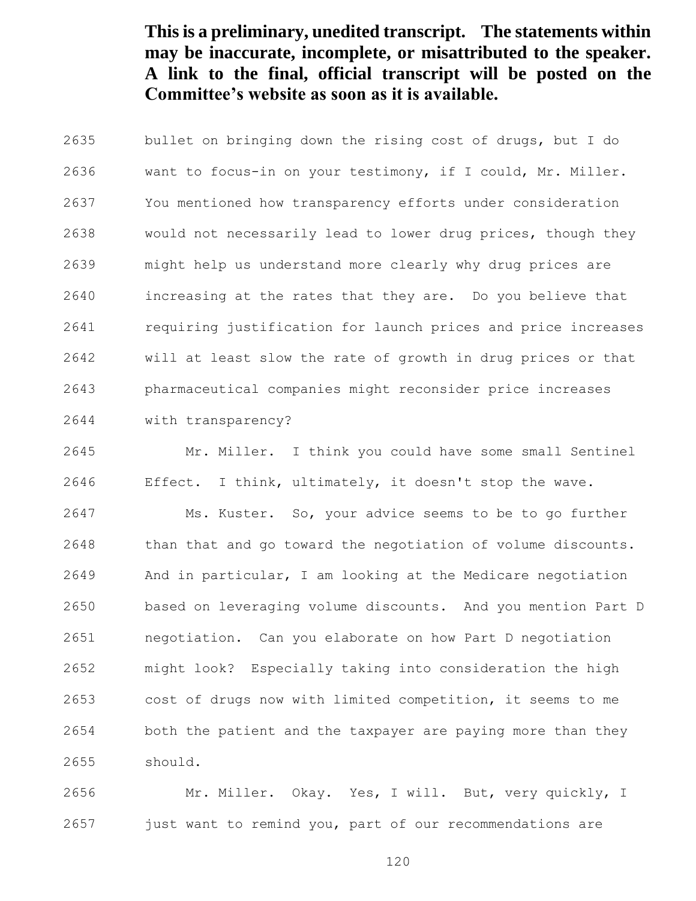**This is a preliminary, unedited transcript. The statements within may be inaccurate, incomplete, or misattributed to the speaker. A link to the final, official transcript will be posted on the Committee's website as soon as it is available.**

2635 bullet on bringing down the rising cost of drugs, but I do
2636 want to focus-in on your testimony, if I could, Mr. Miller.
2637 You mentioned how transparency efforts under consideration
2638 would not necessarily lead to lower drug prices, though they
2639 might help us understand more clearly why drug prices are
2640 increasing at the rates that they are. Do you believe that
2641 requiring justification for launch prices and price increases
2642 will at least slow the rate of growth in drug prices or that
2643 pharmaceutical companies might reconsider price increases
2644 with transparency?

2645 Mr. Miller. I think you could have some small Sentinel
2646 Effect. I think, ultimately, it doesn't stop the wave.

2647 Ms. Kuster. So, your advice seems to be to go further
2648 than that and go toward the negotiation of volume discounts.
2649 And in particular, I am looking at the Medicare negotiation
2650 based on leveraging volume discounts. And you mention Part D
2651 negotiation. Can you elaborate on how Part D negotiation
2652 might look? Especially taking into consideration the high
2653 cost of drugs now with limited competition, it seems to me
2654 both the patient and the taxpayer are paying more than they
2655 should.

2656 Mr. Miller. Okay. Yes, I will. But, very quickly, I
2657 just want to remind you, part of our recommendations are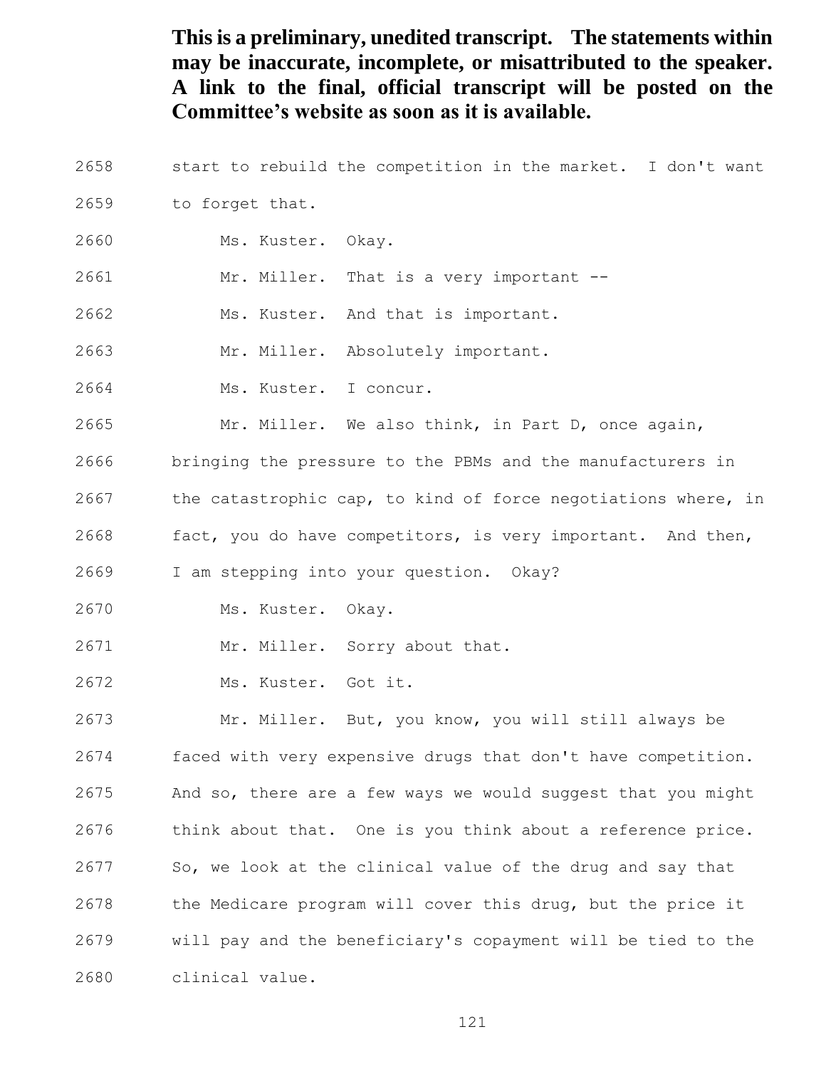**This is a preliminary, unedited transcript. The statements within may be inaccurate, incomplete, or misattributed to the speaker. A link to the final, official transcript will be posted on the Committee's website as soon as it is available.**

start to rebuild the competition in the market. I don't want to forget that.

Ms. Kuster. Okay.

Mr. Miller. That is a very important --

Ms. Kuster. And that is important.

Mr. Miller. Absolutely important.

Ms. Kuster. I concur.

Mr. Miller. We also think, in Part D, once again, bringing the pressure to the PBMs and the manufacturers in the catastrophic cap, to kind of force negotiations where, in fact, you do have competitors, is very important. And then, I am stepping into your question. Okay?

Ms. Kuster. Okay.

Mr. Miller. Sorry about that.

Ms. Kuster. Got it.

Mr. Miller. But, you know, you will still always be faced with very expensive drugs that don't have competition. And so, there are a few ways we would suggest that you might think about that. One is you think about a reference price. So, we look at the clinical value of the drug and say that the Medicare program will cover this drug, but the price it will pay and the beneficiary's copayment will be tied to the clinical value.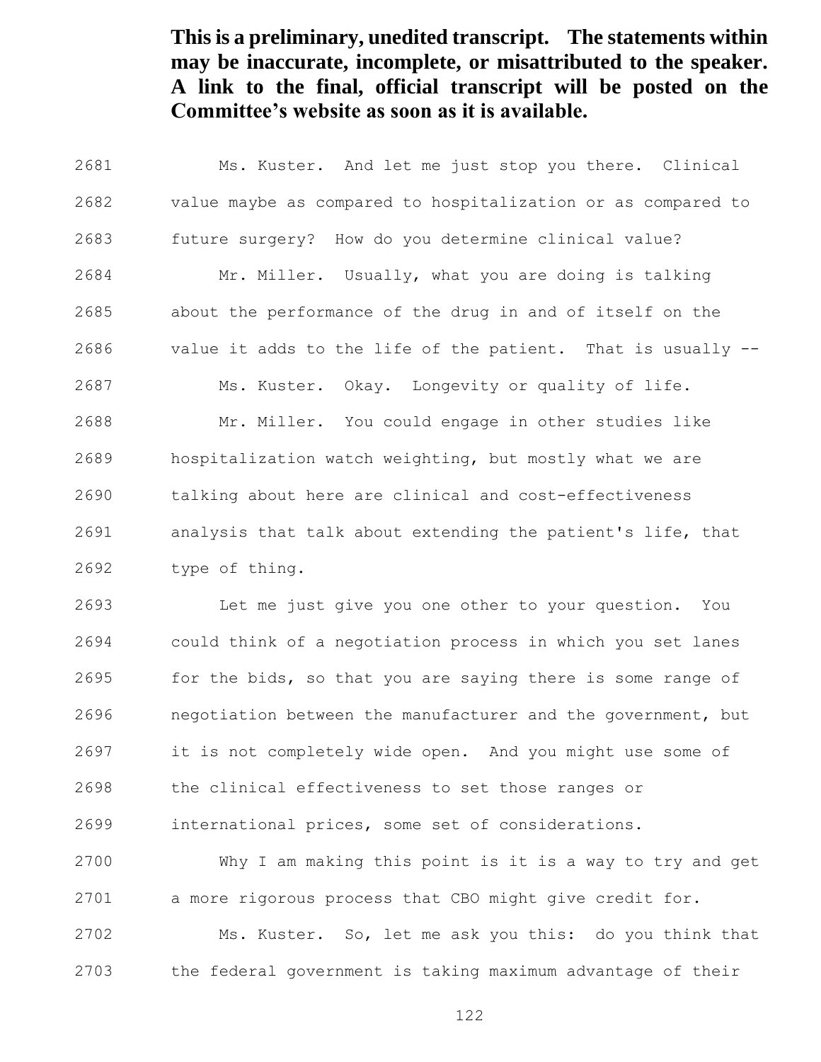**This is a preliminary, unedited transcript. The statements within may be inaccurate, incomplete, or misattributed to the speaker. A link to the final, official transcript will be posted on the Committee's website as soon as it is available.**

2681 Ms. Kuster. And let me just stop you there. Clinical
2682 value maybe as compared to hospitalization or as compared to
2683 future surgery? How do you determine clinical value?
2684 Mr. Miller. Usually, what you are doing is talking
2685 about the performance of the drug in and of itself on the
2686 value it adds to the life of the patient. That is usually --
2687 Ms. Kuster. Okay. Longevity or quality of life.
2688 Mr. Miller. You could engage in other studies like
2689 hospitalization watch weighting, but mostly what we are
2690 talking about here are clinical and cost-effectiveness
2691 analysis that talk about extending the patient's life, that
2692 type of thing.
2693 Let me just give you one other to your question. You
2694 could think of a negotiation process in which you set lanes
2695 for the bids, so that you are saying there is some range of
2696 negotiation between the manufacturer and the government, but
2697 it is not completely wide open. And you might use some of
2698 the clinical effectiveness to set those ranges or
2699 international prices, some set of considerations.
2700 Why I am making this point is it is a way to try and get
2701 a more rigorous process that CBO might give credit for.
2702 Ms. Kuster. So, let me ask you this: do you think that
2703 the federal government is taking maximum advantage of their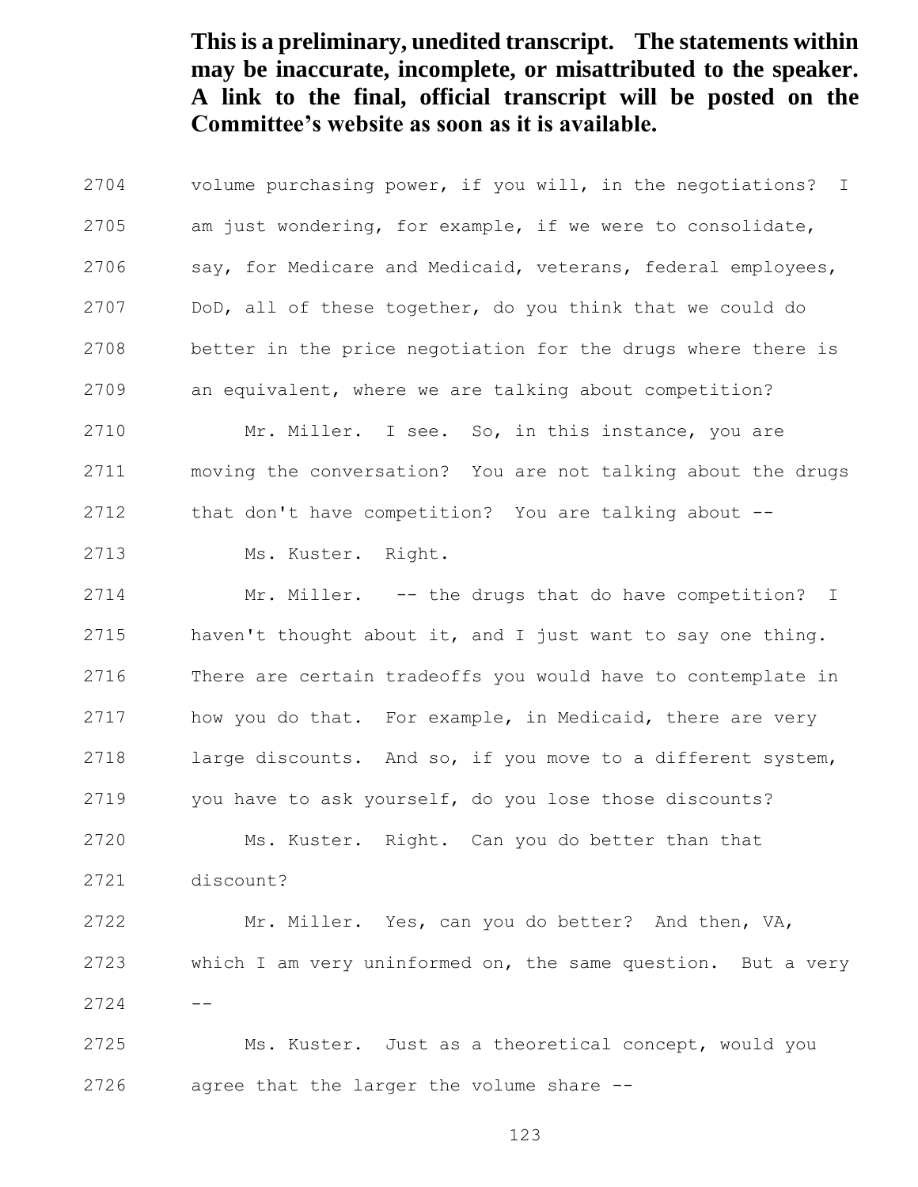**This is a preliminary, unedited transcript. The statements within may be inaccurate, incomplete, or misattributed to the speaker. A link to the final, official transcript will be posted on the Committee's website as soon as it is available.**

2704 volume purchasing power, if you will, in the negotiations? I
2705 am just wondering, for example, if we were to consolidate,
2706 say, for Medicare and Medicaid, veterans, federal employees,
2707 DoD, all of these together, do you think that we could do
2708 better in the price negotiation for the drugs where there is
2709 an equivalent, where we are talking about competition?

2710 Mr. Miller. I see. So, in this instance, you are
2711 moving the conversation? You are not talking about the drugs
2712 that don't have competition? You are talking about --

2713 Ms. Kuster. Right.

2714 Mr. Miller. -- the drugs that do have competition? I
2715 haven't thought about it, and I just want to say one thing.
2716 There are certain tradeoffs you would have to contemplate in
2717 how you do that. For example, in Medicaid, there are very
2718 large discounts. And so, if you move to a different system,
2719 you have to ask yourself, do you lose those discounts?

2720 Ms. Kuster. Right. Can you do better than that
2721 discount?

2722 Mr. Miller. Yes, can you do better? And then, VA,
2723 which I am very uninformed on, the same question. But a very
2724 --

2725 Ms. Kuster. Just as a theoretical concept, would you
2726 agree that the larger the volume share --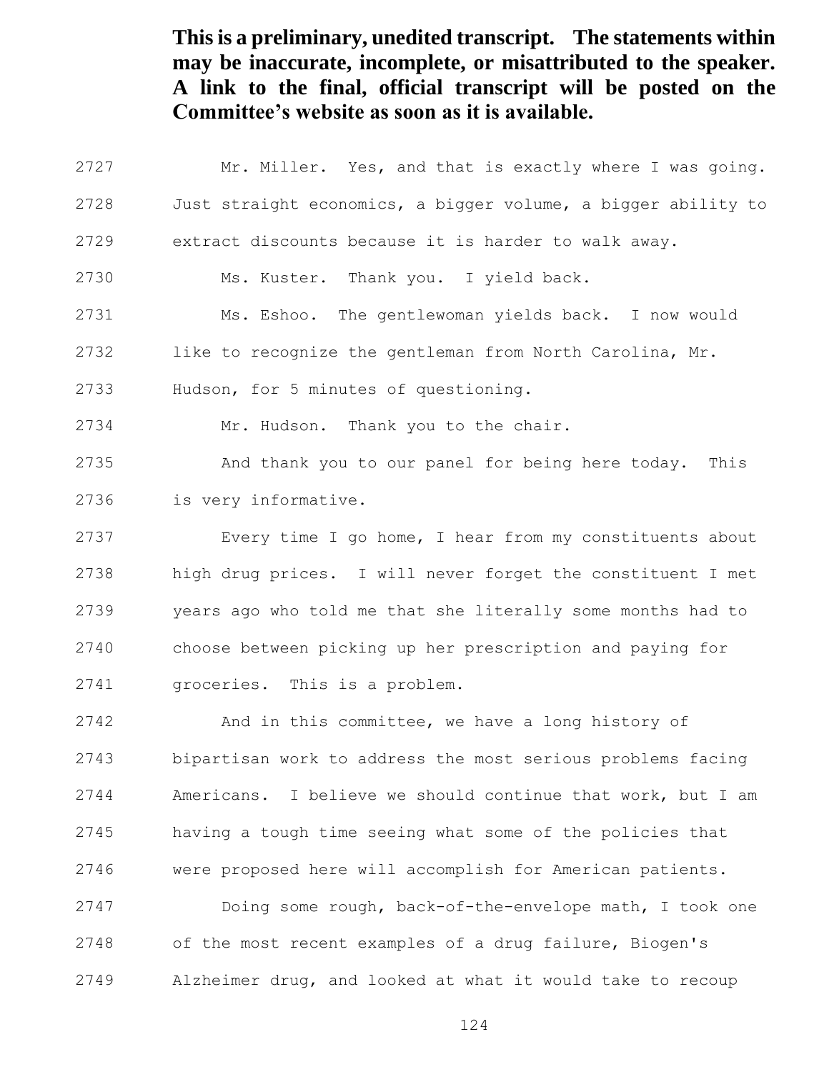**This is a preliminary, unedited transcript. The statements within may be inaccurate, incomplete, or misattributed to the speaker. A link to the final, official transcript will be posted on the Committee's website as soon as it is available.**

2727 Mr. Miller. Yes, and that is exactly where I was going.
2728 Just straight economics, a bigger volume, a bigger ability to
2729 extract discounts because it is harder to walk away.

2730 Ms. Kuster. Thank you. I yield back.

2731 Ms. Eshoo. The gentlewoman yields back. I now would
2732 like to recognize the gentleman from North Carolina, Mr.
2733 Hudson, for 5 minutes of questioning.

2734 Mr. Hudson. Thank you to the chair.

2735 And thank you to our panel for being here today. This
2736 is very informative.

2737 Every time I go home, I hear from my constituents about
2738 high drug prices. I will never forget the constituent I met
2739 years ago who told me that she literally some months had to
2740 choose between picking up her prescription and paying for
2741 groceries. This is a problem.

2742 And in this committee, we have a long history of
2743 bipartisan work to address the most serious problems facing
2744 Americans. I believe we should continue that work, but I am
2745 having a tough time seeing what some of the policies that
2746 were proposed here will accomplish for American patients.

2747 Doing some rough, back-of-the-envelope math, I took one
2748 of the most recent examples of a drug failure, Biogen's
2749 Alzheimer drug, and looked at what it would take to recoup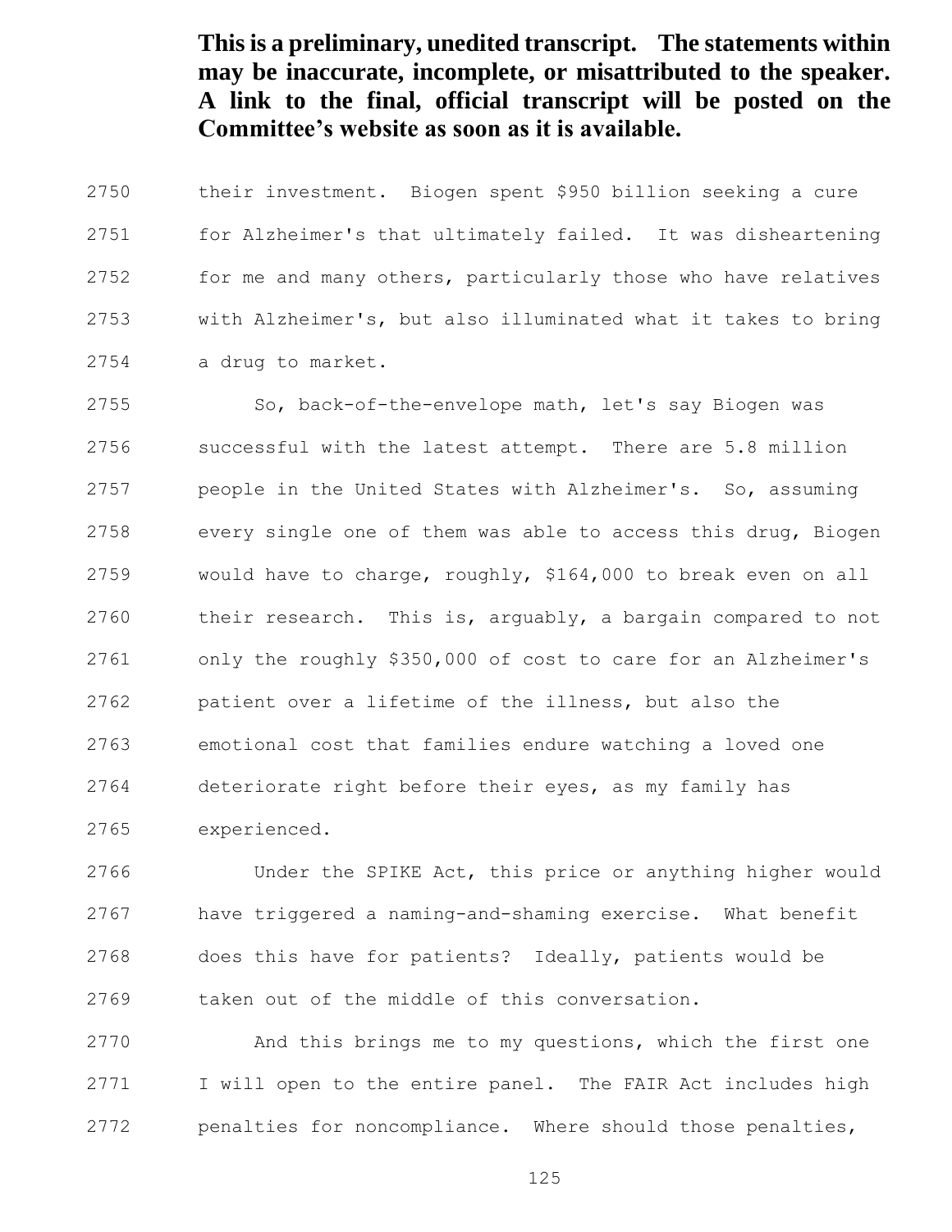**This is a preliminary, unedited transcript. The statements within may be inaccurate, incomplete, or misattributed to the speaker. A link to the final, official transcript will be posted on the Committee's website as soon as it is available.**

2750 their investment. Biogen spent $950 billion seeking a cure
2751 for Alzheimer's that ultimately failed. It was disheartening
2752 for me and many others, particularly those who have relatives
2753 with Alzheimer's, but also illuminated what it takes to bring
2754 a drug to market.

2755 So, back-of-the-envelope math, let's say Biogen was
2756 successful with the latest attempt. There are 5.8 million
2757 people in the United States with Alzheimer's. So, assuming
2758 every single one of them was able to access this drug, Biogen
2759 would have to charge, roughly, $164,000 to break even on all
2760 their research. This is, arguably, a bargain compared to not
2761 only the roughly $350,000 of cost to care for an Alzheimer's
2762 patient over a lifetime of the illness, but also the
2763 emotional cost that families endure watching a loved one
2764 deteriorate right before their eyes, as my family has
2765 experienced.

2766 Under the SPIKE Act, this price or anything higher would
2767 have triggered a naming-and-shaming exercise. What benefit
2768 does this have for patients? Ideally, patients would be
2769 taken out of the middle of this conversation.

2770 And this brings me to my questions, which the first one
2771 I will open to the entire panel. The FAIR Act includes high
2772 penalties for noncompliance. Where should those penalties,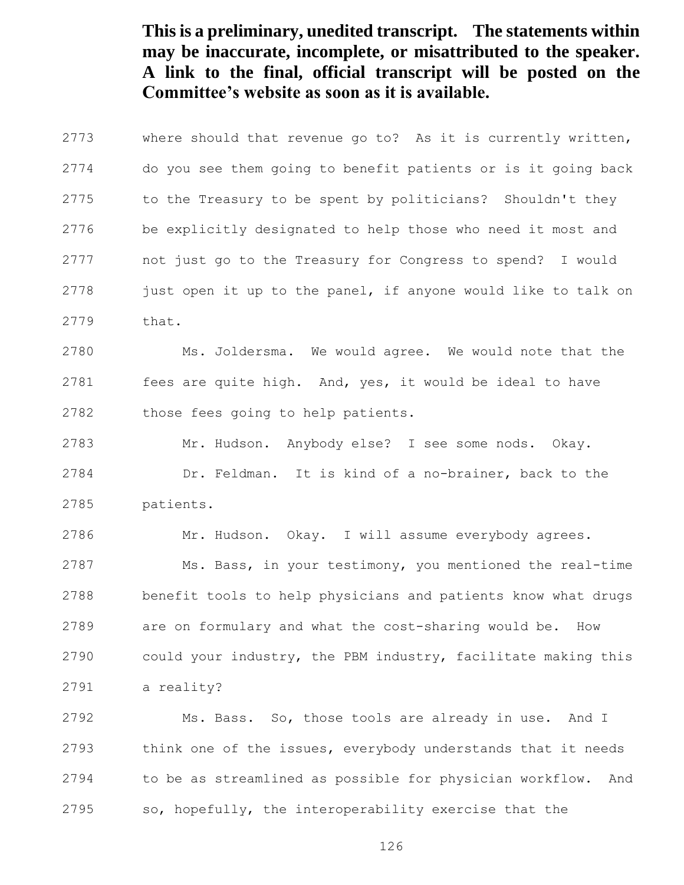**This is a preliminary, unedited transcript. The statements within may be inaccurate, incomplete, or misattributed to the speaker. A link to the final, official transcript will be posted on the Committee's website as soon as it is available.**

2773 where should that revenue go to? As it is currently written,
2774 do you see them going to benefit patients or is it going back
2775 to the Treasury to be spent by politicians? Shouldn't they
2776 be explicitly designated to help those who need it most and
2777 not just go to the Treasury for Congress to spend? I would
2778 just open it up to the panel, if anyone would like to talk on
2779 that.

2780 Ms. Joldersma. We would agree. We would note that the
2781 fees are quite high. And, yes, it would be ideal to have
2782 those fees going to help patients.

2783 Mr. Hudson. Anybody else? I see some nods. Okay.

2784 Dr. Feldman. It is kind of a no-brainer, back to the
2785 patients.

2786 Mr. Hudson. Okay. I will assume everybody agrees.

2787 Ms. Bass, in your testimony, you mentioned the real-time
2788 benefit tools to help physicians and patients know what drugs
2789 are on formulary and what the cost-sharing would be. How
2790 could your industry, the PBM industry, facilitate making this
2791 a reality?

2792 Ms. Bass. So, those tools are already in use. And I
2793 think one of the issues, everybody understands that it needs
2794 to be as streamlined as possible for physician workflow. And
2795 so, hopefully, the interoperability exercise that the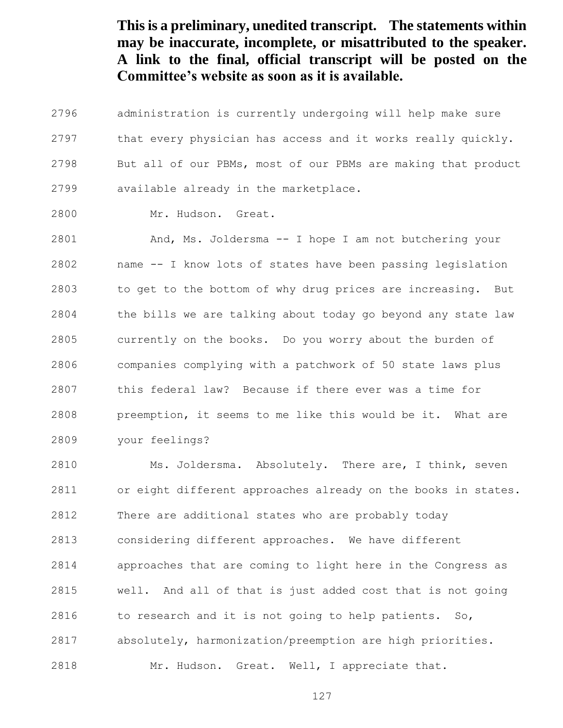**This is a preliminary, unedited transcript. The statements within may be inaccurate, incomplete, or misattributed to the speaker. A link to the final, official transcript will be posted on the Committee's website as soon as it is available.**

2796 administration is currently undergoing will help make sure
2797 that every physician has access and it works really quickly.
2798 But all of our PBMs, most of our PBMs are making that product
2799 available already in the marketplace.

2800 Mr. Hudson. Great.

2801 And, Ms. Joldersma -- I hope I am not butchering your
2802 name -- I know lots of states have been passing legislation
2803 to get to the bottom of why drug prices are increasing. But
2804 the bills we are talking about today go beyond any state law
2805 currently on the books. Do you worry about the burden of
2806 companies complying with a patchwork of 50 state laws plus
2807 this federal law? Because if there ever was a time for
2808 preemption, it seems to me like this would be it. What are
2809 your feelings?

2810 Ms. Joldersma. Absolutely. There are, I think, seven
2811 or eight different approaches already on the books in states.
2812 There are additional states who are probably today
2813 considering different approaches. We have different
2814 approaches that are coming to light here in the Congress as
2815 well. And all of that is just added cost that is not going
2816 to research and it is not going to help patients. So,
2817 absolutely, harmonization/preemption are high priorities.

2818 Mr. Hudson. Great. Well, I appreciate that.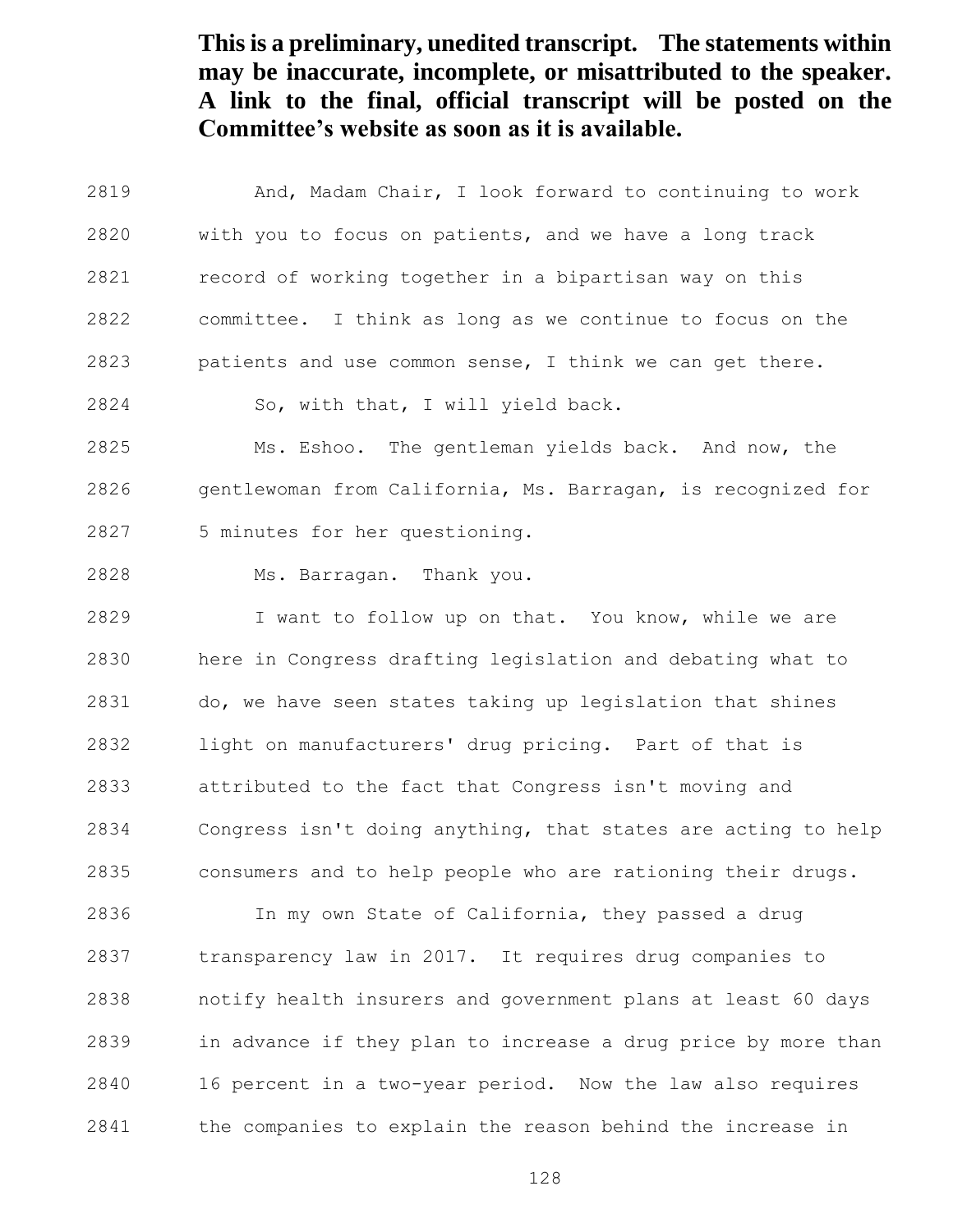**This is a preliminary, unedited transcript. The statements within may be inaccurate, incomplete, or misattributed to the speaker. A link to the final, official transcript will be posted on the Committee's website as soon as it is available.**

2819 And, Madam Chair, I look forward to continuing to work
2820 with you to focus on patients, and we have a long track
2821 record of working together in a bipartisan way on this
2822 committee. I think as long as we continue to focus on the
2823 patients and use common sense, I think we can get there.

2824 So, with that, I will yield back.

2825 Ms. Eshoo. The gentleman yields back. And now, the
2826 gentlewoman from California, Ms. Barragan, is recognized for
2827 5 minutes for her questioning.

2828 Ms. Barragan. Thank you.

2829 I want to follow up on that. You know, while we are
2830 here in Congress drafting legislation and debating what to
2831 do, we have seen states taking up legislation that shines
2832 light on manufacturers' drug pricing. Part of that is
2833 attributed to the fact that Congress isn't moving and
2834 Congress isn't doing anything, that states are acting to help
2835 consumers and to help people who are rationing their drugs.

2836 In my own State of California, they passed a drug
2837 transparency law in 2017. It requires drug companies to
2838 notify health insurers and government plans at least 60 days
2839 in advance if they plan to increase a drug price by more than
2840 16 percent in a two-year period. Now the law also requires
2841 the companies to explain the reason behind the increase in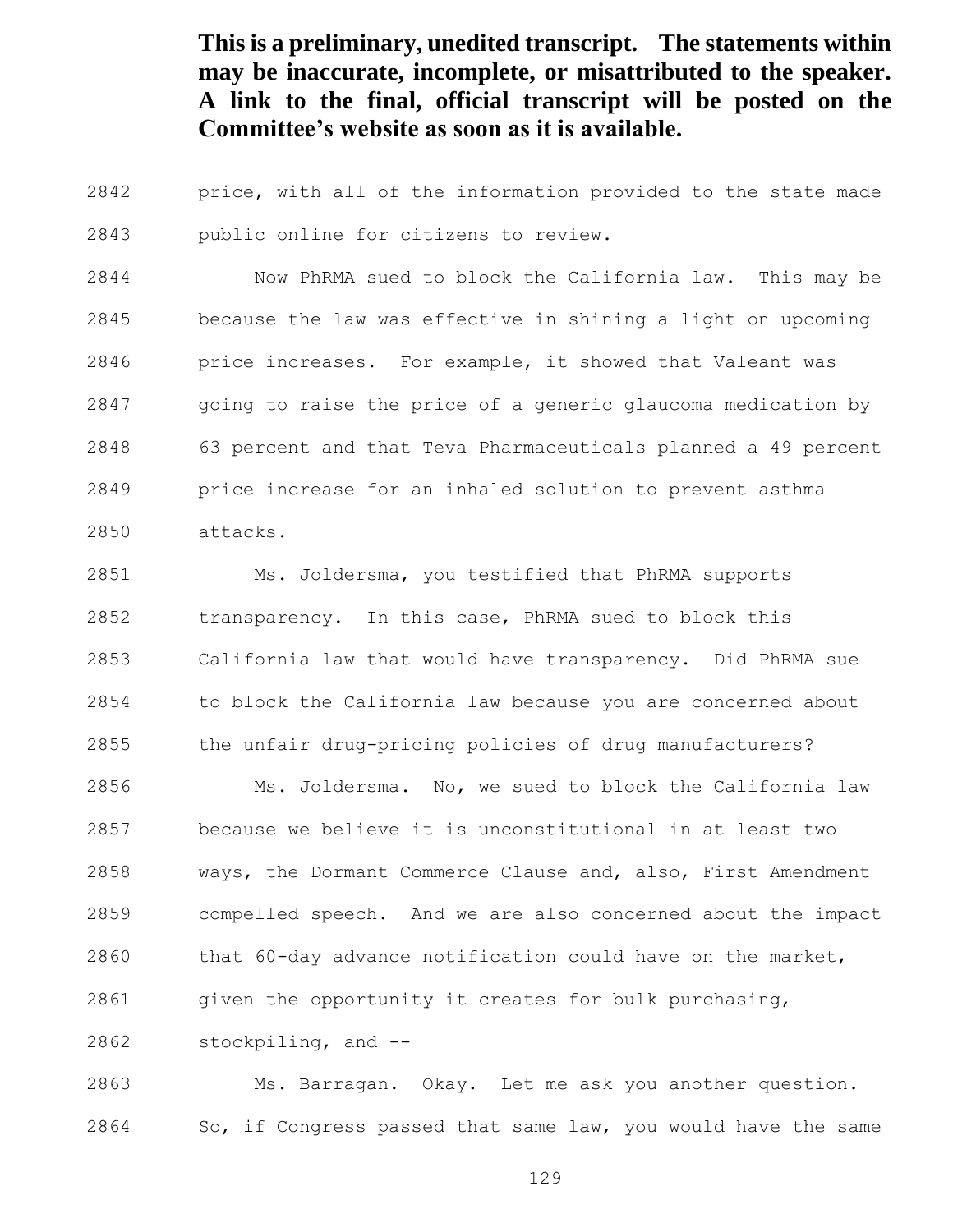**This is a preliminary, unedited transcript. The statements within may be inaccurate, incomplete, or misattributed to the speaker. A link to the final, official transcript will be posted on the Committee's website as soon as it is available.**

2842 price, with all of the information provided to the state made
2843 public online for citizens to review.

2844 Now PhRMA sued to block the California law. This may be
2845 because the law was effective in shining a light on upcoming
2846 price increases. For example, it showed that Valeant was
2847 going to raise the price of a generic glaucoma medication by
2848 63 percent and that Teva Pharmaceuticals planned a 49 percent
2849 price increase for an inhaled solution to prevent asthma
2850 attacks.

2851 Ms. Joldersma, you testified that PhRMA supports
2852 transparency. In this case, PhRMA sued to block this
2853 California law that would have transparency. Did PhRMA sue
2854 to block the California law because you are concerned about
2855 the unfair drug-pricing policies of drug manufacturers?

2856 Ms. Joldersma. No, we sued to block the California law
2857 because we believe it is unconstitutional in at least two
2858 ways, the Dormant Commerce Clause and, also, First Amendment
2859 compelled speech. And we are also concerned about the impact
2860 that 60-day advance notification could have on the market,
2861 given the opportunity it creates for bulk purchasing,
2862 stockpiling, and --

2863 Ms. Barragan. Okay. Let me ask you another question.
2864 So, if Congress passed that same law, you would have the same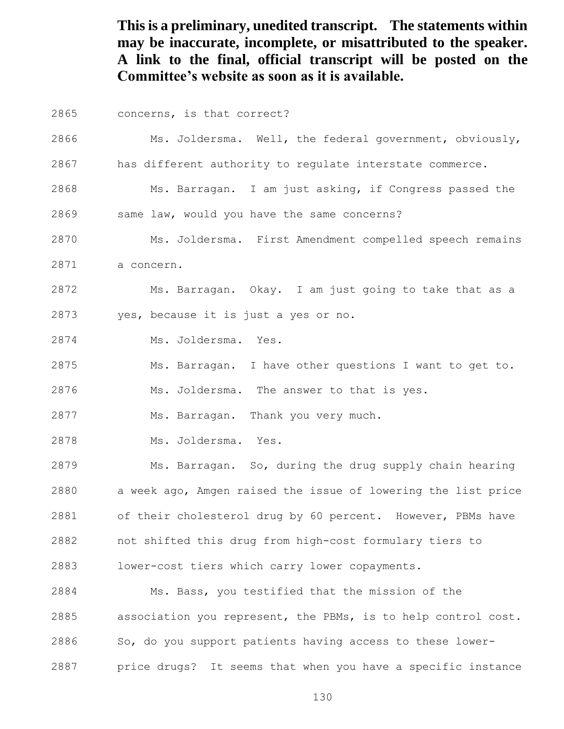**This is a preliminary, unedited transcript. The statements within may be inaccurate, incomplete, or misattributed to the speaker. A link to the final, official transcript will be posted on the Committee's website as soon as it is available.**

2865 concerns, is that correct?

2866 Ms. Joldersma. Well, the federal government, obviously,

2867 has different authority to regulate interstate commerce.

2868 Ms. Barragan. I am just asking, if Congress passed the

2869 same law, would you have the same concerns?

2870 Ms. Joldersma. First Amendment compelled speech remains

2871 a concern.

2872 Ms. Barragan. Okay. I am just going to take that as a

2873 yes, because it is just a yes or no.

2874 Ms. Joldersma. Yes.

2875 Ms. Barragan. I have other questions I want to get to.

2876 Ms. Joldersma. The answer to that is yes.

2877 Ms. Barragan. Thank you very much.

2878 Ms. Joldersma. Yes.

2879 Ms. Barragan. So, during the drug supply chain hearing

2880 a week ago, Amgen raised the issue of lowering the list price

2881 of their cholesterol drug by 60 percent. However, PBMs have

2882 not shifted this drug from high-cost formulary tiers to

2883 lower-cost tiers which carry lower copayments.

2884 Ms. Bass, you testified that the mission of the

2885 association you represent, the PBMs, is to help control cost.

2886 So, do you support patients having access to these lower-

2887 price drugs? It seems that when you have a specific instance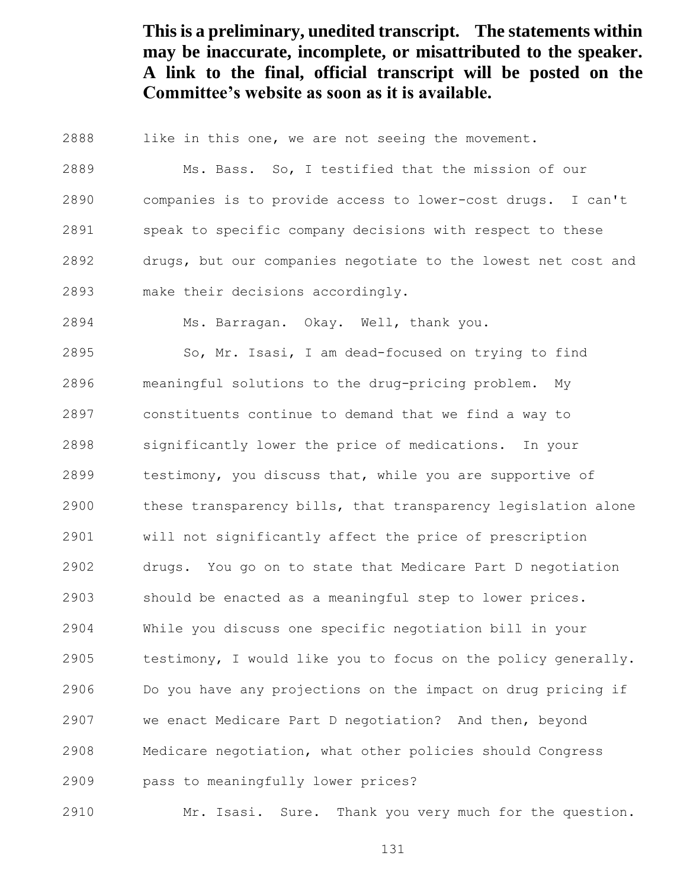**This is a preliminary, unedited transcript. The statements within may be inaccurate, incomplete, or misattributed to the speaker. A link to the final, official transcript will be posted on the Committee's website as soon as it is available.**

2888 like in this one, we are not seeing the movement.

2889 Ms. Bass. So, I testified that the mission of our
2890 companies is to provide access to lower-cost drugs. I can't
2891 speak to specific company decisions with respect to these
2892 drugs, but our companies negotiate to the lowest net cost and
2893 make their decisions accordingly.

2894 Ms. Barragan. Okay. Well, thank you.

2895 So, Mr. Isasi, I am dead-focused on trying to find
2896 meaningful solutions to the drug-pricing problem. My
2897 constituents continue to demand that we find a way to
2898 significantly lower the price of medications. In your
2899 testimony, you discuss that, while you are supportive of
2900 these transparency bills, that transparency legislation alone
2901 will not significantly affect the price of prescription
2902 drugs. You go on to state that Medicare Part D negotiation
2903 should be enacted as a meaningful step to lower prices.
2904 While you discuss one specific negotiation bill in your
2905 testimony, I would like you to focus on the policy generally.
2906 Do you have any projections on the impact on drug pricing if
2907 we enact Medicare Part D negotiation? And then, beyond
2908 Medicare negotiation, what other policies should Congress
2909 pass to meaningfully lower prices?

2910 Mr. Isasi. Sure. Thank you very much for the question.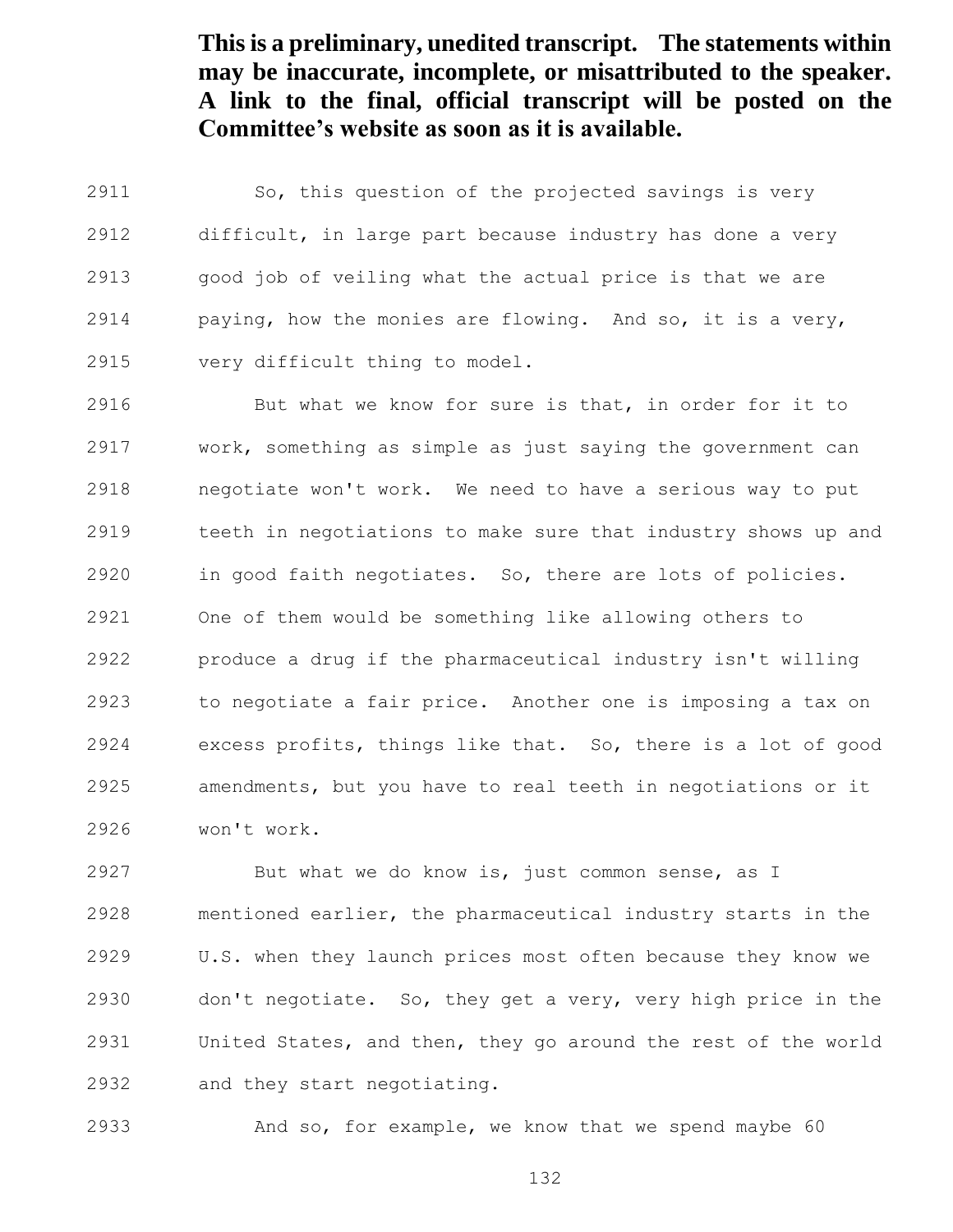**This is a preliminary, unedited transcript. The statements within may be inaccurate, incomplete, or misattributed to the speaker. A link to the final, official transcript will be posted on the Committee's website as soon as it is available.**

2911 So, this question of the projected savings is very
2912 difficult, in large part because industry has done a very
2913 good job of veiling what the actual price is that we are
2914 paying, how the monies are flowing. And so, it is a very,
2915 very difficult thing to model.

2916 But what we know for sure is that, in order for it to
2917 work, something as simple as just saying the government can
2918 negotiate won't work. We need to have a serious way to put
2919 teeth in negotiations to make sure that industry shows up and
2920 in good faith negotiates. So, there are lots of policies.
2921 One of them would be something like allowing others to
2922 produce a drug if the pharmaceutical industry isn't willing
2923 to negotiate a fair price. Another one is imposing a tax on
2924 excess profits, things like that. So, there is a lot of good
2925 amendments, but you have to real teeth in negotiations or it
2926 won't work.

2927 But what we do know is, just common sense, as I
2928 mentioned earlier, the pharmaceutical industry starts in the
2929 U.S. when they launch prices most often because they know we
2930 don't negotiate. So, they get a very, very high price in the
2931 United States, and then, they go around the rest of the world
2932 and they start negotiating.

2933 And so, for example, we know that we spend maybe 60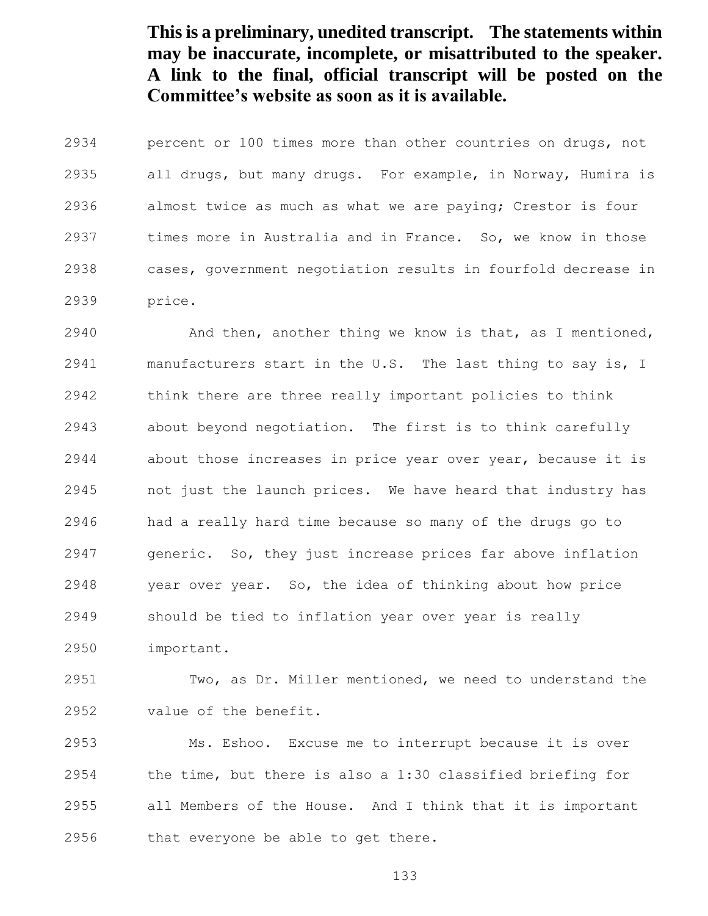**This is a preliminary, unedited transcript. The statements within may be inaccurate, incomplete, or misattributed to the speaker. A link to the final, official transcript will be posted on the Committee's website as soon as it is available.**

2934 percent or 100 times more than other countries on drugs, not
2935 all drugs, but many drugs. For example, in Norway, Humira is
2936 almost twice as much as what we are paying; Crestor is four
2937 times more in Australia and in France. So, we know in those
2938 cases, government negotiation results in fourfold decrease in
2939 price.

2940 And then, another thing we know is that, as I mentioned,
2941 manufacturers start in the U.S. The last thing to say is, I
2942 think there are three really important policies to think
2943 about beyond negotiation. The first is to think carefully
2944 about those increases in price year over year, because it is
2945 not just the launch prices. We have heard that industry has
2946 had a really hard time because so many of the drugs go to
2947 generic. So, they just increase prices far above inflation
2948 year over year. So, the idea of thinking about how price
2949 should be tied to inflation year over year is really
2950 important.

2951 Two, as Dr. Miller mentioned, we need to understand the
2952 value of the benefit.

2953 Ms. Eshoo. Excuse me to interrupt because it is over
2954 the time, but there is also a 1:30 classified briefing for
2955 all Members of the House. And I think that it is important
2956 that everyone be able to get there.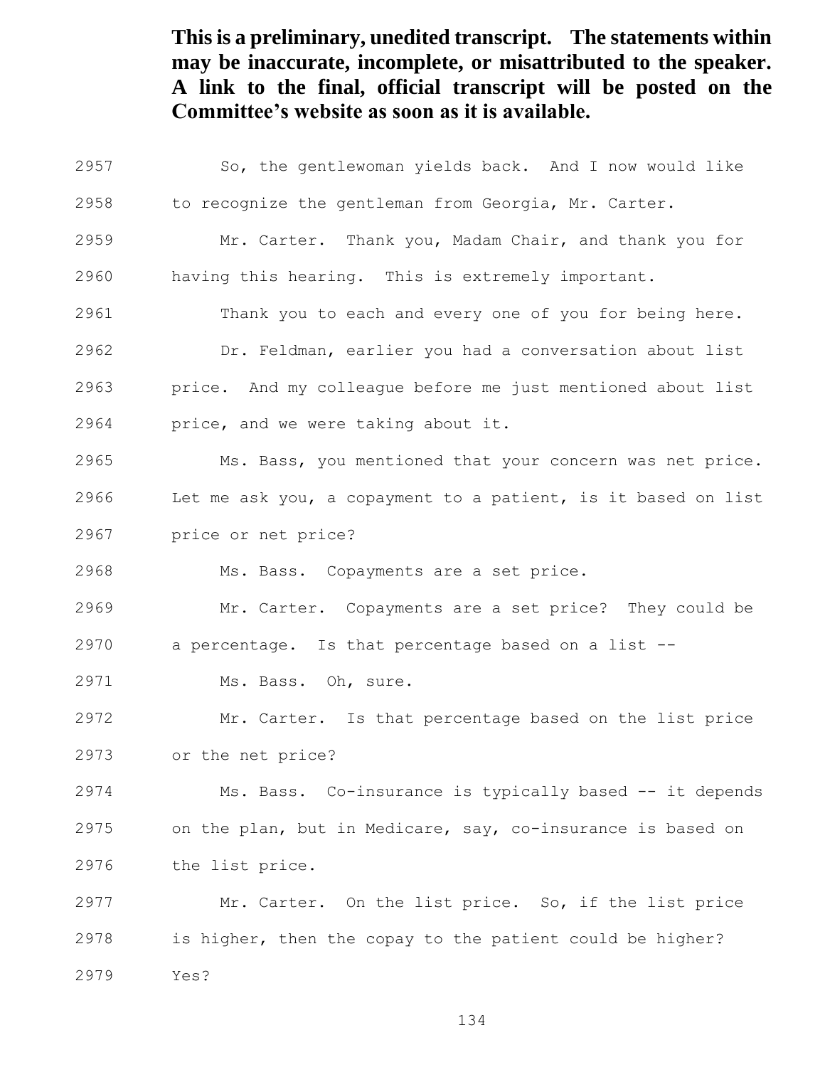**This is a preliminary, unedited transcript. The statements within may be inaccurate, incomplete, or misattributed to the speaker. A link to the final, official transcript will be posted on the Committee's website as soon as it is available.**

2957 So, the gentlewoman yields back. And I now would like
2958 to recognize the gentleman from Georgia, Mr. Carter.
2959 Mr. Carter. Thank you, Madam Chair, and thank you for
2960 having this hearing. This is extremely important.
2961 Thank you to each and every one of you for being here.
2962 Dr. Feldman, earlier you had a conversation about list
2963 price. And my colleague before me just mentioned about list
2964 price, and we were taking about it.
2965 Ms. Bass, you mentioned that your concern was net price.
2966 Let me ask you, a copayment to a patient, is it based on list
2967 price or net price?
2968 Ms. Bass. Copayments are a set price.
2969 Mr. Carter. Copayments are a set price? They could be
2970 a percentage. Is that percentage based on a list --
2971 Ms. Bass. Oh, sure.
2972 Mr. Carter. Is that percentage based on the list price
2973 or the net price?
2974 Ms. Bass. Co-insurance is typically based -- it depends
2975 on the plan, but in Medicare, say, co-insurance is based on
2976 the list price.
2977 Mr. Carter. On the list price. So, if the list price
2978 is higher, then the copay to the patient could be higher?
2979 Yes?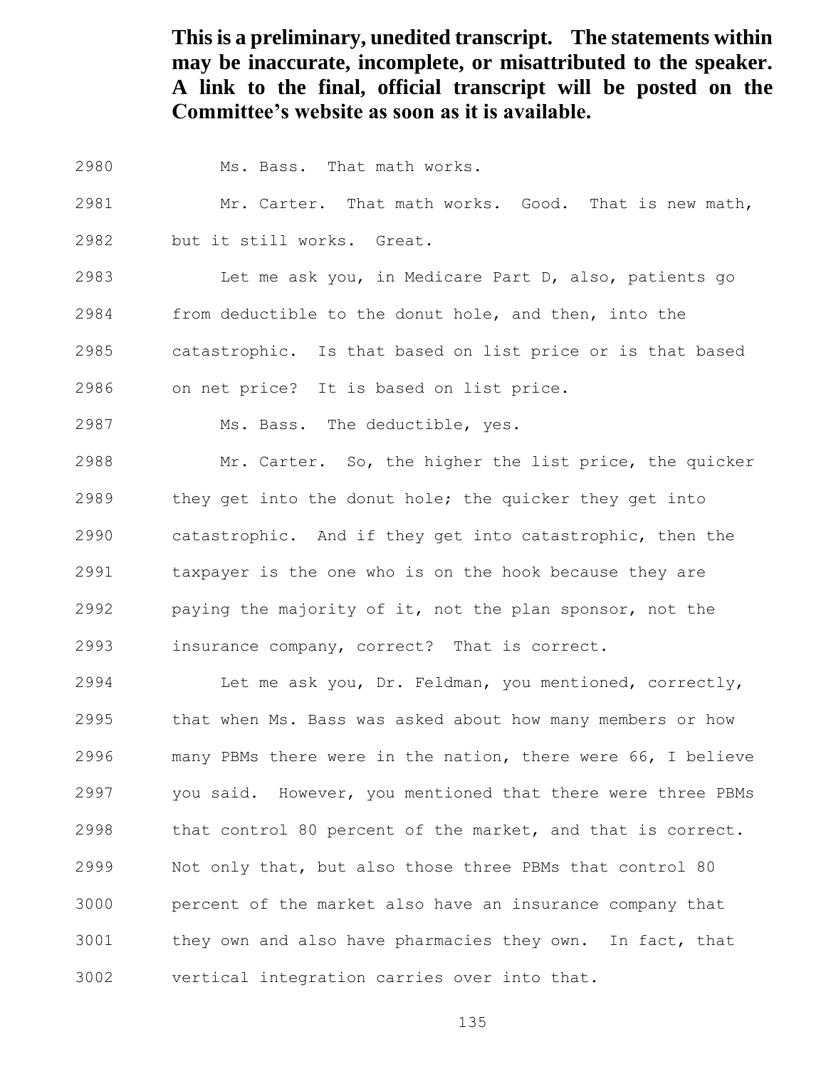**This is a preliminary, unedited transcript. The statements within may be inaccurate, incomplete, or misattributed to the speaker. A link to the final, official transcript will be posted on the Committee's website as soon as it is available.**

2980 Ms. Bass. That math works.

2981 Mr. Carter. That math works. Good. That is new math,
2982 but it still works. Great.

2983 Let me ask you, in Medicare Part D, also, patients go
2984 from deductible to the donut hole, and then, into the
2985 catastrophic. Is that based on list price or is that based
2986 on net price? It is based on list price.

2987 Ms. Bass. The deductible, yes.

2988 Mr. Carter. So, the higher the list price, the quicker
2989 they get into the donut hole; the quicker they get into
2990 catastrophic. And if they get into catastrophic, then the
2991 taxpayer is the one who is on the hook because they are
2992 paying the majority of it, not the plan sponsor, not the
2993 insurance company, correct? That is correct.

2994 Let me ask you, Dr. Feldman, you mentioned, correctly,
2995 that when Ms. Bass was asked about how many members or how
2996 many PBMs there were in the nation, there were 66, I believe
2997 you said. However, you mentioned that there were three PBMs
2998 that control 80 percent of the market, and that is correct.
2999 Not only that, but also those three PBMs that control 80
3000 percent of the market also have an insurance company that
3001 they own and also have pharmacies they own. In fact, that
3002 vertical integration carries over into that.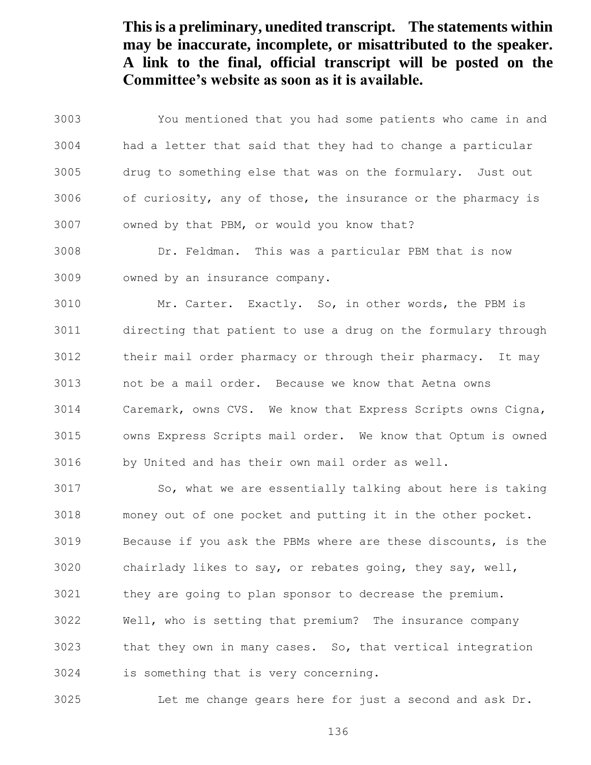**This is a preliminary, unedited transcript. The statements within may be inaccurate, incomplete, or misattributed to the speaker. A link to the final, official transcript will be posted on the Committee's website as soon as it is available.**

3003 You mentioned that you had some patients who came in and
3004 had a letter that said that they had to change a particular
3005 drug to something else that was on the formulary. Just out
3006 of curiosity, any of those, the insurance or the pharmacy is
3007 owned by that PBM, or would you know that?

3008 Dr. Feldman. This was a particular PBM that is now
3009 owned by an insurance company.

3010 Mr. Carter. Exactly. So, in other words, the PBM is
3011 directing that patient to use a drug on the formulary through
3012 their mail order pharmacy or through their pharmacy. It may
3013 not be a mail order. Because we know that Aetna owns
3014 Caremark, owns CVS. We know that Express Scripts owns Cigna,
3015 owns Express Scripts mail order. We know that Optum is owned
3016 by United and has their own mail order as well.

3017 So, what we are essentially talking about here is taking
3018 money out of one pocket and putting it in the other pocket.
3019 Because if you ask the PBMs where are these discounts, is the
3020 chairlady likes to say, or rebates going, they say, well,
3021 they are going to plan sponsor to decrease the premium.
3022 Well, who is setting that premium? The insurance company
3023 that they own in many cases. So, that vertical integration
3024 is something that is very concerning.

3025 Let me change gears here for just a second and ask Dr.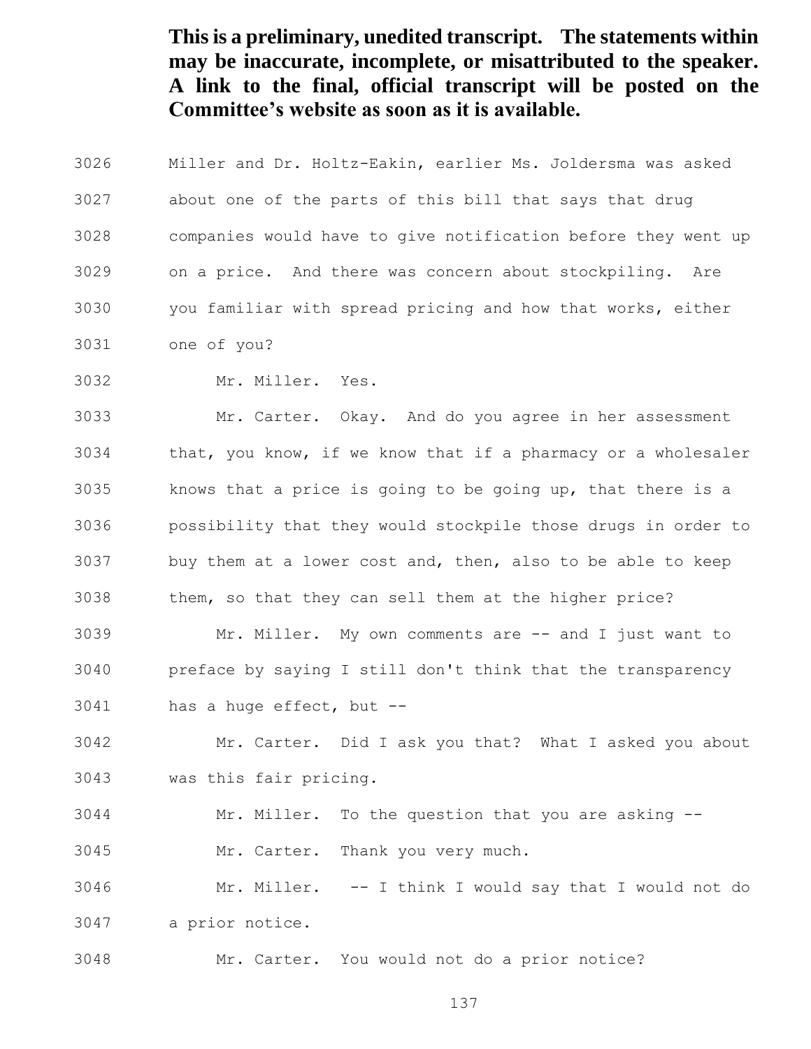**This is a preliminary, unedited transcript. The statements within may be inaccurate, incomplete, or misattributed to the speaker. A link to the final, official transcript will be posted on the Committee's website as soon as it is available.**

3026 Miller and Dr. Holtz-Eakin, earlier Ms. Joldersma was asked
3027 about one of the parts of this bill that says that drug
3028 companies would have to give notification before they went up
3029 on a price. And there was concern about stockpiling. Are
3030 you familiar with spread pricing and how that works, either
3031 one of you?

3032 Mr. Miller. Yes.

3033 Mr. Carter. Okay. And do you agree in her assessment
3034 that, you know, if we know that if a pharmacy or a wholesaler
3035 knows that a price is going to be going up, that there is a
3036 possibility that they would stockpile those drugs in order to
3037 buy them at a lower cost and, then, also to be able to keep
3038 them, so that they can sell them at the higher price?

3039 Mr. Miller. My own comments are -- and I just want to
3040 preface by saying I still don't think that the transparency
3041 has a huge effect, but --

3042 Mr. Carter. Did I ask you that? What I asked you about
3043 was this fair pricing.

3044 Mr. Miller. To the question that you are asking --

3045 Mr. Carter. Thank you very much.

3046 Mr. Miller. -- I think I would say that I would not do
3047 a prior notice.

3048 Mr. Carter. You would not do a prior notice?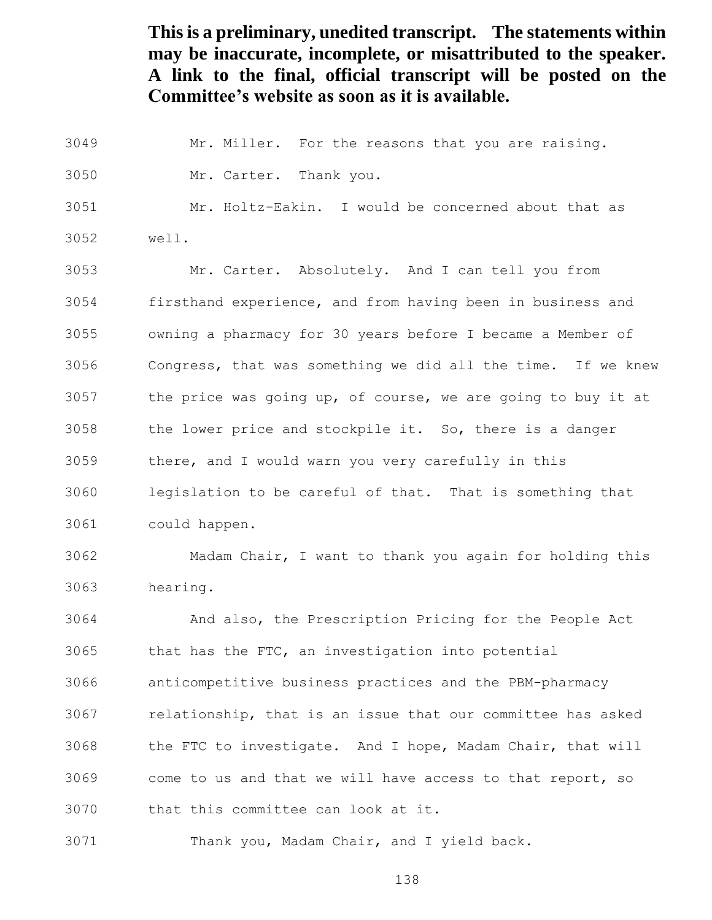**This is a preliminary, unedited transcript. The statements within may be inaccurate, incomplete, or misattributed to the speaker. A link to the final, official transcript will be posted on the Committee's website as soon as it is available.**

3049 Mr. Miller. For the reasons that you are raising.

3050 Mr. Carter. Thank you.

3051 Mr. Holtz-Eakin. I would be concerned about that as
3052 well.

3053 Mr. Carter. Absolutely. And I can tell you from
3054 firsthand experience, and from having been in business and
3055 owning a pharmacy for 30 years before I became a Member of
3056 Congress, that was something we did all the time. If we knew
3057 the price was going up, of course, we are going to buy it at
3058 the lower price and stockpile it. So, there is a danger
3059 there, and I would warn you very carefully in this
3060 legislation to be careful of that. That is something that
3061 could happen.

3062 Madam Chair, I want to thank you again for holding this
3063 hearing.

3064 And also, the Prescription Pricing for the People Act
3065 that has the FTC, an investigation into potential
3066 anticompetitive business practices and the PBM-pharmacy
3067 relationship, that is an issue that our committee has asked
3068 the FTC to investigate. And I hope, Madam Chair, that will
3069 come to us and that we will have access to that report, so
3070 that this committee can look at it.

3071 Thank you, Madam Chair, and I yield back.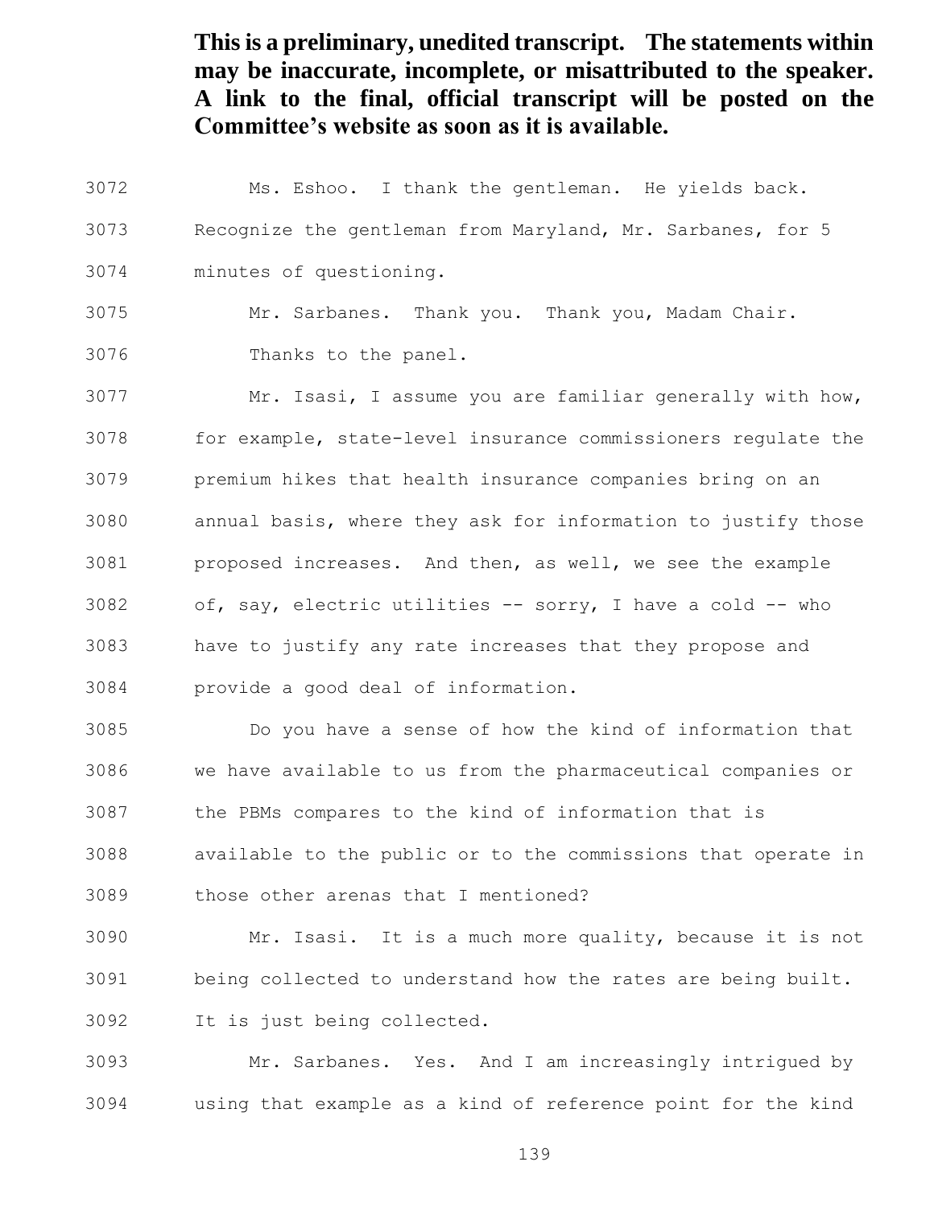**This is a preliminary, unedited transcript. The statements within may be inaccurate, incomplete, or misattributed to the speaker. A link to the final, official transcript will be posted on the Committee's website as soon as it is available.**

3072 Ms. Eshoo. I thank the gentleman. He yields back.
3073 Recognize the gentleman from Maryland, Mr. Sarbanes, for 5
3074 minutes of questioning.

3075 Mr. Sarbanes. Thank you. Thank you, Madam Chair.

3076 Thanks to the panel.

3077 Mr. Isasi, I assume you are familiar generally with how,
3078 for example, state-level insurance commissioners regulate the
3079 premium hikes that health insurance companies bring on an
3080 annual basis, where they ask for information to justify those
3081 proposed increases. And then, as well, we see the example
3082 of, say, electric utilities -- sorry, I have a cold -- who
3083 have to justify any rate increases that they propose and
3084 provide a good deal of information.

3085 Do you have a sense of how the kind of information that
3086 we have available to us from the pharmaceutical companies or
3087 the PBMs compares to the kind of information that is
3088 available to the public or to the commissions that operate in
3089 those other arenas that I mentioned?

3090 Mr. Isasi. It is a much more quality, because it is not
3091 being collected to understand how the rates are being built.
3092 It is just being collected.

3093 Mr. Sarbanes. Yes. And I am increasingly intrigued by
3094 using that example as a kind of reference point for the kind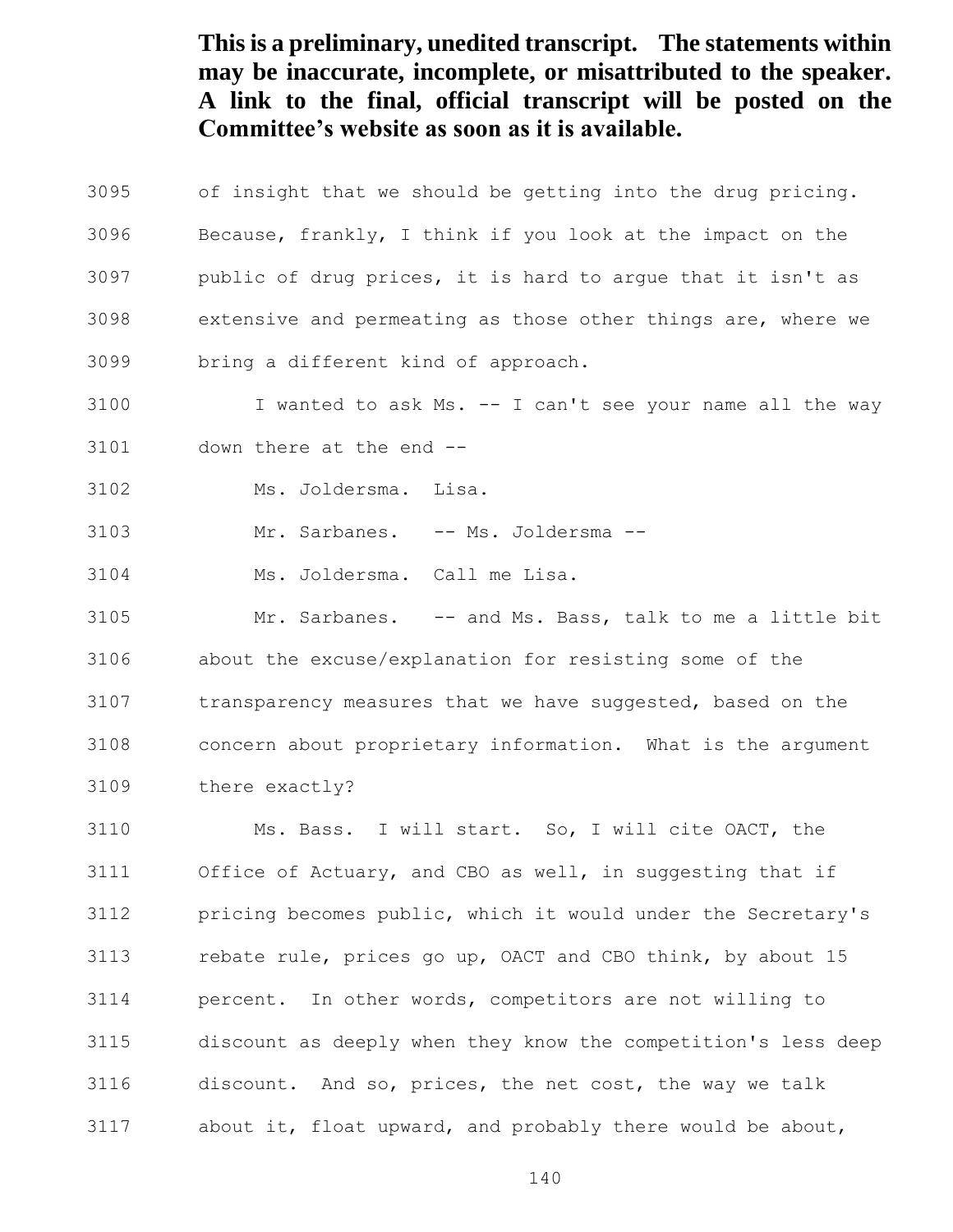**This is a preliminary, unedited transcript. The statements within may be inaccurate, incomplete, or misattributed to the speaker. A link to the final, official transcript will be posted on the Committee's website as soon as it is available.**

3095 of insight that we should be getting into the drug pricing.
3096 Because, frankly, I think if you look at the impact on the
3097 public of drug prices, it is hard to argue that it isn't as
3098 extensive and permeating as those other things are, where we
3099 bring a different kind of approach.

3100 I wanted to ask Ms. -- I can't see your name all the way
3101 down there at the end --

3102 Ms. Joldersma. Lisa.

3103 Mr. Sarbanes. -- Ms. Joldersma --

3104 Ms. Joldersma. Call me Lisa.

3105 Mr. Sarbanes. -- and Ms. Bass, talk to me a little bit
3106 about the excuse/explanation for resisting some of the
3107 transparency measures that we have suggested, based on the
3108 concern about proprietary information. What is the argument
3109 there exactly?

3110 Ms. Bass. I will start. So, I will cite OACT, the
3111 Office of Actuary, and CBO as well, in suggesting that if
3112 pricing becomes public, which it would under the Secretary's
3113 rebate rule, prices go up, OACT and CBO think, by about 15
3114 percent. In other words, competitors are not willing to
3115 discount as deeply when they know the competition's less deep
3116 discount. And so, prices, the net cost, the way we talk
3117 about it, float upward, and probably there would be about,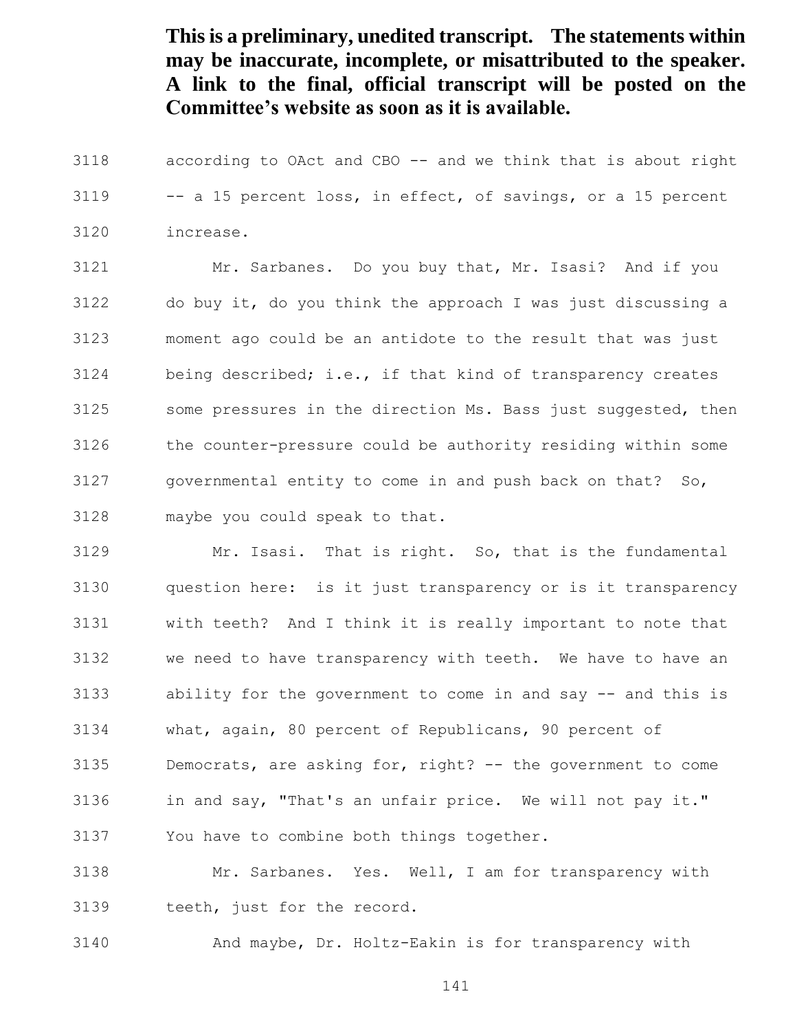**This is a preliminary, unedited transcript. The statements within may be inaccurate, incomplete, or misattributed to the speaker. A link to the final, official transcript will be posted on the Committee's website as soon as it is available.**

3118 according to OAct and CBO -- and we think that is about right
3119 -- a 15 percent loss, in effect, of savings, or a 15 percent
3120 increase.

3121 Mr. Sarbanes. Do you buy that, Mr. Isasi? And if you
3122 do buy it, do you think the approach I was just discussing a
3123 moment ago could be an antidote to the result that was just
3124 being described; i.e., if that kind of transparency creates
3125 some pressures in the direction Ms. Bass just suggested, then
3126 the counter-pressure could be authority residing within some
3127 governmental entity to come in and push back on that? So,
3128 maybe you could speak to that.

3129 Mr. Isasi. That is right. So, that is the fundamental
3130 question here: is it just transparency or is it transparency
3131 with teeth? And I think it is really important to note that
3132 we need to have transparency with teeth. We have to have an
3133 ability for the government to come in and say -- and this is
3134 what, again, 80 percent of Republicans, 90 percent of
3135 Democrats, are asking for, right? -- the government to come
3136 in and say, "That's an unfair price. We will not pay it."
3137 You have to combine both things together.

3138 Mr. Sarbanes. Yes. Well, I am for transparency with
3139 teeth, just for the record.

3140 And maybe, Dr. Holtz-Eakin is for transparency with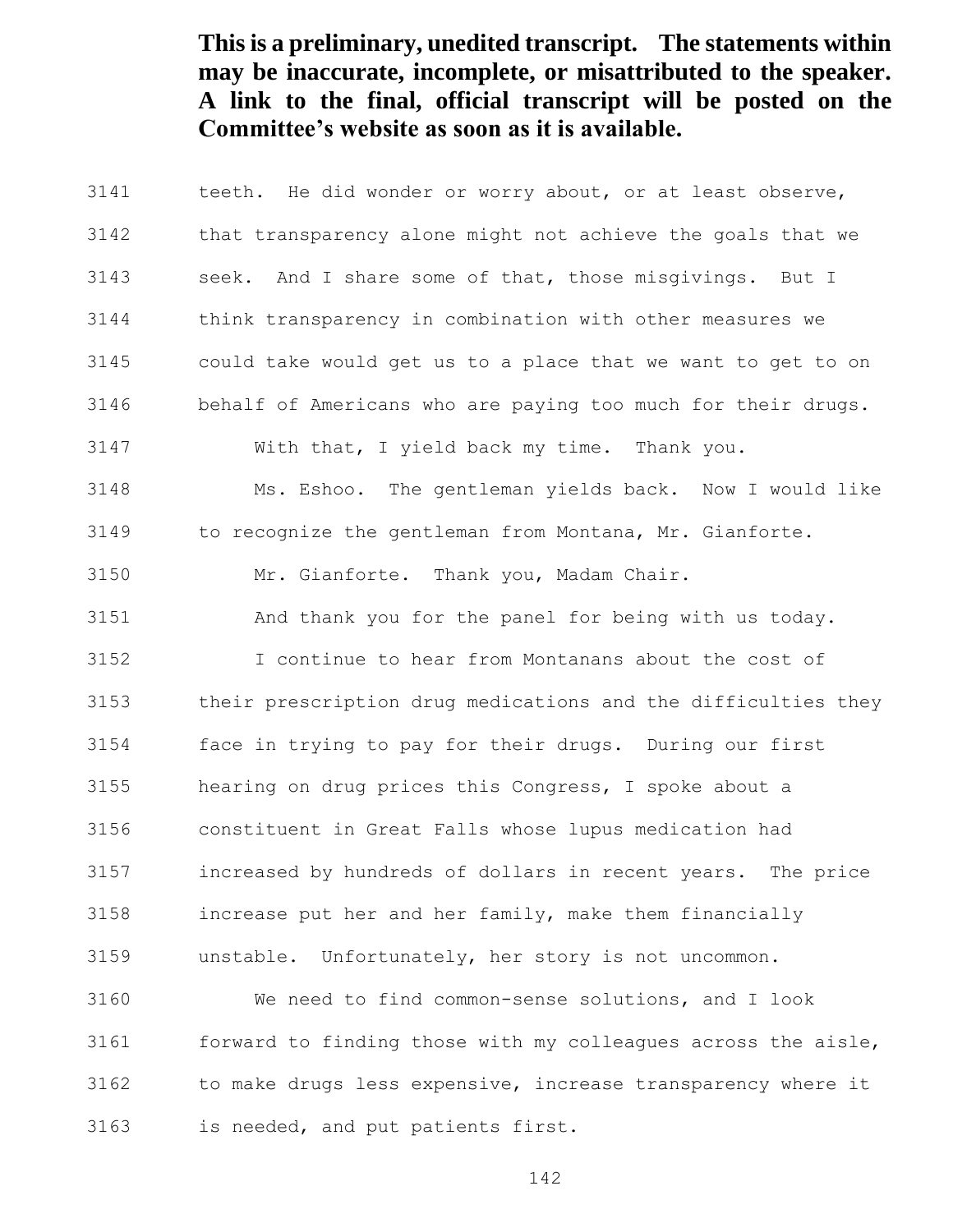**This is a preliminary, unedited transcript. The statements within may be inaccurate, incomplete, or misattributed to the speaker. A link to the final, official transcript will be posted on the Committee's website as soon as it is available.**

3141 teeth. He did wonder or worry about, or at least observe,
3142 that transparency alone might not achieve the goals that we
3143 seek. And I share some of that, those misgivings. But I
3144 think transparency in combination with other measures we
3145 could take would get us to a place that we want to get to on
3146 behalf of Americans who are paying too much for their drugs.

3147 With that, I yield back my time. Thank you.

3148 Ms. Eshoo. The gentleman yields back. Now I would like
3149 to recognize the gentleman from Montana, Mr. Gianforte.

3150 Mr. Gianforte. Thank you, Madam Chair.

3151 And thank you for the panel for being with us today.

3152 I continue to hear from Montanans about the cost of
3153 their prescription drug medications and the difficulties they
3154 face in trying to pay for their drugs. During our first
3155 hearing on drug prices this Congress, I spoke about a
3156 constituent in Great Falls whose lupus medication had
3157 increased by hundreds of dollars in recent years. The price
3158 increase put her and her family, make them financially
3159 unstable. Unfortunately, her story is not uncommon.

3160 We need to find common-sense solutions, and I look
3161 forward to finding those with my colleagues across the aisle,
3162 to make drugs less expensive, increase transparency where it
3163 is needed, and put patients first.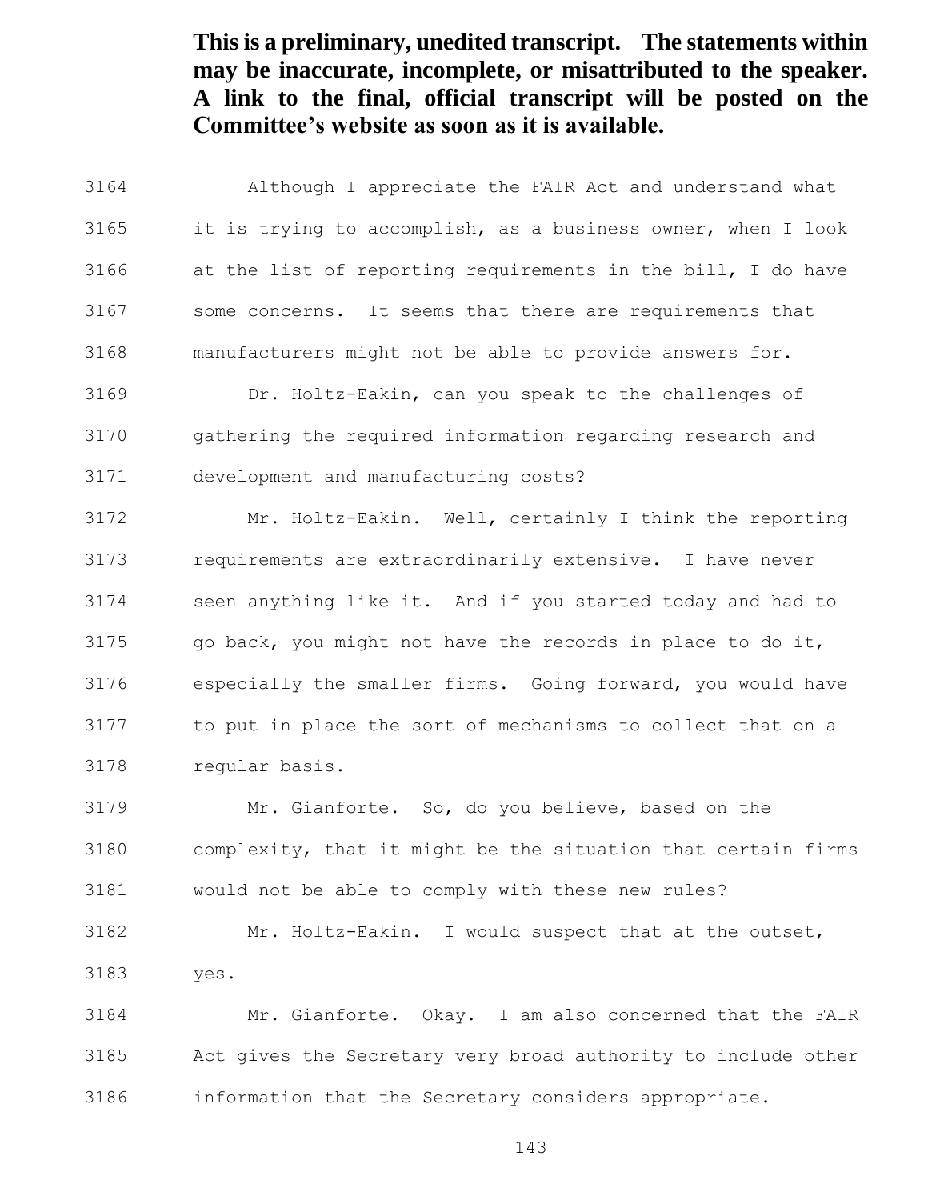**This is a preliminary, unedited transcript. The statements within may be inaccurate, incomplete, or misattributed to the speaker. A link to the final, official transcript will be posted on the Committee's website as soon as it is available.**

3164 Although I appreciate the FAIR Act and understand what
3165 it is trying to accomplish, as a business owner, when I look
3166 at the list of reporting requirements in the bill, I do have
3167 some concerns. It seems that there are requirements that
3168 manufacturers might not be able to provide answers for.

3169 Dr. Holtz-Eakin, can you speak to the challenges of
3170 gathering the required information regarding research and
3171 development and manufacturing costs?

3172 Mr. Holtz-Eakin. Well, certainly I think the reporting
3173 requirements are extraordinarily extensive. I have never
3174 seen anything like it. And if you started today and had to
3175 go back, you might not have the records in place to do it,
3176 especially the smaller firms. Going forward, you would have
3177 to put in place the sort of mechanisms to collect that on a
3178 regular basis.

3179 Mr. Gianforte. So, do you believe, based on the
3180 complexity, that it might be the situation that certain firms
3181 would not be able to comply with these new rules?

3182 Mr. Holtz-Eakin. I would suspect that at the outset,
3183 yes.

3184 Mr. Gianforte. Okay. I am also concerned that the FAIR
3185 Act gives the Secretary very broad authority to include other
3186 information that the Secretary considers appropriate.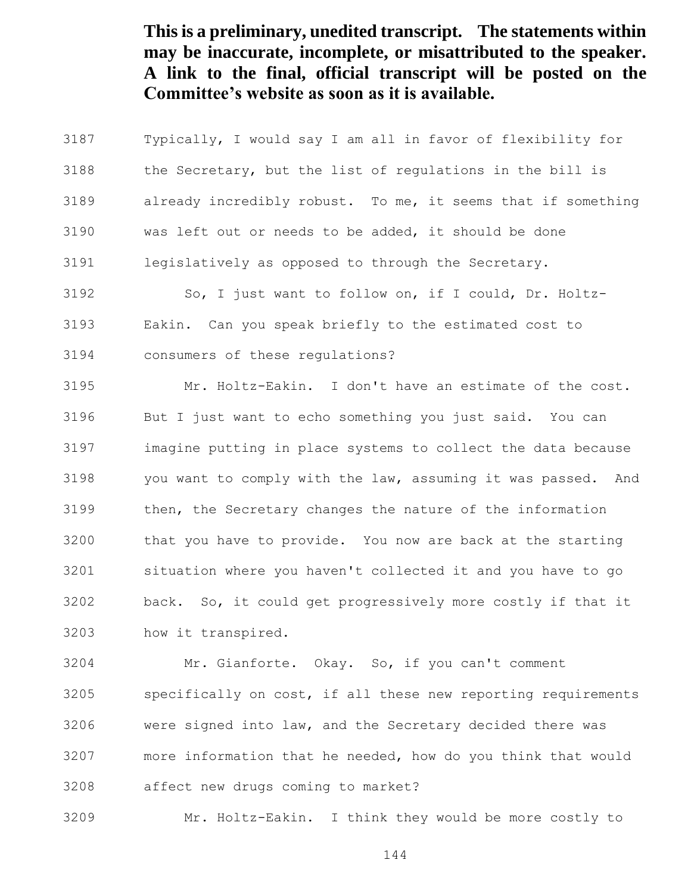**This is a preliminary, unedited transcript. The statements within may be inaccurate, incomplete, or misattributed to the speaker. A link to the final, official transcript will be posted on the Committee's website as soon as it is available.**

Typically, I would say I am all in favor of flexibility for the Secretary, but the list of regulations in the bill is already incredibly robust. To me, it seems that if something was left out or needs to be added, it should be done legislatively as opposed to through the Secretary.

So, I just want to follow on, if I could, Dr. Holtz-Eakin. Can you speak briefly to the estimated cost to consumers of these regulations?

Mr. Holtz-Eakin. I don't have an estimate of the cost. But I just want to echo something you just said. You can imagine putting in place systems to collect the data because you want to comply with the law, assuming it was passed. And then, the Secretary changes the nature of the information that you have to provide. You now are back at the starting situation where you haven't collected it and you have to go back. So, it could get progressively more costly if that it how it transpired.

Mr. Gianforte. Okay. So, if you can't comment specifically on cost, if all these new reporting requirements were signed into law, and the Secretary decided there was more information that he needed, how do you think that would affect new drugs coming to market?

Mr. Holtz-Eakin. I think they would be more costly to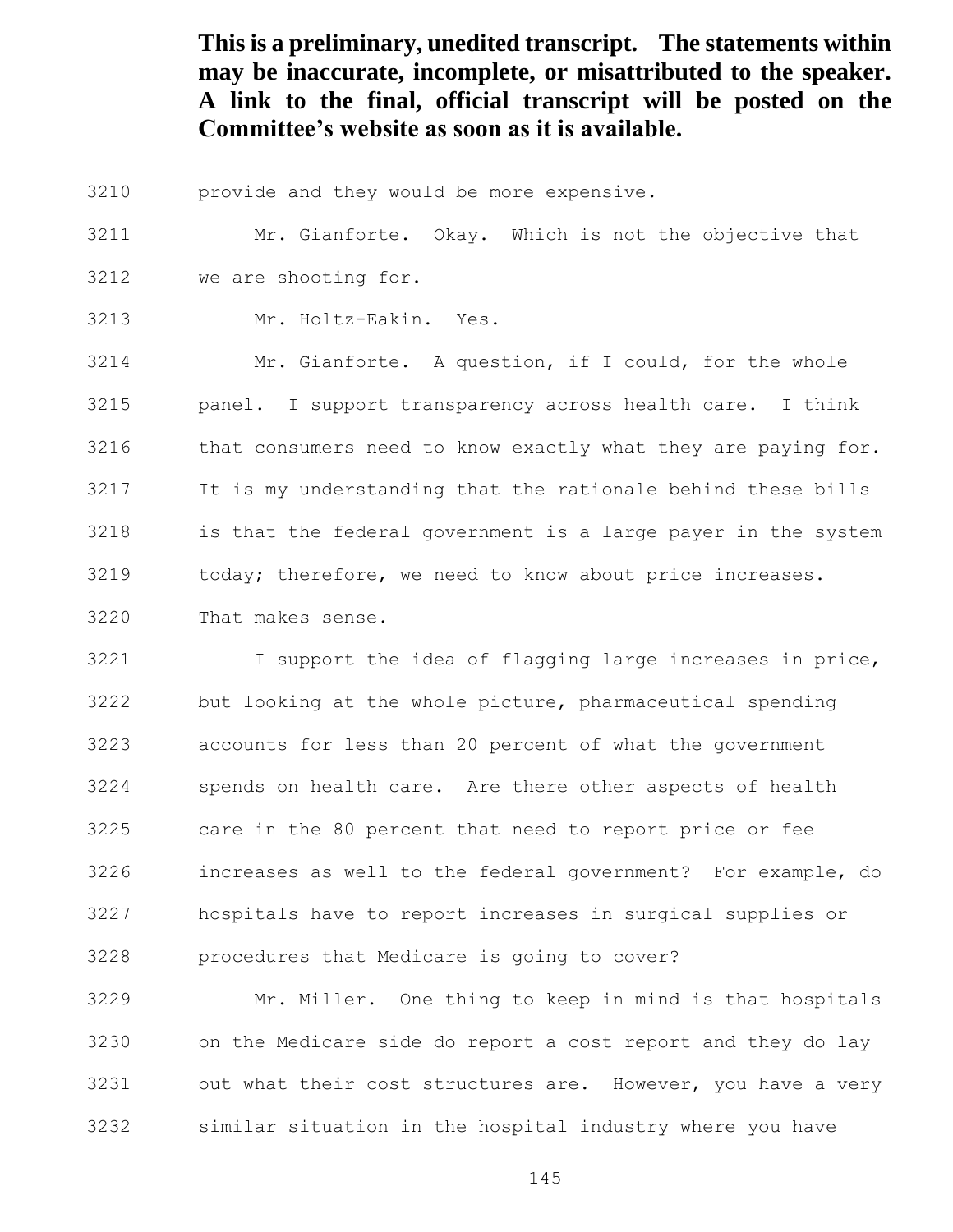**This is a preliminary, unedited transcript. The statements within may be inaccurate, incomplete, or misattributed to the speaker. A link to the final, official transcript will be posted on the Committee's website as soon as it is available.**

3210 provide and they would be more expensive.

3211 Mr. Gianforte. Okay. Which is not the objective that
3212 we are shooting for.

3213 Mr. Holtz-Eakin. Yes.

3214 Mr. Gianforte. A question, if I could, for the whole
3215 panel. I support transparency across health care. I think
3216 that consumers need to know exactly what they are paying for.
3217 It is my understanding that the rationale behind these bills
3218 is that the federal government is a large payer in the system
3219 today; therefore, we need to know about price increases.
3220 That makes sense.

3221 I support the idea of flagging large increases in price,
3222 but looking at the whole picture, pharmaceutical spending
3223 accounts for less than 20 percent of what the government
3224 spends on health care. Are there other aspects of health
3225 care in the 80 percent that need to report price or fee
3226 increases as well to the federal government? For example, do
3227 hospitals have to report increases in surgical supplies or
3228 procedures that Medicare is going to cover?

3229 Mr. Miller. One thing to keep in mind is that hospitals
3230 on the Medicare side do report a cost report and they do lay
3231 out what their cost structures are. However, you have a very
3232 similar situation in the hospital industry where you have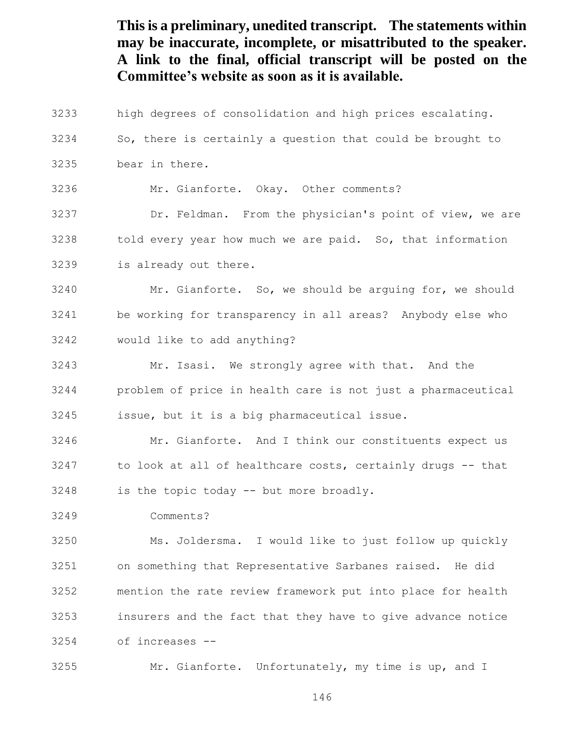**This is a preliminary, unedited transcript. The statements within may be inaccurate, incomplete, or misattributed to the speaker. A link to the final, official transcript will be posted on the Committee's website as soon as it is available.**

3233 high degrees of consolidation and high prices escalating.
3234 So, there is certainly a question that could be brought to
3235 bear in there.

3236 Mr. Gianforte. Okay. Other comments?

3237 Dr. Feldman. From the physician's point of view, we are
3238 told every year how much we are paid. So, that information
3239 is already out there.

3240 Mr. Gianforte. So, we should be arguing for, we should
3241 be working for transparency in all areas? Anybody else who
3242 would like to add anything?

3243 Mr. Isasi. We strongly agree with that. And the
3244 problem of price in health care is not just a pharmaceutical
3245 issue, but it is a big pharmaceutical issue.

3246 Mr. Gianforte. And I think our constituents expect us
3247 to look at all of healthcare costs, certainly drugs -- that
3248 is the topic today -- but more broadly.

3249 Comments?

3250 Ms. Joldersma. I would like to just follow up quickly
3251 on something that Representative Sarbanes raised. He did
3252 mention the rate review framework put into place for health
3253 insurers and the fact that they have to give advance notice
3254 of increases --

3255 Mr. Gianforte. Unfortunately, my time is up, and I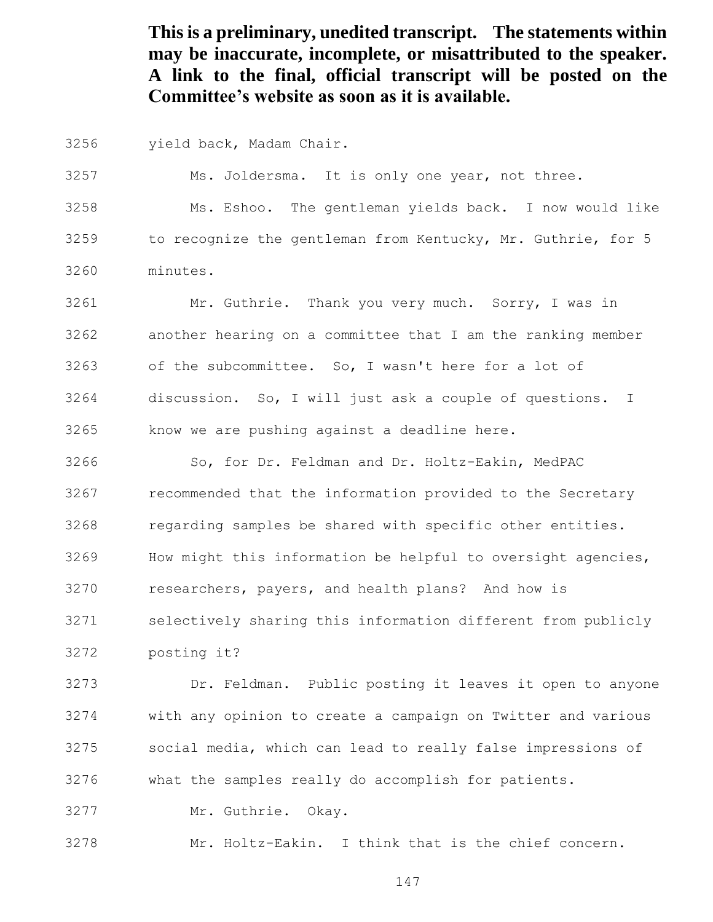**This is a preliminary, unedited transcript. The statements within may be inaccurate, incomplete, or misattributed to the speaker. A link to the final, official transcript will be posted on the Committee's website as soon as it is available.**

3256 yield back, Madam Chair.

3257 Ms. Joldersma. It is only one year, not three.

3258 Ms. Eshoo. The gentleman yields back. I now would like
3259 to recognize the gentleman from Kentucky, Mr. Guthrie, for 5
3260 minutes.

3261 Mr. Guthrie. Thank you very much. Sorry, I was in
3262 another hearing on a committee that I am the ranking member
3263 of the subcommittee. So, I wasn't here for a lot of
3264 discussion. So, I will just ask a couple of questions. I
3265 know we are pushing against a deadline here.

3266 So, for Dr. Feldman and Dr. Holtz-Eakin, MedPAC
3267 recommended that the information provided to the Secretary
3268 regarding samples be shared with specific other entities.
3269 How might this information be helpful to oversight agencies,
3270 researchers, payers, and health plans? And how is
3271 selectively sharing this information different from publicly
3272 posting it?

3273 Dr. Feldman. Public posting it leaves it open to anyone
3274 with any opinion to create a campaign on Twitter and various
3275 social media, which can lead to really false impressions of
3276 what the samples really do accomplish for patients.

3277 Mr. Guthrie. Okay.

3278 Mr. Holtz-Eakin. I think that is the chief concern.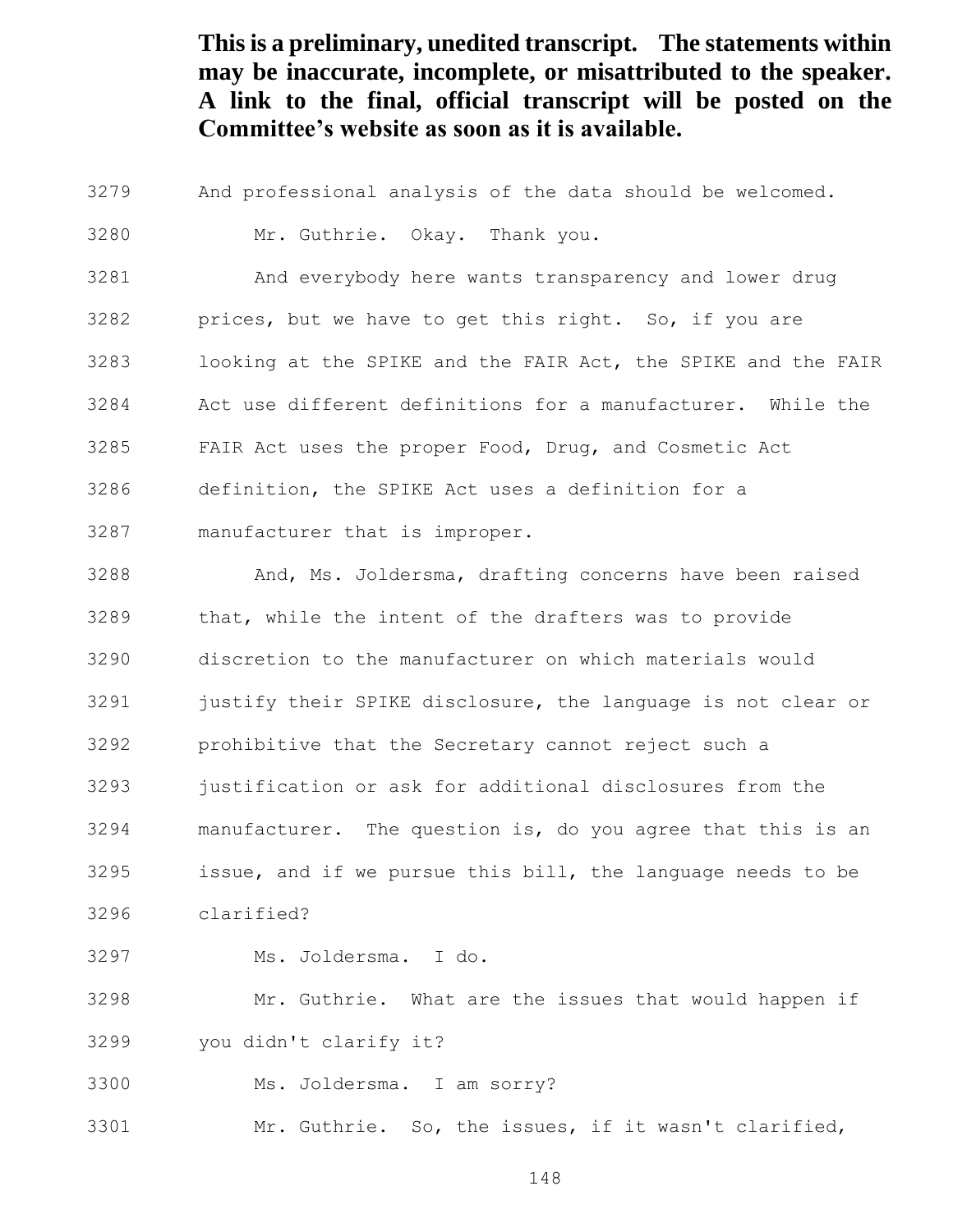**This is a preliminary, unedited transcript. The statements within may be inaccurate, incomplete, or misattributed to the speaker. A link to the final, official transcript will be posted on the Committee's website as soon as it is available.**

3279 And professional analysis of the data should be welcomed.

3280 Mr. Guthrie. Okay. Thank you.

3281 And everybody here wants transparency and lower drug

3282 prices, but we have to get this right. So, if you are

3283 looking at the SPIKE and the FAIR Act, the SPIKE and the FAIR

3284 Act use different definitions for a manufacturer. While the

3285 FAIR Act uses the proper Food, Drug, and Cosmetic Act

3286 definition, the SPIKE Act uses a definition for a

3287 manufacturer that is improper.

3288 And, Ms. Joldersma, drafting concerns have been raised

3289 that, while the intent of the drafters was to provide

3290 discretion to the manufacturer on which materials would

3291 justify their SPIKE disclosure, the language is not clear or

3292 prohibitive that the Secretary cannot reject such a

3293 justification or ask for additional disclosures from the

3294 manufacturer. The question is, do you agree that this is an

3295 issue, and if we pursue this bill, the language needs to be

3296 clarified?

3297 Ms. Joldersma. I do.

3298 Mr. Guthrie. What are the issues that would happen if

3299 you didn't clarify it?

3300 Ms. Joldersma. I am sorry?

3301 Mr. Guthrie. So, the issues, if it wasn't clarified,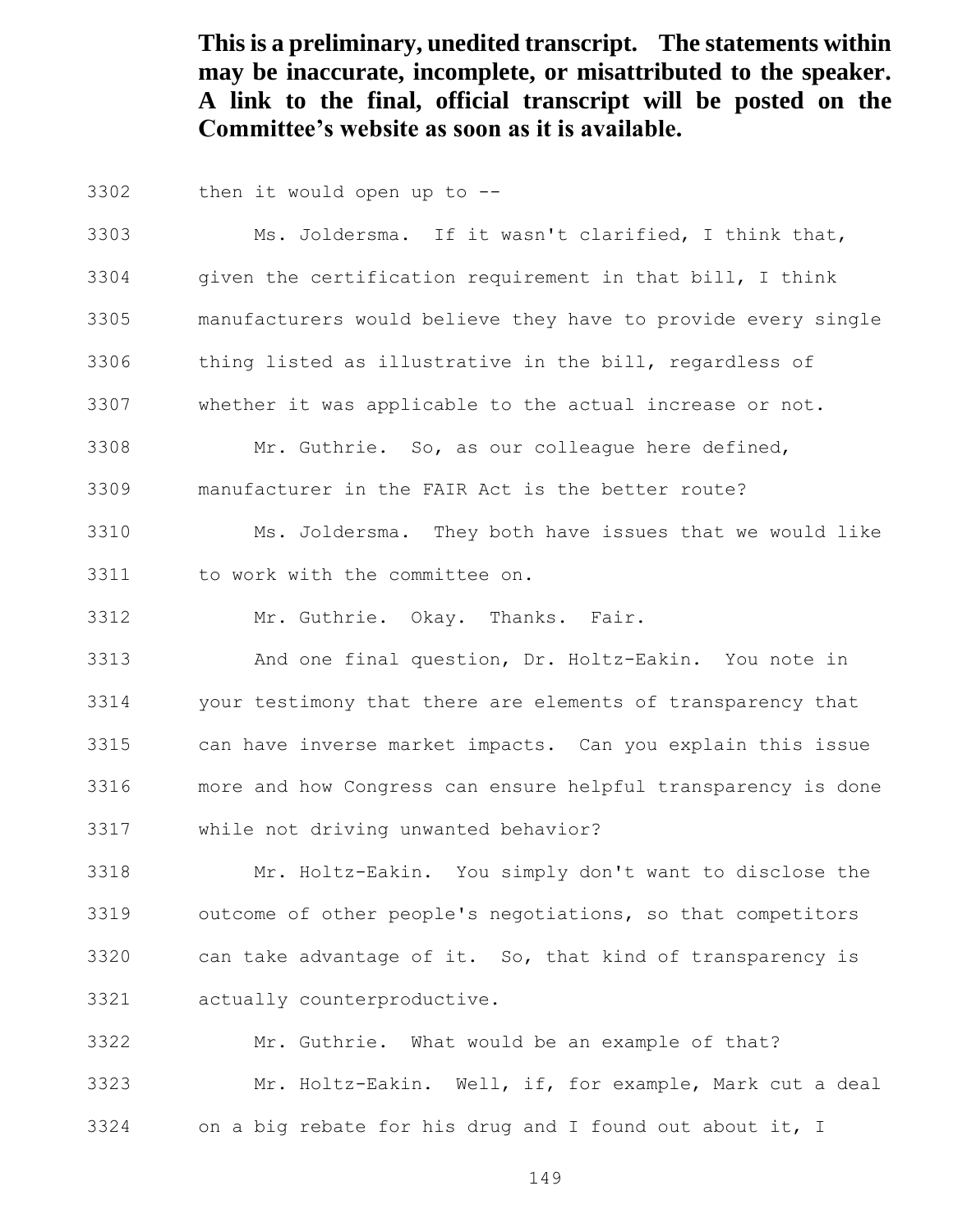**This is a preliminary, unedited transcript. The statements within may be inaccurate, incomplete, or misattributed to the speaker. A link to the final, official transcript will be posted on the Committee's website as soon as it is available.**

then it would open up to --

Ms. Joldersma. If it wasn't clarified, I think that, given the certification requirement in that bill, I think manufacturers would believe they have to provide every single thing listed as illustrative in the bill, regardless of whether it was applicable to the actual increase or not.

Mr. Guthrie. So, as our colleague here defined, manufacturer in the FAIR Act is the better route?

Ms. Joldersma. They both have issues that we would like to work with the committee on.

Mr. Guthrie. Okay. Thanks. Fair.

And one final question, Dr. Holtz-Eakin. You note in your testimony that there are elements of transparency that can have inverse market impacts. Can you explain this issue more and how Congress can ensure helpful transparency is done while not driving unwanted behavior?

Mr. Holtz-Eakin. You simply don't want to disclose the outcome of other people's negotiations, so that competitors can take advantage of it. So, that kind of transparency is actually counterproductive.

Mr. Guthrie. What would be an example of that?

Mr. Holtz-Eakin. Well, if, for example, Mark cut a deal on a big rebate for his drug and I found out about it, I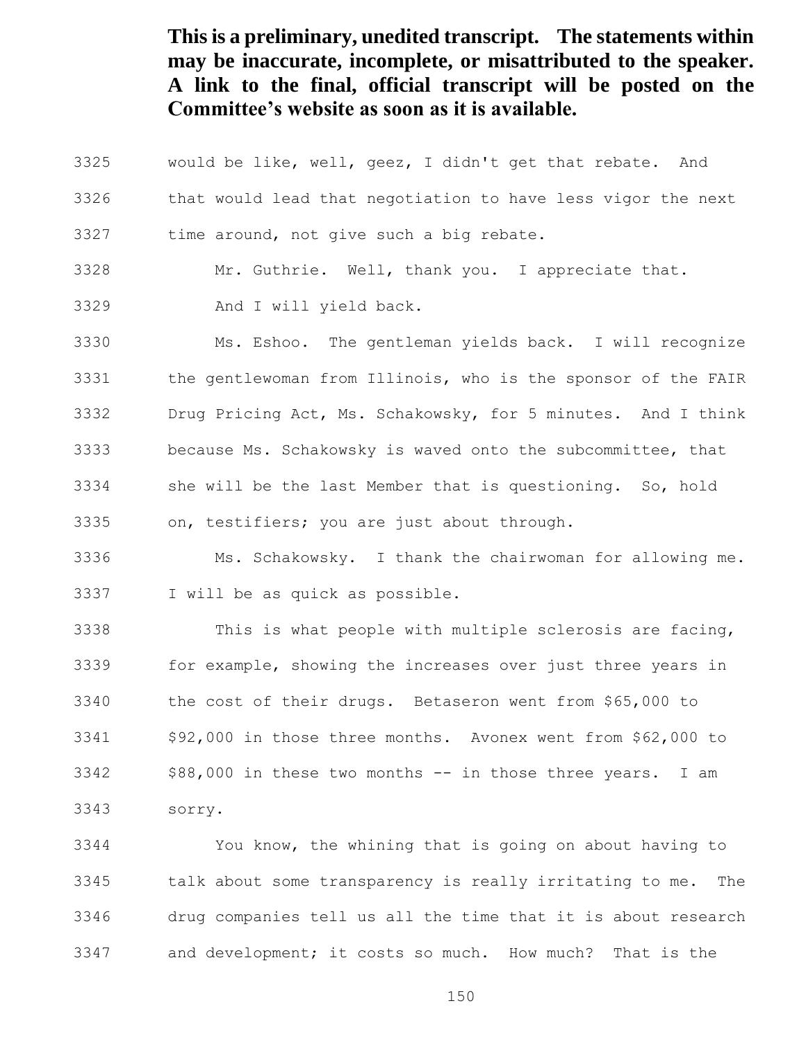**This is a preliminary, unedited transcript. The statements within may be inaccurate, incomplete, or misattributed to the speaker. A link to the final, official transcript will be posted on the Committee's website as soon as it is available.**

3325 would be like, well, geez, I didn't get that rebate. And
3326 that would lead that negotiation to have less vigor the next
3327 time around, not give such a big rebate.

3328 Mr. Guthrie. Well, thank you. I appreciate that.

3329 And I will yield back.

3330 Ms. Eshoo. The gentleman yields back. I will recognize
3331 the gentlewoman from Illinois, who is the sponsor of the FAIR
3332 Drug Pricing Act, Ms. Schakowsky, for 5 minutes. And I think
3333 because Ms. Schakowsky is waved onto the subcommittee, that
3334 she will be the last Member that is questioning. So, hold
3335 on, testifiers; you are just about through.

3336 Ms. Schakowsky. I thank the chairwoman for allowing me.
3337 I will be as quick as possible.

3338 This is what people with multiple sclerosis are facing,
3339 for example, showing the increases over just three years in
3340 the cost of their drugs. Betaseron went from $65,000 to
3341 $92,000 in those three months. Avonex went from $62,000 to
3342 $88,000 in these two months -- in those three years. I am
3343 sorry.

3344 You know, the whining that is going on about having to
3345 talk about some transparency is really irritating to me. The
3346 drug companies tell us all the time that it is about research
3347 and development; it costs so much. How much? That is the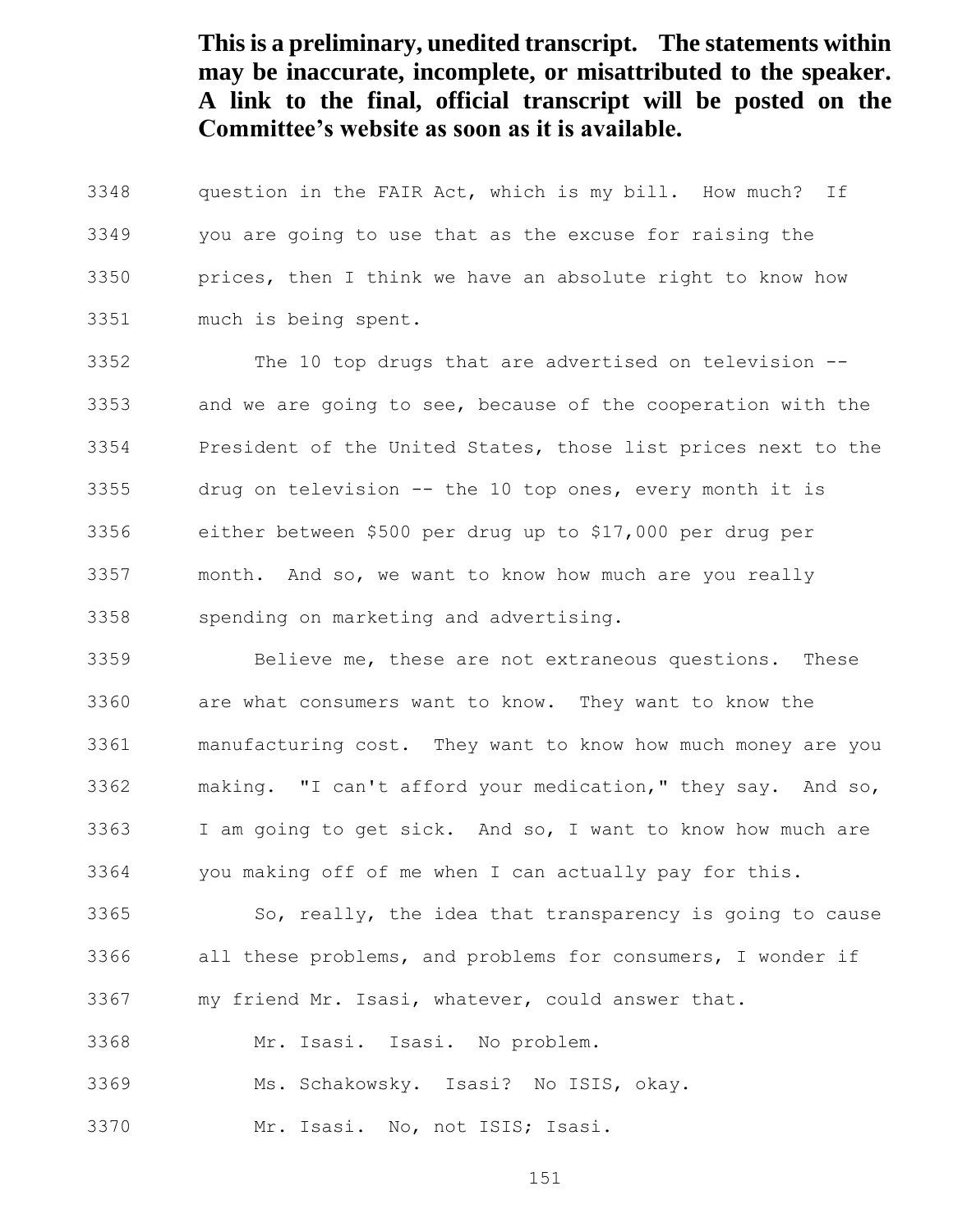**This is a preliminary, unedited transcript. The statements within may be inaccurate, incomplete, or misattributed to the speaker. A link to the final, official transcript will be posted on the Committee's website as soon as it is available.**

3348 question in the FAIR Act, which is my bill. How much? If
3349 you are going to use that as the excuse for raising the
3350 prices, then I think we have an absolute right to know how
3351 much is being spent.

3352 The 10 top drugs that are advertised on television --
3353 and we are going to see, because of the cooperation with the
3354 President of the United States, those list prices next to the
3355 drug on television -- the 10 top ones, every month it is
3356 either between $500 per drug up to $17,000 per drug per
3357 month. And so, we want to know how much are you really
3358 spending on marketing and advertising.

3359 Believe me, these are not extraneous questions. These
3360 are what consumers want to know. They want to know the
3361 manufacturing cost. They want to know how much money are you
3362 making. "I can't afford your medication," they say. And so,
3363 I am going to get sick. And so, I want to know how much are
3364 you making off of me when I can actually pay for this.

3365 So, really, the idea that transparency is going to cause
3366 all these problems, and problems for consumers, I wonder if
3367 my friend Mr. Isasi, whatever, could answer that.

3368 Mr. Isasi. Isasi. No problem.

3369 Ms. Schakowsky. Isasi? No ISIS, okay.

3370 Mr. Isasi. No, not ISIS; Isasi.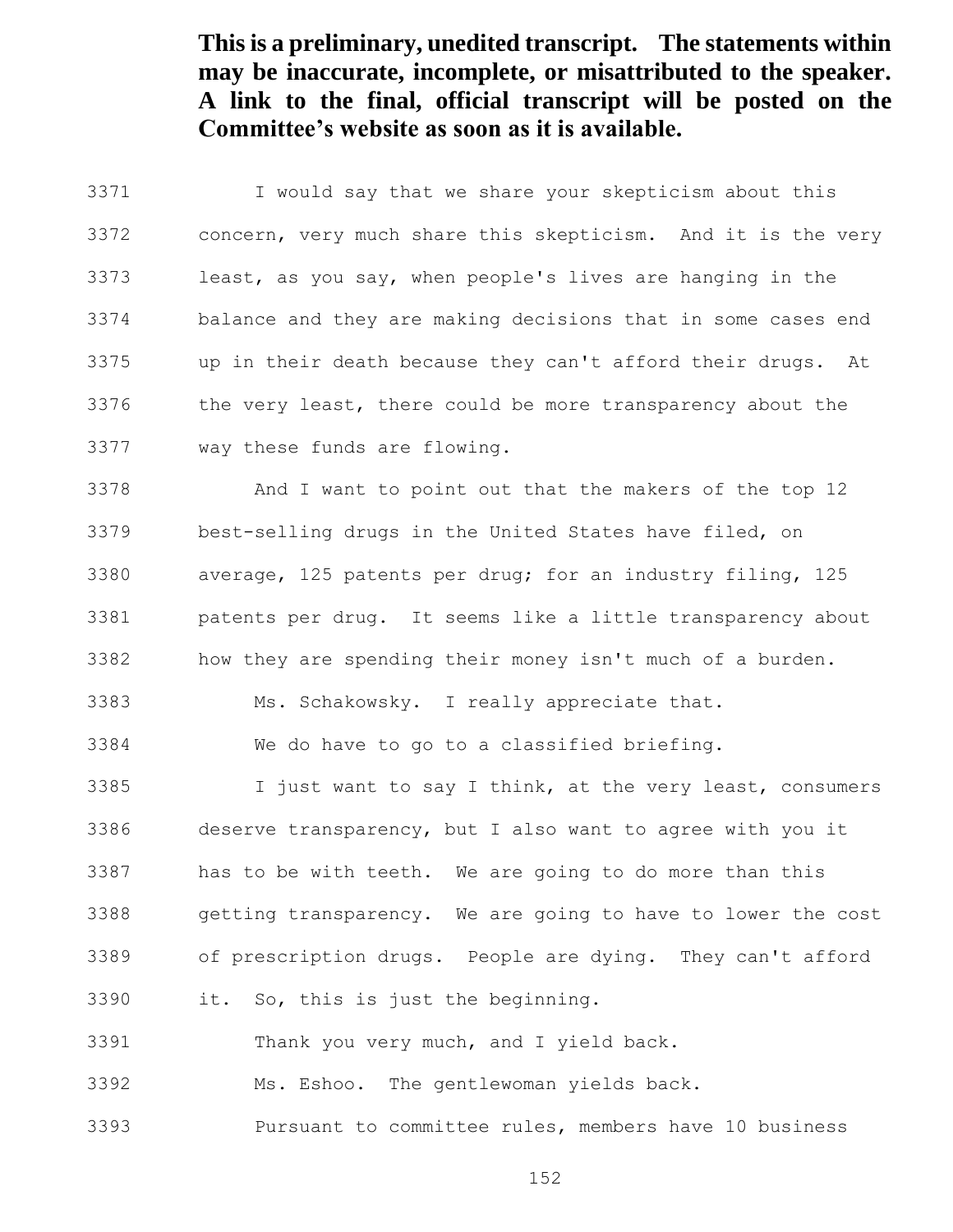**This is a preliminary, unedited transcript. The statements within may be inaccurate, incomplete, or misattributed to the speaker. A link to the final, official transcript will be posted on the Committee's website as soon as it is available.**

3371 I would say that we share your skepticism about this
3372 concern, very much share this skepticism. And it is the very
3373 least, as you say, when people's lives are hanging in the
3374 balance and they are making decisions that in some cases end
3375 up in their death because they can't afford their drugs. At
3376 the very least, there could be more transparency about the
3377 way these funds are flowing.

3378 And I want to point out that the makers of the top 12
3379 best-selling drugs in the United States have filed, on
3380 average, 125 patents per drug; for an industry filing, 125
3381 patents per drug. It seems like a little transparency about
3382 how they are spending their money isn't much of a burden.

3383 Ms. Schakowsky. I really appreciate that.

3384 We do have to go to a classified briefing.

3385 I just want to say I think, at the very least, consumers
3386 deserve transparency, but I also want to agree with you it
3387 has to be with teeth. We are going to do more than this
3388 getting transparency. We are going to have to lower the cost
3389 of prescription drugs. People are dying. They can't afford
3390 it. So, this is just the beginning.

3391 Thank you very much, and I yield back.

3392 Ms. Eshoo. The gentlewoman yields back.

3393 Pursuant to committee rules, members have 10 business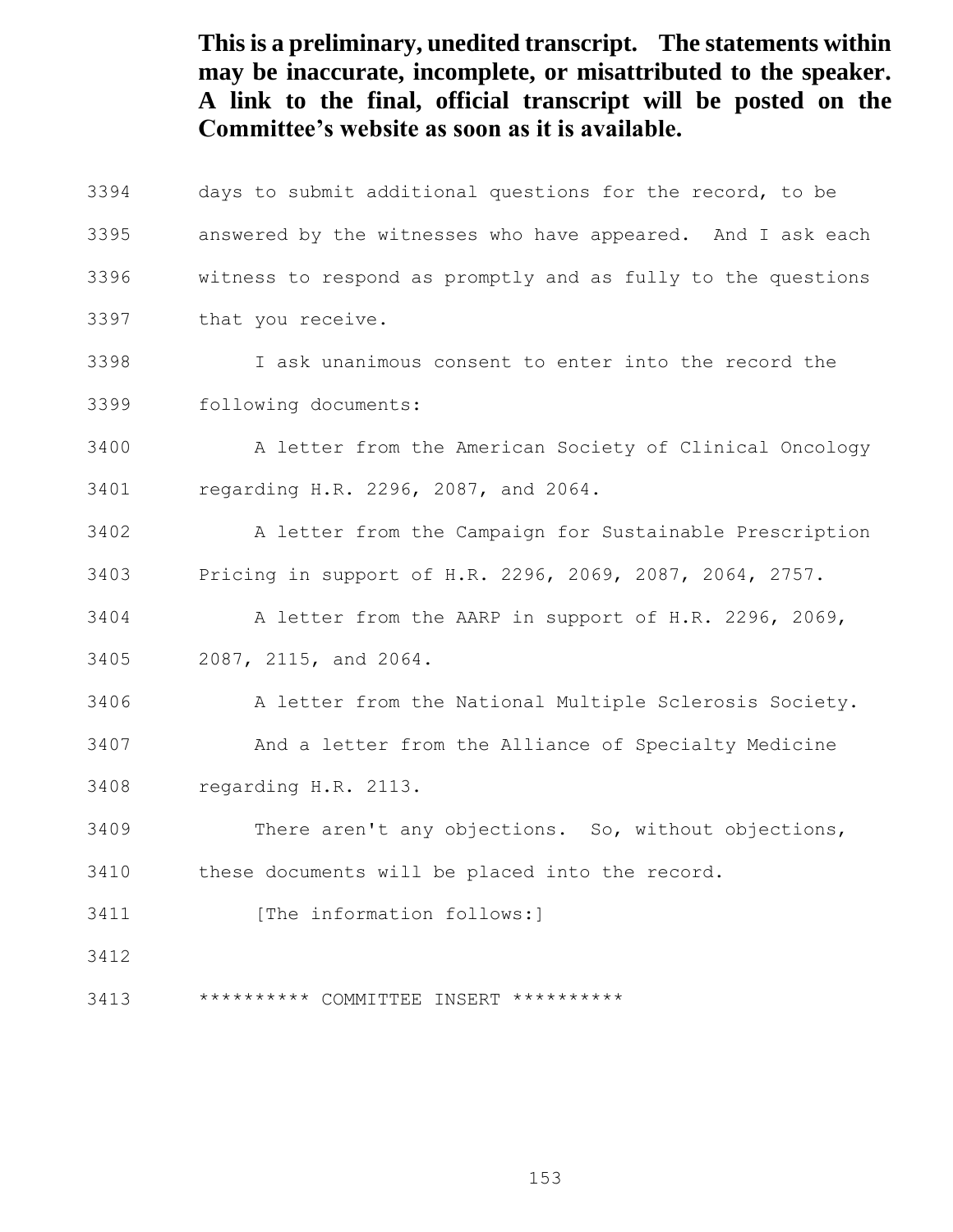**This is a preliminary, unedited transcript. The statements within may be inaccurate, incomplete, or misattributed to the speaker. A link to the final, official transcript will be posted on the Committee's website as soon as it is available.**

3394 days to submit additional questions for the record, to be
3395 answered by the witnesses who have appeared. And I ask each
3396 witness to respond as promptly and as fully to the questions
3397 that you receive.

3398 I ask unanimous consent to enter into the record the
3399 following documents:

3400 A letter from the American Society of Clinical Oncology
3401 regarding H.R. 2296, 2087, and 2064.

3402 A letter from the Campaign for Sustainable Prescription
3403 Pricing in support of H.R. 2296, 2069, 2087, 2064, 2757.

3404 A letter from the AARP in support of H.R. 2296, 2069,
3405 2087, 2115, and 2064.

3406 A letter from the National Multiple Sclerosis Society.

3407 And a letter from the Alliance of Specialty Medicine
3408 regarding H.R. 2113.

3409 There aren't any objections. So, without objections,
3410 these documents will be placed into the record.

3411 [The information follows:]

3412

3413 ********** COMMITTEE INSERT **********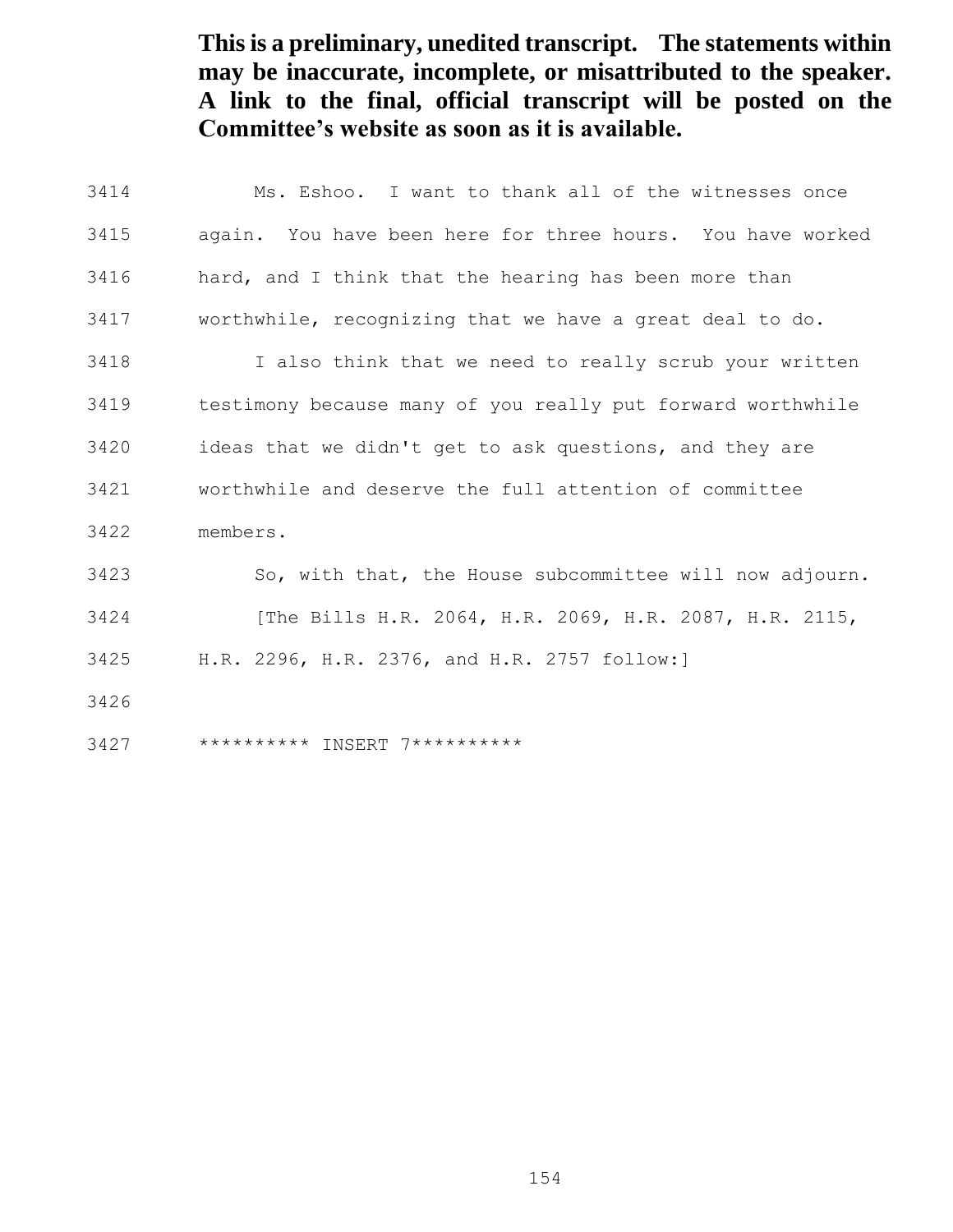**This is a preliminary, unedited transcript. The statements within may be inaccurate, incomplete, or misattributed to the speaker. A link to the final, official transcript will be posted on the Committee's website as soon as it is available.**

3414 Ms. Eshoo. I want to thank all of the witnesses once
3415 again. You have been here for three hours. You have worked
3416 hard, and I think that the hearing has been more than
3417 worthwhile, recognizing that we have a great deal to do.
3418 I also think that we need to really scrub your written
3419 testimony because many of you really put forward worthwhile
3420 ideas that we didn't get to ask questions, and they are
3421 worthwhile and deserve the full attention of committee
3422 members.
3423 So, with that, the House subcommittee will now adjourn.
3424 [The Bills H.R. 2064, H.R. 2069, H.R. 2087, H.R. 2115,
3425 H.R. 2296, H.R. 2376, and H.R. 2757 follow:]
3426
3427 ********** INSERT 7**********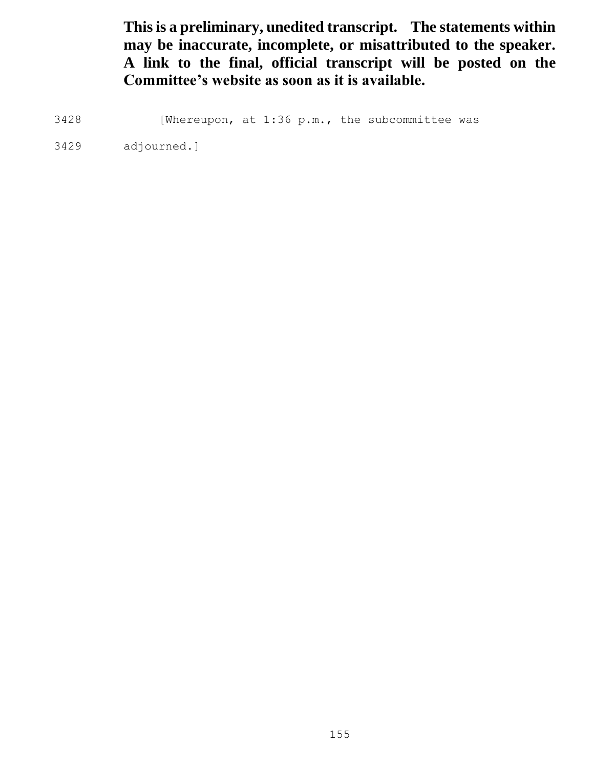**This is a preliminary, unedited transcript. The statements within may be inaccurate, incomplete, or misattributed to the speaker. A link to the final, official transcript will be posted on the Committee's website as soon as it is available.**

3428 [Whereupon, at 1:36 p.m., the subcommittee was

3429 adjourned.]